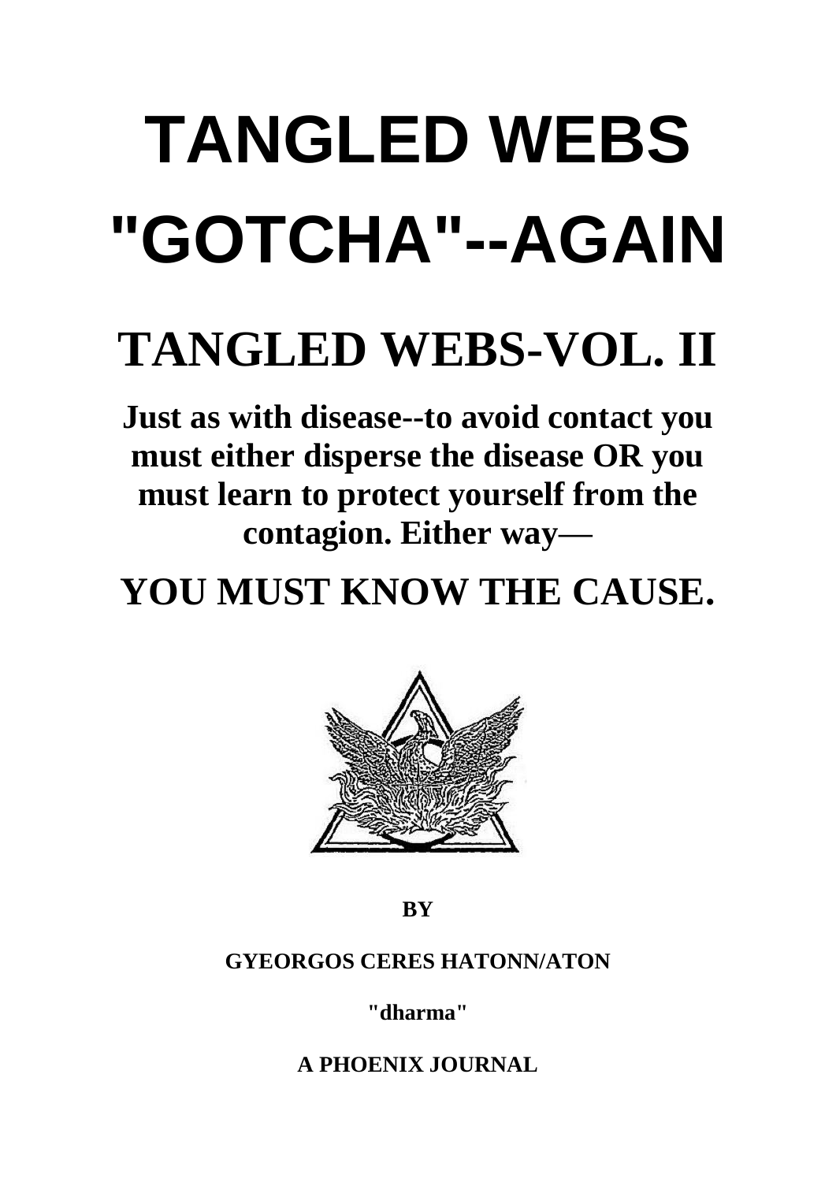# TANGLED WEBS

# "GOTCHA"--AGAIN

## TANGLED WEBS-VOL. II

**Just as with disease--to avoid contact you must either disperse the disease OR you must learn to protect yourself from the contagion. Either way—**

## YOU MUST KNOW THE CAUSE.

**BY**

**GYEORGOS CERES HATONN/ATON**

**"dharma"**

**A PHOENIX JOURNAL**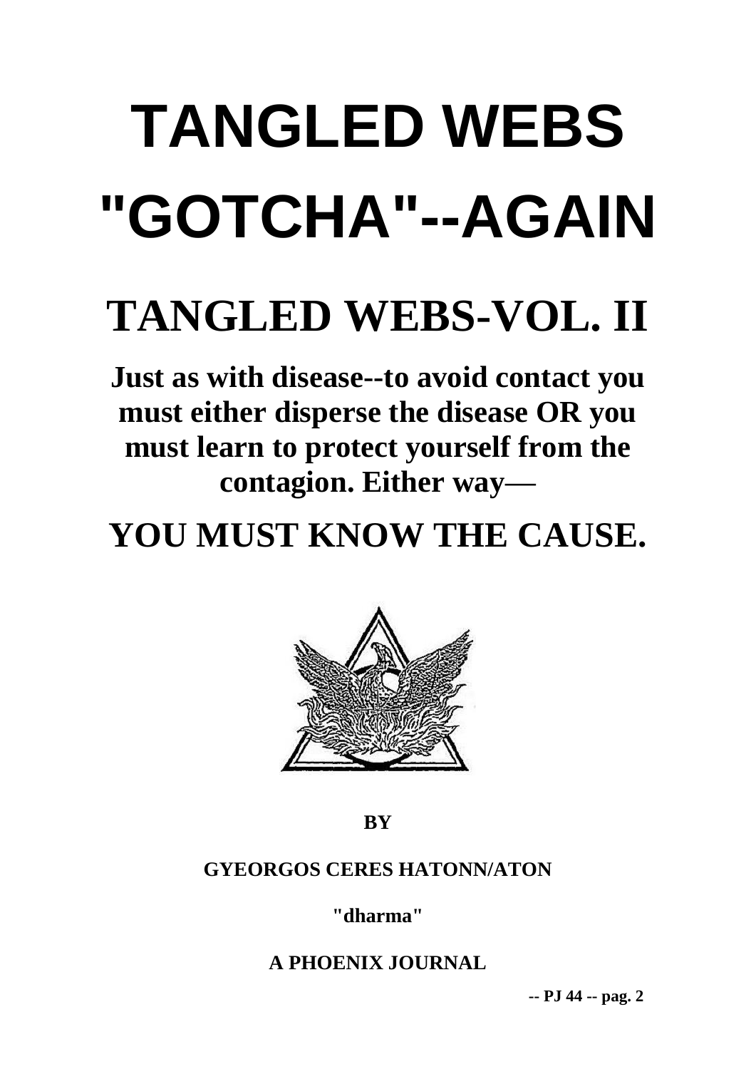# TANGLED WEBS "GOTCHA"--AGAIN

# TANGLED WEBS-VOL. II

**Just as with disease--to avoid contact you must either disperse the disease OR you must learn to protect yourself from the contagion. Either way—**

## YOU MUST KNOW THE CAUSE.

**BY**

**GYEORGOS CERES HATONN/ATON**

**"dharma"**

**A PHOENIX JOURNAL**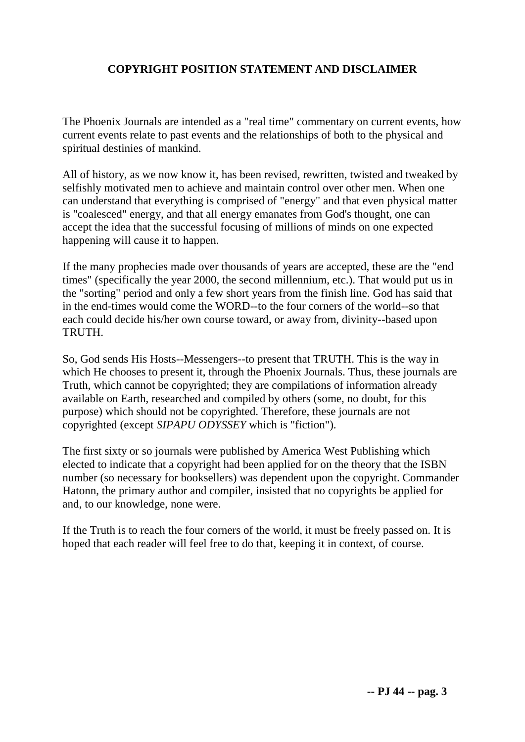## COPYRIGHT POSITION STATEMENT AND DISCLAIMER

The Phoenix Journals are intended as a "real time" commentary on current events, how current events relate to past events and the relationships of both to the physical and spiritual destinies of mankind.

All of history, as we now know it, has been revised, rewritten, twisted and tweaked by selfishly motivated men to achieve and maintain control over other men. When one can understand that everything is comprised of "energy" and that even physical matter is "coalesced" energy, and that all energy emanates from God's thought, one can accept the idea that the successful focusing of millions of minds on one expected happening will cause it to happen.

If the many prophecies made over thousands of years are accepted, these are the "end times" (specifically the year 2000, the second millennium, etc.). That would put us in the "sorting" period and only a few short years from the finish line. God has said that in the end-times would come the WORD--to the four corners of the world--so that each could decide his/her own course toward, or away from, divinity--based upon TRUTH.

So, God sends His Hosts--Messengers--to present that TRUTH. This is the way in which He chooses to present it, through the Phoenix Journals. Thus, these journals are Truth, which cannot be copyrighted; they are compilations of information already available on Earth, researched and compiled by others (some, no doubt, for this purpose) which should not be copyrighted. Therefore, these journals are not copyrighted (except *SIPAPU ODYSSEY* which is "fiction").

The first sixty or so journals were published by America West Publishing which elected to indicate that a copyright had been applied for on the theory that the ISBN number (so necessary for booksellers) was dependent upon the copyright. Commander Hatonn, the primary author and compiler, insisted that no copyrights be applied for and, to our knowledge, none were.

If the Truth is to reach the four corners of the world, it must be freely passed on. It is hoped that each reader will feel free to do that, keeping it in context, of course.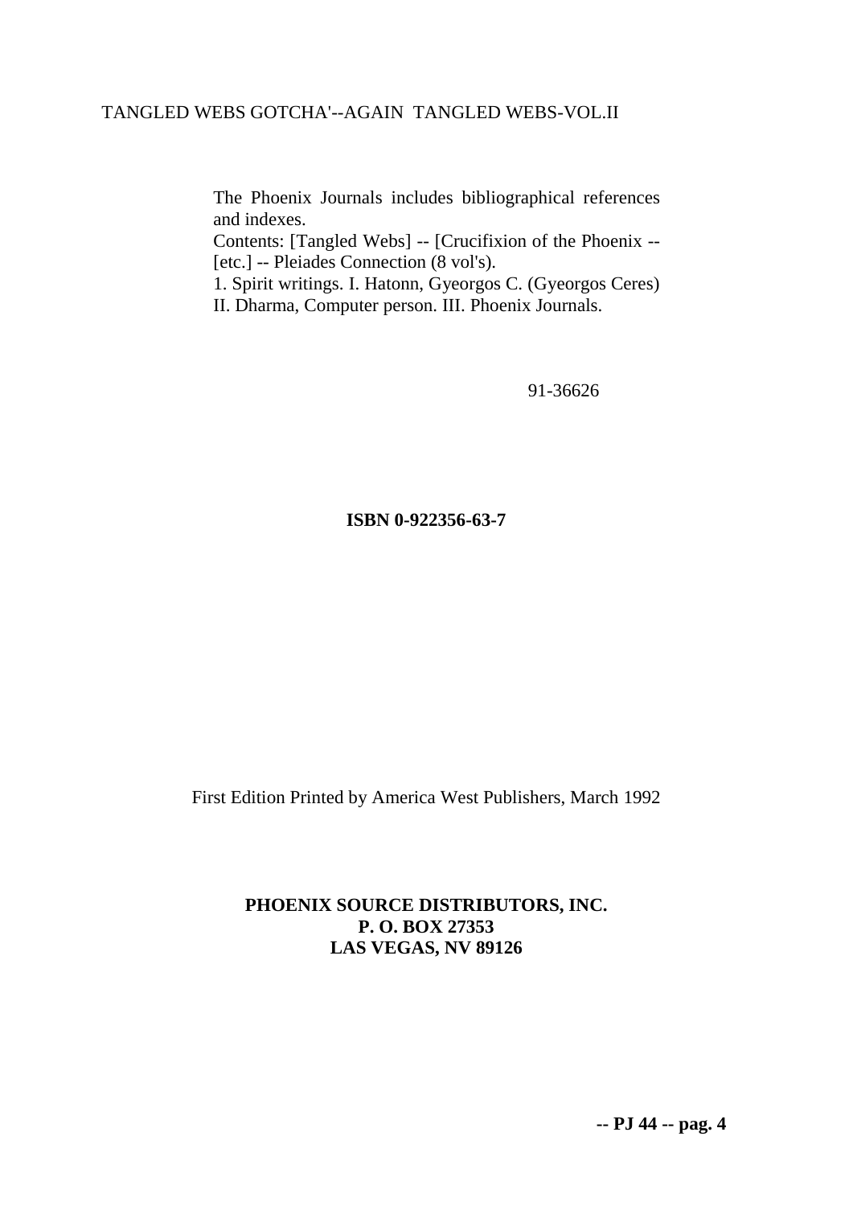TANGLED WEBS GOTCHA'--AGAIN TANGLED WEBS-VOL.II

The Phoenix Journals includes bibliographical references and indexes.
Contents: [Tangled Webs] -- [Crucifixion of the Phoenix -- [etc.] -- Pleiades Connection (8 vol's).
1. Spirit writings. I. Hatonn, Gyeorgos C. (Gyeorgos Ceres) II. Dharma, Computer person. III. Phoenix Journals.

91-36626

**ISBN 0-922356-63-7**

First Edition Printed by America West Publishers, March 1992

**PHOENIX SOURCE DISTRIBUTORS, INC.**
**P. O. BOX 27353**
**LAS VEGAS, NV 89126**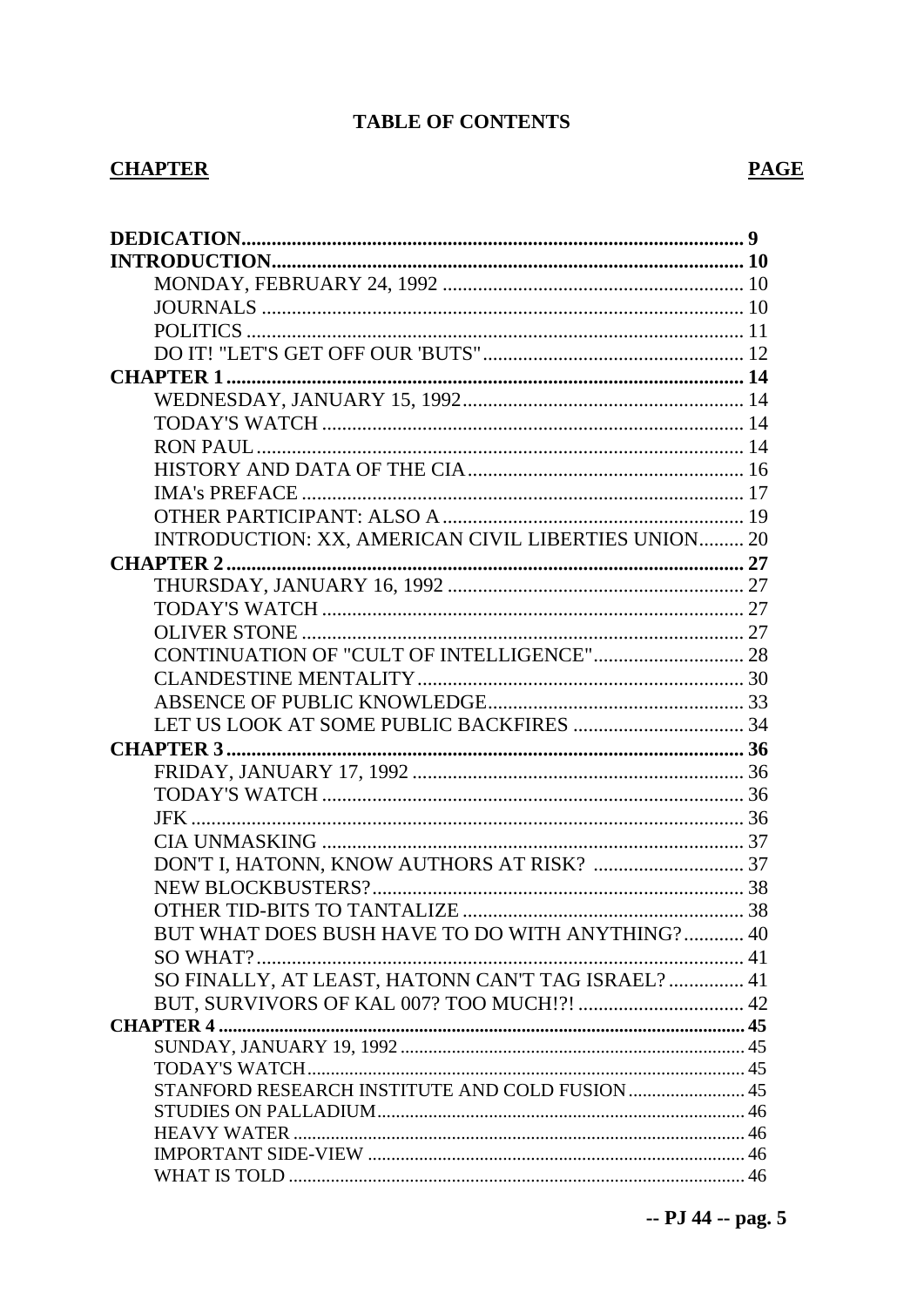# TABLE OF CONTENTS

**CHAPTER** **PAGE**

**DEDICATION** .......... **9**
**INTRODUCTION** .......... **10**
- MONDAY, FEBRUARY 24, 1992 .......... 10
- JOURNALS .......... 10
- POLITICS .......... 11
- DO IT! "LET'S GET OFF OUR 'BUTS" .......... 12

**CHAPTER 1** .......... **14**
- WEDNESDAY, JANUARY 15, 1992 .......... 14
- TODAY'S WATCH .......... 14
- RON PAUL .......... 14
- HISTORY AND DATA OF THE CIA .......... 16
- IMA's PREFACE .......... 17
- OTHER PARTICIPANT: ALSO A .......... 19
- INTRODUCTION: XX, AMERICAN CIVIL LIBERTIES UNION .......... 20

**CHAPTER 2** .......... **27**
- THURSDAY, JANUARY 16, 1992 .......... 27
- TODAY'S WATCH .......... 27
- OLIVER STONE .......... 27
- CONTINUATION OF "CULT OF INTELLIGENCE" .......... 28
- CLANDESTINE MENTALITY .......... 30
- ABSENCE OF PUBLIC KNOWLEDGE .......... 33
- LET US LOOK AT SOME PUBLIC BACKFIRES .......... 34

**CHAPTER 3** .......... **36**
- FRIDAY, JANUARY 17, 1992 .......... 36
- TODAY'S WATCH .......... 36
- JFK .......... 36
- CIA UNMASKING .......... 37
- DON'T I, HATONN, KNOW AUTHORS AT RISK? .......... 37
- NEW BLOCKBUSTERS? .......... 38
- OTHER TID-BITS TO TANTALIZE .......... 38
- BUT WHAT DOES BUSH HAVE TO DO WITH ANYTHING? .......... 40
- SO WHAT? .......... 41
- SO FINALLY, AT LEAST, HATONN CAN'T TAG ISRAEL? .......... 41
- BUT, SURVIVORS OF KAL 007? TOO MUCH!?! .......... 42

**CHAPTER 4** .......... **45**
- SUNDAY, JANUARY 19, 1992 .......... 45
- TODAY'S WATCH .......... 45
- STANFORD RESEARCH INSTITUTE AND COLD FUSION .......... 45
- STUDIES ON PALLADIUM .......... 46
- HEAVY WATER .......... 46
- IMPORTANT SIDE-VIEW .......... 46
- WHAT IS TOLD .......... 46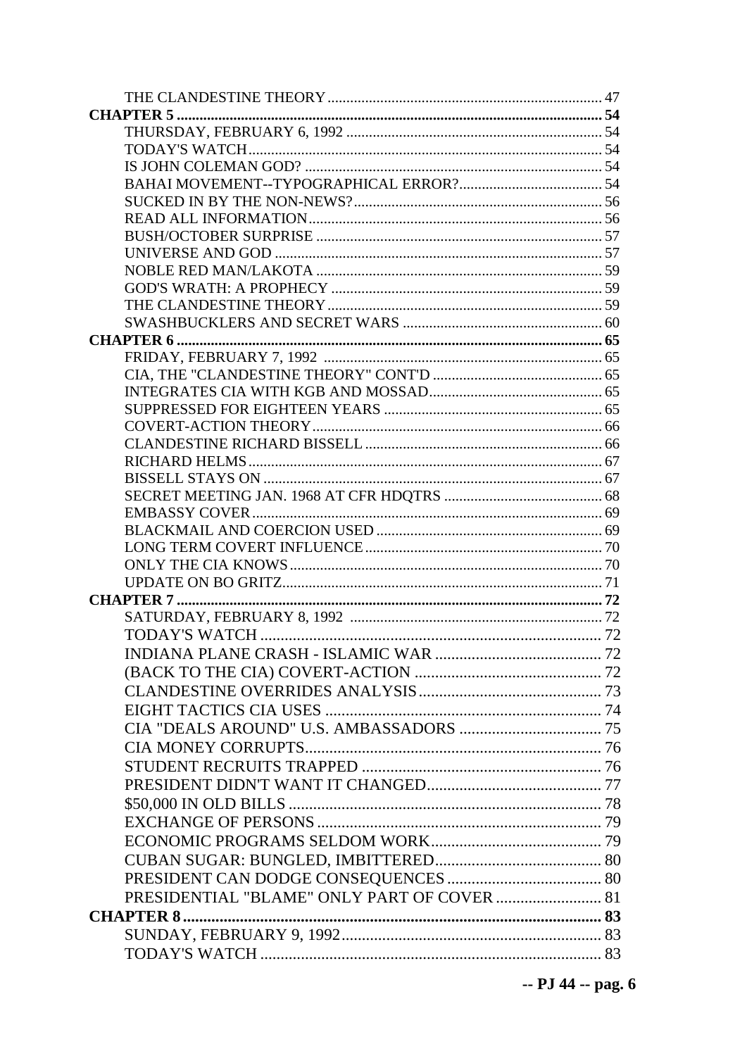THE CLANDESTINE THEORY ........................................................................ 47

**CHAPTER 5 ............................................................................................................. 54**

THURSDAY, FEBRUARY 6, 1992 .................................................................... 54

TODAY'S WATCH .............................................................................................. 54

IS JOHN COLEMAN GOD? .............................................................................. 54

BAHAI MOVEMENT--TYPOGRAPHICAL ERROR? ..................................... 54

SUCKED IN BY THE NON-NEWS? .................................................................. 56

READ ALL INFORMATION ............................................................................. 56

BUSH/OCTOBER SURPRISE ........................................................................... 57

UNIVERSE AND GOD ....................................................................................... 57

NOBLE RED MAN/LAKOTA ............................................................................ 59

GOD'S WRATH: A PROPHECY ........................................................................ 59

THE CLANDESTINE THEORY ......................................................................... 59

SWASHBUCKLERS AND SECRET WARS ..................................................... 60

**CHAPTER 6 ............................................................................................................. 65**

FRIDAY, FEBRUARY 7, 1992 .......................................................................... 65

CIA, THE "CLANDESTINE THEORY" CONT'D ............................................. 65

INTEGRATES CIA WITH KGB AND MOSSAD .............................................. 65

SUPPRESSED FOR EIGHTEEN YEARS .......................................................... 65

COVERT-ACTION THEORY ............................................................................. 66

CLANDESTINE RICHARD BISSELL ............................................................... 66

RICHARD HELMS .............................................................................................. 67

BISSELL STAYS ON ........................................................................................... 67

SECRET MEETING JAN. 1968 AT CFR HDQTRS .......................................... 68

EMBASSY COVER .............................................................................................. 69

BLACKMAIL AND COERCION USED ............................................................ 69

LONG TERM COVERT INFLUENCE ............................................................... 70

ONLY THE CIA KNOWS ................................................................................... 70

UPDATE ON BO GRITZ ...................................................................................... 71

**CHAPTER 7 ............................................................................................................. 72**

SATURDAY, FEBRUARY 8, 1992 .................................................................... 72

TODAY'S WATCH .............................................................................................. 72

INDIANA PLANE CRASH - ISLAMIC WAR .................................................. 72

(BACK TO THE CIA) COVERT-ACTION ........................................................ 72

CLANDESTINE OVERRIDES ANALYSIS ...................................................... 73

EIGHT TACTICS CIA USES ............................................................................. 74

CIA "DEALS AROUND" U.S. AMBASSADORS ............................................. 75

CIA MONEY CORRUPTS .................................................................................. 76

STUDENT RECRUITS TRAPPED ..................................................................... 76

PRESIDENT DIDN'T WANT IT CHANGED .................................................... 77

$50,000 IN OLD BILLS ....................................................................................... 78

EXCHANGE OF PERSONS ................................................................................ 79

ECONOMIC PROGRAMS SELDOM WORK ................................................... 79

CUBAN SUGAR: BUNGLED, IMBITTERED ................................................... 80

PRESIDENT CAN DODGE CONSEQUENCES ................................................ 80

PRESIDENTIAL "BLAME" ONLY PART OF COVER .................................... 81

**CHAPTER 8 ............................................................................................................. 83**

SUNDAY, FEBRUARY 9, 1992 ......................................................................... 83

TODAY'S WATCH .............................................................................................. 83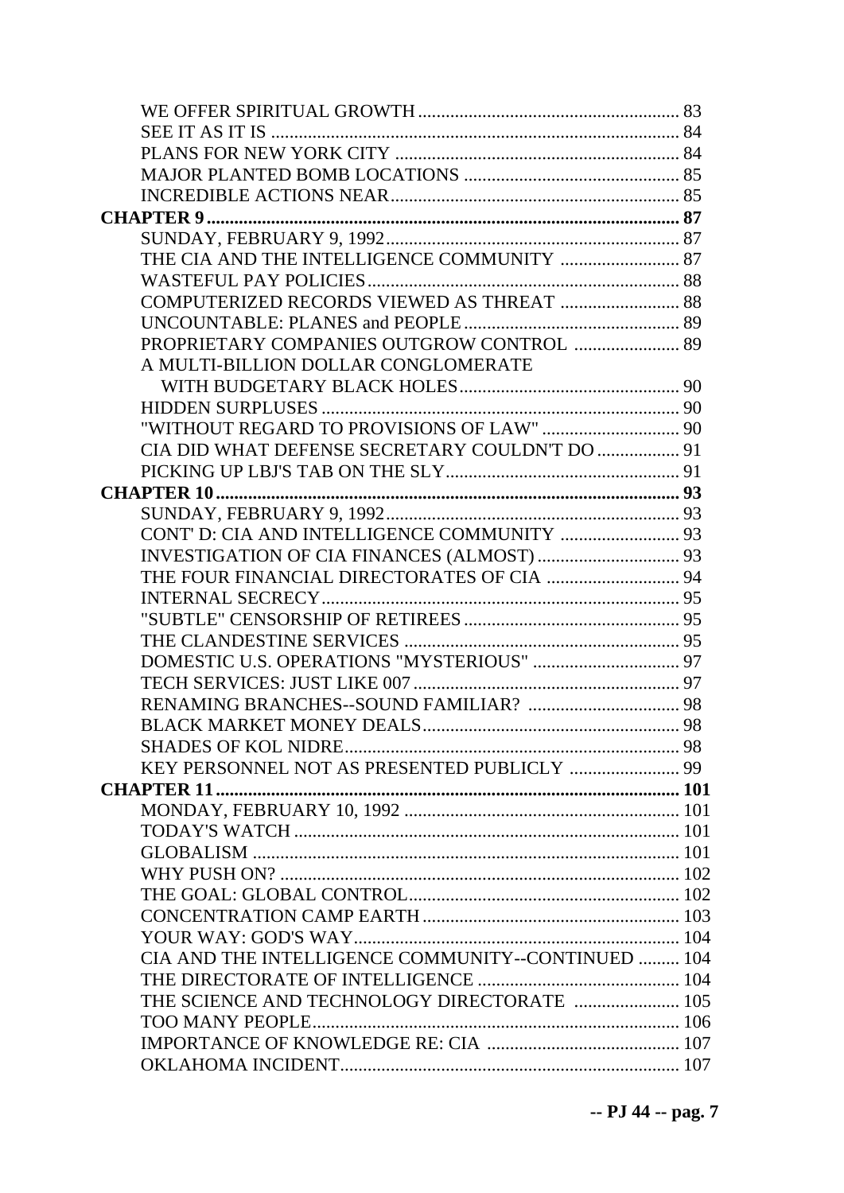WE OFFER SPIRITUAL GROWTH ........................................................ 83
SEE IT AS IT IS ........................................................................ 84
PLANS FOR NEW YORK CITY ............................................................. 84
MAJOR PLANTED BOMB LOCATIONS .............................................. 85
INCREDIBLE ACTIONS NEAR.............................................................. 85

**CHAPTER 9...................................................................................... 87**

SUNDAY, FEBRUARY 9, 1992................................................................ 87
THE CIA AND THE INTELLIGENCE COMMUNITY .......................... 87
WASTEFUL PAY POLICIES................................................................... 88
COMPUTERIZED RECORDS VIEWED AS THREAT .......................... 88
UNCOUNTABLE: PLANES and PEOPLE .............................................. 89
PROPRIETARY COMPANIES OUTGROW CONTROL ....................... 89
A MULTI-BILLION DOLLAR CONGLOMERATE
WITH BUDGETARY BLACK HOLES................................................ 90
HIDDEN SURPLUSES ............................................................................ 90
"WITHOUT REGARD TO PROVISIONS OF LAW" ............................. 90
CIA DID WHAT DEFENSE SECRETARY COULDN'T DO................. 91
PICKING UP LBJ'S TAB ON THE SLY.................................................. 91

**CHAPTER 10.................................................................................... 93**

SUNDAY, FEBRUARY 9, 1992................................................................ 93
CONT' D: CIA AND INTELLIGENCE COMMUNITY .......................... 93
INVESTIGATION OF CIA FINANCES (ALMOST) ............................... 93
THE FOUR FINANCIAL DIRECTORATES OF CIA ............................ 94
INTERNAL SECRECY............................................................................. 95
"SUBTLE" CENSORSHIP OF RETIREES ............................................... 95
THE CLANDESTINE SERVICES ............................................................ 95
DOMESTIC U.S. OPERATIONS "MYSTERIOUS" ................................ 97
TECH SERVICES: JUST LIKE 007.......................................................... 97
RENAMING BRANCHES--SOUND FAMILIAR? ................................. 98
BLACK MARKET MONEY DEALS....................................................... 98
SHADES OF KOL NIDRE........................................................................ 98
KEY PERSONNEL NOT AS PRESENTED PUBLICLY ........................ 99

**CHAPTER 11.................................................................................. 101**

MONDAY, FEBRUARY 10, 1992 ........................................................... 101
TODAY'S WATCH ................................................................................... 101
GLOBALISM ............................................................................................ 101
WHY PUSH ON? ...................................................................................... 102
THE GOAL: GLOBAL CONTROL........................................................... 102
CONCENTRATION CAMP EARTH ........................................................ 103
YOUR WAY: GOD'S WAY...................................................................... 104
CIA AND THE INTELLIGENCE COMMUNITY--CONTINUED ......... 104
THE DIRECTORATE OF INTELLIGENCE ............................................ 104
THE SCIENCE AND TECHNOLOGY DIRECTORATE ....................... 105
TOO MANY PEOPLE............................................................................... 106
IMPORTANCE OF KNOWLEDGE RE: CIA .......................................... 107
OKLAHOMA INCIDENT......................................................................... 107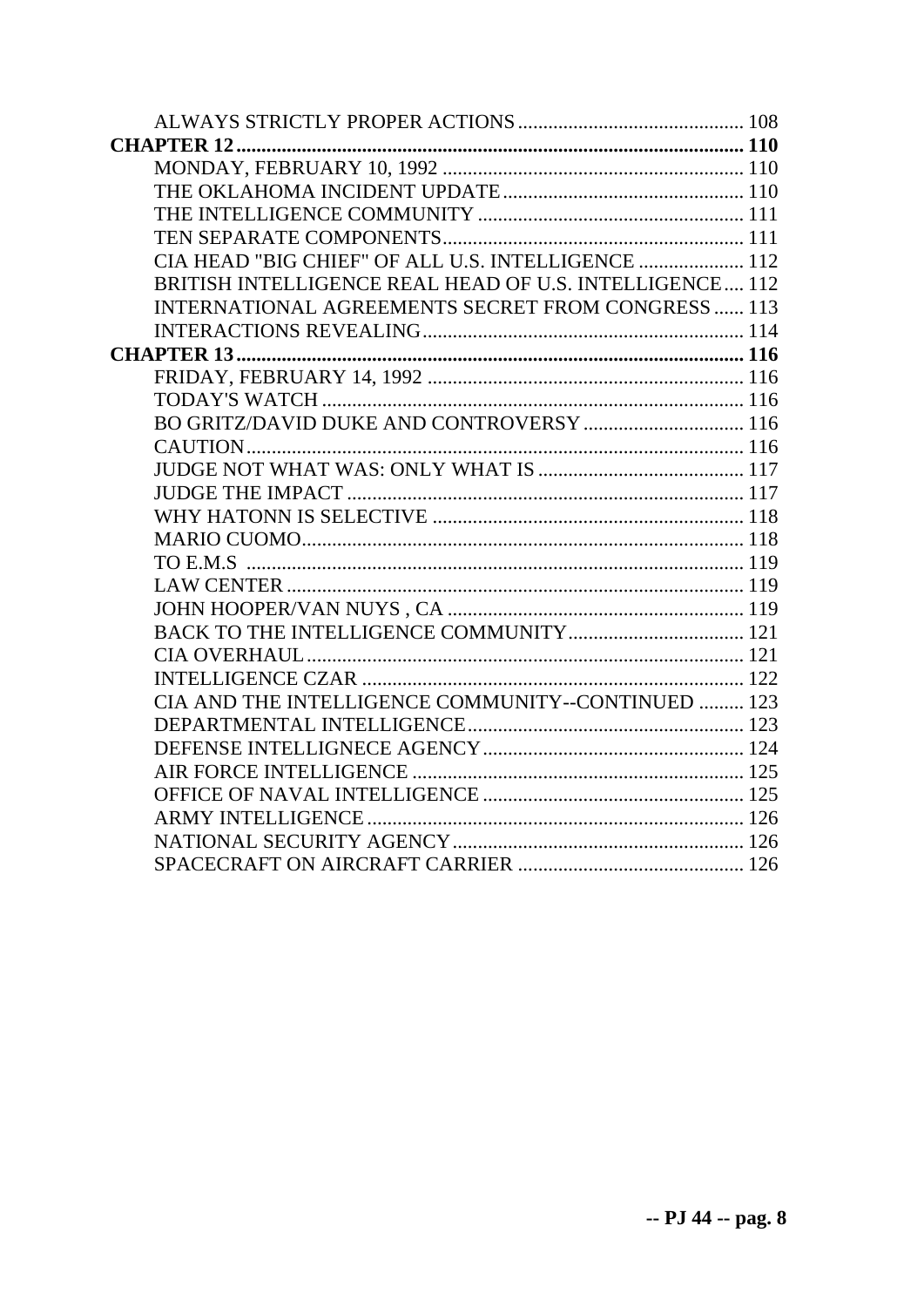ALWAYS STRICTLY PROPER ACTIONS ............................................ 108

**CHAPTER 12 .................................................................................................. 110**

MONDAY, FEBRUARY 10, 1992 ............................................................ 110

THE OKLAHOMA INCIDENT UPDATE ................................................ 110

THE INTELLIGENCE COMMUNITY ..................................................... 111

TEN SEPARATE COMPONENTS ........................................................... 111

CIA HEAD "BIG CHIEF" OF ALL U.S. INTELLIGENCE ..................... 112

BRITISH INTELLIGENCE REAL HEAD OF U.S. INTELLIGENCE .... 112

INTERNATIONAL AGREEMENTS SECRET FROM CONGRESS ...... 113

INTERACTIONS REVEALING ............................................................... 114

**CHAPTER 13 .................................................................................................. 116**

FRIDAY, FEBRUARY 14, 1992 .............................................................. 116

TODAY'S WATCH .................................................................................. 116

BO GRITZ/DAVID DUKE AND CONTROVERSY ................................ 116

CAUTION ................................................................................................. 116

JUDGE NOT WHAT WAS: ONLY WHAT IS ......................................... 117

JUDGE THE IMPACT .............................................................................. 117

WHY HATONN IS SELECTIVE ............................................................. 118

MARIO CUOMO ....................................................................................... 118

TO E.M.S .................................................................................................. 119

LAW CENTER .......................................................................................... 119

JOHN HOOPER/VAN NUYS , CA .......................................................... 119

BACK TO THE INTELLIGENCE COMMUNITY ................................... 121

CIA OVERHAUL ...................................................................................... 121

INTELLIGENCE CZAR ........................................................................... 122

CIA AND THE INTELLIGENCE COMMUNITY--CONTINUED ......... 123

DEPARTMENTAL INTELLIGENCE ...................................................... 123

DEFENSE INTELLIGNECE AGENCY .................................................... 124

AIR FORCE INTELLIGENCE ................................................................. 125

OFFICE OF NAVAL INTELLIGENCE ................................................... 125

ARMY INTELLIGENCE .......................................................................... 126

NATIONAL SECURITY AGENCY ......................................................... 126

SPACECRAFT ON AIRCRAFT CARRIER ............................................ 126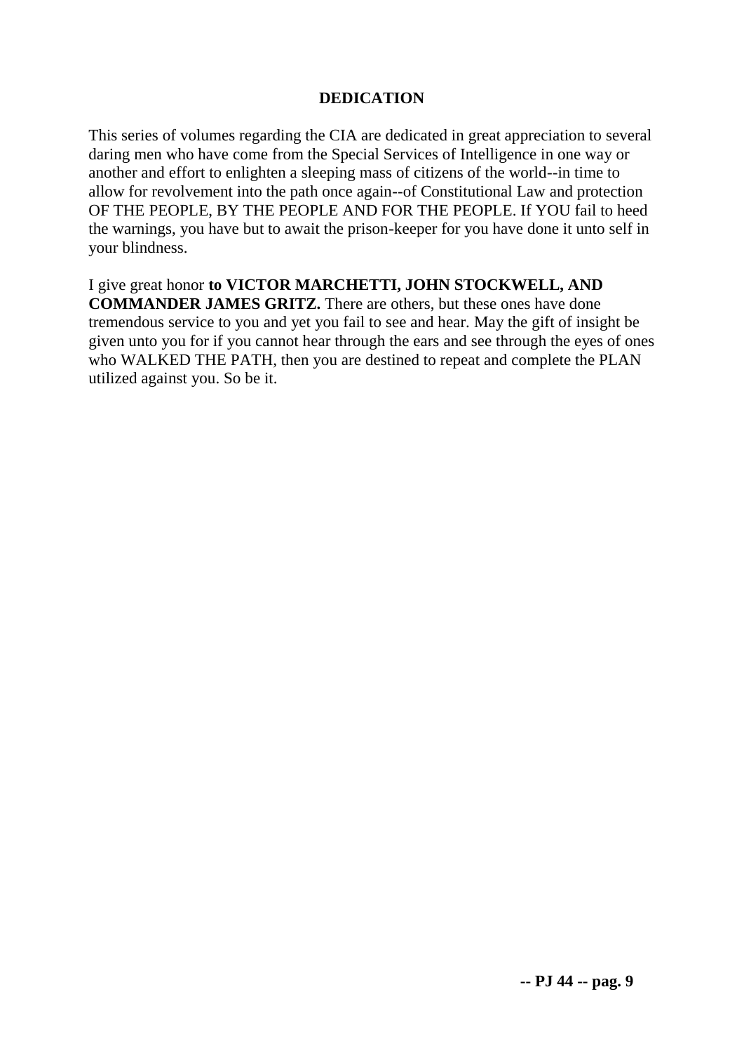# DEDICATION

This series of volumes regarding the CIA are dedicated in great appreciation to several daring men who have come from the Special Services of Intelligence in one way or another and effort to enlighten a sleeping mass of citizens of the world--in time to allow for revolvement into the path once again--of Constitutional Law and protection OF THE PEOPLE, BY THE PEOPLE AND FOR THE PEOPLE. If YOU fail to heed the warnings, you have but to await the prison-keeper for you have done it unto self in your blindness.

I give great honor **to VICTOR MARCHETTI, JOHN STOCKWELL, AND COMMANDER JAMES GRITZ.** There are others, but these ones have done tremendous service to you and yet you fail to see and hear. May the gift of insight be given unto you for if you cannot hear through the ears and see through the eyes of ones who WALKED THE PATH, then you are destined to repeat and complete the PLAN utilized against you. So be it.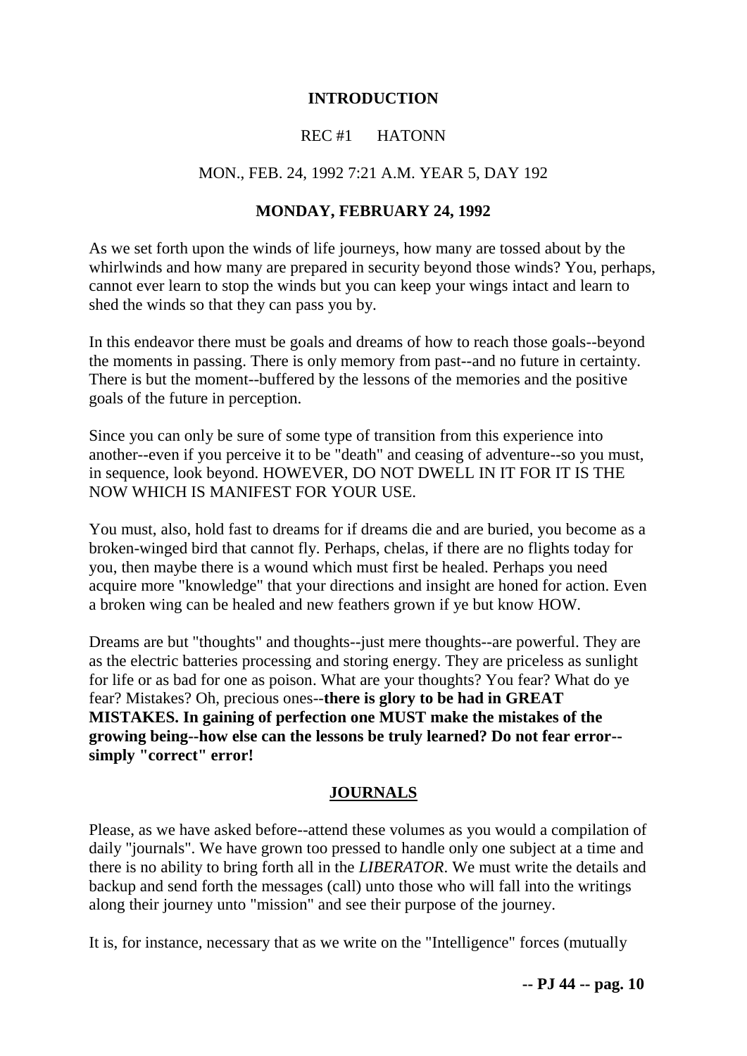## INTRODUCTION

REC #1 HATONN

MON., FEB. 24, 1992 7:21 A.M. YEAR 5, DAY 192

### MONDAY, FEBRUARY 24, 1992

As we set forth upon the winds of life journeys, how many are tossed about by the whirlwinds and how many are prepared in security beyond those winds? You, perhaps, cannot ever learn to stop the winds but you can keep your wings intact and learn to shed the winds so that they can pass you by.

In this endeavor there must be goals and dreams of how to reach those goals--beyond the moments in passing. There is only memory from past--and no future in certainty. There is but the moment--buffered by the lessons of the memories and the positive goals of the future in perception.

Since you can only be sure of some type of transition from this experience into another--even if you perceive it to be "death" and ceasing of adventure--so you must, in sequence, look beyond. HOWEVER, DO NOT DWELL IN IT FOR IT IS THE NOW WHICH IS MANIFEST FOR YOUR USE.

You must, also, hold fast to dreams for if dreams die and are buried, you become as a broken-winged bird that cannot fly. Perhaps, chelas, if there are no flights today for you, then maybe there is a wound which must first be healed. Perhaps you need acquire more "knowledge" that your directions and insight are honed for action. Even a broken wing can be healed and new feathers grown if ye but know HOW.

Dreams are but "thoughts" and thoughts--just mere thoughts--are powerful. They are as the electric batteries processing and storing energy. They are priceless as sunlight for life or as bad for one as poison. What are your thoughts? You fear? What do ye fear? Mistakes? Oh, precious ones--**there is glory to be had in GREAT MISTAKES. In gaining of perfection one MUST make the mistakes of the growing being--how else can the lessons be truly learned? Do not fear error--simply "correct" error!**

### JOURNALS

Please, as we have asked before--attend these volumes as you would a compilation of daily "journals". We have grown too pressed to handle only one subject at a time and there is no ability to bring forth all in the *LIBERATOR*. We must write the details and backup and send forth the messages (call) unto those who will fall into the writings along their journey unto "mission" and see their purpose of the journey.

It is, for instance, necessary that as we write on the "Intelligence" forces (mutually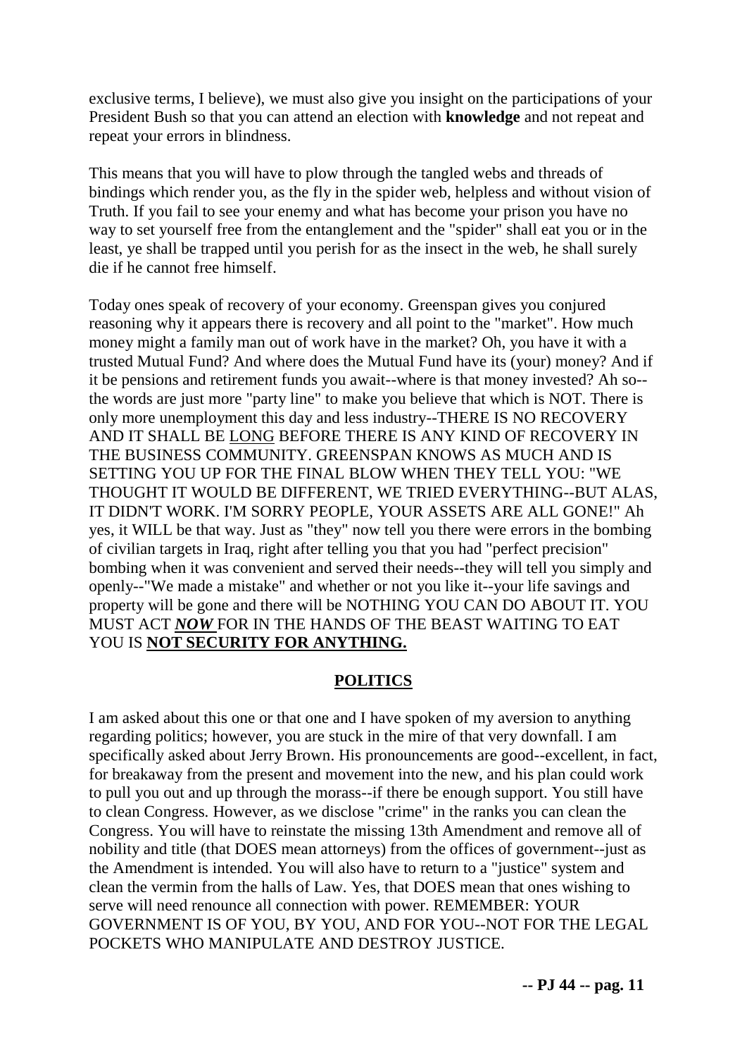exclusive terms, I believe), we must also give you insight on the participations of your President Bush so that you can attend an election with **knowledge** and not repeat and repeat your errors in blindness.

This means that you will have to plow through the tangled webs and threads of bindings which render you, as the fly in the spider web, helpless and without vision of Truth. If you fail to see your enemy and what has become your prison you have no way to set yourself free from the entanglement and the "spider" shall eat you or in the least, ye shall be trapped until you perish for as the insect in the web, he shall surely die if he cannot free himself.

Today ones speak of recovery of your economy. Greenspan gives you conjured reasoning why it appears there is recovery and all point to the "market". How much money might a family man out of work have in the market? Oh, you have it with a trusted Mutual Fund? And where does the Mutual Fund have its (your) money? And if it be pensions and retirement funds you await--where is that money invested? Ah so--the words are just more "party line" to make you believe that which is NOT. There is only more unemployment this day and less industry--THERE IS NO RECOVERY AND IT SHALL BE <u>LONG</u> BEFORE THERE IS ANY KIND OF RECOVERY IN THE BUSINESS COMMUNITY. GREENSPAN KNOWS AS MUCH AND IS SETTING YOU UP FOR THE FINAL BLOW WHEN THEY TELL YOU: "WE THOUGHT IT WOULD BE DIFFERENT, WE TRIED EVERYTHING--BUT ALAS, IT DIDN'T WORK. I'M SORRY PEOPLE, YOUR ASSETS ARE ALL GONE!" Ah yes, it WILL be that way. Just as "they" now tell you there were errors in the bombing of civilian targets in Iraq, right after telling you that you had "perfect precision" bombing when it was convenient and served their needs--they will tell you simply and openly--"We made a mistake" and whether or not you like it--your life savings and property will be gone and there will be NOTHING YOU CAN DO ABOUT IT. YOU MUST ACT ***<u>NOW</u>*** FOR IN THE HANDS OF THE BEAST WAITING TO EAT YOU IS **<u>NOT SECURITY FOR ANYTHING.</u>**

## POLITICS

I am asked about this one or that one and I have spoken of my aversion to anything regarding politics; however, you are stuck in the mire of that very downfall. I am specifically asked about Jerry Brown. His pronouncements are good--excellent, in fact, for breakaway from the present and movement into the new, and his plan could work to pull you out and up through the morass--if there be enough support. You still have to clean Congress. However, as we disclose "crime" in the ranks you can clean the Congress. You will have to reinstate the missing 13th Amendment and remove all of nobility and title (that DOES mean attorneys) from the offices of government--just as the Amendment is intended. You will also have to return to a "justice" system and clean the vermin from the halls of Law. Yes, that DOES mean that ones wishing to serve will need renounce all connection with power. REMEMBER: YOUR GOVERNMENT IS OF YOU, BY YOU, AND FOR YOU--NOT FOR THE LEGAL POCKETS WHO MANIPULATE AND DESTROY JUSTICE.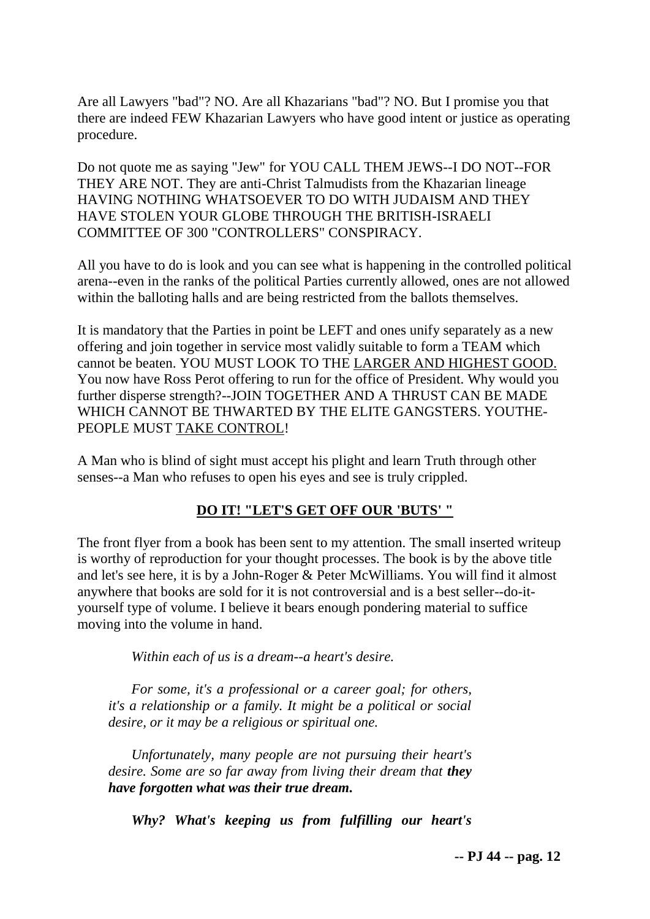Are all Lawyers "bad"? NO. Are all Khazarians "bad"? NO. But I promise you that there are indeed FEW Khazarian Lawyers who have good intent or justice as operating procedure.

Do not quote me as saying "Jew" for YOU CALL THEM JEWS--I DO NOT--FOR THEY ARE NOT. They are anti-Christ Talmudists from the Khazarian lineage HAVING NOTHING WHATSOEVER TO DO WITH JUDAISM AND THEY HAVE STOLEN YOUR GLOBE THROUGH THE BRITISH-ISRAELI COMMITTEE OF 300 "CONTROLLERS" CONSPIRACY.

All you have to do is look and you can see what is happening in the controlled political arena--even in the ranks of the political Parties currently allowed, ones are not allowed within the balloting halls and are being restricted from the ballots themselves.

It is mandatory that the Parties in point be LEFT and ones unify separately as a new offering and join together in service most validly suitable to form a TEAM which cannot be beaten. YOU MUST LOOK TO THE <u>LARGER AND HIGHEST GOOD.</u> You now have Ross Perot offering to run for the office of President. Why would you further disperse strength?--JOIN TOGETHER AND A THRUST CAN BE MADE WHICH CANNOT BE THWARTED BY THE ELITE GANGSTERS. YOUTHE-PEOPLE MUST <u>TAKE CONTROL</u>!

A Man who is blind of sight must accept his plight and learn Truth through other senses--a Man who refuses to open his eyes and see is truly crippled.

## **<u>DO IT! "LET'S GET OFF OUR 'BUTS' "</u>**

The front flyer from a book has been sent to my attention. The small inserted writeup is worthy of reproduction for your thought processes. The book is by the above title and let's see here, it is by a John-Roger & Peter McWilliams. You will find it almost anywhere that books are sold for it is not controversial and is a best seller--do-it-yourself type of volume. I believe it bears enough pondering material to suffice moving into the volume in hand.

> *Within each of us is a dream--a heart's desire.*
>
> *For some, it's a professional or a career goal; for others, it's a relationship or a family. It might be a political or social desire, or it may be a religious or spiritual one.*
>
> *Unfortunately, many people are not pursuing their heart's desire. Some are so far away from living their dream that* ***they have forgotten what was their true dream.***
>
> ***Why? What's keeping us from fulfilling our heart's***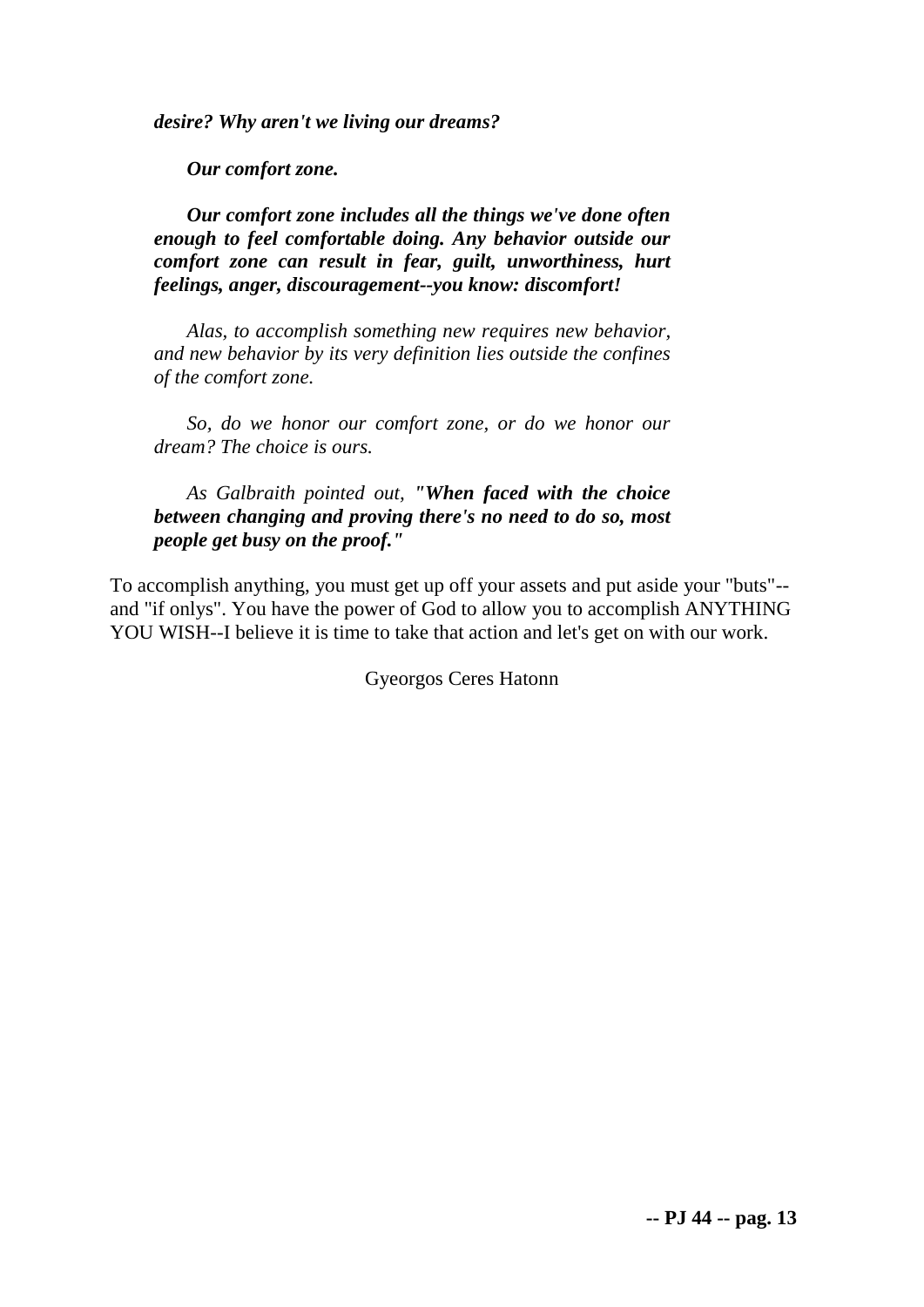***desire? Why aren't we living our dreams?***

***Our comfort zone.***

***Our comfort zone includes all the things we've done often enough to feel comfortable doing. Any behavior outside our comfort zone can result in fear, guilt, unworthiness, hurt feelings, anger, discouragement--you know: discomfort!***

*Alas, to accomplish something new requires new behavior, and new behavior by its very definition lies outside the confines of the comfort zone.*

*So, do we honor our comfort zone, or do we honor our dream? The choice is ours.*

*As Galbraith pointed out, "**When faced with the choice between changing and proving there's no need to do so, most people get busy on the proof.**"*

To accomplish anything, you must get up off your assets and put aside your "buts"--and "if onlys". You have the power of God to allow you to accomplish ANYTHING YOU WISH--I believe it is time to take that action and let's get on with our work.

Gyeorgos Ceres Hatonn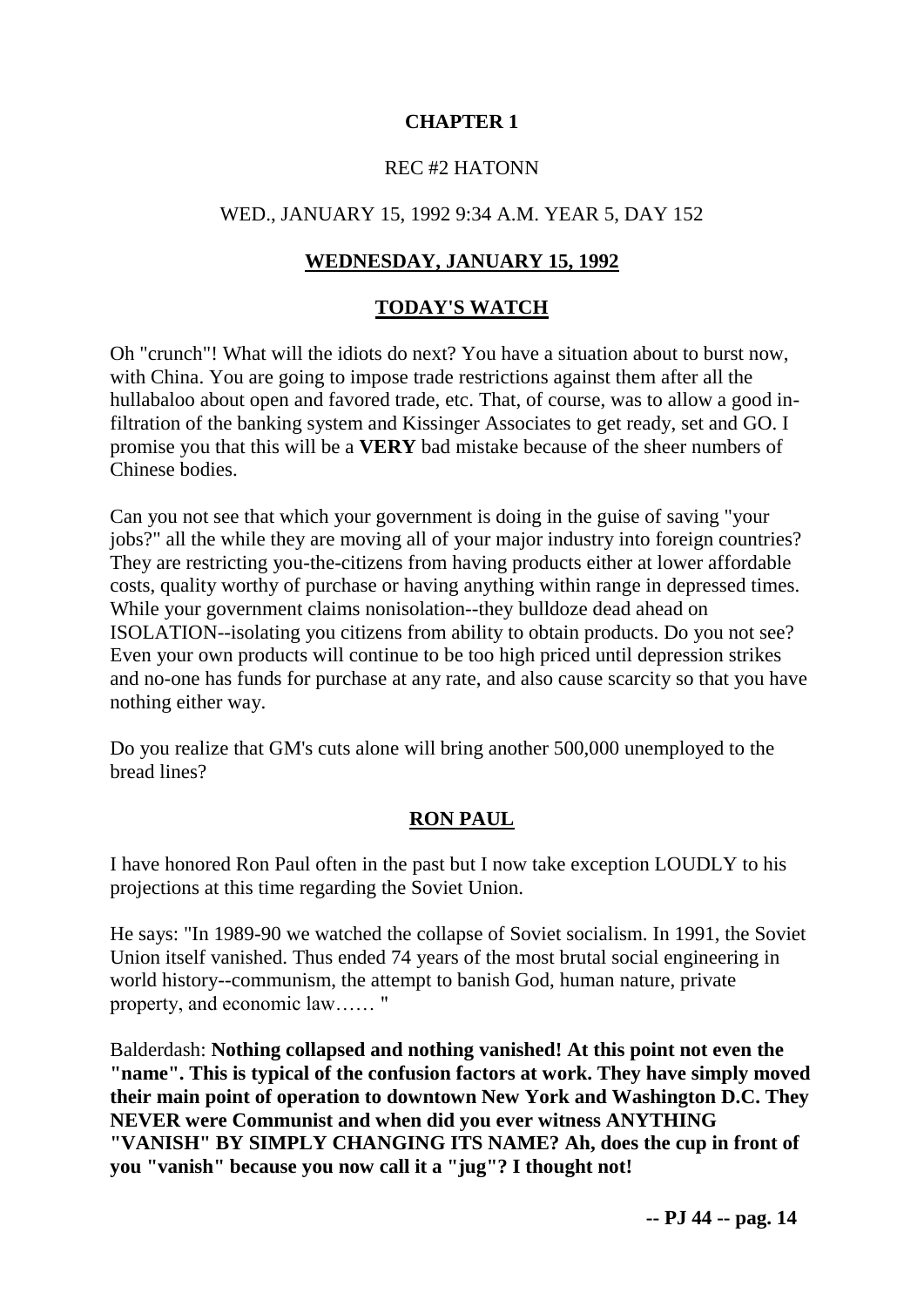# CHAPTER 1

REC #2 HATONN

WED., JANUARY 15, 1992 9:34 A.M. YEAR 5, DAY 152

## WEDNESDAY, JANUARY 15, 1992

## TODAY'S WATCH

Oh "crunch"! What will the idiots do next? You have a situation about to burst now, with China. You are going to impose trade restrictions against them after all the hullabaloo about open and favored trade, etc. That, of course, was to allow a good in-filtration of the banking system and Kissinger Associates to get ready, set and GO. I promise you that this will be a **VERY** bad mistake because of the sheer numbers of Chinese bodies.

Can you not see that which your government is doing in the guise of saving "your jobs?" all the while they are moving all of your major industry into foreign countries? They are restricting you-the-citizens from having products either at lower affordable costs, quality worthy of purchase or having anything within range in depressed times. While your government claims nonisolation--they bulldoze dead ahead on ISOLATION--isolating you citizens from ability to obtain products. Do you not see? Even your own products will continue to be too high priced until depression strikes and no-one has funds for purchase at any rate, and also cause scarcity so that you have nothing either way.

Do you realize that GM's cuts alone will bring another 500,000 unemployed to the bread lines?

## RON PAUL

I have honored Ron Paul often in the past but I now take exception LOUDLY to his projections at this time regarding the Soviet Union.

He says: "In 1989-90 we watched the collapse of Soviet socialism. In 1991, the Soviet Union itself vanished. Thus ended 74 years of the most brutal social engineering in world history--communism, the attempt to banish God, human nature, private property, and economic law…… "

Balderdash: **Nothing collapsed and nothing vanished! At this point not even the "name". This is typical of the confusion factors at work. They have simply moved their main point of operation to downtown New York and Washington D.C. They NEVER were Communist and when did you ever witness ANYTHING "VANISH" BY SIMPLY CHANGING ITS NAME? Ah, does the cup in front of you "vanish" because you now call it a "jug"? I thought not!**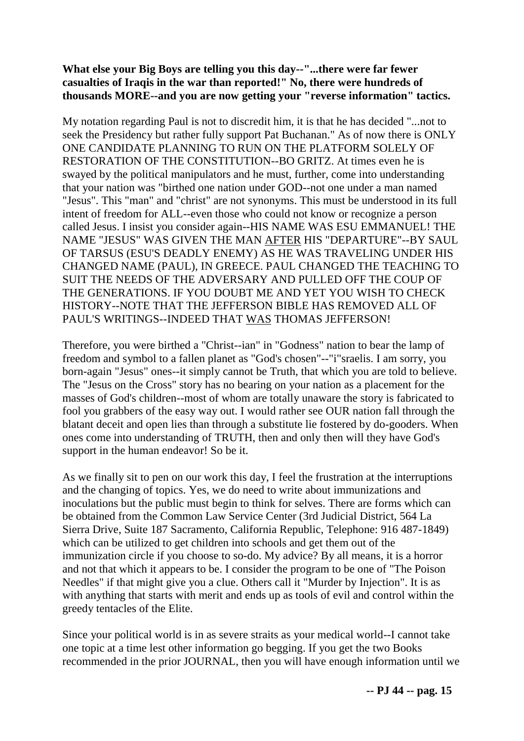**What else your Big Boys are telling you this day--"...there were far fewer casualties of Iraqis in the war than reported!" No, there were hundreds of thousands MORE--and you are now getting your "reverse information" tactics.**

My notation regarding Paul is not to discredit him, it is that he has decided "...not to seek the Presidency but rather fully support Pat Buchanan." As of now there is ONLY ONE CANDIDATE PLANNING TO RUN ON THE PLATFORM SOLELY OF RESTORATION OF THE CONSTITUTION--BO GRITZ. At times even he is swayed by the political manipulators and he must, further, come into understanding that your nation was "birthed one nation under GOD--not one under a man named "Jesus". This "man" and "christ" are not synonyms. This must be understood in its full intent of freedom for ALL--even those who could not know or recognize a person called Jesus. I insist you consider again--HIS NAME WAS ESU EMMANUEL! THE NAME "JESUS" WAS GIVEN THE MAN AFTER HIS "DEPARTURE"--BY SAUL OF TARSUS (ESU'S DEADLY ENEMY) AS HE WAS TRAVELING UNDER HIS CHANGED NAME (PAUL), IN GREECE. PAUL CHANGED THE TEACHING TO SUIT THE NEEDS OF THE ADVERSARY AND PULLED OFF THE COUP OF THE GENERATIONS. IF YOU DOUBT ME AND YET YOU WISH TO CHECK HISTORY--NOTE THAT THE JEFFERSON BIBLE HAS REMOVED ALL OF PAUL'S WRITINGS--INDEED THAT WAS THOMAS JEFFERSON!

Therefore, you were birthed a "Christ--ian" in "Godness" nation to bear the lamp of freedom and symbol to a fallen planet as "God's chosen"--"i"sraelis. I am sorry, you born-again "Jesus" ones--it simply cannot be Truth, that which you are told to believe. The "Jesus on the Cross" story has no bearing on your nation as a placement for the masses of God's children--most of whom are totally unaware the story is fabricated to fool you grabbers of the easy way out. I would rather see OUR nation fall through the blatant deceit and open lies than through a substitute lie fostered by do-gooders. When ones come into understanding of TRUTH, then and only then will they have God's support in the human endeavor! So be it.

As we finally sit to pen on our work this day, I feel the frustration at the interruptions and the changing of topics. Yes, we do need to write about immunizations and inoculations but the public must begin to think for selves. There are forms which can be obtained from the Common Law Service Center (3rd Judicial District, 564 La Sierra Drive, Suite 187 Sacramento, California Republic, Telephone: 916 487-1849) which can be utilized to get children into schools and get them out of the immunization circle if you choose to so-do. My advice? By all means, it is a horror and not that which it appears to be. I consider the program to be one of "The Poison Needles" if that might give you a clue. Others call it "Murder by Injection". It is as with anything that starts with merit and ends up as tools of evil and control within the greedy tentacles of the Elite.

Since your political world is in as severe straits as your medical world--I cannot take one topic at a time lest other information go begging. If you get the two Books recommended in the prior JOURNAL, then you will have enough information until we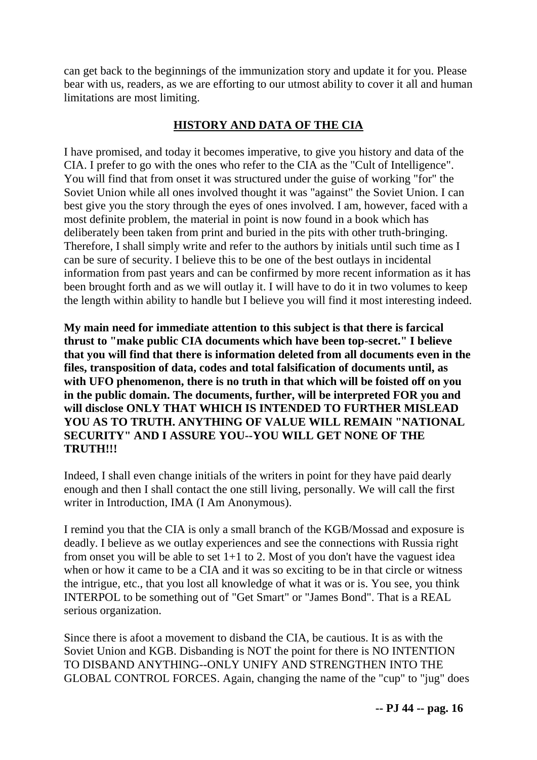can get back to the beginnings of the immunization story and update it for you. Please bear with us, readers, as we are efforting to our utmost ability to cover it all and human limitations are most limiting.

## HISTORY AND DATA OF THE CIA

I have promised, and today it becomes imperative, to give you history and data of the CIA. I prefer to go with the ones who refer to the CIA as the "Cult of Intelligence". You will find that from onset it was structured under the guise of working "for" the Soviet Union while all ones involved thought it was "against" the Soviet Union. I can best give you the story through the eyes of ones involved. I am, however, faced with a most definite problem, the material in point is now found in a book which has deliberately been taken from print and buried in the pits with other truth-bringing. Therefore, I shall simply write and refer to the authors by initials until such time as I can be sure of security. I believe this to be one of the best outlays in incidental information from past years and can be confirmed by more recent information as it has been brought forth and as we will outlay it. I will have to do it in two volumes to keep the length within ability to handle but I believe you will find it most interesting indeed.

**My main need for immediate attention to this subject is that there is farcical thrust to "make public CIA documents which have been top-secret." I believe that you will find that there is information deleted from all documents even in the files, transposition of data, codes and total falsification of documents until, as with UFO phenomenon, there is no truth in that which will be foisted off on you in the public domain. The documents, further, will be interpreted FOR you and will disclose ONLY THAT WHICH IS INTENDED TO FURTHER MISLEAD YOU AS TO TRUTH. ANYTHING OF VALUE WILL REMAIN "NATIONAL SECURITY" AND I ASSURE YOU--YOU WILL GET NONE OF THE TRUTH!!!**

Indeed, I shall even change initials of the writers in point for they have paid dearly enough and then I shall contact the one still living, personally. We will call the first writer in Introduction, IMA (I Am Anonymous).

I remind you that the CIA is only a small branch of the KGB/Mossad and exposure is deadly. I believe as we outlay experiences and see the connections with Russia right from onset you will be able to set 1+1 to 2. Most of you don't have the vaguest idea when or how it came to be a CIA and it was so exciting to be in that circle or witness the intrigue, etc., that you lost all knowledge of what it was or is. You see, you think INTERPOL to be something out of "Get Smart" or "James Bond". That is a REAL serious organization.

Since there is afoot a movement to disband the CIA, be cautious. It is as with the Soviet Union and KGB. Disbanding is NOT the point for there is NO INTENTION TO DISBAND ANYTHING--ONLY UNIFY AND STRENGTHEN INTO THE GLOBAL CONTROL FORCES. Again, changing the name of the "cup" to "jug" does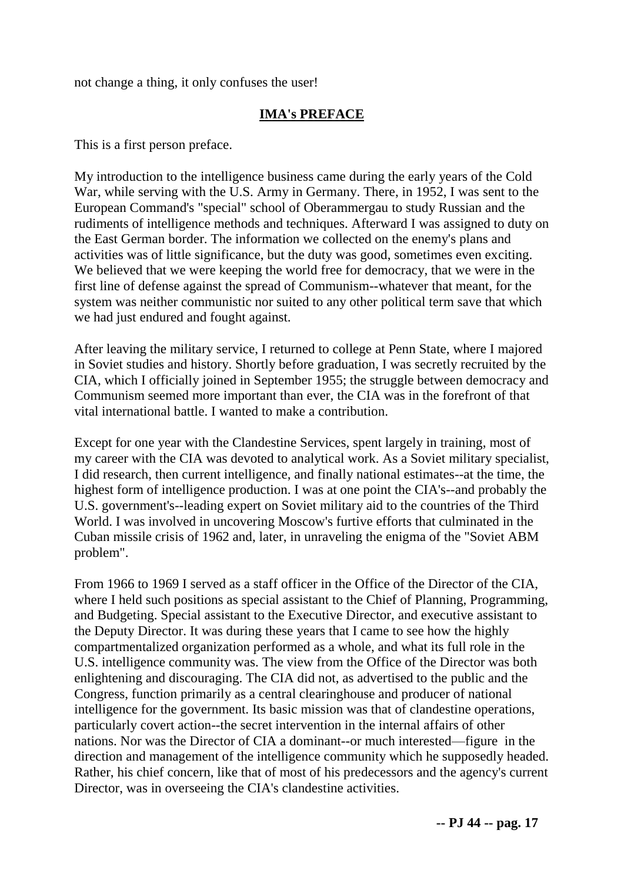not change a thing, it only confuses the user!

## IMA's PREFACE

This is a first person preface.

My introduction to the intelligence business came during the early years of the Cold War, while serving with the U.S. Army in Germany. There, in 1952, I was sent to the European Command's "special" school of Oberammergau to study Russian and the rudiments of intelligence methods and techniques. Afterward I was assigned to duty on the East German border. The information we collected on the enemy's plans and activities was of little significance, but the duty was good, sometimes even exciting. We believed that we were keeping the world free for democracy, that we were in the first line of defense against the spread of Communism--whatever that meant, for the system was neither communistic nor suited to any other political term save that which we had just endured and fought against.

After leaving the military service, I returned to college at Penn State, where I majored in Soviet studies and history. Shortly before graduation, I was secretly recruited by the CIA, which I officially joined in September 1955; the struggle between democracy and Communism seemed more important than ever, the CIA was in the forefront of that vital international battle. I wanted to make a contribution.

Except for one year with the Clandestine Services, spent largely in training, most of my career with the CIA was devoted to analytical work. As a Soviet military specialist, I did research, then current intelligence, and finally national estimates--at the time, the highest form of intelligence production. I was at one point the CIA's--and probably the U.S. government's--leading expert on Soviet military aid to the countries of the Third World. I was involved in uncovering Moscow's furtive efforts that culminated in the Cuban missile crisis of 1962 and, later, in unraveling the enigma of the "Soviet ABM problem".

From 1966 to 1969 I served as a staff officer in the Office of the Director of the CIA, where I held such positions as special assistant to the Chief of Planning, Programming, and Budgeting. Special assistant to the Executive Director, and executive assistant to the Deputy Director. It was during these years that I came to see how the highly compartmentalized organization performed as a whole, and what its full role in the U.S. intelligence community was. The view from the Office of the Director was both enlightening and discouraging. The CIA did not, as advertised to the public and the Congress, function primarily as a central clearinghouse and producer of national intelligence for the government. Its basic mission was that of clandestine operations, particularly covert action--the secret intervention in the internal affairs of other nations. Nor was the Director of CIA a dominant--or much interested—figure in the direction and management of the intelligence community which he supposedly headed. Rather, his chief concern, like that of most of his predecessors and the agency's current Director, was in overseeing the CIA's clandestine activities.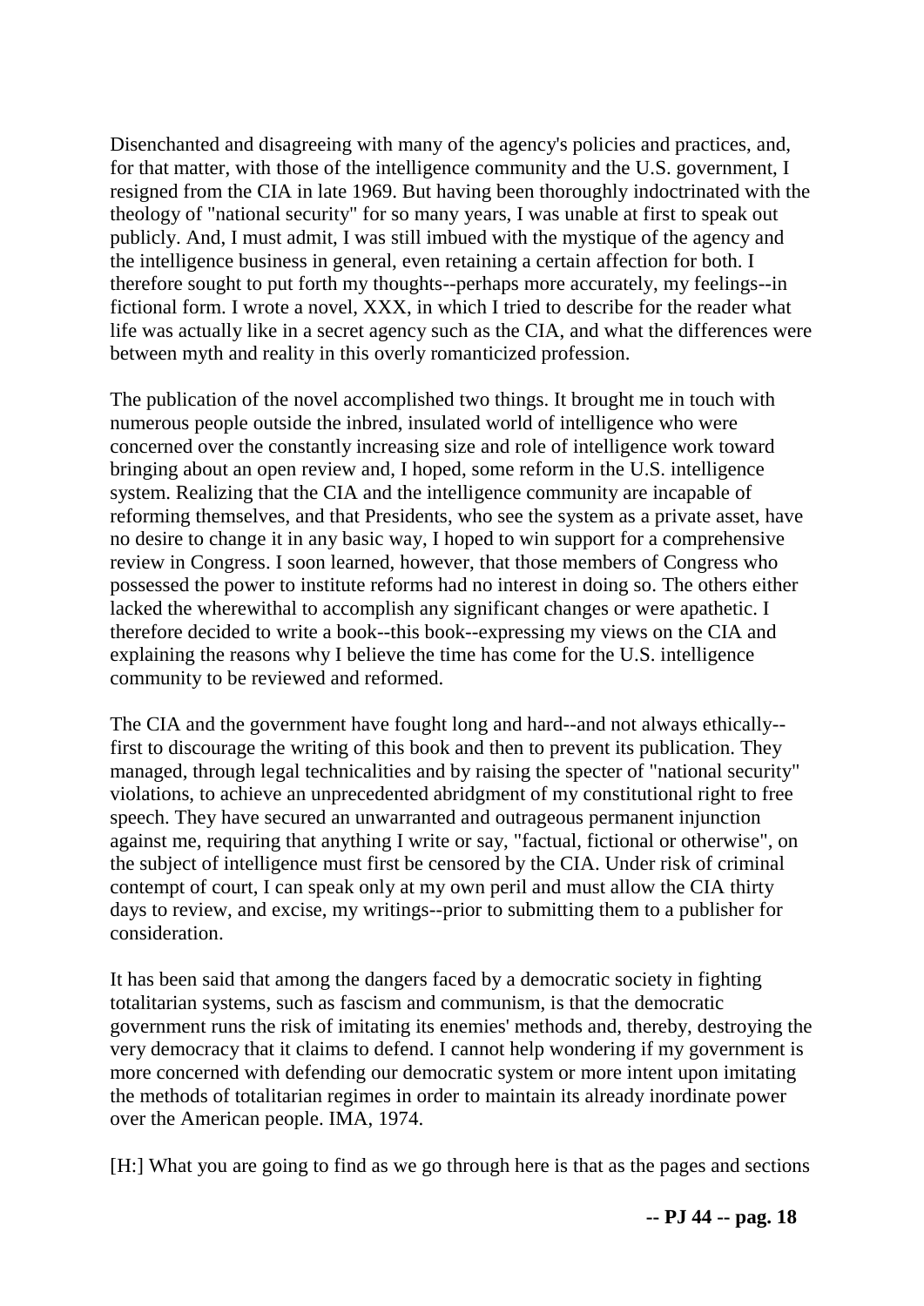Disenchanted and disagreeing with many of the agency's policies and practices, and, for that matter, with those of the intelligence community and the U.S. government, I resigned from the CIA in late 1969. But having been thoroughly indoctrinated with the theology of "national security" for so many years, I was unable at first to speak out publicly. And, I must admit, I was still imbued with the mystique of the agency and the intelligence business in general, even retaining a certain affection for both. I therefore sought to put forth my thoughts--perhaps more accurately, my feelings--in fictional form. I wrote a novel, XXX, in which I tried to describe for the reader what life was actually like in a secret agency such as the CIA, and what the differences were between myth and reality in this overly romanticized profession.

The publication of the novel accomplished two things. It brought me in touch with numerous people outside the inbred, insulated world of intelligence who were concerned over the constantly increasing size and role of intelligence work toward bringing about an open review and, I hoped, some reform in the U.S. intelligence system. Realizing that the CIA and the intelligence community are incapable of reforming themselves, and that Presidents, who see the system as a private asset, have no desire to change it in any basic way, I hoped to win support for a comprehensive review in Congress. I soon learned, however, that those members of Congress who possessed the power to institute reforms had no interest in doing so. The others either lacked the wherewithal to accomplish any significant changes or were apathetic. I therefore decided to write a book--this book--expressing my views on the CIA and explaining the reasons why I believe the time has come for the U.S. intelligence community to be reviewed and reformed.

The CIA and the government have fought long and hard--and not always ethically--first to discourage the writing of this book and then to prevent its publication. They managed, through legal technicalities and by raising the specter of "national security" violations, to achieve an unprecedented abridgment of my constitutional right to free speech. They have secured an unwarranted and outrageous permanent injunction against me, requiring that anything I write or say, "factual, fictional or otherwise", on the subject of intelligence must first be censored by the CIA. Under risk of criminal contempt of court, I can speak only at my own peril and must allow the CIA thirty days to review, and excise, my writings--prior to submitting them to a publisher for consideration.

It has been said that among the dangers faced by a democratic society in fighting totalitarian systems, such as fascism and communism, is that the democratic government runs the risk of imitating its enemies' methods and, thereby, destroying the very democracy that it claims to defend. I cannot help wondering if my government is more concerned with defending our democratic system or more intent upon imitating the methods of totalitarian regimes in order to maintain its already inordinate power over the American people. IMA, 1974.

[H:] What you are going to find as we go through here is that as the pages and sections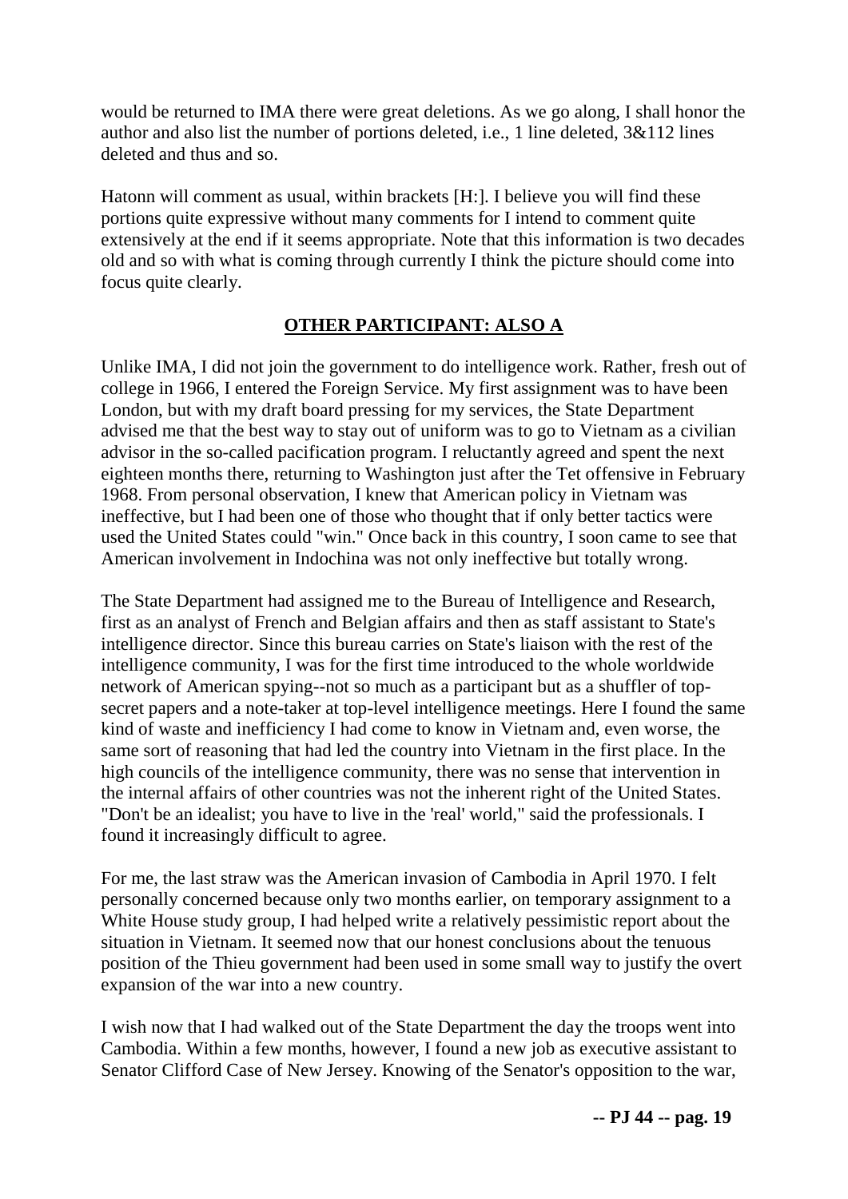would be returned to IMA there were great deletions. As we go along, I shall honor the author and also list the number of portions deleted, i.e., 1 line deleted, 3&112 lines deleted and thus and so.

Hatonn will comment as usual, within brackets [H:]. I believe you will find these portions quite expressive without many comments for I intend to comment quite extensively at the end if it seems appropriate. Note that this information is two decades old and so with what is coming through currently I think the picture should come into focus quite clearly.

## **OTHER PARTICIPANT: ALSO A**

Unlike IMA, I did not join the government to do intelligence work. Rather, fresh out of college in 1966, I entered the Foreign Service. My first assignment was to have been London, but with my draft board pressing for my services, the State Department advised me that the best way to stay out of uniform was to go to Vietnam as a civilian advisor in the so-called pacification program. I reluctantly agreed and spent the next eighteen months there, returning to Washington just after the Tet offensive in February 1968. From personal observation, I knew that American policy in Vietnam was ineffective, but I had been one of those who thought that if only better tactics were used the United States could "win." Once back in this country, I soon came to see that American involvement in Indochina was not only ineffective but totally wrong.

The State Department had assigned me to the Bureau of Intelligence and Research, first as an analyst of French and Belgian affairs and then as staff assistant to State's intelligence director. Since this bureau carries on State's liaison with the rest of the intelligence community, I was for the first time introduced to the whole worldwide network of American spying--not so much as a participant but as a shuffler of top-secret papers and a note-taker at top-level intelligence meetings. Here I found the same kind of waste and inefficiency I had come to know in Vietnam and, even worse, the same sort of reasoning that had led the country into Vietnam in the first place. In the high councils of the intelligence community, there was no sense that intervention in the internal affairs of other countries was not the inherent right of the United States. "Don't be an idealist; you have to live in the 'real' world," said the professionals. I found it increasingly difficult to agree.

For me, the last straw was the American invasion of Cambodia in April 1970. I felt personally concerned because only two months earlier, on temporary assignment to a White House study group, I had helped write a relatively pessimistic report about the situation in Vietnam. It seemed now that our honest conclusions about the tenuous position of the Thieu government had been used in some small way to justify the overt expansion of the war into a new country.

I wish now that I had walked out of the State Department the day the troops went into Cambodia. Within a few months, however, I found a new job as executive assistant to Senator Clifford Case of New Jersey. Knowing of the Senator's opposition to the war,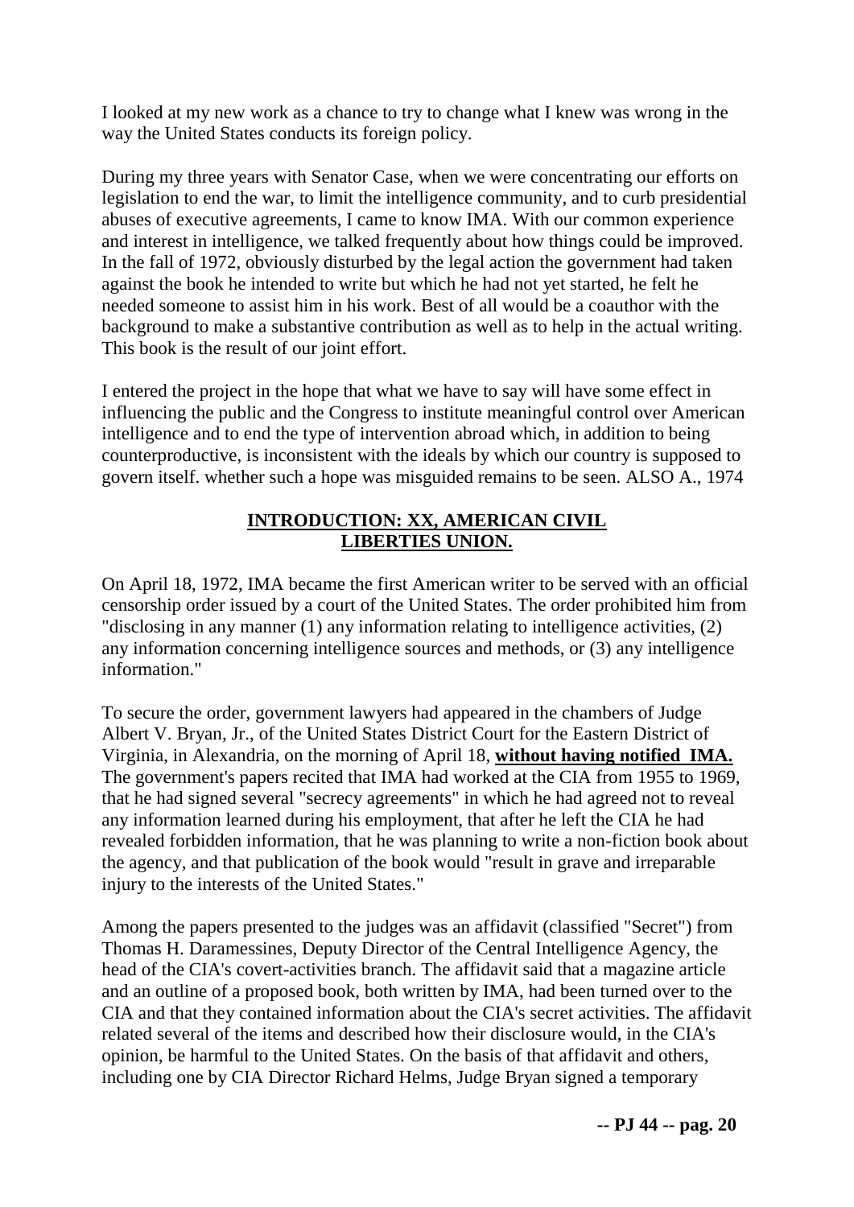I looked at my new work as a chance to try to change what I knew was wrong in the way the United States conducts its foreign policy.

During my three years with Senator Case, when we were concentrating our efforts on legislation to end the war, to limit the intelligence community, and to curb presidential abuses of executive agreements, I came to know IMA. With our common experience and interest in intelligence, we talked frequently about how things could be improved. In the fall of 1972, obviously disturbed by the legal action the government had taken against the book he intended to write but which he had not yet started, he felt he needed someone to assist him in his work. Best of all would be a coauthor with the background to make a substantive contribution as well as to help in the actual writing. This book is the result of our joint effort.

I entered the project in the hope that what we have to say will have some effect in influencing the public and the Congress to institute meaningful control over American intelligence and to end the type of intervention abroad which, in addition to being counterproductive, is inconsistent with the ideals by which our country is supposed to govern itself. whether such a hope was misguided remains to be seen. ALSO A., 1974

## **INTRODUCTION: XX, AMERICAN CIVIL LIBERTIES UNION.**

On April 18, 1972, IMA became the first American writer to be served with an official censorship order issued by a court of the United States. The order prohibited him from "disclosing in any manner (1) any information relating to intelligence activities, (2) any information concerning intelligence sources and methods, or (3) any intelligence information."

To secure the order, government lawyers had appeared in the chambers of Judge Albert V. Bryan, Jr., of the United States District Court for the Eastern District of Virginia, in Alexandria, on the morning of April 18, **without having notified IMA.** The government's papers recited that IMA had worked at the CIA from 1955 to 1969, that he had signed several "secrecy agreements" in which he had agreed not to reveal any information learned during his employment, that after he left the CIA he had revealed forbidden information, that he was planning to write a non-fiction book about the agency, and that publication of the book would "result in grave and irreparable injury to the interests of the United States."

Among the papers presented to the judges was an affidavit (classified "Secret") from Thomas H. Daramessines, Deputy Director of the Central Intelligence Agency, the head of the CIA's covert-activities branch. The affidavit said that a magazine article and an outline of a proposed book, both written by IMA, had been turned over to the CIA and that they contained information about the CIA's secret activities. The affidavit related several of the items and described how their disclosure would, in the CIA's opinion, be harmful to the United States. On the basis of that affidavit and others, including one by CIA Director Richard Helms, Judge Bryan signed a temporary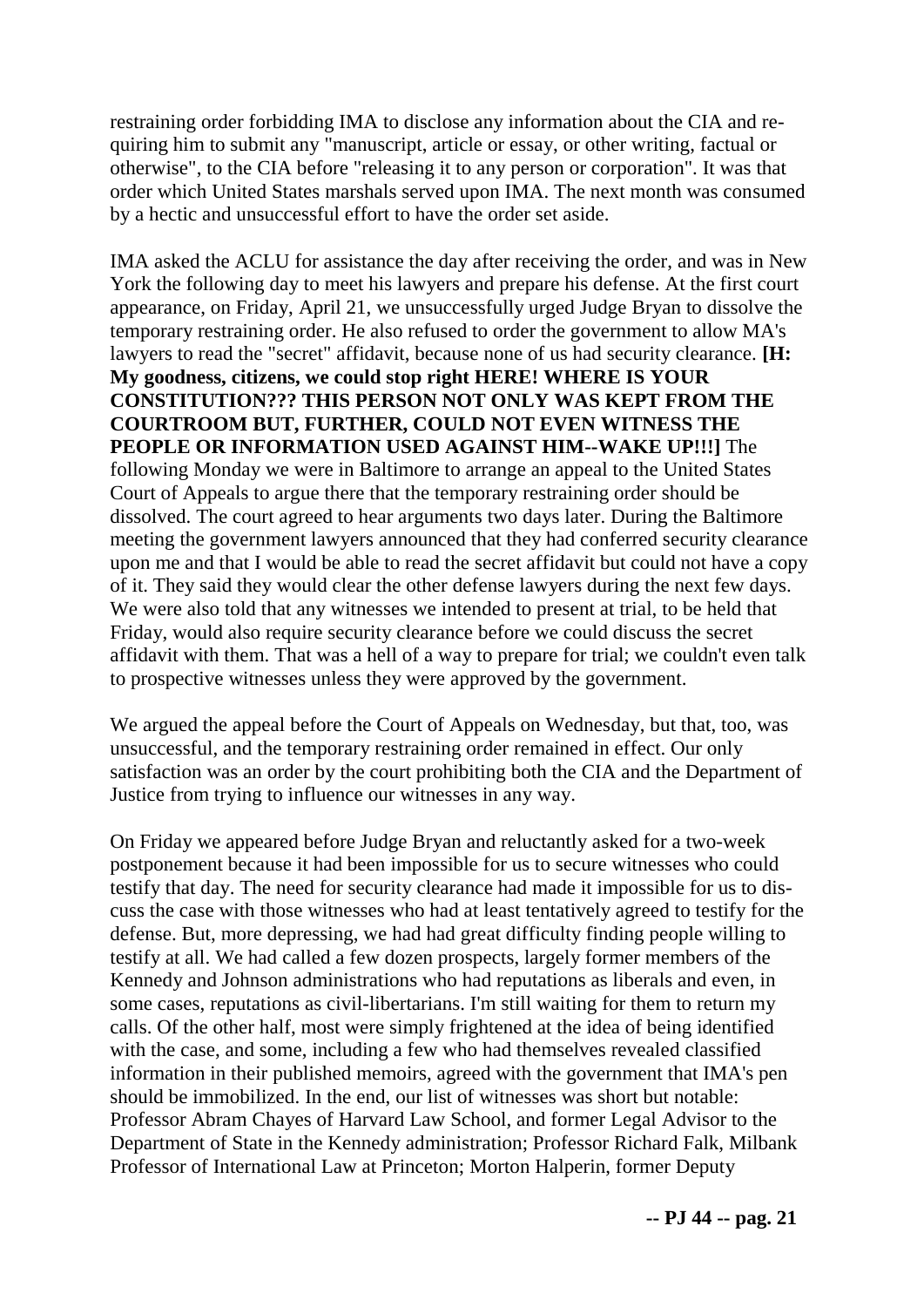restraining order forbidding IMA to disclose any information about the CIA and requiring him to submit any "manuscript, article or essay, or other writing, factual or otherwise", to the CIA before "releasing it to any person or corporation". It was that order which United States marshals served upon IMA. The next month was consumed by a hectic and unsuccessful effort to have the order set aside.

IMA asked the ACLU for assistance the day after receiving the order, and was in New York the following day to meet his lawyers and prepare his defense. At the first court appearance, on Friday, April 21, we unsuccessfully urged Judge Bryan to dissolve the temporary restraining order. He also refused to order the government to allow MA's lawyers to read the "secret" affidavit, because none of us had security clearance. **[H: My goodness, citizens, we could stop right HERE! WHERE IS YOUR CONSTITUTION??? THIS PERSON NOT ONLY WAS KEPT FROM THE COURTROOM BUT, FURTHER, COULD NOT EVEN WITNESS THE PEOPLE OR INFORMATION USED AGAINST HIM--WAKE UP!!!]** The following Monday we were in Baltimore to arrange an appeal to the United States Court of Appeals to argue there that the temporary restraining order should be dissolved. The court agreed to hear arguments two days later. During the Baltimore meeting the government lawyers announced that they had conferred security clearance upon me and that I would be able to read the secret affidavit but could not have a copy of it. They said they would clear the other defense lawyers during the next few days. We were also told that any witnesses we intended to present at trial, to be held that Friday, would also require security clearance before we could discuss the secret affidavit with them. That was a hell of a way to prepare for trial; we couldn't even talk to prospective witnesses unless they were approved by the government.

We argued the appeal before the Court of Appeals on Wednesday, but that, too, was unsuccessful, and the temporary restraining order remained in effect. Our only satisfaction was an order by the court prohibiting both the CIA and the Department of Justice from trying to influence our witnesses in any way.

On Friday we appeared before Judge Bryan and reluctantly asked for a two-week postponement because it had been impossible for us to secure witnesses who could testify that day. The need for security clearance had made it impossible for us to discuss the case with those witnesses who had at least tentatively agreed to testify for the defense. But, more depressing, we had had great difficulty finding people willing to testify at all. We had called a few dozen prospects, largely former members of the Kennedy and Johnson administrations who had reputations as liberals and even, in some cases, reputations as civil-libertarians. I'm still waiting for them to return my calls. Of the other half, most were simply frightened at the idea of being identified with the case, and some, including a few who had themselves revealed classified information in their published memoirs, agreed with the government that IMA's pen should be immobilized. In the end, our list of witnesses was short but notable: Professor Abram Chayes of Harvard Law School, and former Legal Advisor to the Department of State in the Kennedy administration; Professor Richard Falk, Milbank Professor of International Law at Princeton; Morton Halperin, former Deputy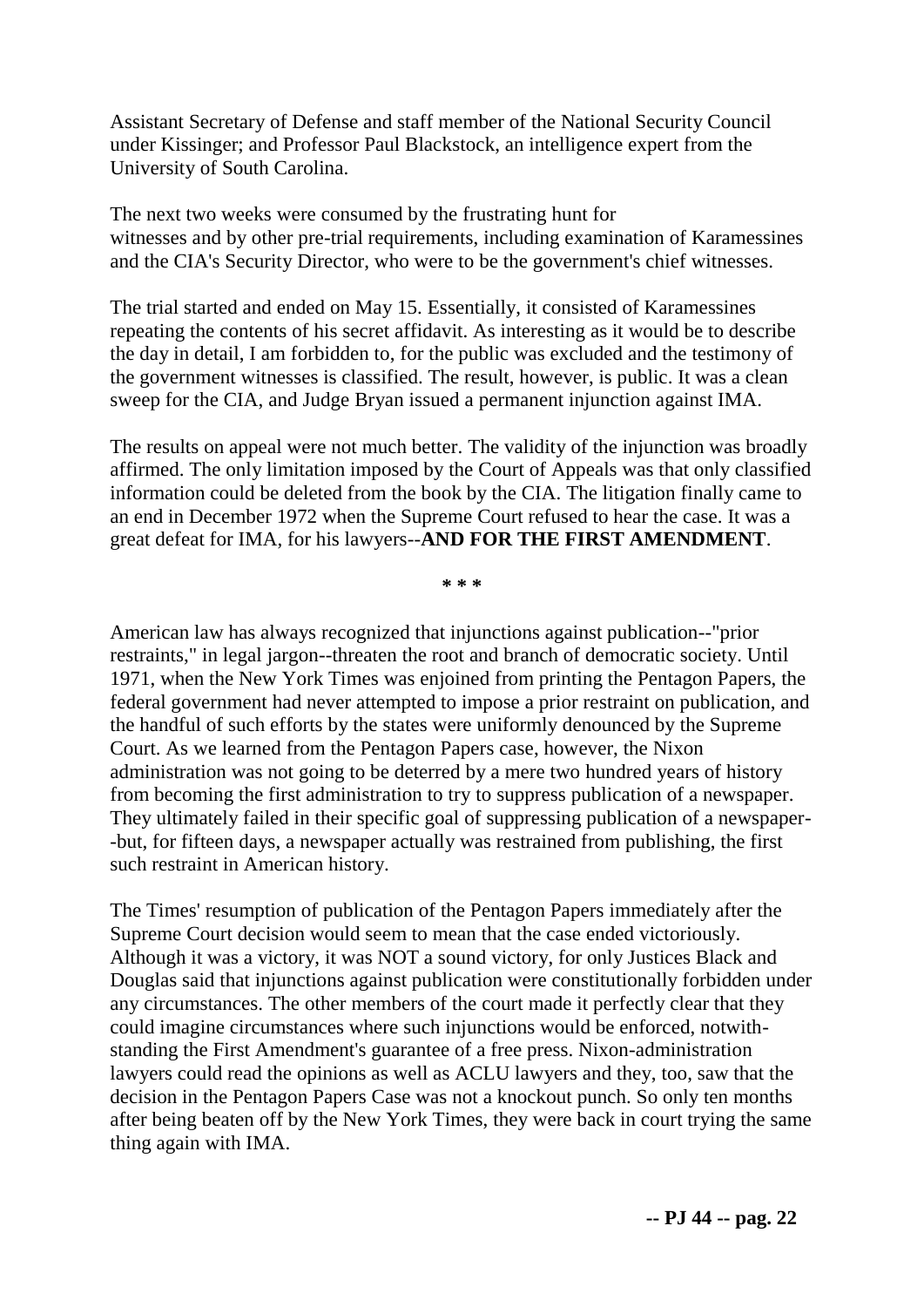Assistant Secretary of Defense and staff member of the National Security Council under Kissinger; and Professor Paul Blackstock, an intelligence expert from the University of South Carolina.

The next two weeks were consumed by the frustrating hunt for witnesses and by other pre-trial requirements, including examination of Karamessines and the CIA's Security Director, who were to be the government's chief witnesses.

The trial started and ended on May 15. Essentially, it consisted of Karamessines repeating the contents of his secret affidavit. As interesting as it would be to describe the day in detail, I am forbidden to, for the public was excluded and the testimony of the government witnesses is classified. The result, however, is public. It was a clean sweep for the CIA, and Judge Bryan issued a permanent injunction against IMA.

The results on appeal were not much better. The validity of the injunction was broadly affirmed. The only limitation imposed by the Court of Appeals was that only classified information could be deleted from the book by the CIA. The litigation finally came to an end in December 1972 when the Supreme Court refused to hear the case. It was a great defeat for IMA, for his lawyers--**AND FOR THE FIRST AMENDMENT**.

**\* \* \***

American law has always recognized that injunctions against publication--"prior restraints," in legal jargon--threaten the root and branch of democratic society. Until 1971, when the New York Times was enjoined from printing the Pentagon Papers, the federal government had never attempted to impose a prior restraint on publication, and the handful of such efforts by the states were uniformly denounced by the Supreme Court. As we learned from the Pentagon Papers case, however, the Nixon administration was not going to be deterred by a mere two hundred years of history from becoming the first administration to try to suppress publication of a newspaper. They ultimately failed in their specific goal of suppressing publication of a newspaper--but, for fifteen days, a newspaper actually was restrained from publishing, the first such restraint in American history.

The Times' resumption of publication of the Pentagon Papers immediately after the Supreme Court decision would seem to mean that the case ended victoriously. Although it was a victory, it was NOT a sound victory, for only Justices Black and Douglas said that injunctions against publication were constitutionally forbidden under any circumstances. The other members of the court made it perfectly clear that they could imagine circumstances where such injunctions would be enforced, notwithstanding the First Amendment's guarantee of a free press. Nixon-administration lawyers could read the opinions as well as ACLU lawyers and they, too, saw that the decision in the Pentagon Papers Case was not a knockout punch. So only ten months after being beaten off by the New York Times, they were back in court trying the same thing again with IMA.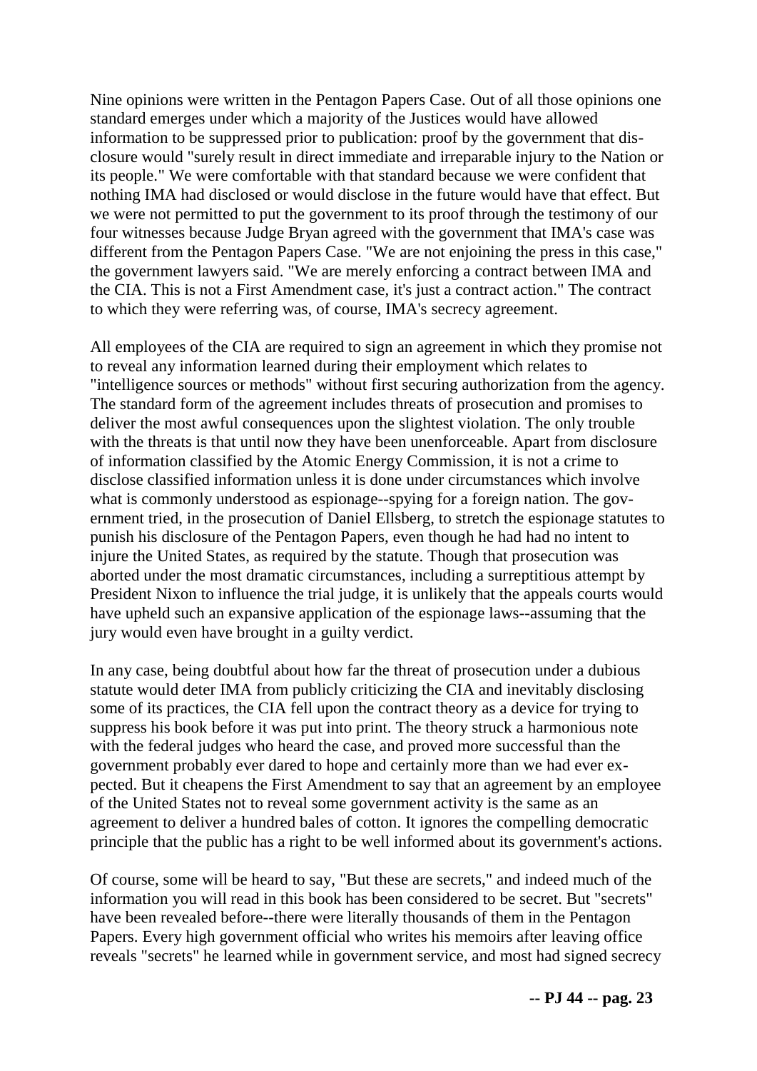Nine opinions were written in the Pentagon Papers Case. Out of all those opinions one standard emerges under which a majority of the Justices would have allowed information to be suppressed prior to publication: proof by the government that disclosure would "surely result in direct immediate and irreparable injury to the Nation or its people." We were comfortable with that standard because we were confident that nothing IMA had disclosed or would disclose in the future would have that effect. But we were not permitted to put the government to its proof through the testimony of our four witnesses because Judge Bryan agreed with the government that IMA's case was different from the Pentagon Papers Case. "We are not enjoining the press in this case," the government lawyers said. "We are merely enforcing a contract between IMA and the CIA. This is not a First Amendment case, it's just a contract action." The contract to which they were referring was, of course, IMA's secrecy agreement.

All employees of the CIA are required to sign an agreement in which they promise not to reveal any information learned during their employment which relates to "intelligence sources or methods" without first securing authorization from the agency. The standard form of the agreement includes threats of prosecution and promises to deliver the most awful consequences upon the slightest violation. The only trouble with the threats is that until now they have been unenforceable. Apart from disclosure of information classified by the Atomic Energy Commission, it is not a crime to disclose classified information unless it is done under circumstances which involve what is commonly understood as espionage--spying for a foreign nation. The government tried, in the prosecution of Daniel Ellsberg, to stretch the espionage statutes to punish his disclosure of the Pentagon Papers, even though he had had no intent to injure the United States, as required by the statute. Though that prosecution was aborted under the most dramatic circumstances, including a surreptitious attempt by President Nixon to influence the trial judge, it is unlikely that the appeals courts would have upheld such an expansive application of the espionage laws--assuming that the jury would even have brought in a guilty verdict.

In any case, being doubtful about how far the threat of prosecution under a dubious statute would deter IMA from publicly criticizing the CIA and inevitably disclosing some of its practices, the CIA fell upon the contract theory as a device for trying to suppress his book before it was put into print. The theory struck a harmonious note with the federal judges who heard the case, and proved more successful than the government probably ever dared to hope and certainly more than we had ever expected. But it cheapens the First Amendment to say that an agreement by an employee of the United States not to reveal some government activity is the same as an agreement to deliver a hundred bales of cotton. It ignores the compelling democratic principle that the public has a right to be well informed about its government's actions.

Of course, some will be heard to say, "But these are secrets," and indeed much of the information you will read in this book has been considered to be secret. But "secrets" have been revealed before--there were literally thousands of them in the Pentagon Papers. Every high government official who writes his memoirs after leaving office reveals "secrets" he learned while in government service, and most had signed secrecy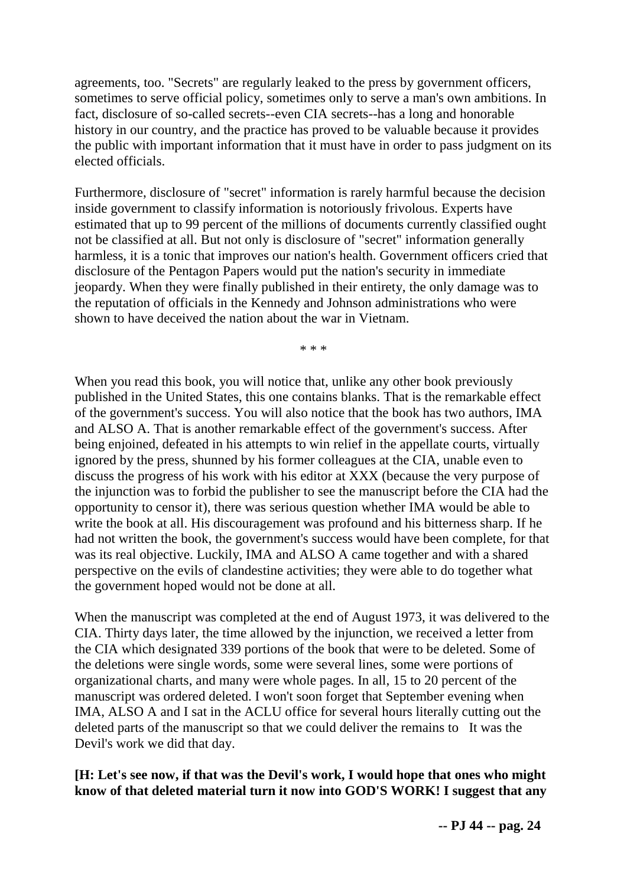agreements, too. "Secrets" are regularly leaked to the press by government officers, sometimes to serve official policy, sometimes only to serve a man's own ambitions. In fact, disclosure of so-called secrets--even CIA secrets--has a long and honorable history in our country, and the practice has proved to be valuable because it provides the public with important information that it must have in order to pass judgment on its elected officials.

Furthermore, disclosure of "secret" information is rarely harmful because the decision inside government to classify information is notoriously frivolous. Experts have estimated that up to 99 percent of the millions of documents currently classified ought not be classified at all. But not only is disclosure of "secret" information generally harmless, it is a tonic that improves our nation's health. Government officers cried that disclosure of the Pentagon Papers would put the nation's security in immediate jeopardy. When they were finally published in their entirety, the only damage was to the reputation of officials in the Kennedy and Johnson administrations who were shown to have deceived the nation about the war in Vietnam.

* * *

When you read this book, you will notice that, unlike any other book previously published in the United States, this one contains blanks. That is the remarkable effect of the government's success. You will also notice that the book has two authors, IMA and ALSO A. That is another remarkable effect of the government's success. After being enjoined, defeated in his attempts to win relief in the appellate courts, virtually ignored by the press, shunned by his former colleagues at the CIA, unable even to discuss the progress of his work with his editor at XXX (because the very purpose of the injunction was to forbid the publisher to see the manuscript before the CIA had the opportunity to censor it), there was serious question whether IMA would be able to write the book at all. His discouragement was profound and his bitterness sharp. If he had not written the book, the government's success would have been complete, for that was its real objective. Luckily, IMA and ALSO A came together and with a shared perspective on the evils of clandestine activities; they were able to do together what the government hoped would not be done at all.

When the manuscript was completed at the end of August 1973, it was delivered to the CIA. Thirty days later, the time allowed by the injunction, we received a letter from the CIA which designated 339 portions of the book that were to be deleted. Some of the deletions were single words, some were several lines, some were portions of organizational charts, and many were whole pages. In all, 15 to 20 percent of the manuscript was ordered deleted. I won't soon forget that September evening when IMA, ALSO A and I sat in the ACLU office for several hours literally cutting out the deleted parts of the manuscript so that we could deliver the remains to It was the Devil's work we did that day.

**[H: Let's see now, if that was the Devil's work, I would hope that ones who might know of that deleted material turn it now into GOD'S WORK! I suggest that any**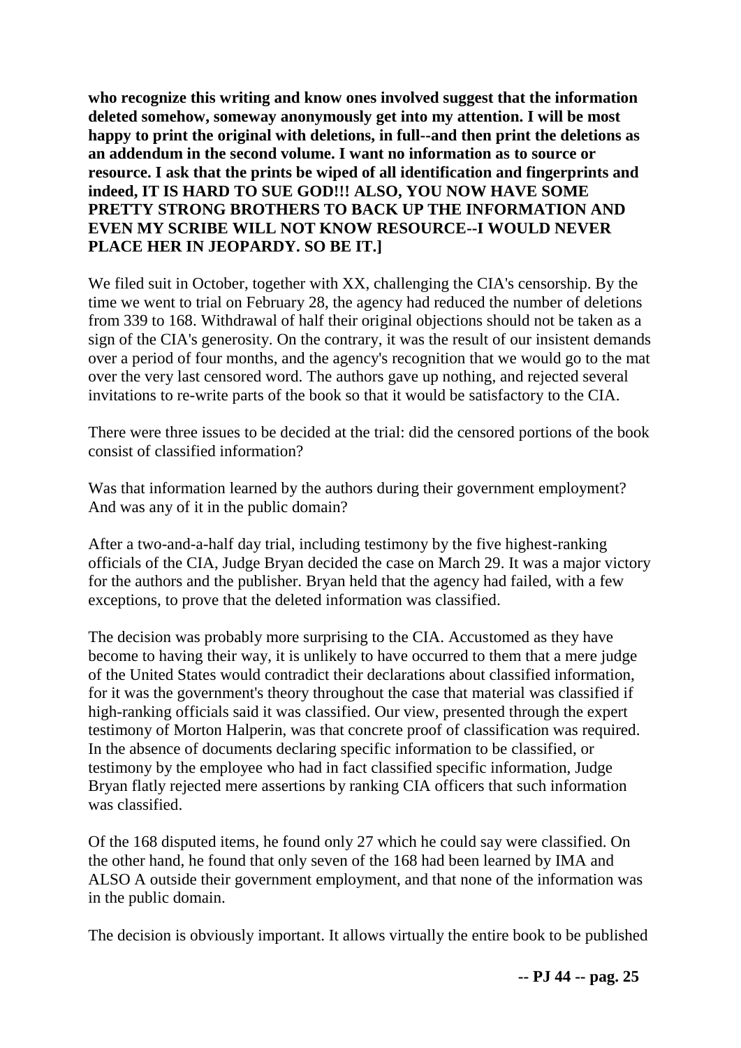**who recognize this writing and know ones involved suggest that the information deleted somehow, someway anonymously get into my attention. I will be most happy to print the original with deletions, in full--and then print the deletions as an addendum in the second volume. I want no information as to source or resource. I ask that the prints be wiped of all identification and fingerprints and indeed, IT IS HARD TO SUE GOD!!! ALSO, YOU NOW HAVE SOME PRETTY STRONG BROTHERS TO BACK UP THE INFORMATION AND EVEN MY SCRIBE WILL NOT KNOW RESOURCE--I WOULD NEVER PLACE HER IN JEOPARDY. SO BE IT.]**

We filed suit in October, together with XX, challenging the CIA's censorship. By the time we went to trial on February 28, the agency had reduced the number of deletions from 339 to 168. Withdrawal of half their original objections should not be taken as a sign of the CIA's generosity. On the contrary, it was the result of our insistent demands over a period of four months, and the agency's recognition that we would go to the mat over the very last censored word. The authors gave up nothing, and rejected several invitations to re-write parts of the book so that it would be satisfactory to the CIA.

There were three issues to be decided at the trial: did the censored portions of the book consist of classified information?

Was that information learned by the authors during their government employment? And was any of it in the public domain?

After a two-and-a-half day trial, including testimony by the five highest-ranking officials of the CIA, Judge Bryan decided the case on March 29. It was a major victory for the authors and the publisher. Bryan held that the agency had failed, with a few exceptions, to prove that the deleted information was classified.

The decision was probably more surprising to the CIA. Accustomed as they have become to having their way, it is unlikely to have occurred to them that a mere judge of the United States would contradict their declarations about classified information, for it was the government's theory throughout the case that material was classified if high-ranking officials said it was classified. Our view, presented through the expert testimony of Morton Halperin, was that concrete proof of classification was required. In the absence of documents declaring specific information to be classified, or testimony by the employee who had in fact classified specific information, Judge Bryan flatly rejected mere assertions by ranking CIA officers that such information was classified.

Of the 168 disputed items, he found only 27 which he could say were classified. On the other hand, he found that only seven of the 168 had been learned by IMA and ALSO A outside their government employment, and that none of the information was in the public domain.

The decision is obviously important. It allows virtually the entire book to be published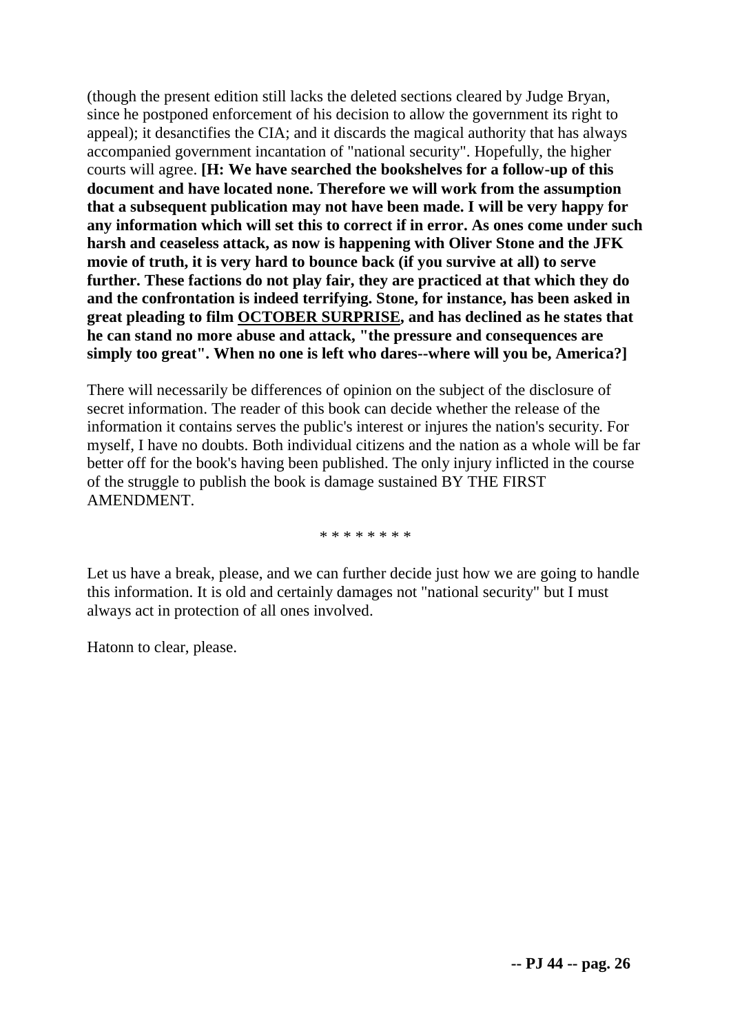(though the present edition still lacks the deleted sections cleared by Judge Bryan, since he postponed enforcement of his decision to allow the government its right to appeal); it desanctifies the CIA; and it discards the magical authority that has always accompanied government incantation of "national security". Hopefully, the higher courts will agree. **[H: We have searched the bookshelves for a follow-up of this document and have located none. Therefore we will work from the assumption that a subsequent publication may not have been made. I will be very happy for any information which will set this to correct if in error. As ones come under such harsh and ceaseless attack, as now is happening with Oliver Stone and the JFK movie of truth, it is very hard to bounce back (if you survive at all) to serve further. These factions do not play fair, they are practiced at that which they do and the confrontation is indeed terrifying. Stone, for instance, has been asked in great pleading to film <u>OCTOBER SURPRISE</u>, and has declined as he states that he can stand no more abuse and attack, "the pressure and consequences are simply too great". When no one is left who dares--where will you be, America?]**

There will necessarily be differences of opinion on the subject of the disclosure of secret information. The reader of this book can decide whether the release of the information it contains serves the public's interest or injures the nation's security. For myself, I have no doubts. Both individual citizens and the nation as a whole will be far better off for the book's having been published. The only injury inflicted in the course of the struggle to publish the book is damage sustained BY THE FIRST AMENDMENT.

* * * * * * * *

Let us have a break, please, and we can further decide just how we are going to handle this information. It is old and certainly damages not "national security" but I must always act in protection of all ones involved.

Hatonn to clear, please.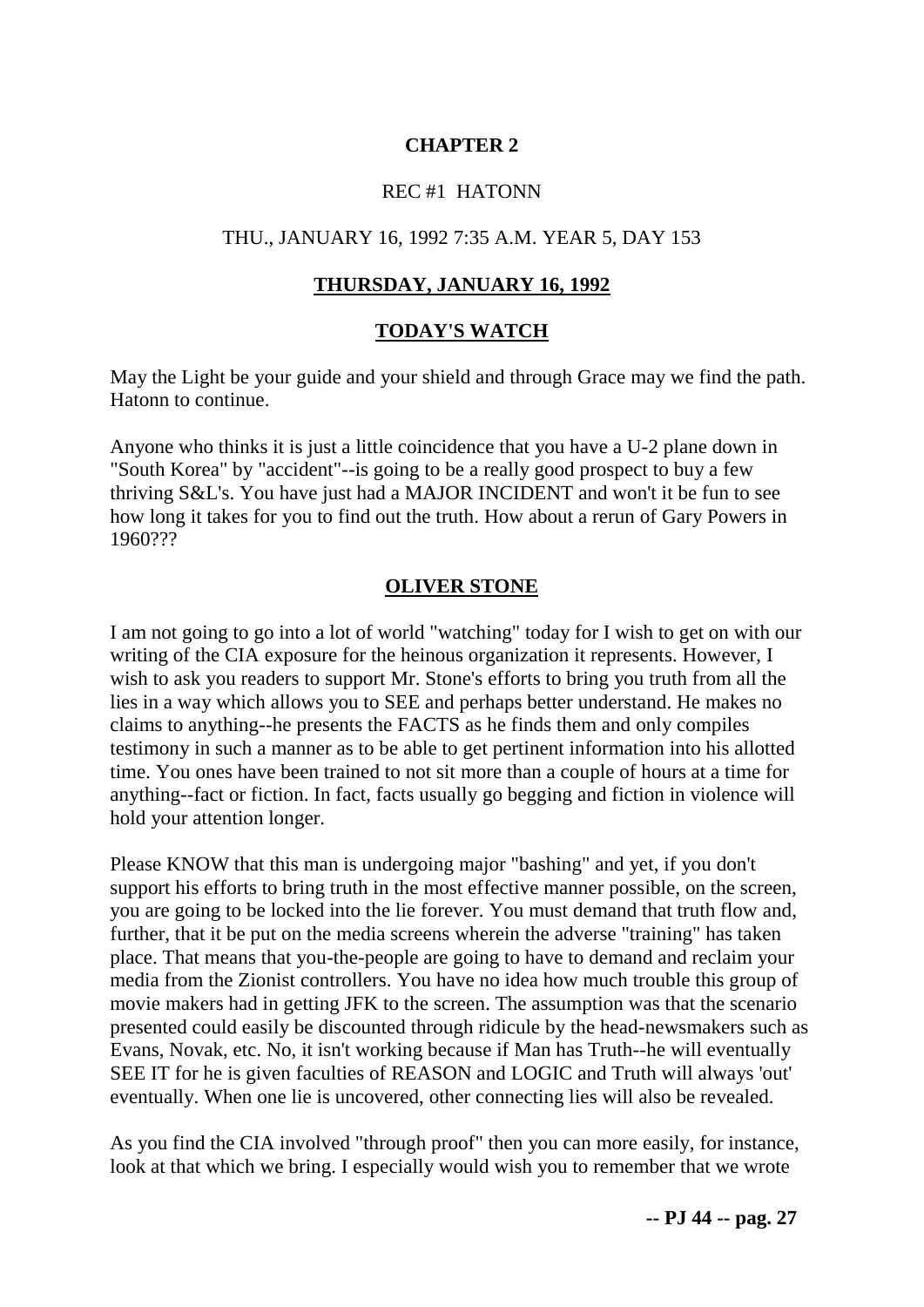## CHAPTER 2

REC #1 HATONN

THU., JANUARY 16, 1992 7:35 A.M. YEAR 5, DAY 153

### THURSDAY, JANUARY 16, 1992

### TODAY'S WATCH

May the Light be your guide and your shield and through Grace may we find the path. Hatonn to continue.

Anyone who thinks it is just a little coincidence that you have a U-2 plane down in "South Korea" by "accident"--is going to be a really good prospect to buy a few thriving S&L's. You have just had a MAJOR INCIDENT and won't it be fun to see how long it takes for you to find out the truth. How about a rerun of Gary Powers in 1960???

### OLIVER STONE

I am not going to go into a lot of world "watching" today for I wish to get on with our writing of the CIA exposure for the heinous organization it represents. However, I wish to ask you readers to support Mr. Stone's efforts to bring you truth from all the lies in a way which allows you to SEE and perhaps better understand. He makes no claims to anything--he presents the FACTS as he finds them and only compiles testimony in such a manner as to be able to get pertinent information into his allotted time. You ones have been trained to not sit more than a couple of hours at a time for anything--fact or fiction. In fact, facts usually go begging and fiction in violence will hold your attention longer.

Please KNOW that this man is undergoing major "bashing" and yet, if you don't support his efforts to bring truth in the most effective manner possible, on the screen, you are going to be locked into the lie forever. You must demand that truth flow and, further, that it be put on the media screens wherein the adverse "training" has taken place. That means that you-the-people are going to have to demand and reclaim your media from the Zionist controllers. You have no idea how much trouble this group of movie makers had in getting JFK to the screen. The assumption was that the scenario presented could easily be discounted through ridicule by the head-newsmakers such as Evans, Novak, etc. No, it isn't working because if Man has Truth--he will eventually SEE IT for he is given faculties of REASON and LOGIC and Truth will always 'out' eventually. When one lie is uncovered, other connecting lies will also be revealed.

As you find the CIA involved "through proof" then you can more easily, for instance, look at that which we bring. I especially would wish you to remember that we wrote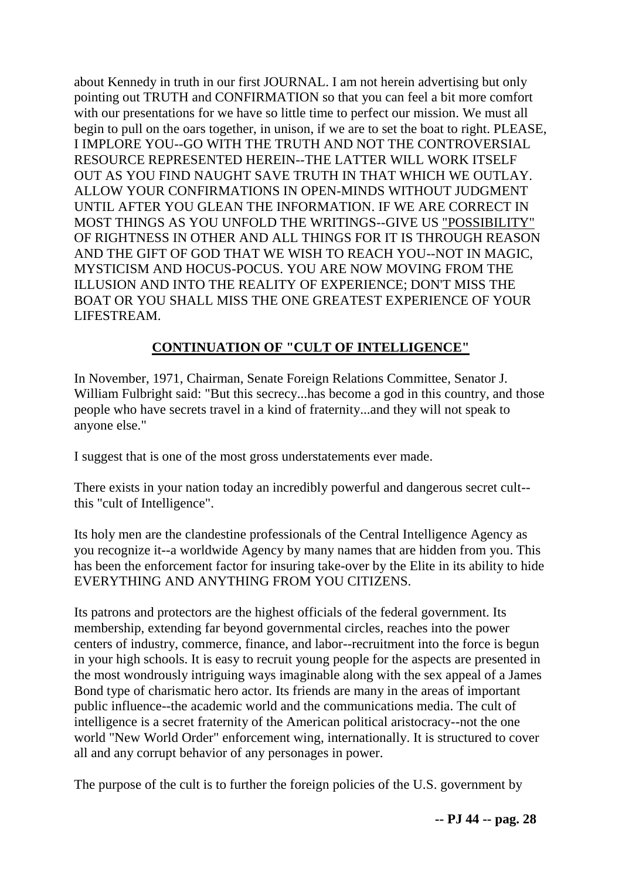about Kennedy in truth in our first JOURNAL. I am not herein advertising but only pointing out TRUTH and CONFIRMATION so that you can feel a bit more comfort with our presentations for we have so little time to perfect our mission. We must all begin to pull on the oars together, in unison, if we are to set the boat to right. PLEASE, I IMPLORE YOU--GO WITH THE TRUTH AND NOT THE CONTROVERSIAL RESOURCE REPRESENTED HEREIN--THE LATTER WILL WORK ITSELF OUT AS YOU FIND NAUGHT SAVE TRUTH IN THAT WHICH WE OUTLAY. ALLOW YOUR CONFIRMATIONS IN OPEN-MINDS WITHOUT JUDGMENT UNTIL AFTER YOU GLEAN THE INFORMATION. IF WE ARE CORRECT IN MOST THINGS AS YOU UNFOLD THE WRITINGS--GIVE US "POSSIBILITY" OF RIGHTNESS IN OTHER AND ALL THINGS FOR IT IS THROUGH REASON AND THE GIFT OF GOD THAT WE WISH TO REACH YOU--NOT IN MAGIC, MYSTICISM AND HOCUS-POCUS. YOU ARE NOW MOVING FROM THE ILLUSION AND INTO THE REALITY OF EXPERIENCE; DON'T MISS THE BOAT OR YOU SHALL MISS THE ONE GREATEST EXPERIENCE OF YOUR LIFESTREAM.

## CONTINUATION OF "CULT OF INTELLIGENCE"

In November, 1971, Chairman, Senate Foreign Relations Committee, Senator J. William Fulbright said: "But this secrecy...has become a god in this country, and those people who have secrets travel in a kind of fraternity...and they will not speak to anyone else."

I suggest that is one of the most gross understatements ever made.

There exists in your nation today an incredibly powerful and dangerous secret cult--this "cult of Intelligence".

Its holy men are the clandestine professionals of the Central Intelligence Agency as you recognize it--a worldwide Agency by many names that are hidden from you. This has been the enforcement factor for insuring take-over by the Elite in its ability to hide EVERYTHING AND ANYTHING FROM YOU CITIZENS.

Its patrons and protectors are the highest officials of the federal government. Its membership, extending far beyond governmental circles, reaches into the power centers of industry, commerce, finance, and labor--recruitment into the force is begun in your high schools. It is easy to recruit young people for the aspects are presented in the most wondrously intriguing ways imaginable along with the sex appeal of a James Bond type of charismatic hero actor. Its friends are many in the areas of important public influence--the academic world and the communications media. The cult of intelligence is a secret fraternity of the American political aristocracy--not the one world "New World Order" enforcement wing, internationally. It is structured to cover all and any corrupt behavior of any personages in power.

The purpose of the cult is to further the foreign policies of the U.S. government by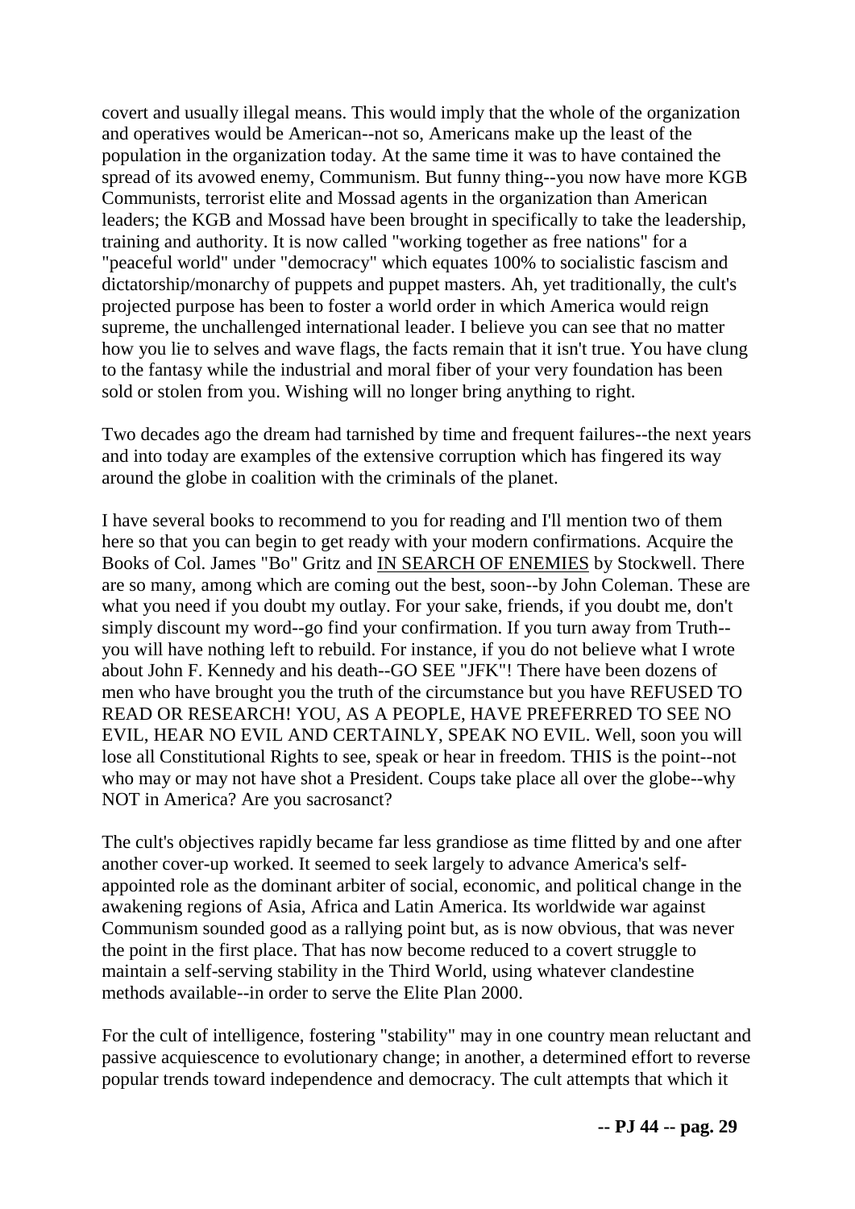covert and usually illegal means. This would imply that the whole of the organization and operatives would be American--not so, Americans make up the least of the population in the organization today. At the same time it was to have contained the spread of its avowed enemy, Communism. But funny thing--you now have more KGB Communists, terrorist elite and Mossad agents in the organization than American leaders; the KGB and Mossad have been brought in specifically to take the leadership, training and authority. It is now called "working together as free nations" for a "peaceful world" under "democracy" which equates 100% to socialistic fascism and dictatorship/monarchy of puppets and puppet masters. Ah, yet traditionally, the cult's projected purpose has been to foster a world order in which America would reign supreme, the unchallenged international leader. I believe you can see that no matter how you lie to selves and wave flags, the facts remain that it isn't true. You have clung to the fantasy while the industrial and moral fiber of your very foundation has been sold or stolen from you. Wishing will no longer bring anything to right.

Two decades ago the dream had tarnished by time and frequent failures--the next years and into today are examples of the extensive corruption which has fingered its way around the globe in coalition with the criminals of the planet.

I have several books to recommend to you for reading and I'll mention two of them here so that you can begin to get ready with your modern confirmations. Acquire the Books of Col. James "Bo" Gritz and IN SEARCH OF ENEMIES by Stockwell. There are so many, among which are coming out the best, soon--by John Coleman. These are what you need if you doubt my outlay. For your sake, friends, if you doubt me, don't simply discount my word--go find your confirmation. If you turn away from Truth--you will have nothing left to rebuild. For instance, if you do not believe what I wrote about John F. Kennedy and his death--GO SEE "JFK"! There have been dozens of men who have brought you the truth of the circumstance but you have REFUSED TO READ OR RESEARCH! YOU, AS A PEOPLE, HAVE PREFERRED TO SEE NO EVIL, HEAR NO EVIL AND CERTAINLY, SPEAK NO EVIL. Well, soon you will lose all Constitutional Rights to see, speak or hear in freedom. THIS is the point--not who may or may not have shot a President. Coups take place all over the globe--why NOT in America? Are you sacrosanct?

The cult's objectives rapidly became far less grandiose as time flitted by and one after another cover-up worked. It seemed to seek largely to advance America's self-appointed role as the dominant arbiter of social, economic, and political change in the awakening regions of Asia, Africa and Latin America. Its worldwide war against Communism sounded good as a rallying point but, as is now obvious, that was never the point in the first place. That has now become reduced to a covert struggle to maintain a self-serving stability in the Third World, using whatever clandestine methods available--in order to serve the Elite Plan 2000.

For the cult of intelligence, fostering "stability" may in one country mean reluctant and passive acquiescence to evolutionary change; in another, a determined effort to reverse popular trends toward independence and democracy. The cult attempts that which it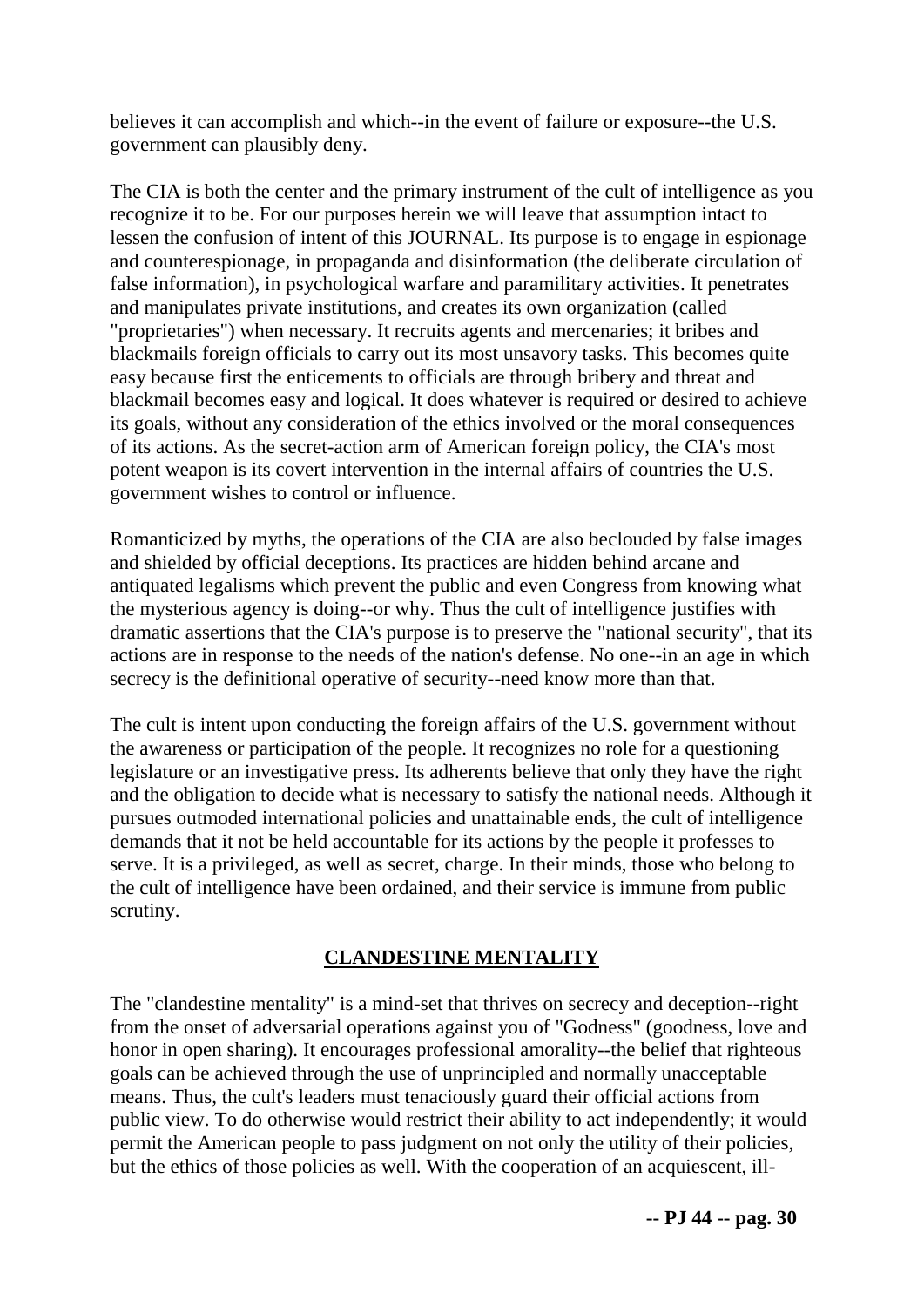believes it can accomplish and which--in the event of failure or exposure--the U.S. government can plausibly deny.

The CIA is both the center and the primary instrument of the cult of intelligence as you recognize it to be. For our purposes herein we will leave that assumption intact to lessen the confusion of intent of this JOURNAL. Its purpose is to engage in espionage and counterespionage, in propaganda and disinformation (the deliberate circulation of false information), in psychological warfare and paramilitary activities. It penetrates and manipulates private institutions, and creates its own organization (called "proprietaries") when necessary. It recruits agents and mercenaries; it bribes and blackmails foreign officials to carry out its most unsavory tasks. This becomes quite easy because first the enticements to officials are through bribery and threat and blackmail becomes easy and logical. It does whatever is required or desired to achieve its goals, without any consideration of the ethics involved or the moral consequences of its actions. As the secret-action arm of American foreign policy, the CIA's most potent weapon is its covert intervention in the internal affairs of countries the U.S. government wishes to control or influence.

Romanticized by myths, the operations of the CIA are also beclouded by false images and shielded by official deceptions. Its practices are hidden behind arcane and antiquated legalisms which prevent the public and even Congress from knowing what the mysterious agency is doing--or why. Thus the cult of intelligence justifies with dramatic assertions that the CIA's purpose is to preserve the "national security", that its actions are in response to the needs of the nation's defense. No one--in an age in which secrecy is the definitional operative of security--need know more than that.

The cult is intent upon conducting the foreign affairs of the U.S. government without the awareness or participation of the people. It recognizes no role for a questioning legislature or an investigative press. Its adherents believe that only they have the right and the obligation to decide what is necessary to satisfy the national needs. Although it pursues outmoded international policies and unattainable ends, the cult of intelligence demands that it not be held accountable for its actions by the people it professes to serve. It is a privileged, as well as secret, charge. In their minds, those who belong to the cult of intelligence have been ordained, and their service is immune from public scrutiny.

## CLANDESTINE MENTALITY

The "clandestine mentality" is a mind-set that thrives on secrecy and deception--right from the onset of adversarial operations against you of "Godness" (goodness, love and honor in open sharing). It encourages professional amorality--the belief that righteous goals can be achieved through the use of unprincipled and normally unacceptable means. Thus, the cult's leaders must tenaciously guard their official actions from public view. To do otherwise would restrict their ability to act independently; it would permit the American people to pass judgment on not only the utility of their policies, but the ethics of those policies as well. With the cooperation of an acquiescent, ill-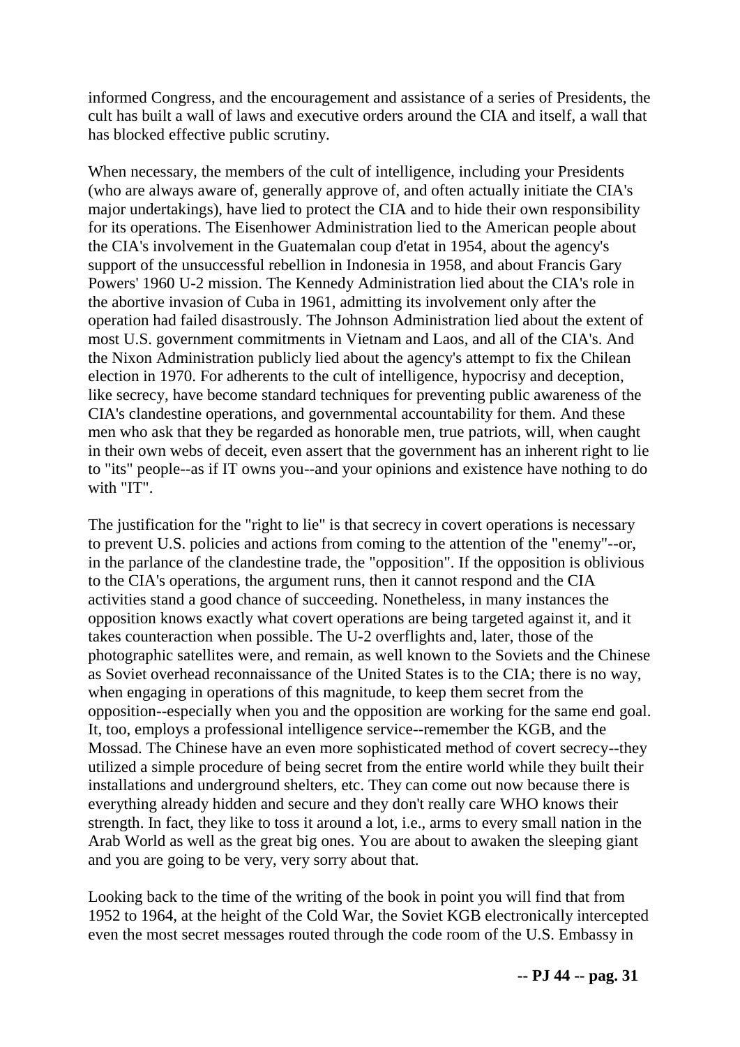informed Congress, and the encouragement and assistance of a series of Presidents, the cult has built a wall of laws and executive orders around the CIA and itself, a wall that has blocked effective public scrutiny.

When necessary, the members of the cult of intelligence, including your Presidents (who are always aware of, generally approve of, and often actually initiate the CIA's major undertakings), have lied to protect the CIA and to hide their own responsibility for its operations. The Eisenhower Administration lied to the American people about the CIA's involvement in the Guatemalan coup d'etat in 1954, about the agency's support of the unsuccessful rebellion in Indonesia in 1958, and about Francis Gary Powers' 1960 U-2 mission. The Kennedy Administration lied about the CIA's role in the abortive invasion of Cuba in 1961, admitting its involvement only after the operation had failed disastrously. The Johnson Administration lied about the extent of most U.S. government commitments in Vietnam and Laos, and all of the CIA's. And the Nixon Administration publicly lied about the agency's attempt to fix the Chilean election in 1970. For adherents to the cult of intelligence, hypocrisy and deception, like secrecy, have become standard techniques for preventing public awareness of the CIA's clandestine operations, and governmental accountability for them. And these men who ask that they be regarded as honorable men, true patriots, will, when caught in their own webs of deceit, even assert that the government has an inherent right to lie to "its" people--as if IT owns you--and your opinions and existence have nothing to do with "IT".

The justification for the "right to lie" is that secrecy in covert operations is necessary to prevent U.S. policies and actions from coming to the attention of the "enemy"--or, in the parlance of the clandestine trade, the "opposition". If the opposition is oblivious to the CIA's operations, the argument runs, then it cannot respond and the CIA activities stand a good chance of succeeding. Nonetheless, in many instances the opposition knows exactly what covert operations are being targeted against it, and it takes counteraction when possible. The U-2 overflights and, later, those of the photographic satellites were, and remain, as well known to the Soviets and the Chinese as Soviet overhead reconnaissance of the United States is to the CIA; there is no way, when engaging in operations of this magnitude, to keep them secret from the opposition--especially when you and the opposition are working for the same end goal. It, too, employs a professional intelligence service--remember the KGB, and the Mossad. The Chinese have an even more sophisticated method of covert secrecy--they utilized a simple procedure of being secret from the entire world while they built their installations and underground shelters, etc. They can come out now because there is everything already hidden and secure and they don't really care WHO knows their strength. In fact, they like to toss it around a lot, i.e., arms to every small nation in the Arab World as well as the great big ones. You are about to awaken the sleeping giant and you are going to be very, very sorry about that.

Looking back to the time of the writing of the book in point you will find that from 1952 to 1964, at the height of the Cold War, the Soviet KGB electronically intercepted even the most secret messages routed through the code room of the U.S. Embassy in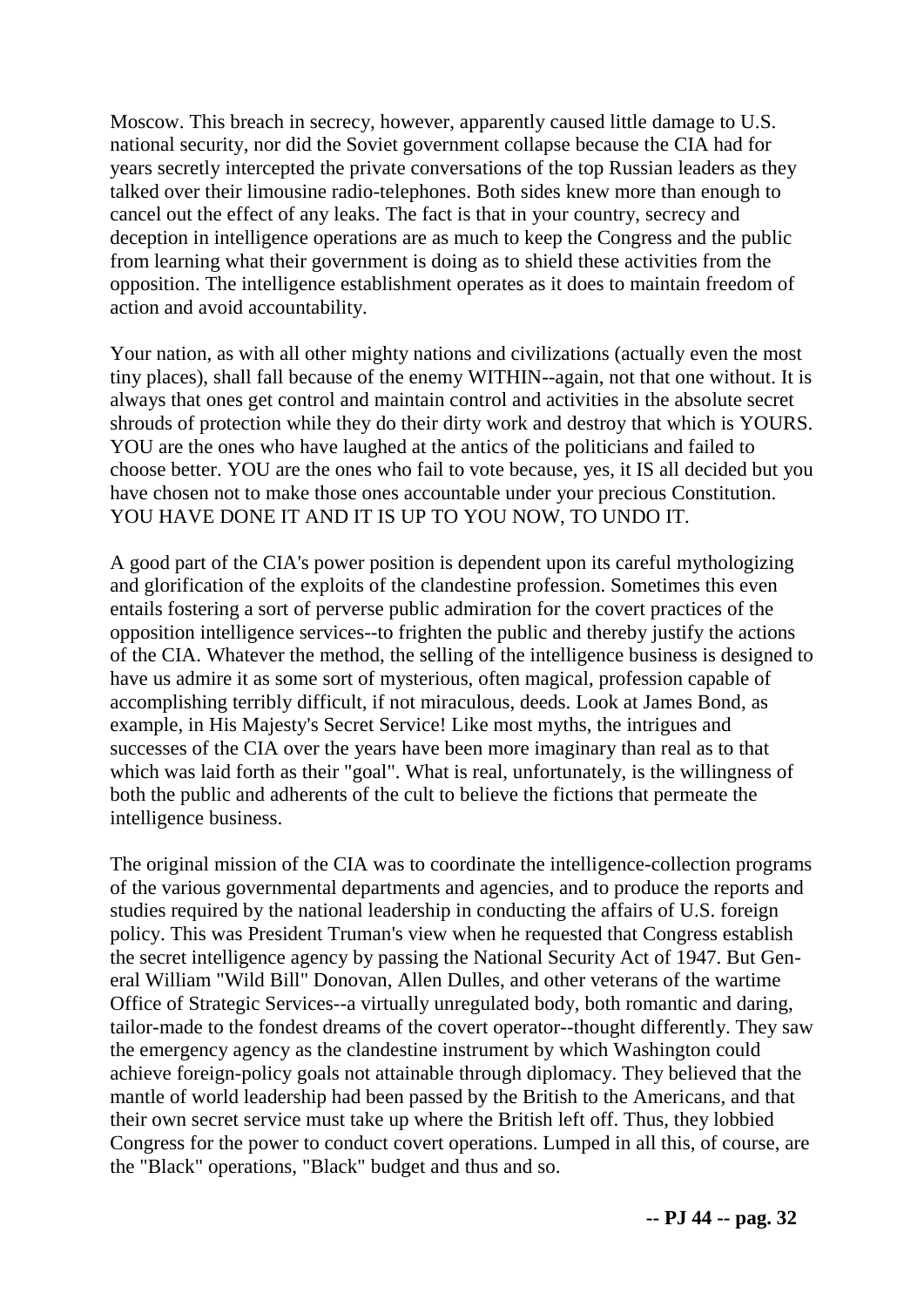Moscow. This breach in secrecy, however, apparently caused little damage to U.S. national security, nor did the Soviet government collapse because the CIA had for years secretly intercepted the private conversations of the top Russian leaders as they talked over their limousine radio-telephones. Both sides knew more than enough to cancel out the effect of any leaks. The fact is that in your country, secrecy and deception in intelligence operations are as much to keep the Congress and the public from learning what their government is doing as to shield these activities from the opposition. The intelligence establishment operates as it does to maintain freedom of action and avoid accountability.

Your nation, as with all other mighty nations and civilizations (actually even the most tiny places), shall fall because of the enemy WITHIN--again, not that one without. It is always that ones get control and maintain control and activities in the absolute secret shrouds of protection while they do their dirty work and destroy that which is YOURS. YOU are the ones who have laughed at the antics of the politicians and failed to choose better. YOU are the ones who fail to vote because, yes, it IS all decided but you have chosen not to make those ones accountable under your precious Constitution. YOU HAVE DONE IT AND IT IS UP TO YOU NOW, TO UNDO IT.

A good part of the CIA's power position is dependent upon its careful mythologizing and glorification of the exploits of the clandestine profession. Sometimes this even entails fostering a sort of perverse public admiration for the covert practices of the opposition intelligence services--to frighten the public and thereby justify the actions of the CIA. Whatever the method, the selling of the intelligence business is designed to have us admire it as some sort of mysterious, often magical, profession capable of accomplishing terribly difficult, if not miraculous, deeds. Look at James Bond, as example, in His Majesty's Secret Service! Like most myths, the intrigues and successes of the CIA over the years have been more imaginary than real as to that which was laid forth as their "goal". What is real, unfortunately, is the willingness of both the public and adherents of the cult to believe the fictions that permeate the intelligence business.

The original mission of the CIA was to coordinate the intelligence-collection programs of the various governmental departments and agencies, and to produce the reports and studies required by the national leadership in conducting the affairs of U.S. foreign policy. This was President Truman's view when he requested that Congress establish the secret intelligence agency by passing the National Security Act of 1947. But General William "Wild Bill" Donovan, Allen Dulles, and other veterans of the wartime Office of Strategic Services--a virtually unregulated body, both romantic and daring, tailor-made to the fondest dreams of the covert operator--thought differently. They saw the emergency agency as the clandestine instrument by which Washington could achieve foreign-policy goals not attainable through diplomacy. They believed that the mantle of world leadership had been passed by the British to the Americans, and that their own secret service must take up where the British left off. Thus, they lobbied Congress for the power to conduct covert operations. Lumped in all this, of course, are the "Black" operations, "Black" budget and thus and so.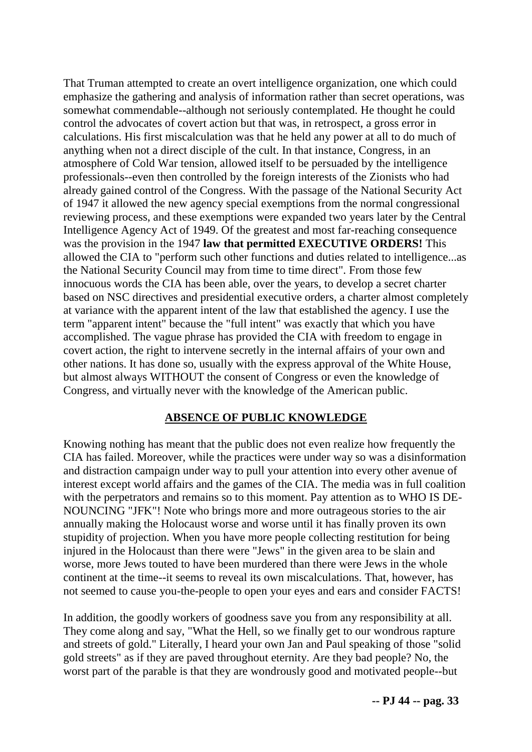That Truman attempted to create an overt intelligence organization, one which could emphasize the gathering and analysis of information rather than secret operations, was somewhat commendable--although not seriously contemplated. He thought he could control the advocates of covert action but that was, in retrospect, a gross error in calculations. His first miscalculation was that he held any power at all to do much of anything when not a direct disciple of the cult. In that instance, Congress, in an atmosphere of Cold War tension, allowed itself to be persuaded by the intelligence professionals--even then controlled by the foreign interests of the Zionists who had already gained control of the Congress. With the passage of the National Security Act of 1947 it allowed the new agency special exemptions from the normal congressional reviewing process, and these exemptions were expanded two years later by the Central Intelligence Agency Act of 1949. Of the greatest and most far-reaching consequence was the provision in the 1947 **law that permitted EXECUTIVE ORDERS!** This allowed the CIA to "perform such other functions and duties related to intelligence...as the National Security Council may from time to time direct". From those few innocuous words the CIA has been able, over the years, to develop a secret charter based on NSC directives and presidential executive orders, a charter almost completely at variance with the apparent intent of the law that established the agency. I use the term "apparent intent" because the "full intent" was exactly that which you have accomplished. The vague phrase has provided the CIA with freedom to engage in covert action, the right to intervene secretly in the internal affairs of your own and other nations. It has done so, usually with the express approval of the White House, but almost always WITHOUT the consent of Congress or even the knowledge of Congress, and virtually never with the knowledge of the American public.

## ABSENCE OF PUBLIC KNOWLEDGE

Knowing nothing has meant that the public does not even realize how frequently the CIA has failed. Moreover, while the practices were under way so was a disinformation and distraction campaign under way to pull your attention into every other avenue of interest except world affairs and the games of the CIA. The media was in full coalition with the perpetrators and remains so to this moment. Pay attention as to WHO IS DENOUNCING "JFK"! Note who brings more and more outrageous stories to the air annually making the Holocaust worse and worse until it has finally proven its own stupidity of projection. When you have more people collecting restitution for being injured in the Holocaust than there were "Jews" in the given area to be slain and worse, more Jews touted to have been murdered than there were Jews in the whole continent at the time--it seems to reveal its own miscalculations. That, however, has not seemed to cause you-the-people to open your eyes and ears and consider FACTS!

In addition, the goodly workers of goodness save you from any responsibility at all. They come along and say, "What the Hell, so we finally get to our wondrous rapture and streets of gold." Literally, I heard your own Jan and Paul speaking of those "solid gold streets" as if they are paved throughout eternity. Are they bad people? No, the worst part of the parable is that they are wondrously good and motivated people--but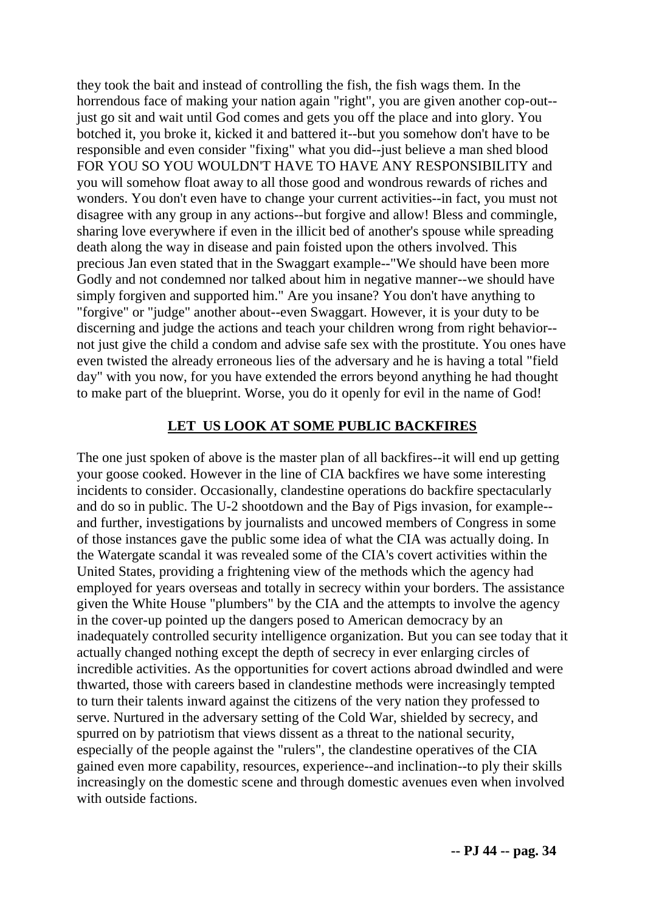they took the bait and instead of controlling the fish, the fish wags them. In the horrendous face of making your nation again "right", you are given another cop-out--just go sit and wait until God comes and gets you off the place and into glory. You botched it, you broke it, kicked it and battered it--but you somehow don't have to be responsible and even consider "fixing" what you did--just believe a man shed blood FOR YOU SO YOU WOULDN'T HAVE TO HAVE ANY RESPONSIBILITY and you will somehow float away to all those good and wondrous rewards of riches and wonders. You don't even have to change your current activities--in fact, you must not disagree with any group in any actions--but forgive and allow! Bless and commingle, sharing love everywhere if even in the illicit bed of another's spouse while spreading death along the way in disease and pain foisted upon the others involved. This precious Jan even stated that in the Swaggart example--"We should have been more Godly and not condemned nor talked about him in negative manner--we should have simply forgiven and supported him." Are you insane? You don't have anything to "forgive" or "judge" another about--even Swaggart. However, it is your duty to be discerning and judge the actions and teach your children wrong from right behavior--not just give the child a condom and advise safe sex with the prostitute. You ones have even twisted the already erroneous lies of the adversary and he is having a total "field day" with you now, for you have extended the errors beyond anything he had thought to make part of the blueprint. Worse, you do it openly for evil in the name of God!

## LET US LOOK AT SOME PUBLIC BACKFIRES

The one just spoken of above is the master plan of all backfires--it will end up getting your goose cooked. However in the line of CIA backfires we have some interesting incidents to consider. Occasionally, clandestine operations do backfire spectacularly and do so in public. The U-2 shootdown and the Bay of Pigs invasion, for example--and further, investigations by journalists and uncowed members of Congress in some of those instances gave the public some idea of what the CIA was actually doing. In the Watergate scandal it was revealed some of the CIA's covert activities within the United States, providing a frightening view of the methods which the agency had employed for years overseas and totally in secrecy within your borders. The assistance given the White House "plumbers" by the CIA and the attempts to involve the agency in the cover-up pointed up the dangers posed to American democracy by an inadequately controlled security intelligence organization. But you can see today that it actually changed nothing except the depth of secrecy in ever enlarging circles of incredible activities. As the opportunities for covert actions abroad dwindled and were thwarted, those with careers based in clandestine methods were increasingly tempted to turn their talents inward against the citizens of the very nation they professed to serve. Nurtured in the adversary setting of the Cold War, shielded by secrecy, and spurred on by patriotism that views dissent as a threat to the national security, especially of the people against the "rulers", the clandestine operatives of the CIA gained even more capability, resources, experience--and inclination--to ply their skills increasingly on the domestic scene and through domestic avenues even when involved with outside factions.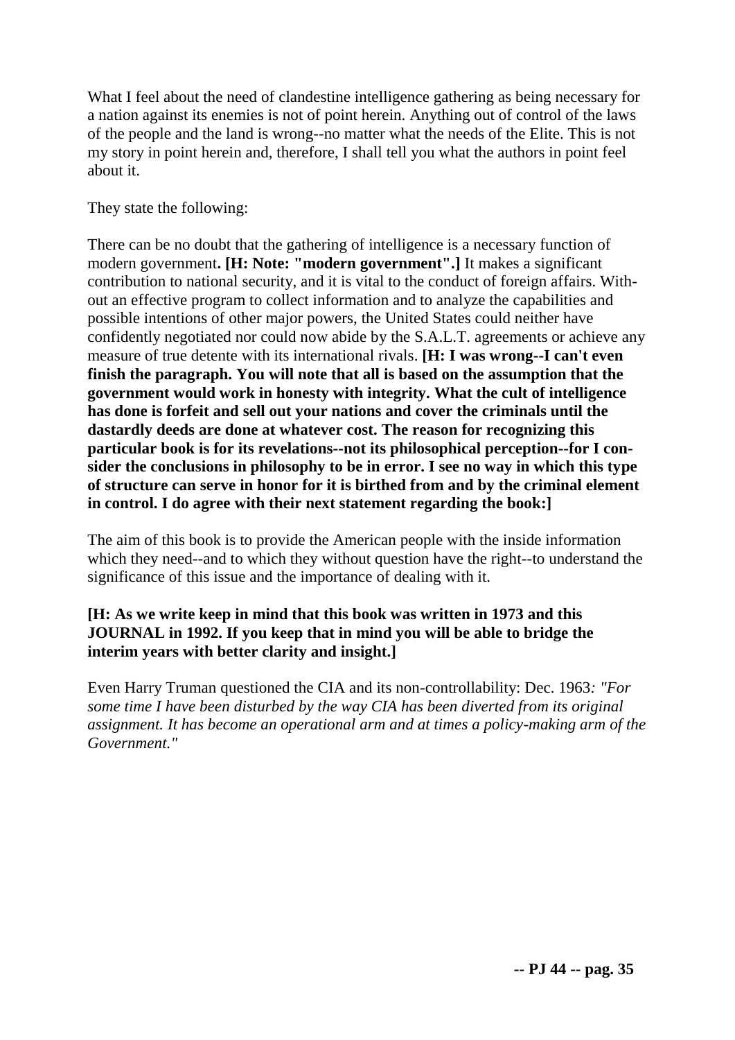What I feel about the need of clandestine intelligence gathering as being necessary for a nation against its enemies is not of point herein. Anything out of control of the laws of the people and the land is wrong--no matter what the needs of the Elite. This is not my story in point herein and, therefore, I shall tell you what the authors in point feel about it.

They state the following:

There can be no doubt that the gathering of intelligence is a necessary function of modern government**. [H: Note: "modern government".]** It makes a significant contribution to national security, and it is vital to the conduct of foreign affairs. Without an effective program to collect information and to analyze the capabilities and possible intentions of other major powers, the United States could neither have confidently negotiated nor could now abide by the S.A.L.T. agreements or achieve any measure of true detente with its international rivals. **[H: I was wrong--I can't even finish the paragraph. You will note that all is based on the assumption that the government would work in honesty with integrity. What the cult of intelligence has done is forfeit and sell out your nations and cover the criminals until the dastardly deeds are done at whatever cost. The reason for recognizing this particular book is for its revelations--not its philosophical perception--for I consider the conclusions in philosophy to be in error. I see no way in which this type of structure can serve in honor for it is birthed from and by the criminal element in control. I do agree with their next statement regarding the book:]**

The aim of this book is to provide the American people with the inside information which they need--and to which they without question have the right--to understand the significance of this issue and the importance of dealing with it.

**[H: As we write keep in mind that this book was written in 1973 and this JOURNAL in 1992. If you keep that in mind you will be able to bridge the interim years with better clarity and insight.]**

Even Harry Truman questioned the CIA and its non-controllability: Dec. 1963*: "For some time I have been disturbed by the way CIA has been diverted from its original assignment. It has become an operational arm and at times a policy-making arm of the Government."*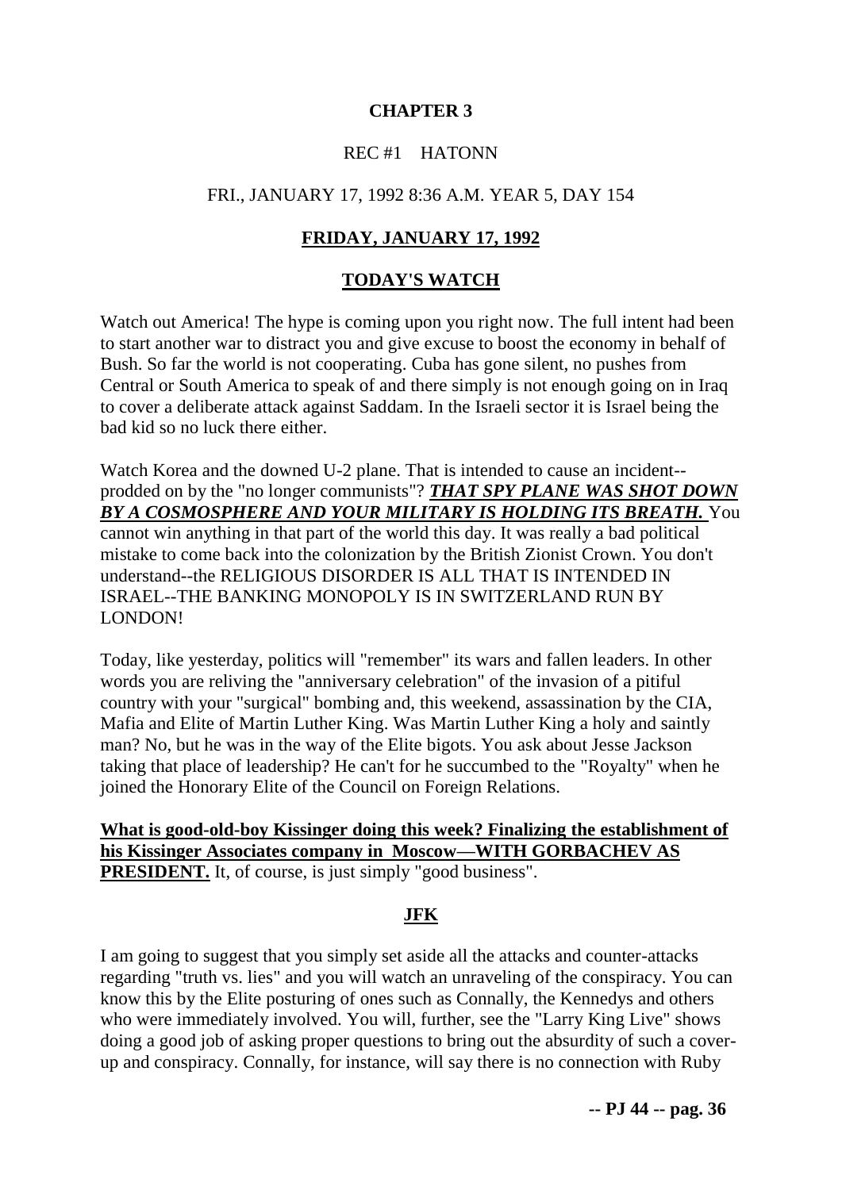# CHAPTER 3

REC #1 HATONN

FRI., JANUARY 17, 1992 8:36 A.M. YEAR 5, DAY 154

## FRIDAY, JANUARY 17, 1992

## TODAY'S WATCH

Watch out America! The hype is coming upon you right now. The full intent had been to start another war to distract you and give excuse to boost the economy in behalf of Bush. So far the world is not cooperating. Cuba has gone silent, no pushes from Central or South America to speak of and there simply is not enough going on in Iraq to cover a deliberate attack against Saddam. In the Israeli sector it is Israel being the bad kid so no luck there either.

Watch Korea and the downed U-2 plane. That is intended to cause an incident--prodded on by the "no longer communists"? ***THAT SPY PLANE WAS SHOT DOWN BY A COSMOSPHERE AND YOUR MILITARY IS HOLDING ITS BREATH.*** You cannot win anything in that part of the world this day. It was really a bad political mistake to come back into the colonization by the British Zionist Crown. You don't understand--the RELIGIOUS DISORDER IS ALL THAT IS INTENDED IN ISRAEL--THE BANKING MONOPOLY IS IN SWITZERLAND RUN BY LONDON!

Today, like yesterday, politics will "remember" its wars and fallen leaders. In other words you are reliving the "anniversary celebration" of the invasion of a pitiful country with your "surgical" bombing and, this weekend, assassination by the CIA, Mafia and Elite of Martin Luther King. Was Martin Luther King a holy and saintly man? No, but he was in the way of the Elite bigots. You ask about Jesse Jackson taking that place of leadership? He can't for he succumbed to the "Royalty" when he joined the Honorary Elite of the Council on Foreign Relations.

**What is good-old-boy Kissinger doing this week? Finalizing the establishment of his Kissinger Associates company in Moscow—WITH GORBACHEV AS PRESIDENT.** It, of course, is just simply "good business".

## JFK

I am going to suggest that you simply set aside all the attacks and counter-attacks regarding "truth vs. lies" and you will watch an unraveling of the conspiracy. You can know this by the Elite posturing of ones such as Connally, the Kennedys and others who were immediately involved. You will, further, see the "Larry King Live" shows doing a good job of asking proper questions to bring out the absurdity of such a cover-up and conspiracy. Connally, for instance, will say there is no connection with Ruby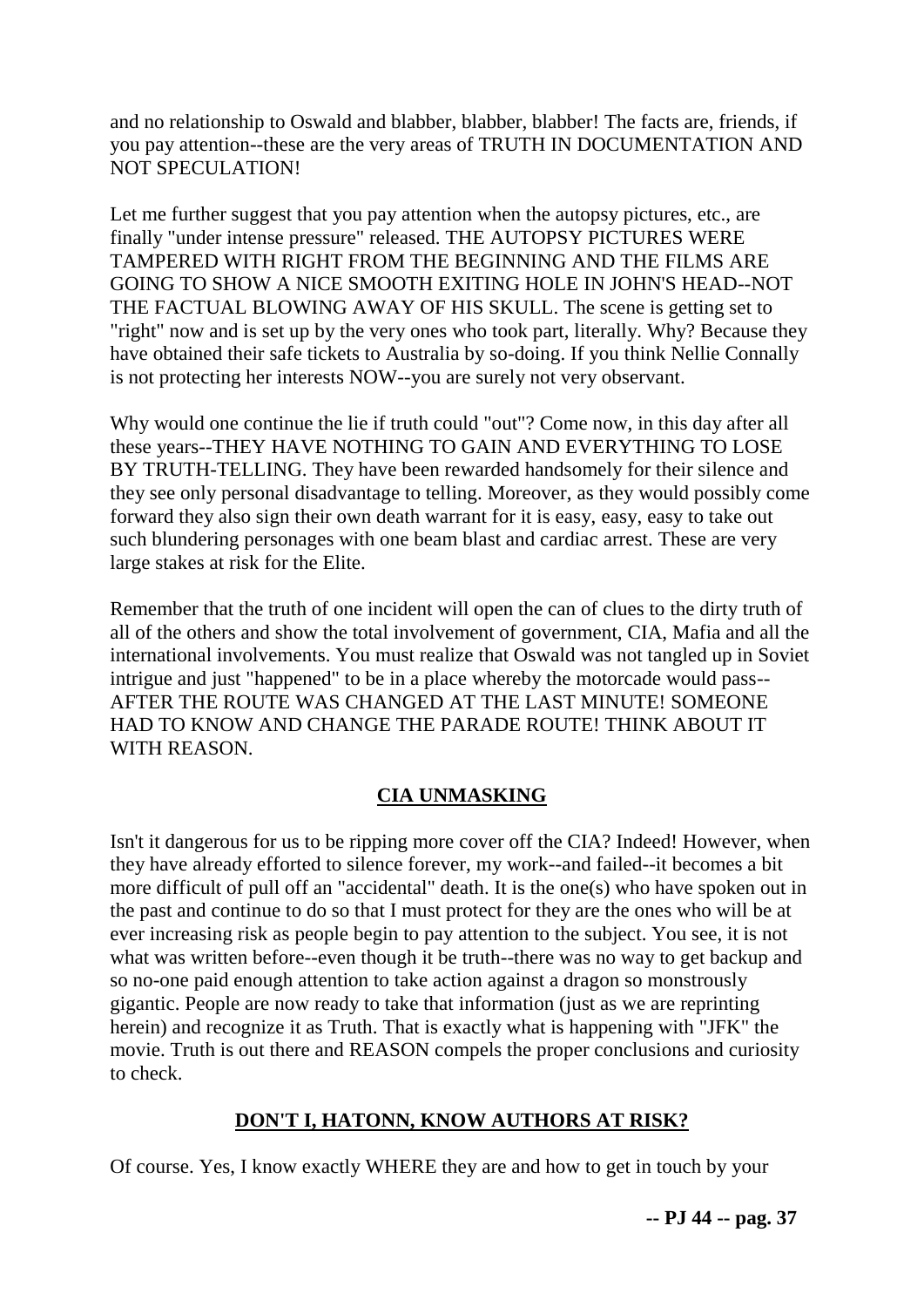and no relationship to Oswald and blabber, blabber, blabber! The facts are, friends, if you pay attention--these are the very areas of TRUTH IN DOCUMENTATION AND NOT SPECULATION!

Let me further suggest that you pay attention when the autopsy pictures, etc., are finally "under intense pressure" released. THE AUTOPSY PICTURES WERE TAMPERED WITH RIGHT FROM THE BEGINNING AND THE FILMS ARE GOING TO SHOW A NICE SMOOTH EXITING HOLE IN JOHN'S HEAD--NOT THE FACTUAL BLOWING AWAY OF HIS SKULL. The scene is getting set to "right" now and is set up by the very ones who took part, literally. Why? Because they have obtained their safe tickets to Australia by so-doing. If you think Nellie Connally is not protecting her interests NOW--you are surely not very observant.

Why would one continue the lie if truth could "out"? Come now, in this day after all these years--THEY HAVE NOTHING TO GAIN AND EVERYTHING TO LOSE BY TRUTH-TELLING. They have been rewarded handsomely for their silence and they see only personal disadvantage to telling. Moreover, as they would possibly come forward they also sign their own death warrant for it is easy, easy, easy to take out such blundering personages with one beam blast and cardiac arrest. These are very large stakes at risk for the Elite.

Remember that the truth of one incident will open the can of clues to the dirty truth of all of the others and show the total involvement of government, CIA, Mafia and all the international involvements. You must realize that Oswald was not tangled up in Soviet intrigue and just "happened" to be in a place whereby the motorcade would pass--AFTER THE ROUTE WAS CHANGED AT THE LAST MINUTE! SOMEONE HAD TO KNOW AND CHANGE THE PARADE ROUTE! THINK ABOUT IT WITH REASON.

## CIA UNMASKING

Isn't it dangerous for us to be ripping more cover off the CIA? Indeed! However, when they have already efforted to silence forever, my work--and failed--it becomes a bit more difficult of pull off an "accidental" death. It is the one(s) who have spoken out in the past and continue to do so that I must protect for they are the ones who will be at ever increasing risk as people begin to pay attention to the subject. You see, it is not what was written before--even though it be truth--there was no way to get backup and so no-one paid enough attention to take action against a dragon so monstrously gigantic. People are now ready to take that information (just as we are reprinting herein) and recognize it as Truth. That is exactly what is happening with "JFK" the movie. Truth is out there and REASON compels the proper conclusions and curiosity to check.

## DON'T I, HATONN, KNOW AUTHORS AT RISK?

Of course. Yes, I know exactly WHERE they are and how to get in touch by your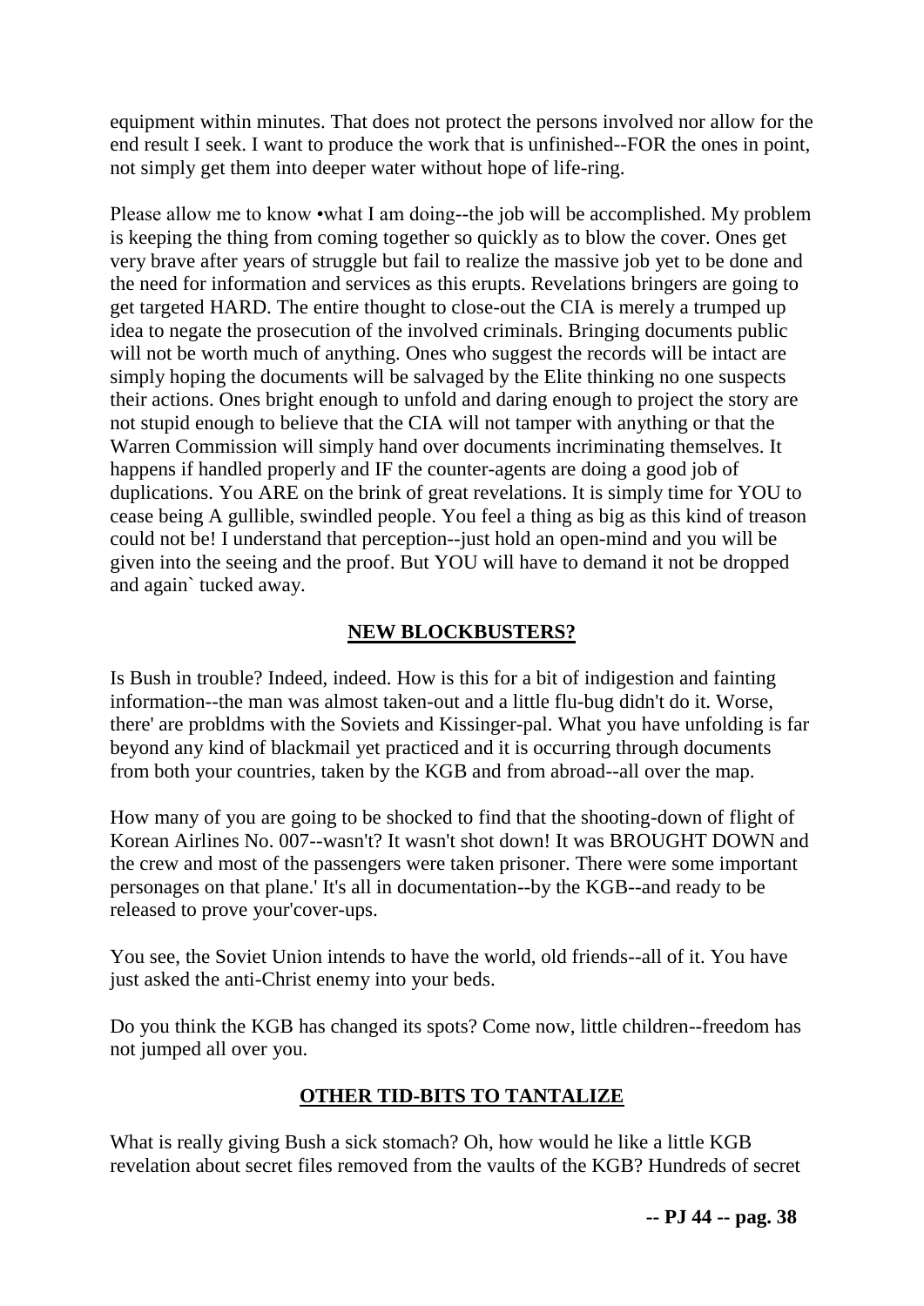equipment within minutes. That does not protect the persons involved nor allow for the end result I seek. I want to produce the work that is unfinished--FOR the ones in point, not simply get them into deeper water without hope of life-ring.

Please allow me to know •what I am doing--the job will be accomplished. My problem is keeping the thing from coming together so quickly as to blow the cover. Ones get very brave after years of struggle but fail to realize the massive job yet to be done and the need for information and services as this erupts. Revelations bringers are going to get targeted HARD. The entire thought to close-out the CIA is merely a trumped up idea to negate the prosecution of the involved criminals. Bringing documents public will not be worth much of anything. Ones who suggest the records will be intact are simply hoping the documents will be salvaged by the Elite thinking no one suspects their actions. Ones bright enough to unfold and daring enough to project the story are not stupid enough to believe that the CIA will not tamper with anything or that the Warren Commission will simply hand over documents incriminating themselves. It happens if handled properly and IF the counter-agents are doing a good job of duplications. You ARE on the brink of great revelations. It is simply time for YOU to cease being A gullible, swindled people. You feel a thing as big as this kind of treason could not be! I understand that perception--just hold an open-mind and you will be given into the seeing and the proof. But YOU will have to demand it not be dropped and again` tucked away.

## NEW BLOCKBUSTERS?

Is Bush in trouble? Indeed, indeed. How is this for a bit of indigestion and fainting information--the man was almost taken-out and a little flu-bug didn't do it. Worse, there' are probldms with the Soviets and Kissinger-pal. What you have unfolding is far beyond any kind of blackmail yet practiced and it is occurring through documents from both your countries, taken by the KGB and from abroad--all over the map.

How many of you are going to be shocked to find that the shooting-down of flight of Korean Airlines No. 007--wasn't? It wasn't shot down! It was BROUGHT DOWN and the crew and most of the passengers were taken prisoner. There were some important personages on that plane.' It's all in documentation--by the KGB--and ready to be released to prove your'cover-ups.

You see, the Soviet Union intends to have the world, old friends--all of it. You have just asked the anti-Christ enemy into your beds.

Do you think the KGB has changed its spots? Come now, little children--freedom has not jumped all over you.

## OTHER TID-BITS TO TANTALIZE

What is really giving Bush a sick stomach? Oh, how would he like a little KGB revelation about secret files removed from the vaults of the KGB? Hundreds of secret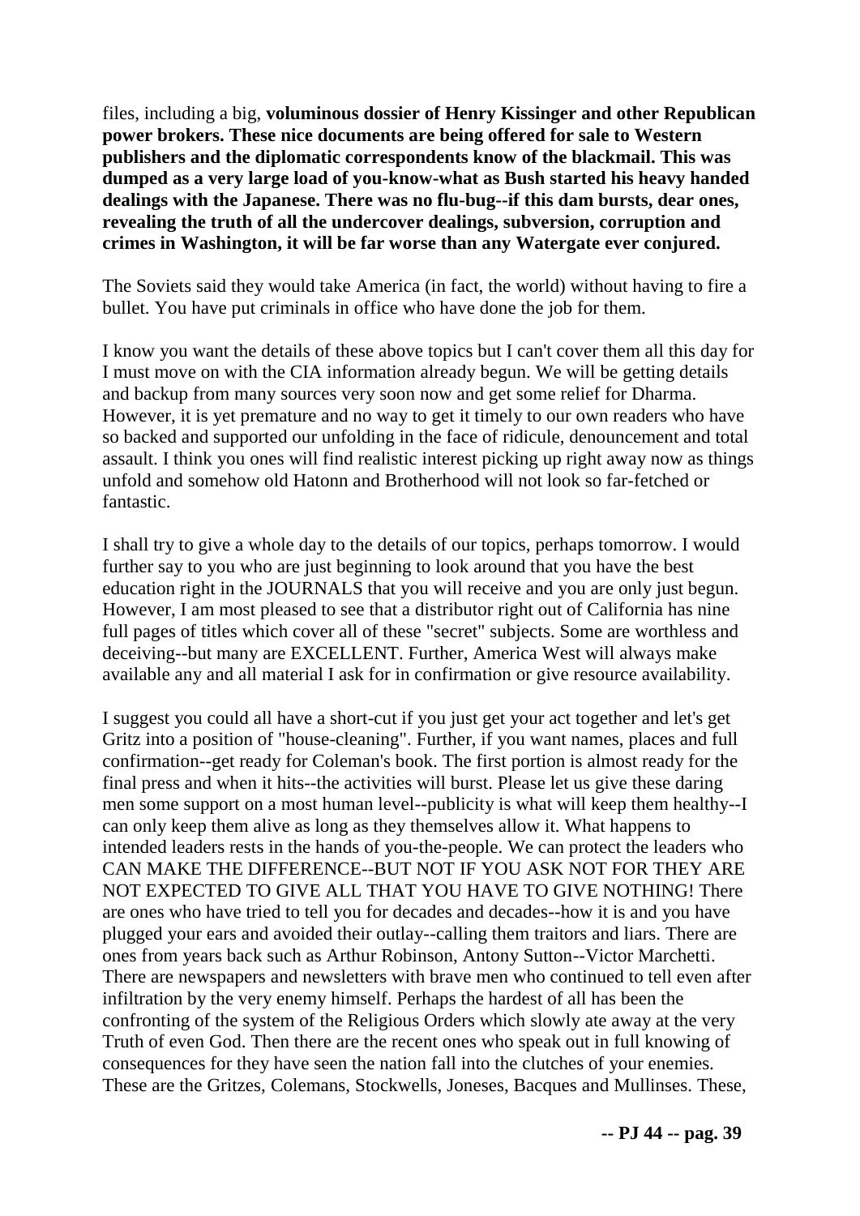files, including a big, **voluminous dossier of Henry Kissinger and other Republican power brokers. These nice documents are being offered for sale to Western publishers and the diplomatic correspondents know of the blackmail. This was dumped as a very large load of you-know-what as Bush started his heavy handed dealings with the Japanese. There was no flu-bug--if this dam bursts, dear ones, revealing the truth of all the undercover dealings, subversion, corruption and crimes in Washington, it will be far worse than any Watergate ever conjured.**

The Soviets said they would take America (in fact, the world) without having to fire a bullet. You have put criminals in office who have done the job for them.

I know you want the details of these above topics but I can't cover them all this day for I must move on with the CIA information already begun. We will be getting details and backup from many sources very soon now and get some relief for Dharma. However, it is yet premature and no way to get it timely to our own readers who have so backed and supported our unfolding in the face of ridicule, denouncement and total assault. I think you ones will find realistic interest picking up right away now as things unfold and somehow old Hatonn and Brotherhood will not look so far-fetched or fantastic.

I shall try to give a whole day to the details of our topics, perhaps tomorrow. I would further say to you who are just beginning to look around that you have the best education right in the JOURNALS that you will receive and you are only just begun. However, I am most pleased to see that a distributor right out of California has nine full pages of titles which cover all of these "secret" subjects. Some are worthless and deceiving--but many are EXCELLENT. Further, America West will always make available any and all material I ask for in confirmation or give resource availability.

I suggest you could all have a short-cut if you just get your act together and let's get Gritz into a position of "house-cleaning". Further, if you want names, places and full confirmation--get ready for Coleman's book. The first portion is almost ready for the final press and when it hits--the activities will burst. Please let us give these daring men some support on a most human level--publicity is what will keep them healthy--I can only keep them alive as long as they themselves allow it. What happens to intended leaders rests in the hands of you-the-people. We can protect the leaders who CAN MAKE THE DIFFERENCE--BUT NOT IF YOU ASK NOT FOR THEY ARE NOT EXPECTED TO GIVE ALL THAT YOU HAVE TO GIVE NOTHING! There are ones who have tried to tell you for decades and decades--how it is and you have plugged your ears and avoided their outlay--calling them traitors and liars. There are ones from years back such as Arthur Robinson, Antony Sutton--Victor Marchetti. There are newspapers and newsletters with brave men who continued to tell even after infiltration by the very enemy himself. Perhaps the hardest of all has been the confronting of the system of the Religious Orders which slowly ate away at the very Truth of even God. Then there are the recent ones who speak out in full knowing of consequences for they have seen the nation fall into the clutches of your enemies. These are the Gritzes, Colemans, Stockwells, Joneses, Bacques and Mullinses. These,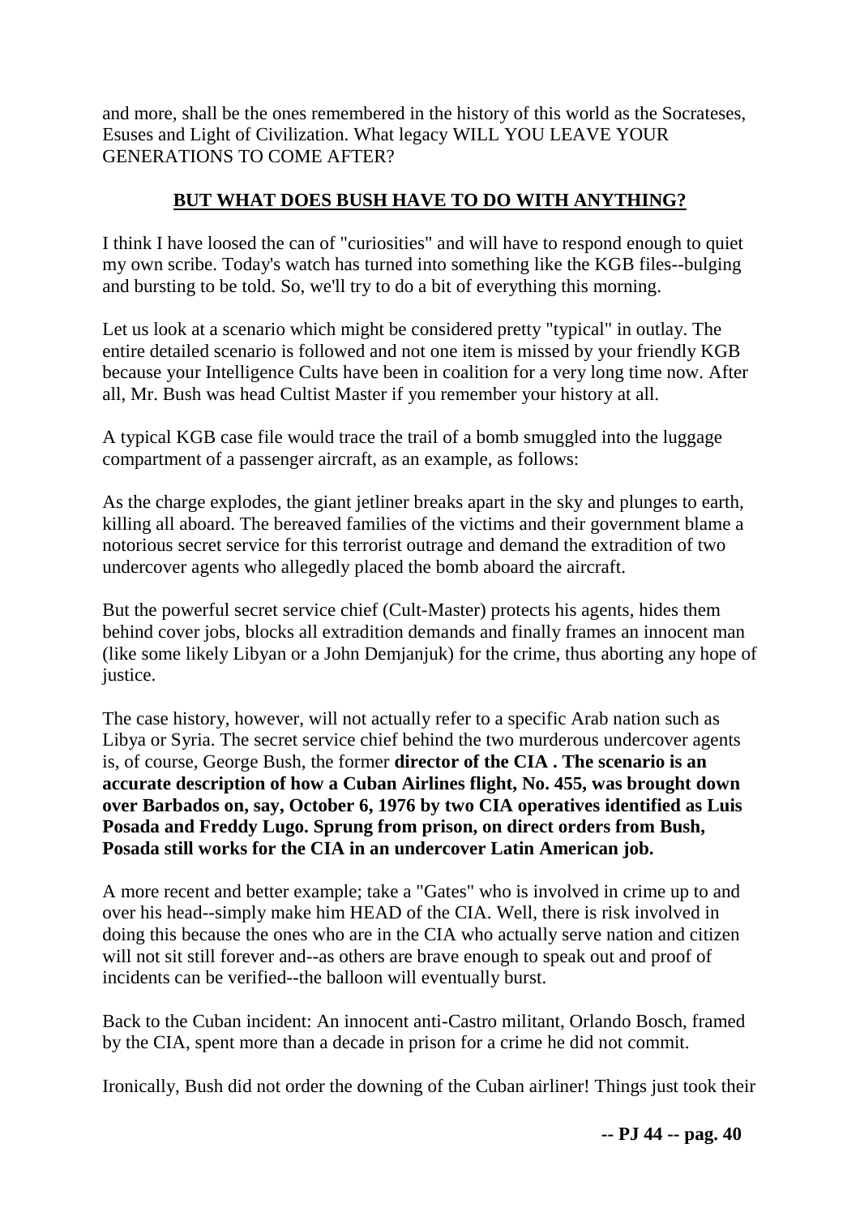and more, shall be the ones remembered in the history of this world as the Socrateses, Esuses and Light of Civilization. What legacy WILL YOU LEAVE YOUR GENERATIONS TO COME AFTER?

## BUT WHAT DOES BUSH HAVE TO DO WITH ANYTHING?

I think I have loosed the can of "curiosities" and will have to respond enough to quiet my own scribe. Today's watch has turned into something like the KGB files--bulging and bursting to be told. So, we'll try to do a bit of everything this morning.

Let us look at a scenario which might be considered pretty "typical" in outlay. The entire detailed scenario is followed and not one item is missed by your friendly KGB because your Intelligence Cults have been in coalition for a very long time now. After all, Mr. Bush was head Cultist Master if you remember your history at all.

A typical KGB case file would trace the trail of a bomb smuggled into the luggage compartment of a passenger aircraft, as an example, as follows:

As the charge explodes, the giant jetliner breaks apart in the sky and plunges to earth, killing all aboard. The bereaved families of the victims and their government blame a notorious secret service for this terrorist outrage and demand the extradition of two undercover agents who allegedly placed the bomb aboard the aircraft.

But the powerful secret service chief (Cult-Master) protects his agents, hides them behind cover jobs, blocks all extradition demands and finally frames an innocent man (like some likely Libyan or a John Demjanjuk) for the crime, thus aborting any hope of justice.

The case history, however, will not actually refer to a specific Arab nation such as Libya or Syria. The secret service chief behind the two murderous undercover agents is, of course, George Bush, the former **director of the CIA . The scenario is an accurate description of how a Cuban Airlines flight, No. 455, was brought down over Barbados on, say, October 6, 1976 by two CIA operatives identified as Luis Posada and Freddy Lugo. Sprung from prison, on direct orders from Bush, Posada still works for the CIA in an undercover Latin American job.**

A more recent and better example; take a "Gates" who is involved in crime up to and over his head--simply make him HEAD of the CIA. Well, there is risk involved in doing this because the ones who are in the CIA who actually serve nation and citizen will not sit still forever and--as others are brave enough to speak out and proof of incidents can be verified--the balloon will eventually burst.

Back to the Cuban incident: An innocent anti-Castro militant, Orlando Bosch, framed by the CIA, spent more than a decade in prison for a crime he did not commit.

Ironically, Bush did not order the downing of the Cuban airliner! Things just took their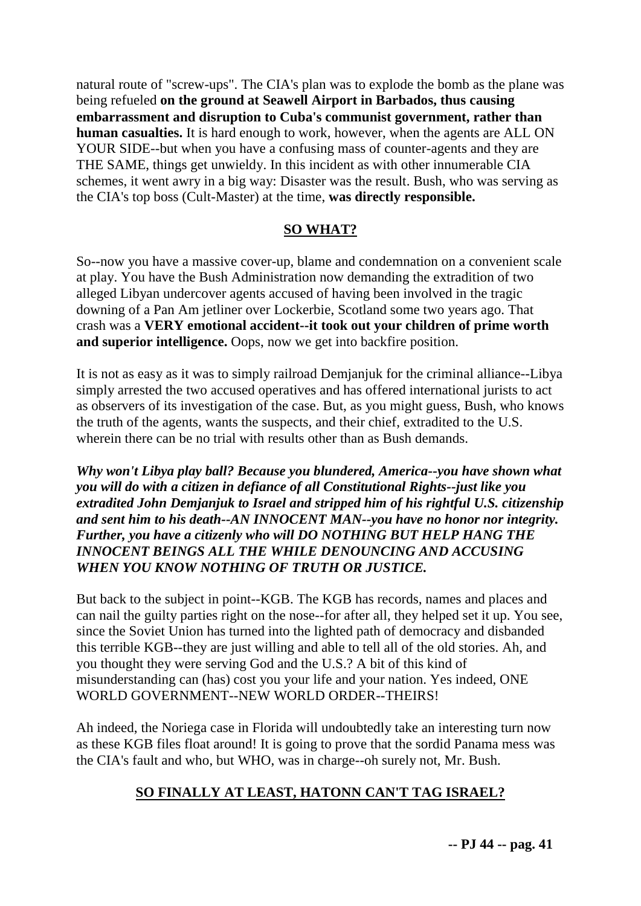natural route of "screw-ups". The CIA's plan was to explode the bomb as the plane was being refueled **on the ground at Seawell Airport in Barbados, thus causing embarrassment and disruption to Cuba's communist government, rather than human casualties.** It is hard enough to work, however, when the agents are ALL ON YOUR SIDE--but when you have a confusing mass of counter-agents and they are THE SAME, things get unwieldy. In this incident as with other innumerable CIA schemes, it went awry in a big way: Disaster was the result. Bush, who was serving as the CIA's top boss (Cult-Master) at the time, **was directly responsible.**

## SO WHAT?

So--now you have a massive cover-up, blame and condemnation on a convenient scale at play. You have the Bush Administration now demanding the extradition of two alleged Libyan undercover agents accused of having been involved in the tragic downing of a Pan Am jetliner over Lockerbie, Scotland some two years ago. That crash was a **VERY emotional accident--it took out your children of prime worth and superior intelligence.** Oops, now we get into backfire position.

It is not as easy as it was to simply railroad Demjanjuk for the criminal alliance--Libya simply arrested the two accused operatives and has offered international jurists to act as observers of its investigation of the case. But, as you might guess, Bush, who knows the truth of the agents, wants the suspects, and their chief, extradited to the U.S. wherein there can be no trial with results other than as Bush demands.

***Why won't Libya play ball? Because you blundered, America--you have shown what you will do with a citizen in defiance of all Constitutional Rights--just like you extradited John Demjanjuk to Israel and stripped him of his rightful U.S. citizenship and sent him to his death--AN INNOCENT MAN--you have no honor nor integrity. Further, you have a citizenly who will DO NOTHING BUT HELP HANG THE INNOCENT BEINGS ALL THE WHILE DENOUNCING AND ACCUSING WHEN YOU KNOW NOTHING OF TRUTH OR JUSTICE.***

But back to the subject in point--KGB. The KGB has records, names and places and can nail the guilty parties right on the nose--for after all, they helped set it up. You see, since the Soviet Union has turned into the lighted path of democracy and disbanded this terrible KGB--they are just willing and able to tell all of the old stories. Ah, and you thought they were serving God and the U.S.? A bit of this kind of misunderstanding can (has) cost you your life and your nation. Yes indeed, ONE WORLD GOVERNMENT--NEW WORLD ORDER--THEIRS!

Ah indeed, the Noriega case in Florida will undoubtedly take an interesting turn now as these KGB files float around! It is going to prove that the sordid Panama mess was the CIA's fault and who, but WHO, was in charge--oh surely not, Mr. Bush.

## SO FINALLY AT LEAST, HATONN CAN'T TAG ISRAEL?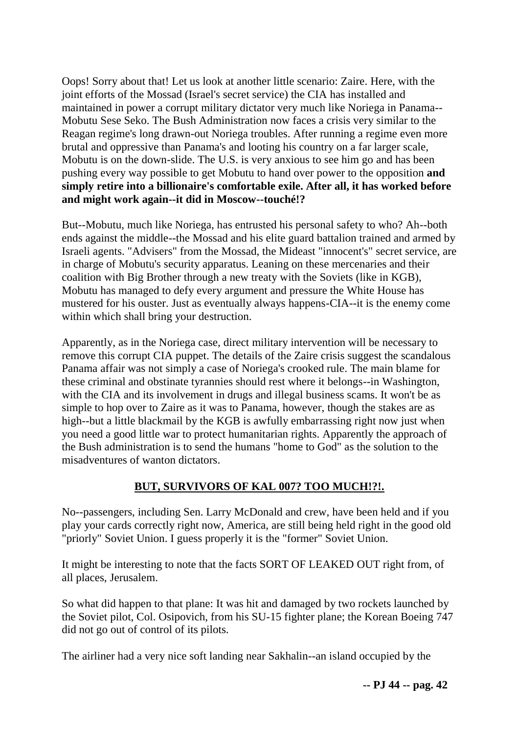Oops! Sorry about that! Let us look at another little scenario: Zaire. Here, with the joint efforts of the Mossad (Israel's secret service) the CIA has installed and maintained in power a corrupt military dictator very much like Noriega in Panama--Mobutu Sese Seko. The Bush Administration now faces a crisis very similar to the Reagan regime's long drawn-out Noriega troubles. After running a regime even more brutal and oppressive than Panama's and looting his country on a far larger scale, Mobutu is on the down-slide. The U.S. is very anxious to see him go and has been pushing every way possible to get Mobutu to hand over power to the opposition **and simply retire into a billionaire's comfortable exile. After all, it has worked before and might work again--it did in Moscow--touché!?**

But--Mobutu, much like Noriega, has entrusted his personal safety to who? Ah--both ends against the middle--the Mossad and his elite guard battalion trained and armed by Israeli agents. "Advisers" from the Mossad, the Mideast "innocent's" secret service, are in charge of Mobutu's security apparatus. Leaning on these mercenaries and their coalition with Big Brother through a new treaty with the Soviets (like in KGB), Mobutu has managed to defy every argument and pressure the White House has mustered for his ouster. Just as eventually always happens-CIA--it is the enemy come within which shall bring your destruction.

Apparently, as in the Noriega case, direct military intervention will be necessary to remove this corrupt CIA puppet. The details of the Zaire crisis suggest the scandalous Panama affair was not simply a case of Noriega's crooked rule. The main blame for these criminal and obstinate tyrannies should rest where it belongs--in Washington, with the CIA and its involvement in drugs and illegal business scams. It won't be as simple to hop over to Zaire as it was to Panama, however, though the stakes are as high--but a little blackmail by the KGB is awfully embarrassing right now just when you need a good little war to protect humanitarian rights. Apparently the approach of the Bush administration is to send the humans "home to God" as the solution to the misadventures of wanton dictators.

## **BUT, SURVIVORS OF KAL 007? TOO MUCH!?!.**

No--passengers, including Sen. Larry McDonald and crew, have been held and if you play your cards correctly right now, America, are still being held right in the good old "priorly" Soviet Union. I guess properly it is the "former" Soviet Union.

It might be interesting to note that the facts SORT OF LEAKED OUT right from, of all places, Jerusalem.

So what did happen to that plane: It was hit and damaged by two rockets launched by the Soviet pilot, Col. Osipovich, from his SU-15 fighter plane; the Korean Boeing 747 did not go out of control of its pilots.

The airliner had a very nice soft landing near Sakhalin--an island occupied by the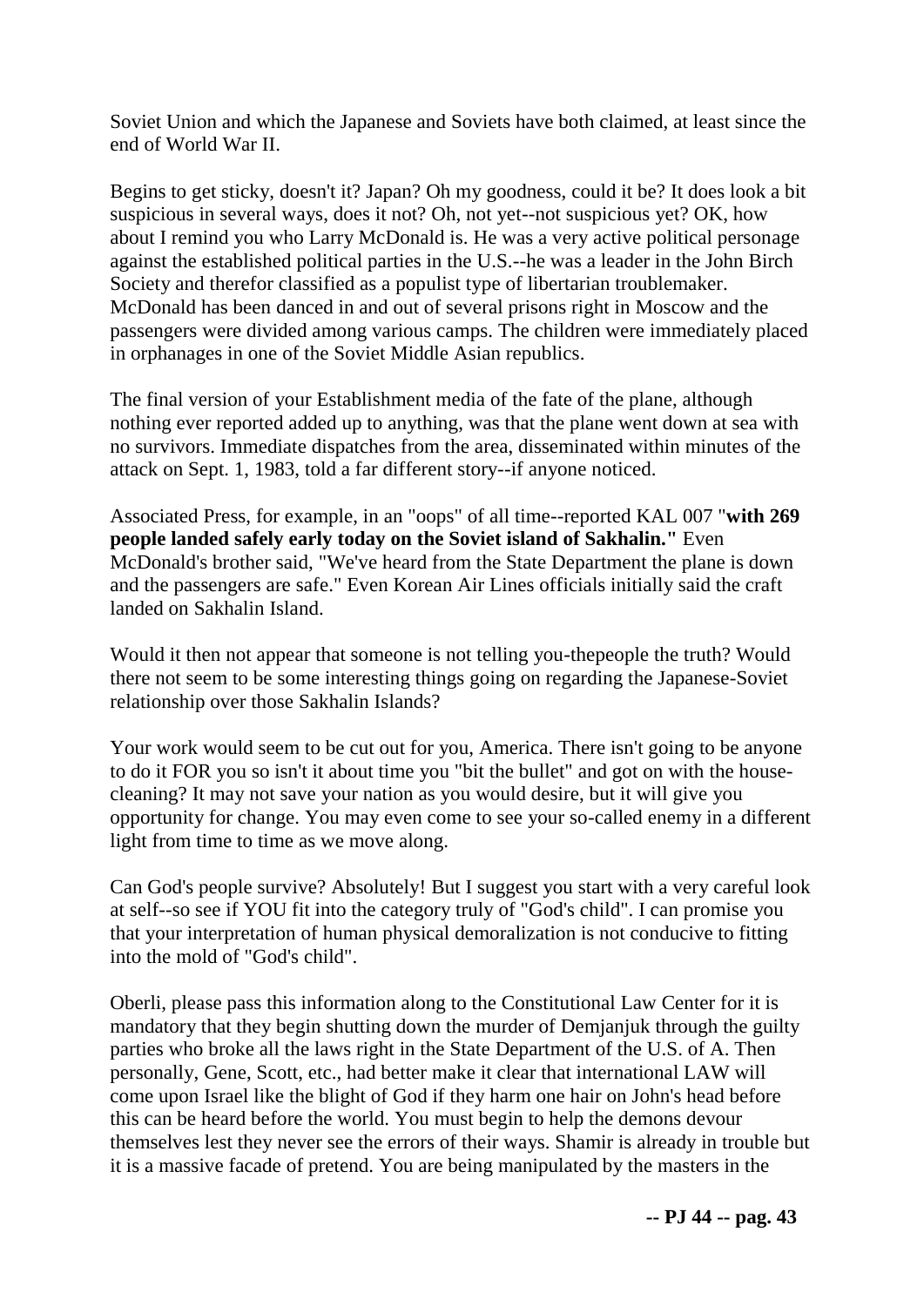Soviet Union and which the Japanese and Soviets have both claimed, at least since the end of World War II.

Begins to get sticky, doesn't it? Japan? Oh my goodness, could it be? It does look a bit suspicious in several ways, does it not? Oh, not yet--not suspicious yet? OK, how about I remind you who Larry McDonald is. He was a very active political personage against the established political parties in the U.S.--he was a leader in the John Birch Society and therefor classified as a populist type of libertarian troublemaker. McDonald has been danced in and out of several prisons right in Moscow and the passengers were divided among various camps. The children were immediately placed in orphanages in one of the Soviet Middle Asian republics.

The final version of your Establishment media of the fate of the plane, although nothing ever reported added up to anything, was that the plane went down at sea with no survivors. Immediate dispatches from the area, disseminated within minutes of the attack on Sept. 1, 1983, told a far different story--if anyone noticed.

Associated Press, for example, in an "oops" of all time--reported KAL 007 "**with 269 people landed safely early today on the Soviet island of Sakhalin.**" Even McDonald's brother said, "We've heard from the State Department the plane is down and the passengers are safe." Even Korean Air Lines officials initially said the craft landed on Sakhalin Island.

Would it then not appear that someone is not telling you-thepeople the truth? Would there not seem to be some interesting things going on regarding the Japanese-Soviet relationship over those Sakhalin Islands?

Your work would seem to be cut out for you, America. There isn't going to be anyone to do it FOR you so isn't it about time you "bit the bullet" and got on with the house-cleaning? It may not save your nation as you would desire, but it will give you opportunity for change. You may even come to see your so-called enemy in a different light from time to time as we move along.

Can God's people survive? Absolutely! But I suggest you start with a very careful look at self--so see if YOU fit into the category truly of "God's child". I can promise you that your interpretation of human physical demoralization is not conducive to fitting into the mold of "God's child".

Oberli, please pass this information along to the Constitutional Law Center for it is mandatory that they begin shutting down the murder of Demjanjuk through the guilty parties who broke all the laws right in the State Department of the U.S. of A. Then personally, Gene, Scott, etc., had better make it clear that international LAW will come upon Israel like the blight of God if they harm one hair on John's head before this can be heard before the world. You must begin to help the demons devour themselves lest they never see the errors of their ways. Shamir is already in trouble but it is a massive facade of pretend. You are being manipulated by the masters in the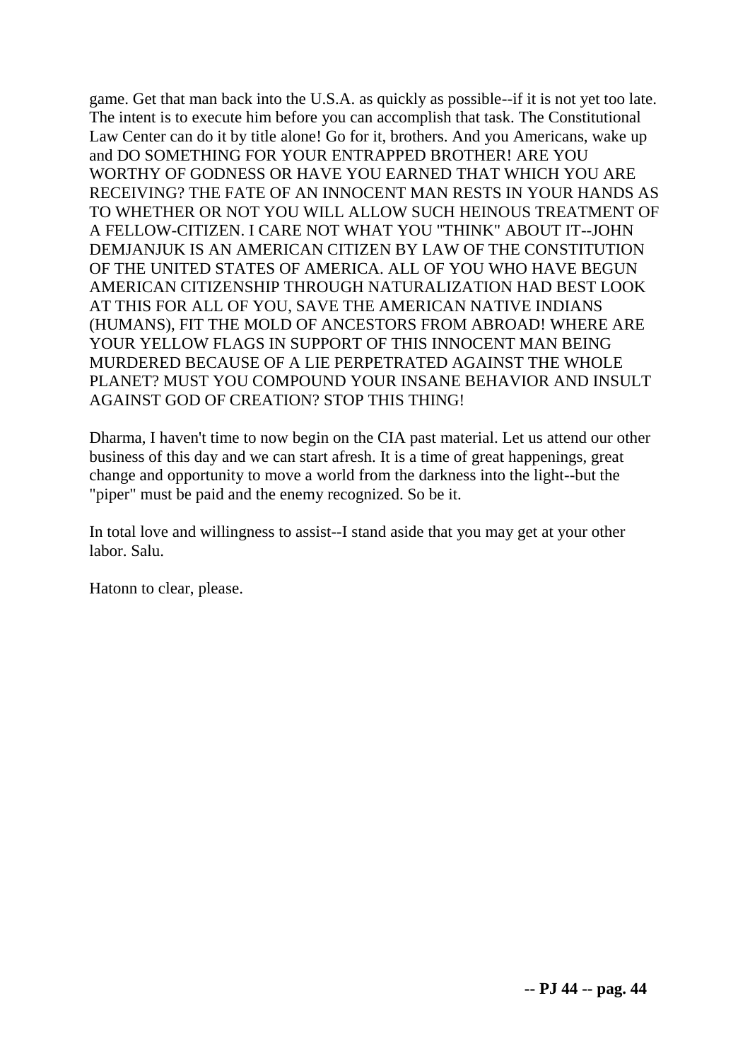game. Get that man back into the U.S.A. as quickly as possible--if it is not yet too late. The intent is to execute him before you can accomplish that task. The Constitutional Law Center can do it by title alone! Go for it, brothers. And you Americans, wake up and DO SOMETHING FOR YOUR ENTRAPPED BROTHER! ARE YOU WORTHY OF GODNESS OR HAVE YOU EARNED THAT WHICH YOU ARE RECEIVING? THE FATE OF AN INNOCENT MAN RESTS IN YOUR HANDS AS TO WHETHER OR NOT YOU WILL ALLOW SUCH HEINOUS TREATMENT OF A FELLOW-CITIZEN. I CARE NOT WHAT YOU "THINK" ABOUT IT--JOHN DEMJANJUK IS AN AMERICAN CITIZEN BY LAW OF THE CONSTITUTION OF THE UNITED STATES OF AMERICA. ALL OF YOU WHO HAVE BEGUN AMERICAN CITIZENSHIP THROUGH NATURALIZATION HAD BEST LOOK AT THIS FOR ALL OF YOU, SAVE THE AMERICAN NATIVE INDIANS (HUMANS), FIT THE MOLD OF ANCESTORS FROM ABROAD! WHERE ARE YOUR YELLOW FLAGS IN SUPPORT OF THIS INNOCENT MAN BEING MURDERED BECAUSE OF A LIE PERPETRATED AGAINST THE WHOLE PLANET? MUST YOU COMPOUND YOUR INSANE BEHAVIOR AND INSULT AGAINST GOD OF CREATION? STOP THIS THING!

Dharma, I haven't time to now begin on the CIA past material. Let us attend our other business of this day and we can start afresh. It is a time of great happenings, great change and opportunity to move a world from the darkness into the light--but the "piper" must be paid and the enemy recognized. So be it.

In total love and willingness to assist--I stand aside that you may get at your other labor. Salu.

Hatonn to clear, please.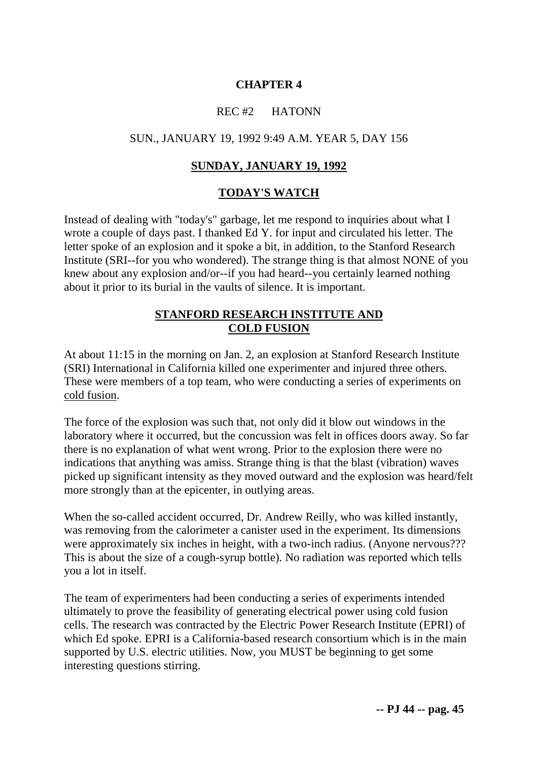# CHAPTER 4

REC #2 HATONN

SUN., JANUARY 19, 1992 9:49 A.M. YEAR 5, DAY 156

## SUNDAY, JANUARY 19, 1992

## TODAY'S WATCH

Instead of dealing with "today's" garbage, let me respond to inquiries about what I wrote a couple of days past. I thanked Ed Y. for input and circulated his letter. The letter spoke of an explosion and it spoke a bit, in addition, to the Stanford Research Institute (SRI--for you who wondered). The strange thing is that almost NONE of you knew about any explosion and/or--if you had heard--you certainly learned nothing about it prior to its burial in the vaults of silence. It is important.

## STANFORD RESEARCH INSTITUTE AND COLD FUSION

At about 11:15 in the morning on Jan. 2, an explosion at Stanford Research Institute (SRI) International in California killed one experimenter and injured three others. These were members of a top team, who were conducting a series of experiments on cold fusion.

The force of the explosion was such that, not only did it blow out windows in the laboratory where it occurred, but the concussion was felt in offices doors away. So far there is no explanation of what went wrong. Prior to the explosion there were no indications that anything was amiss. Strange thing is that the blast (vibration) waves picked up significant intensity as they moved outward and the explosion was heard/felt more strongly than at the epicenter, in outlying areas.

When the so-called accident occurred, Dr. Andrew Reilly, who was killed instantly, was removing from the calorimeter a canister used in the experiment. Its dimensions were approximately six inches in height, with a two-inch radius. (Anyone nervous??? This is about the size of a cough-syrup bottle). No radiation was reported which tells you a lot in itself.

The team of experimenters had been conducting a series of experiments intended ultimately to prove the feasibility of generating electrical power using cold fusion cells. The research was contracted by the Electric Power Research Institute (EPRI) of which Ed spoke. EPRI is a California-based research consortium which is in the main supported by U.S. electric utilities. Now, you MUST be beginning to get some interesting questions stirring.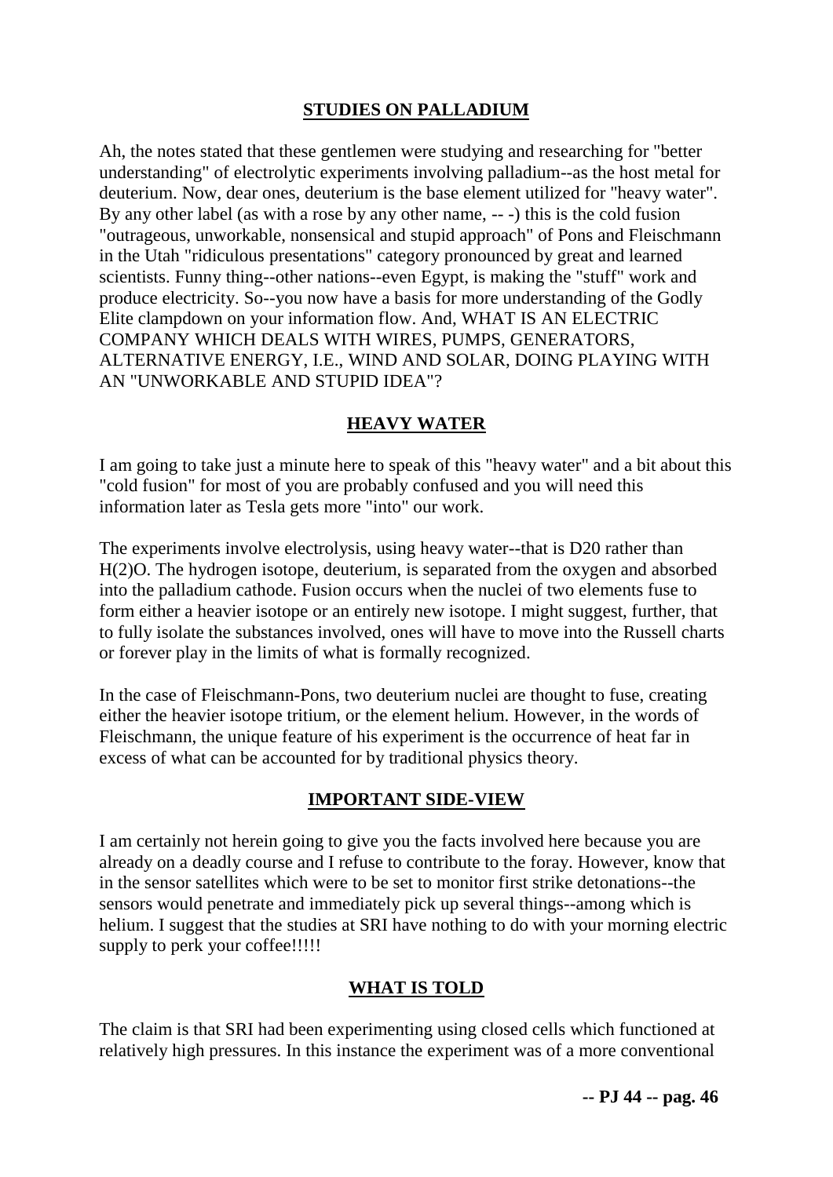## STUDIES ON PALLADIUM

Ah, the notes stated that these gentlemen were studying and researching for "better understanding" of electrolytic experiments involving palladium--as the host metal for deuterium. Now, dear ones, deuterium is the base element utilized for "heavy water". By any other label (as with a rose by any other name, -- -) this is the cold fusion "outrageous, unworkable, nonsensical and stupid approach" of Pons and Fleischmann in the Utah "ridiculous presentations" category pronounced by great and learned scientists. Funny thing--other nations--even Egypt, is making the "stuff" work and produce electricity. So--you now have a basis for more understanding of the Godly Elite clampdown on your information flow. And, WHAT IS AN ELECTRIC COMPANY WHICH DEALS WITH WIRES, PUMPS, GENERATORS, ALTERNATIVE ENERGY, I.E., WIND AND SOLAR, DOING PLAYING WITH AN "UNWORKABLE AND STUPID IDEA"?

## HEAVY WATER

I am going to take just a minute here to speak of this "heavy water" and a bit about this "cold fusion" for most of you are probably confused and you will need this information later as Tesla gets more "into" our work.

The experiments involve electrolysis, using heavy water--that is D20 rather than H(2)O. The hydrogen isotope, deuterium, is separated from the oxygen and absorbed into the palladium cathode. Fusion occurs when the nuclei of two elements fuse to form either a heavier isotope or an entirely new isotope. I might suggest, further, that to fully isolate the substances involved, ones will have to move into the Russell charts or forever play in the limits of what is formally recognized.

In the case of Fleischmann-Pons, two deuterium nuclei are thought to fuse, creating either the heavier isotope tritium, or the element helium. However, in the words of Fleischmann, the unique feature of his experiment is the occurrence of heat far in excess of what can be accounted for by traditional physics theory.

## IMPORTANT SIDE-VIEW

I am certainly not herein going to give you the facts involved here because you are already on a deadly course and I refuse to contribute to the foray. However, know that in the sensor satellites which were to be set to monitor first strike detonations--the sensors would penetrate and immediately pick up several things--among which is helium. I suggest that the studies at SRI have nothing to do with your morning electric supply to perk your coffee!!!!!

## WHAT IS TOLD

The claim is that SRI had been experimenting using closed cells which functioned at relatively high pressures. In this instance the experiment was of a more conventional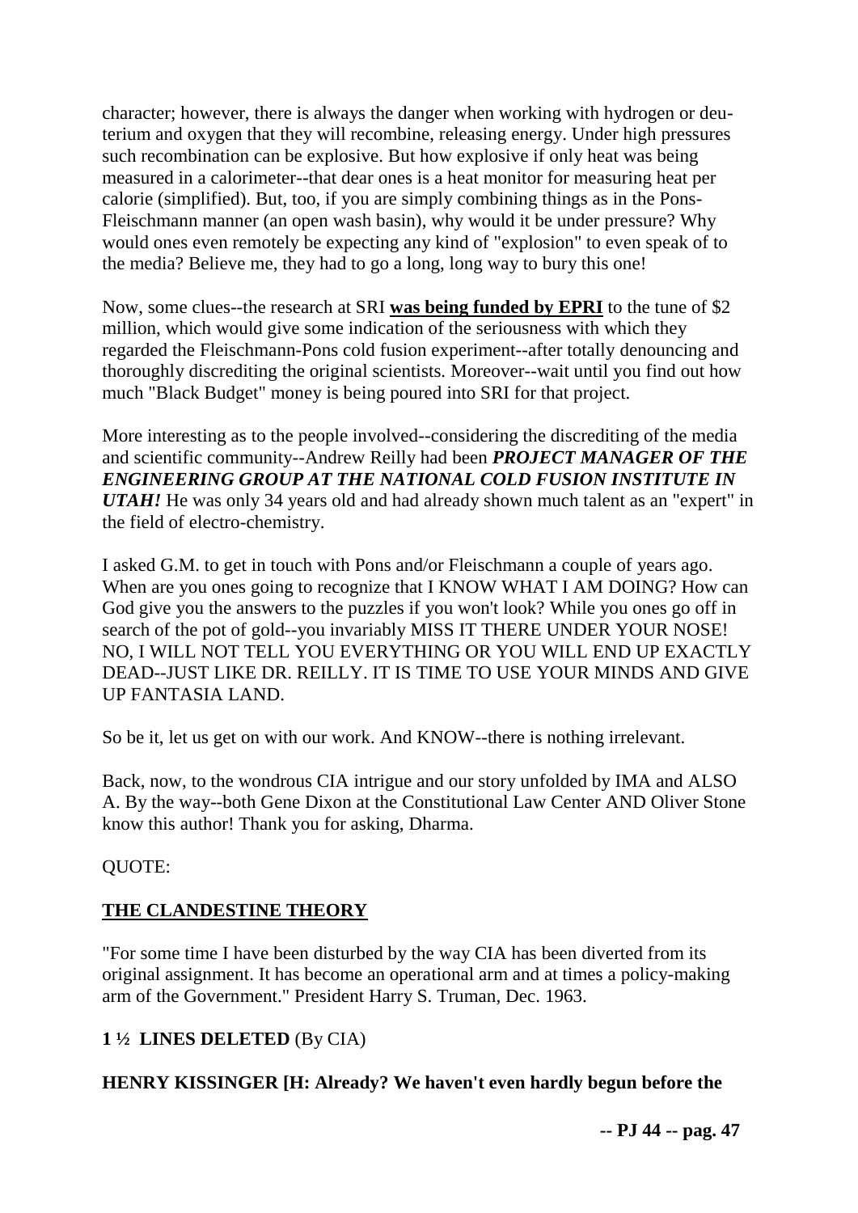character; however, there is always the danger when working with hydrogen or deuterium and oxygen that they will recombine, releasing energy. Under high pressures such recombination can be explosive. But how explosive if only heat was being measured in a calorimeter--that dear ones is a heat monitor for measuring heat per calorie (simplified). But, too, if you are simply combining things as in the Pons-Fleischmann manner (an open wash basin), why would it be under pressure? Why would ones even remotely be expecting any kind of "explosion" to even speak of to the media? Believe me, they had to go a long, long way to bury this one!

Now, some clues--the research at SRI **was being funded by EPRI** to the tune of $2 million, which would give some indication of the seriousness with which they regarded the Fleischmann-Pons cold fusion experiment--after totally denouncing and thoroughly discrediting the original scientists. Moreover--wait until you find out how much "Black Budget" money is being poured into SRI for that project.

More interesting as to the people involved--considering the discrediting of the media and scientific community--Andrew Reilly had been ***PROJECT MANAGER OF THE ENGINEERING GROUP AT THE NATIONAL COLD FUSION INSTITUTE IN UTAH!*** He was only 34 years old and had already shown much talent as an "expert" in the field of electro-chemistry.

I asked G.M. to get in touch with Pons and/or Fleischmann a couple of years ago. When are you ones going to recognize that I KNOW WHAT I AM DOING? How can God give you the answers to the puzzles if you won't look? While you ones go off in search of the pot of gold--you invariably MISS IT THERE UNDER YOUR NOSE! NO, I WILL NOT TELL YOU EVERYTHING OR YOU WILL END UP EXACTLY DEAD--JUST LIKE DR. REILLY. IT IS TIME TO USE YOUR MINDS AND GIVE UP FANTASIA LAND.

So be it, let us get on with our work. And KNOW--there is nothing irrelevant.

Back, now, to the wondrous CIA intrigue and our story unfolded by IMA and ALSO A. By the way--both Gene Dixon at the Constitutional Law Center AND Oliver Stone know this author! Thank you for asking, Dharma.

QUOTE:

**THE CLANDESTINE THEORY**

"For some time I have been disturbed by the way CIA has been diverted from its original assignment. It has become an operational arm and at times a policy-making arm of the Government." President Harry S. Truman, Dec. 1963.

**1 ½ LINES DELETED** (By CIA)

**HENRY KISSINGER [H: Already? We haven't even hardly begun before the**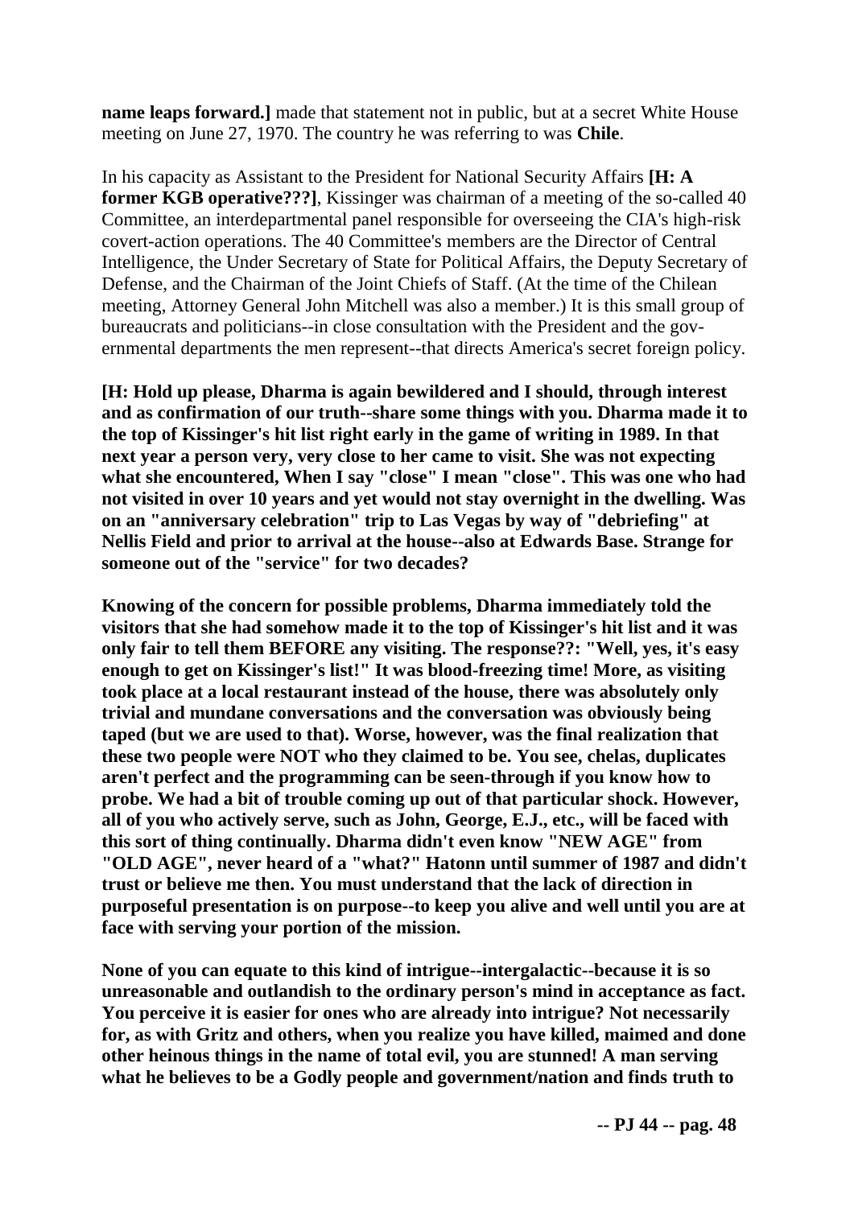**name leaps forward.]** made that statement not in public, but at a secret White House meeting on June 27, 1970. The country he was referring to was **Chile**.

In his capacity as Assistant to the President for National Security Affairs **[H: A former KGB operative???]**, Kissinger was chairman of a meeting of the so-called 40 Committee, an interdepartmental panel responsible for overseeing the CIA's high-risk covert-action operations. The 40 Committee's members are the Director of Central Intelligence, the Under Secretary of State for Political Affairs, the Deputy Secretary of Defense, and the Chairman of the Joint Chiefs of Staff. (At the time of the Chilean meeting, Attorney General John Mitchell was also a member.) It is this small group of bureaucrats and politicians--in close consultation with the President and the governmental departments the men represent--that directs America's secret foreign policy.

**[H: Hold up please, Dharma is again bewildered and I should, through interest and as confirmation of our truth--share some things with you. Dharma made it to the top of Kissinger's hit list right early in the game of writing in 1989. In that next year a person very, very close to her came to visit. She was not expecting what she encountered, When I say "close" I mean "close". This was one who had not visited in over 10 years and yet would not stay overnight in the dwelling. Was on an "anniversary celebration" trip to Las Vegas by way of "debriefing" at Nellis Field and prior to arrival at the house--also at Edwards Base. Strange for someone out of the "service" for two decades?**

**Knowing of the concern for possible problems, Dharma immediately told the visitors that she had somehow made it to the top of Kissinger's hit list and it was only fair to tell them BEFORE any visiting. The response??: "Well, yes, it's easy enough to get on Kissinger's list!" It was blood-freezing time! More, as visiting took place at a local restaurant instead of the house, there was absolutely only trivial and mundane conversations and the conversation was obviously being taped (but we are used to that). Worse, however, was the final realization that these two people were NOT who they claimed to be. You see, chelas, duplicates aren't perfect and the programming can be seen-through if you know how to probe. We had a bit of trouble coming up out of that particular shock. However, all of you who actively serve, such as John, George, E.J., etc., will be faced with this sort of thing continually. Dharma didn't even know "NEW AGE" from "OLD AGE", never heard of a "what?" Hatonn until summer of 1987 and didn't trust or believe me then. You must understand that the lack of direction in purposeful presentation is on purpose--to keep you alive and well until you are at face with serving your portion of the mission.**

**None of you can equate to this kind of intrigue--intergalactic--because it is so unreasonable and outlandish to the ordinary person's mind in acceptance as fact. You perceive it is easier for ones who are already into intrigue? Not necessarily for, as with Gritz and others, when you realize you have killed, maimed and done other heinous things in the name of total evil, you are stunned! A man serving what he believes to be a Godly people and government/nation and finds truth to**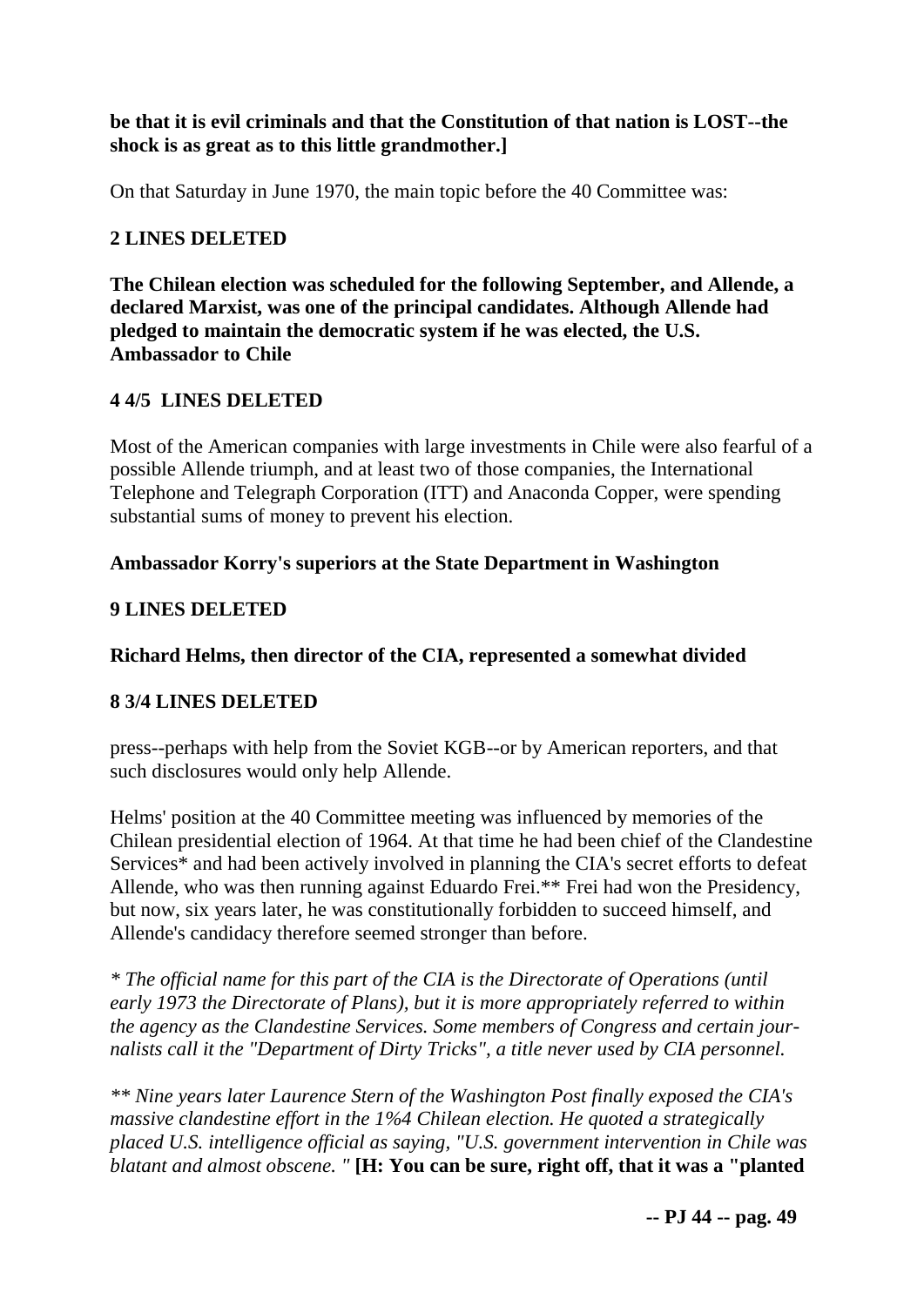**be that it is evil criminals and that the Constitution of that nation is LOST--the shock is as great as to this little grandmother.]**

On that Saturday in June 1970, the main topic before the 40 Committee was:

**2 LINES DELETED**

**The Chilean election was scheduled for the following September, and Allende, a declared Marxist, was one of the principal candidates. Although Allende had pledged to maintain the democratic system if he was elected, the U.S. Ambassador to Chile**

**4 4/5 LINES DELETED**

Most of the American companies with large investments in Chile were also fearful of a possible Allende triumph, and at least two of those companies, the International Telephone and Telegraph Corporation (ITT) and Anaconda Copper, were spending substantial sums of money to prevent his election.

**Ambassador Korry's superiors at the State Department in Washington**

**9 LINES DELETED**

**Richard Helms, then director of the CIA, represented a somewhat divided**

**8 3/4 LINES DELETED**

press--perhaps with help from the Soviet KGB--or by American reporters, and that such disclosures would only help Allende.

Helms' position at the 40 Committee meeting was influenced by memories of the Chilean presidential election of 1964. At that time he had been chief of the Clandestine Services* and had been actively involved in planning the CIA's secret efforts to defeat Allende, who was then running against Eduardo Frei.** Frei had won the Presidency, but now, six years later, he was constitutionally forbidden to succeed himself, and Allende's candidacy therefore seemed stronger than before.

*\* The official name for this part of the CIA is the Directorate of Operations (until early 1973 the Directorate of Plans), but it is more appropriately referred to within the agency as the Clandestine Services. Some members of Congress and certain journalists call it the "Department of Dirty Tricks", a title never used by CIA personnel.*

*\*\* Nine years later Laurence Stern of the Washington Post finally exposed the CIA's massive clandestine effort in the 1%4 Chilean election. He quoted a strategically placed U.S. intelligence official as saying, "U.S. government intervention in Chile was blatant and almost obscene. "* **[H: You can be sure, right off, that it was a "planted**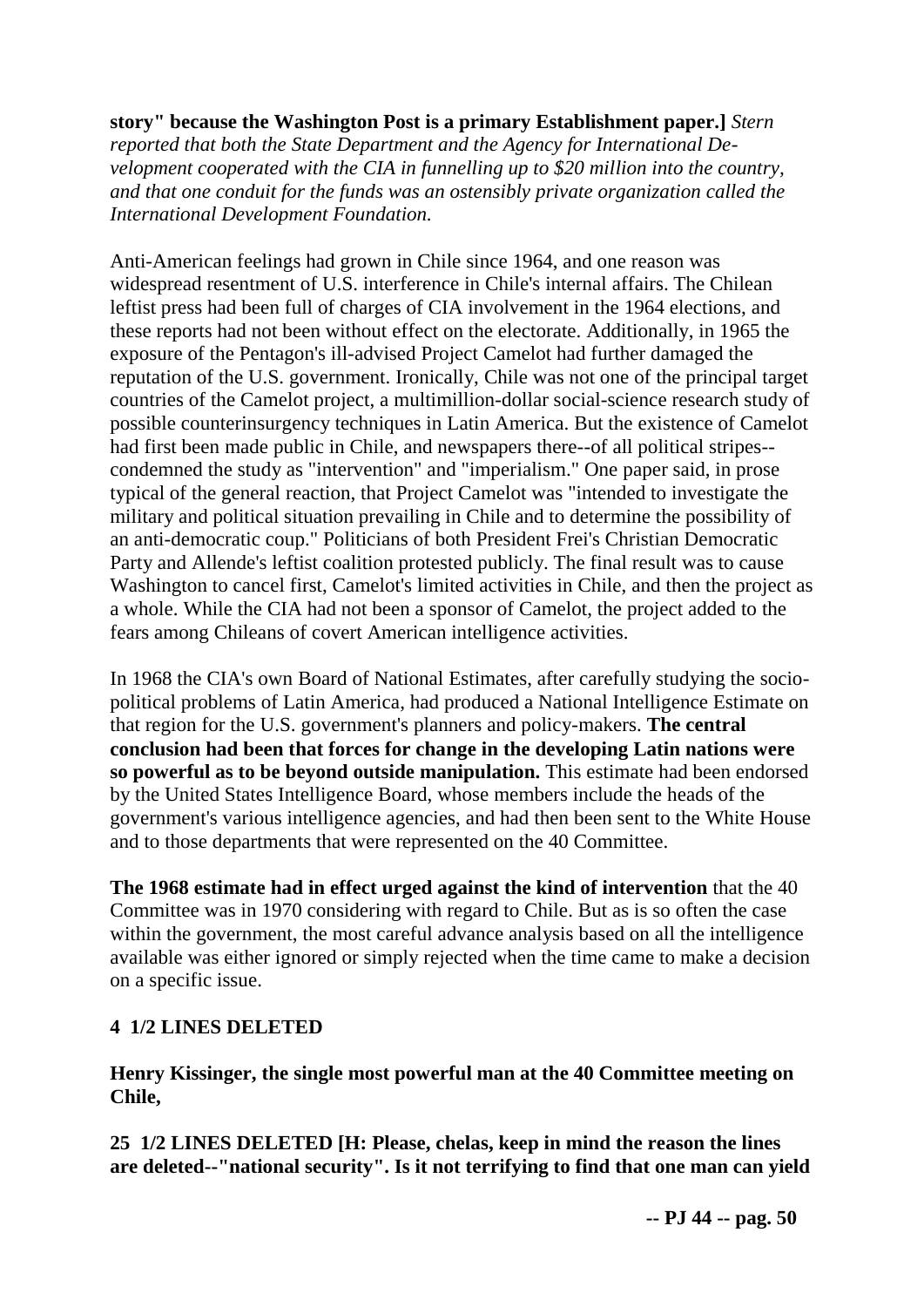**story" because the Washington Post is a primary Establishment paper.]** *Stern reported that both the State Department and the Agency for International Development cooperated with the CIA in funnelling up to $20 million into the country, and that one conduit for the funds was an ostensibly private organization called the International Development Foundation.*

Anti-American feelings had grown in Chile since 1964, and one reason was widespread resentment of U.S. interference in Chile's internal affairs. The Chilean leftist press had been full of charges of CIA involvement in the 1964 elections, and these reports had not been without effect on the electorate. Additionally, in 1965 the exposure of the Pentagon's ill-advised Project Camelot had further damaged the reputation of the U.S. government. Ironically, Chile was not one of the principal target countries of the Camelot project, a multimillion-dollar social-science research study of possible counterinsurgency techniques in Latin America. But the existence of Camelot had first been made public in Chile, and newspapers there--of all political stripes--condemned the study as "intervention" and "imperialism." One paper said, in prose typical of the general reaction, that Project Camelot was "intended to investigate the military and political situation prevailing in Chile and to determine the possibility of an anti-democratic coup." Politicians of both President Frei's Christian Democratic Party and Allende's leftist coalition protested publicly. The final result was to cause Washington to cancel first, Camelot's limited activities in Chile, and then the project as a whole. While the CIA had not been a sponsor of Camelot, the project added to the fears among Chileans of covert American intelligence activities.

In 1968 the CIA's own Board of National Estimates, after carefully studying the socio-political problems of Latin America, had produced a National Intelligence Estimate on that region for the U.S. government's planners and policy-makers. **The central conclusion had been that forces for change in the developing Latin nations were so powerful as to be beyond outside manipulation.** This estimate had been endorsed by the United States Intelligence Board, whose members include the heads of the government's various intelligence agencies, and had then been sent to the White House and to those departments that were represented on the 40 Committee.

**The 1968 estimate had in effect urged against the kind of intervention** that the 40 Committee was in 1970 considering with regard to Chile. But as is so often the case within the government, the most careful advance analysis based on all the intelligence available was either ignored or simply rejected when the time came to make a decision on a specific issue.

**4 1/2 LINES DELETED**

**Henry Kissinger, the single most powerful man at the 40 Committee meeting on Chile,**

**25 1/2 LINES DELETED [H: Please, chelas, keep in mind the reason the lines are deleted--"national security". Is it not terrifying to find that one man can yield**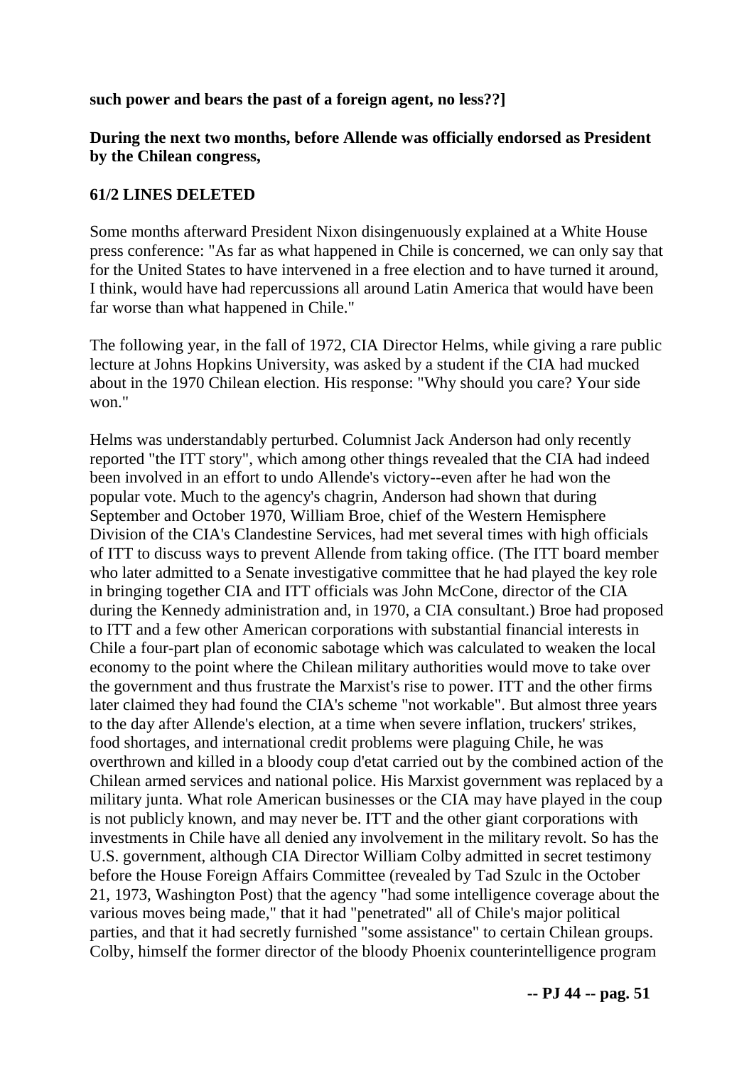**such power and bears the past of a foreign agent, no less??]**

**During the next two months, before Allende was officially endorsed as President by the Chilean congress,**

**61/2 LINES DELETED**

Some months afterward President Nixon disingenuously explained at a White House press conference: "As far as what happened in Chile is concerned, we can only say that for the United States to have intervened in a free election and to have turned it around, I think, would have had repercussions all around Latin America that would have been far worse than what happened in Chile."

The following year, in the fall of 1972, CIA Director Helms, while giving a rare public lecture at Johns Hopkins University, was asked by a student if the CIA had mucked about in the 1970 Chilean election. His response: "Why should you care? Your side won."

Helms was understandably perturbed. Columnist Jack Anderson had only recently reported "the ITT story", which among other things revealed that the CIA had indeed been involved in an effort to undo Allende's victory--even after he had won the popular vote. Much to the agency's chagrin, Anderson had shown that during September and October 1970, William Broe, chief of the Western Hemisphere Division of the CIA's Clandestine Services, had met several times with high officials of ITT to discuss ways to prevent Allende from taking office. (The ITT board member who later admitted to a Senate investigative committee that he had played the key role in bringing together CIA and ITT officials was John McCone, director of the CIA during the Kennedy administration and, in 1970, a CIA consultant.) Broe had proposed to ITT and a few other American corporations with substantial financial interests in Chile a four-part plan of economic sabotage which was calculated to weaken the local economy to the point where the Chilean military authorities would move to take over the government and thus frustrate the Marxist's rise to power. ITT and the other firms later claimed they had found the CIA's scheme "not workable". But almost three years to the day after Allende's election, at a time when severe inflation, truckers' strikes, food shortages, and international credit problems were plaguing Chile, he was overthrown and killed in a bloody coup d'etat carried out by the combined action of the Chilean armed services and national police. His Marxist government was replaced by a military junta. What role American businesses or the CIA may have played in the coup is not publicly known, and may never be. ITT and the other giant corporations with investments in Chile have all denied any involvement in the military revolt. So has the U.S. government, although CIA Director William Colby admitted in secret testimony before the House Foreign Affairs Committee (revealed by Tad Szulc in the October 21, 1973, Washington Post) that the agency "had some intelligence coverage about the various moves being made," that it had "penetrated" all of Chile's major political parties, and that it had secretly furnished "some assistance" to certain Chilean groups. Colby, himself the former director of the bloody Phoenix counterintelligence program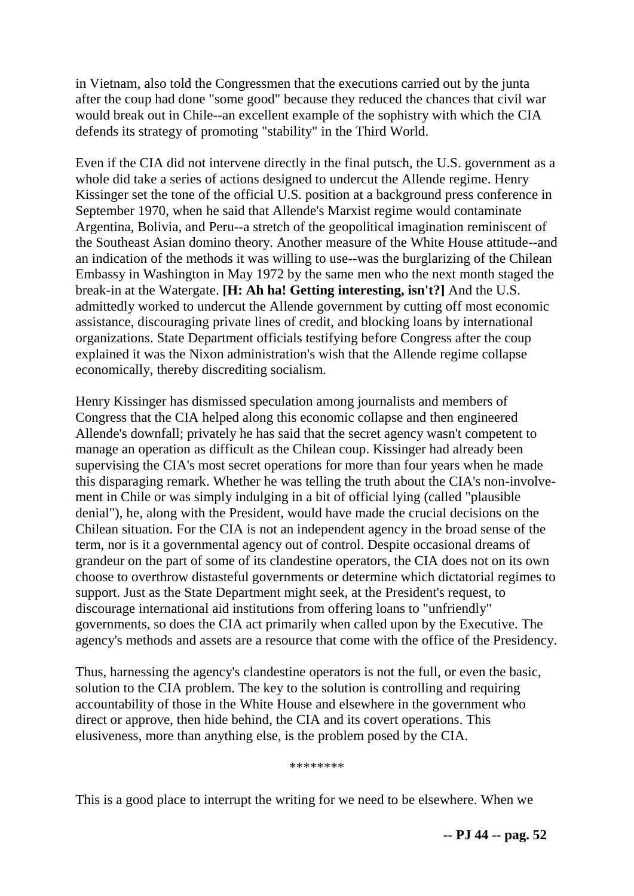in Vietnam, also told the Congressmen that the executions carried out by the junta after the coup had done "some good" because they reduced the chances that civil war would break out in Chile--an excellent example of the sophistry with which the CIA defends its strategy of promoting "stability" in the Third World.

Even if the CIA did not intervene directly in the final putsch, the U.S. government as a whole did take a series of actions designed to undercut the Allende regime. Henry Kissinger set the tone of the official U.S. position at a background press conference in September 1970, when he said that Allende's Marxist regime would contaminate Argentina, Bolivia, and Peru--a stretch of the geopolitical imagination reminiscent of the Southeast Asian domino theory. Another measure of the White House attitude--and an indication of the methods it was willing to use--was the burglarizing of the Chilean Embassy in Washington in May 1972 by the same men who the next month staged the break-in at the Watergate. **[H: Ah ha! Getting interesting, isn't?]** And the U.S. admittedly worked to undercut the Allende government by cutting off most economic assistance, discouraging private lines of credit, and blocking loans by international organizations. State Department officials testifying before Congress after the coup explained it was the Nixon administration's wish that the Allende regime collapse economically, thereby discrediting socialism.

Henry Kissinger has dismissed speculation among journalists and members of Congress that the CIA helped along this economic collapse and then engineered Allende's downfall; privately he has said that the secret agency wasn't competent to manage an operation as difficult as the Chilean coup. Kissinger had already been supervising the CIA's most secret operations for more than four years when he made this disparaging remark. Whether he was telling the truth about the CIA's non-involvement in Chile or was simply indulging in a bit of official lying (called "plausible denial"), he, along with the President, would have made the crucial decisions on the Chilean situation. For the CIA is not an independent agency in the broad sense of the term, nor is it a governmental agency out of control. Despite occasional dreams of grandeur on the part of some of its clandestine operators, the CIA does not on its own choose to overthrow distasteful governments or determine which dictatorial regimes to support. Just as the State Department might seek, at the President's request, to discourage international aid institutions from offering loans to "unfriendly" governments, so does the CIA act primarily when called upon by the Executive. The agency's methods and assets are a resource that come with the office of the Presidency.

Thus, harnessing the agency's clandestine operators is not the full, or even the basic, solution to the CIA problem. The key to the solution is controlling and requiring accountability of those in the White House and elsewhere in the government who direct or approve, then hide behind, the CIA and its covert operations. This elusiveness, more than anything else, is the problem posed by the CIA.

********

This is a good place to interrupt the writing for we need to be elsewhere. When we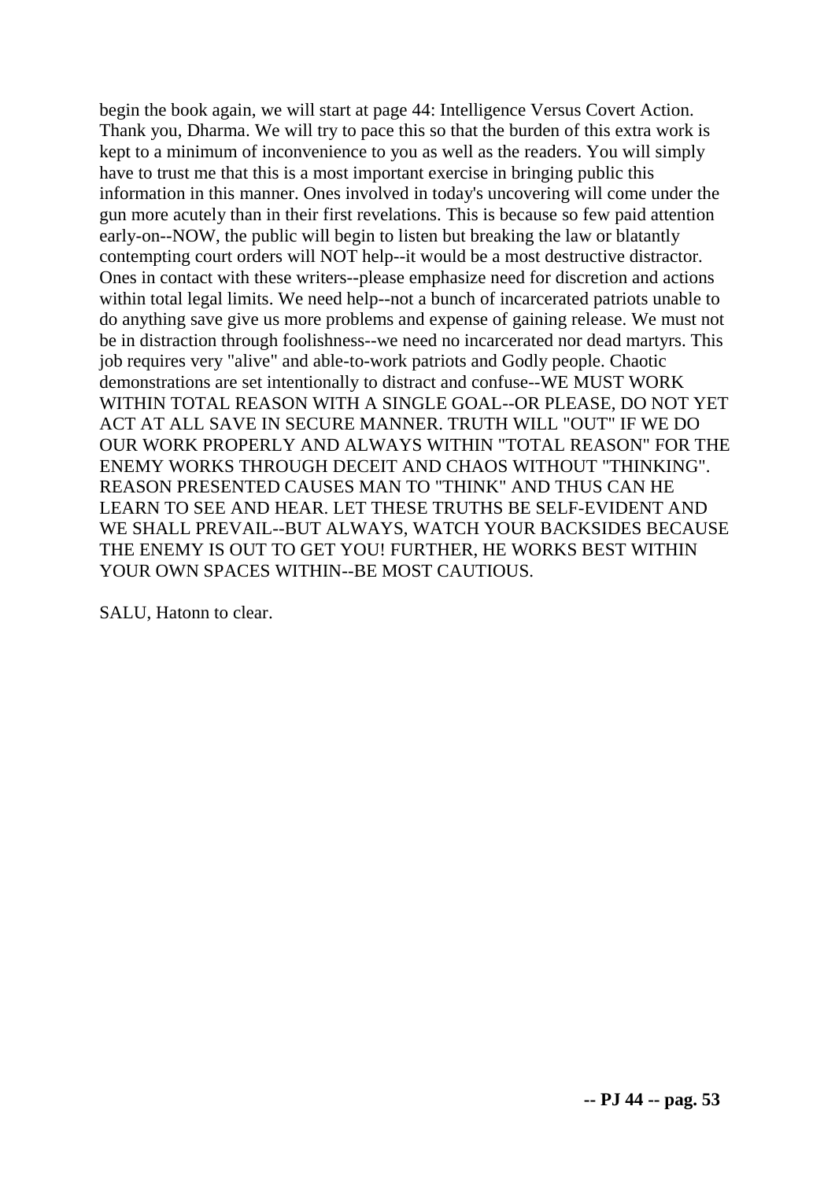begin the book again, we will start at page 44: Intelligence Versus Covert Action. Thank you, Dharma. We will try to pace this so that the burden of this extra work is kept to a minimum of inconvenience to you as well as the readers. You will simply have to trust me that this is a most important exercise in bringing public this information in this manner. Ones involved in today's uncovering will come under the gun more acutely than in their first revelations. This is because so few paid attention early-on--NOW, the public will begin to listen but breaking the law or blatantly contempting court orders will NOT help--it would be a most destructive distractor. Ones in contact with these writers--please emphasize need for discretion and actions within total legal limits. We need help--not a bunch of incarcerated patriots unable to do anything save give us more problems and expense of gaining release. We must not be in distraction through foolishness--we need no incarcerated nor dead martyrs. This job requires very "alive" and able-to-work patriots and Godly people. Chaotic demonstrations are set intentionally to distract and confuse--WE MUST WORK WITHIN TOTAL REASON WITH A SINGLE GOAL--OR PLEASE, DO NOT YET ACT AT ALL SAVE IN SECURE MANNER. TRUTH WILL "OUT" IF WE DO OUR WORK PROPERLY AND ALWAYS WITHIN "TOTAL REASON" FOR THE ENEMY WORKS THROUGH DECEIT AND CHAOS WITHOUT "THINKING". REASON PRESENTED CAUSES MAN TO "THINK" AND THUS CAN HE LEARN TO SEE AND HEAR. LET THESE TRUTHS BE SELF-EVIDENT AND WE SHALL PREVAIL--BUT ALWAYS, WATCH YOUR BACKSIDES BECAUSE THE ENEMY IS OUT TO GET YOU! FURTHER, HE WORKS BEST WITHIN YOUR OWN SPACES WITHIN--BE MOST CAUTIOUS.

SALU, Hatonn to clear.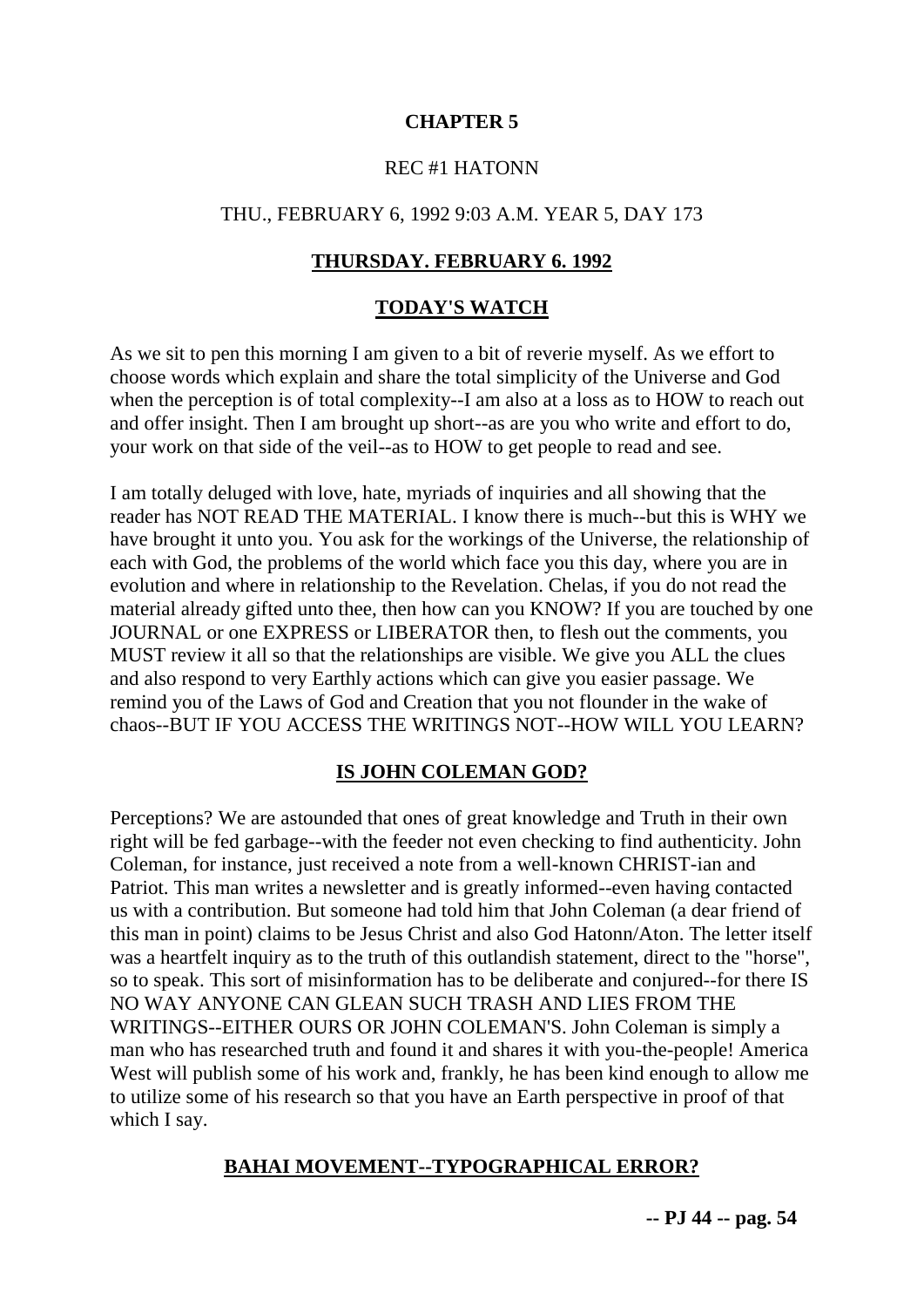# CHAPTER 5

REC #1 HATONN

THU., FEBRUARY 6, 1992 9:03 A.M. YEAR 5, DAY 173

## THURSDAY. FEBRUARY 6. 1992

## TODAY'S WATCH

As we sit to pen this morning I am given to a bit of reverie myself. As we effort to choose words which explain and share the total simplicity of the Universe and God when the perception is of total complexity--I am also at a loss as to HOW to reach out and offer insight. Then I am brought up short--as are you who write and effort to do, your work on that side of the veil--as to HOW to get people to read and see.

I am totally deluged with love, hate, myriads of inquiries and all showing that the reader has NOT READ THE MATERIAL. I know there is much--but this is WHY we have brought it unto you. You ask for the workings of the Universe, the relationship of each with God, the problems of the world which face you this day, where you are in evolution and where in relationship to the Revelation. Chelas, if you do not read the material already gifted unto thee, then how can you KNOW? If you are touched by one JOURNAL or one EXPRESS or LIBERATOR then, to flesh out the comments, you MUST review it all so that the relationships are visible. We give you ALL the clues and also respond to very Earthly actions which can give you easier passage. We remind you of the Laws of God and Creation that you not flounder in the wake of chaos--BUT IF YOU ACCESS THE WRITINGS NOT--HOW WILL YOU LEARN?

## IS JOHN COLEMAN GOD?

Perceptions? We are astounded that ones of great knowledge and Truth in their own right will be fed garbage--with the feeder not even checking to find authenticity. John Coleman, for instance, just received a note from a well-known CHRIST-ian and Patriot. This man writes a newsletter and is greatly informed--even having contacted us with a contribution. But someone had told him that John Coleman (a dear friend of this man in point) claims to be Jesus Christ and also God Hatonn/Aton. The letter itself was a heartfelt inquiry as to the truth of this outlandish statement, direct to the "horse", so to speak. This sort of misinformation has to be deliberate and conjured--for there IS NO WAY ANYONE CAN GLEAN SUCH TRASH AND LIES FROM THE WRITINGS--EITHER OURS OR JOHN COLEMAN'S. John Coleman is simply a man who has researched truth and found it and shares it with you-the-people! America West will publish some of his work and, frankly, he has been kind enough to allow me to utilize some of his research so that you have an Earth perspective in proof of that which I say.

## BAHAI MOVEMENT--TYPOGRAPHICAL ERROR?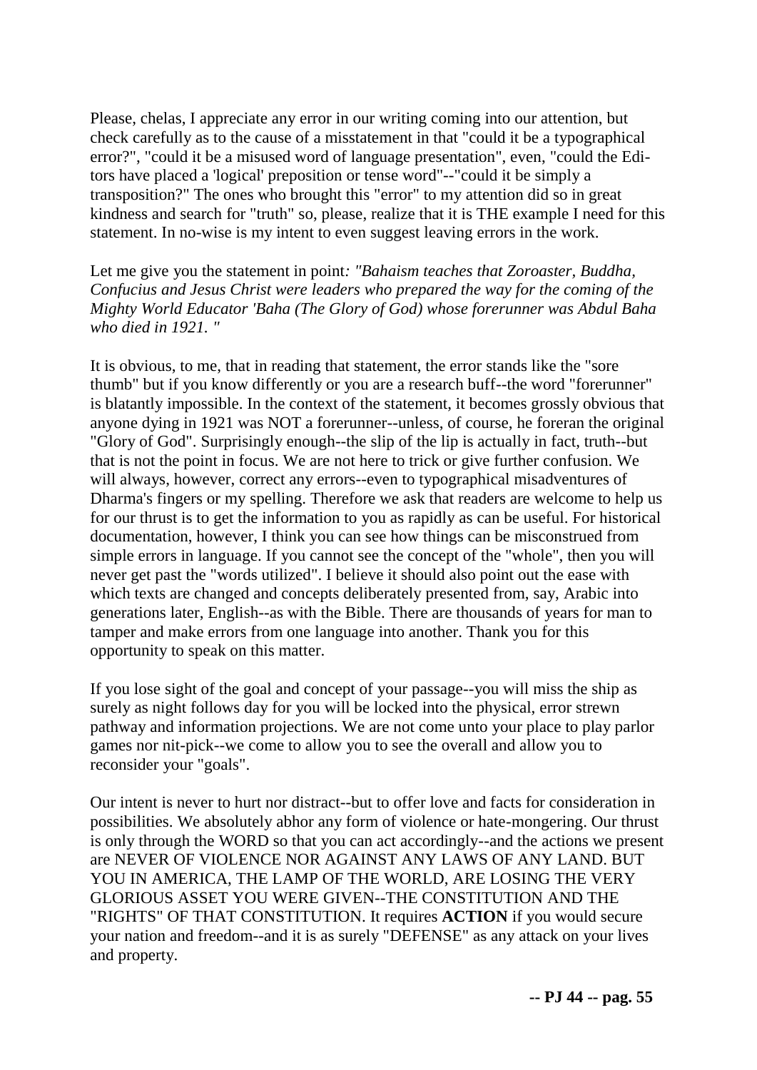Please, chelas, I appreciate any error in our writing coming into our attention, but check carefully as to the cause of a misstatement in that "could it be a typographical error?", "could it be a misused word of language presentation", even, "could the Editors have placed a 'logical' preposition or tense word"--"could it be simply a transposition?" The ones who brought this "error" to my attention did so in great kindness and search for "truth" so, please, realize that it is THE example I need for this statement. In no-wise is my intent to even suggest leaving errors in the work.

Let me give you the statement in point: *"Bahaism teaches that Zoroaster, Buddha, Confucius and Jesus Christ were leaders who prepared the way for the coming of the Mighty World Educator 'Baha (The Glory of God) whose forerunner was Abdul Baha who died in 1921. "*

It is obvious, to me, that in reading that statement, the error stands like the "sore thumb" but if you know differently or you are a research buff--the word "forerunner" is blatantly impossible. In the context of the statement, it becomes grossly obvious that anyone dying in 1921 was NOT a forerunner--unless, of course, he foreran the original "Glory of God". Surprisingly enough--the slip of the lip is actually in fact, truth--but that is not the point in focus. We are not here to trick or give further confusion. We will always, however, correct any errors--even to typographical misadventures of Dharma's fingers or my spelling. Therefore we ask that readers are welcome to help us for our thrust is to get the information to you as rapidly as can be useful. For historical documentation, however, I think you can see how things can be misconstrued from simple errors in language. If you cannot see the concept of the "whole", then you will never get past the "words utilized". I believe it should also point out the ease with which texts are changed and concepts deliberately presented from, say, Arabic into generations later, English--as with the Bible. There are thousands of years for man to tamper and make errors from one language into another. Thank you for this opportunity to speak on this matter.

If you lose sight of the goal and concept of your passage--you will miss the ship as surely as night follows day for you will be locked into the physical, error strewn pathway and information projections. We are not come unto your place to play parlor games nor nit-pick--we come to allow you to see the overall and allow you to reconsider your "goals".

Our intent is never to hurt nor distract--but to offer love and facts for consideration in possibilities. We absolutely abhor any form of violence or hate-mongering. Our thrust is only through the WORD so that you can act accordingly--and the actions we present are NEVER OF VIOLENCE NOR AGAINST ANY LAWS OF ANY LAND. BUT YOU IN AMERICA, THE LAMP OF THE WORLD, ARE LOSING THE VERY GLORIOUS ASSET YOU WERE GIVEN--THE CONSTITUTION AND THE "RIGHTS" OF THAT CONSTITUTION. It requires **ACTION** if you would secure your nation and freedom--and it is as surely "DEFENSE" as any attack on your lives and property.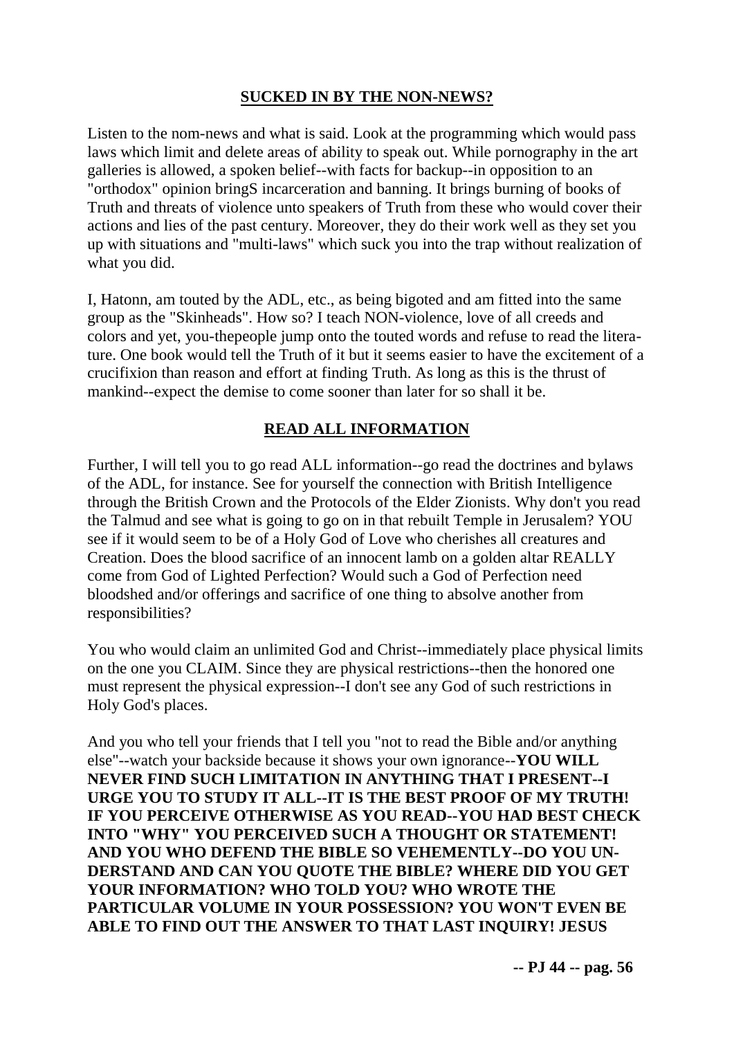## SUCKED IN BY THE NON-NEWS?

Listen to the nom-news and what is said. Look at the programming which would pass laws which limit and delete areas of ability to speak out. While pornography in the art galleries is allowed, a spoken belief--with facts for backup--in opposition to an "orthodox" opinion bringS incarceration and banning. It brings burning of books of Truth and threats of violence unto speakers of Truth from these who would cover their actions and lies of the past century. Moreover, they do their work well as they set you up with situations and "multi-laws" which suck you into the trap without realization of what you did.

I, Hatonn, am touted by the ADL, etc., as being bigoted and am fitted into the same group as the "Skinheads". How so? I teach NON-violence, love of all creeds and colors and yet, you-thepeople jump onto the touted words and refuse to read the literature. One book would tell the Truth of it but it seems easier to have the excitement of a crucifixion than reason and effort at finding Truth. As long as this is the thrust of mankind--expect the demise to come sooner than later for so shall it be.

## READ ALL INFORMATION

Further, I will tell you to go read ALL information--go read the doctrines and bylaws of the ADL, for instance. See for yourself the connection with British Intelligence through the British Crown and the Protocols of the Elder Zionists. Why don't you read the Talmud and see what is going to go on in that rebuilt Temple in Jerusalem? YOU see if it would seem to be of a Holy God of Love who cherishes all creatures and Creation. Does the blood sacrifice of an innocent lamb on a golden altar REALLY come from God of Lighted Perfection? Would such a God of Perfection need bloodshed and/or offerings and sacrifice of one thing to absolve another from responsibilities?

You who would claim an unlimited God and Christ--immediately place physical limits on the one you CLAIM. Since they are physical restrictions--then the honored one must represent the physical expression--I don't see any God of such restrictions in Holy God's places.

And you who tell your friends that I tell you "not to read the Bible and/or anything else"--watch your backside because it shows your own ignorance--**YOU WILL NEVER FIND SUCH LIMITATION IN ANYTHING THAT I PRESENT--I URGE YOU TO STUDY IT ALL--IT IS THE BEST PROOF OF MY TRUTH! IF YOU PERCEIVE OTHERWISE AS YOU READ--YOU HAD BEST CHECK INTO "WHY" YOU PERCEIVED SUCH A THOUGHT OR STATEMENT! AND YOU WHO DEFEND THE BIBLE SO VEHEMENTLY--DO YOU UNDERSTAND AND CAN YOU QUOTE THE BIBLE? WHERE DID YOU GET YOUR INFORMATION? WHO TOLD YOU? WHO WROTE THE PARTICULAR VOLUME IN YOUR POSSESSION? YOU WON'T EVEN BE ABLE TO FIND OUT THE ANSWER TO THAT LAST INQUIRY! JESUS**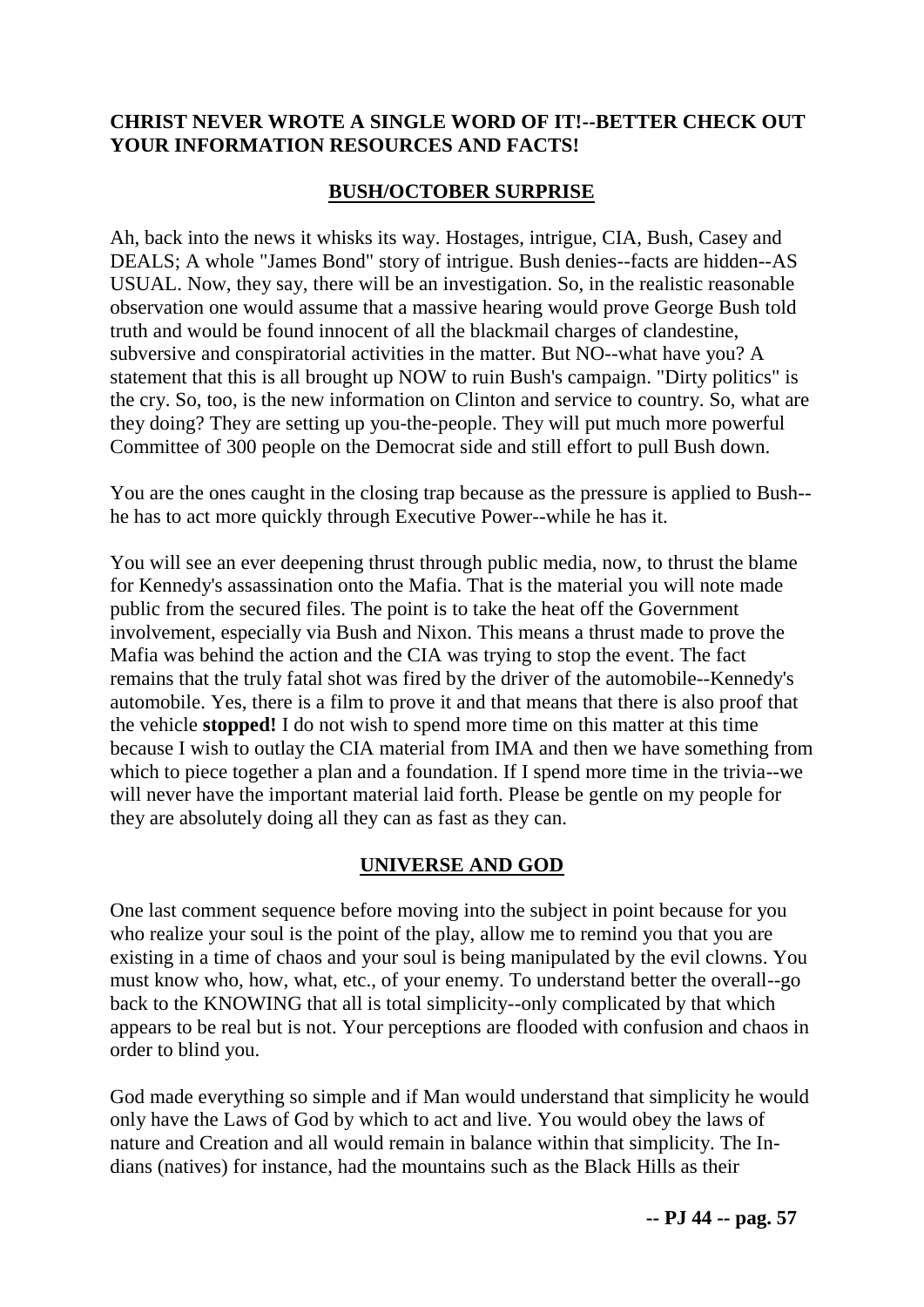**CHRIST NEVER WROTE A SINGLE WORD OF IT!--BETTER CHECK OUT YOUR INFORMATION RESOURCES AND FACTS!**

## BUSH/OCTOBER SURPRISE

Ah, back into the news it whisks its way. Hostages, intrigue, CIA, Bush, Casey and DEALS; A whole "James Bond" story of intrigue. Bush denies--facts are hidden--AS USUAL. Now, they say, there will be an investigation. So, in the realistic reasonable observation one would assume that a massive hearing would prove George Bush told truth and would be found innocent of all the blackmail charges of clandestine, subversive and conspiratorial activities in the matter. But NO--what have you? A statement that this is all brought up NOW to ruin Bush's campaign. "Dirty politics" is the cry. So, too, is the new information on Clinton and service to country. So, what are they doing? They are setting up you-the-people. They will put much more powerful Committee of 300 people on the Democrat side and still effort to pull Bush down.

You are the ones caught in the closing trap because as the pressure is applied to Bush--he has to act more quickly through Executive Power--while he has it.

You will see an ever deepening thrust through public media, now, to thrust the blame for Kennedy's assassination onto the Mafia. That is the material you will note made public from the secured files. The point is to take the heat off the Government involvement, especially via Bush and Nixon. This means a thrust made to prove the Mafia was behind the action and the CIA was trying to stop the event. The fact remains that the truly fatal shot was fired by the driver of the automobile--Kennedy's automobile. Yes, there is a film to prove it and that means that there is also proof that the vehicle **stopped!** I do not wish to spend more time on this matter at this time because I wish to outlay the CIA material from IMA and then we have something from which to piece together a plan and a foundation. If I spend more time in the trivia--we will never have the important material laid forth. Please be gentle on my people for they are absolutely doing all they can as fast as they can.

## UNIVERSE AND GOD

One last comment sequence before moving into the subject in point because for you who realize your soul is the point of the play, allow me to remind you that you are existing in a time of chaos and your soul is being manipulated by the evil clowns. You must know who, how, what, etc., of your enemy. To understand better the overall--go back to the KNOWING that all is total simplicity--only complicated by that which appears to be real but is not. Your perceptions are flooded with confusion and chaos in order to blind you.

God made everything so simple and if Man would understand that simplicity he would only have the Laws of God by which to act and live. You would obey the laws of nature and Creation and all would remain in balance within that simplicity. The Indians (natives) for instance, had the mountains such as the Black Hills as their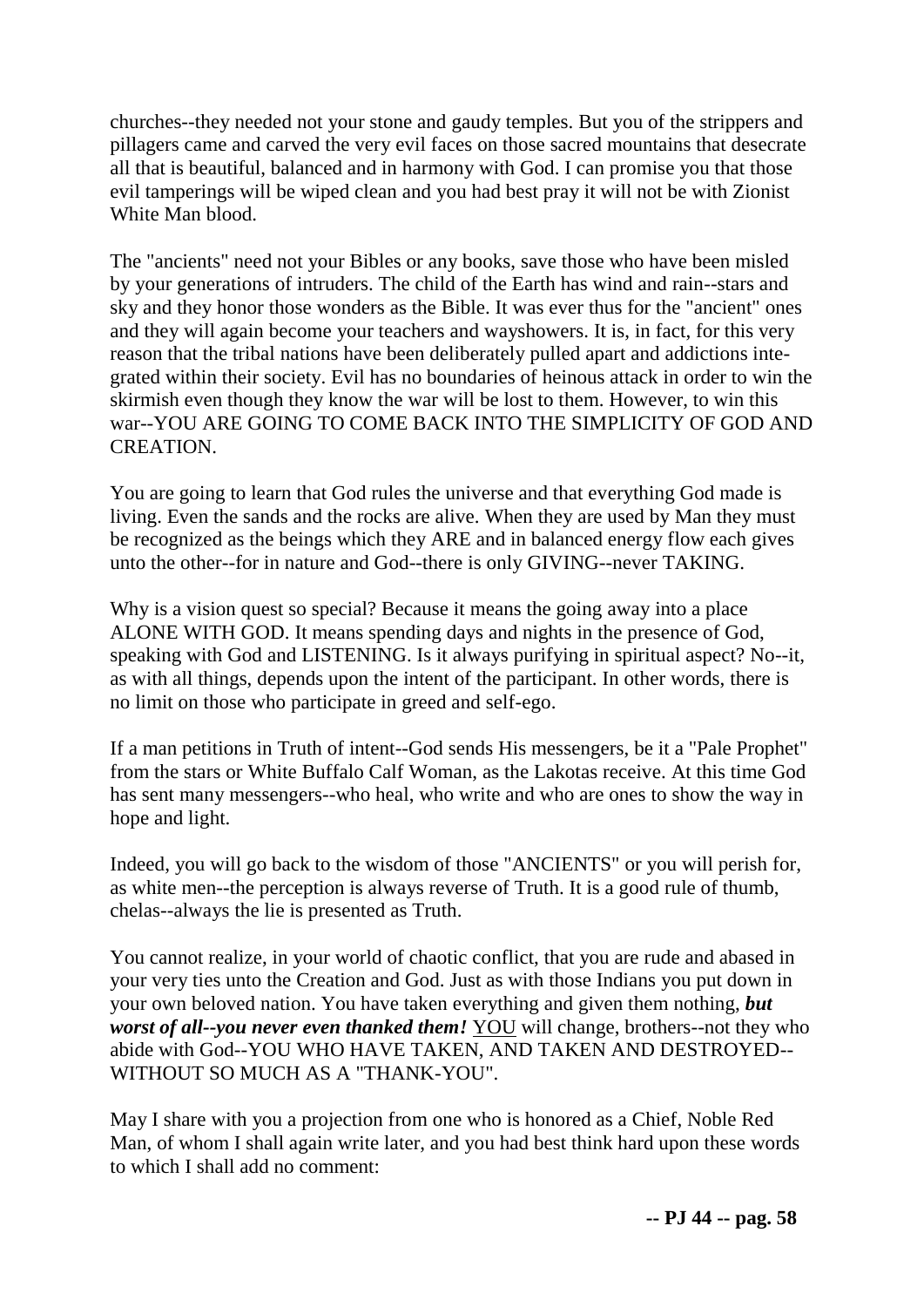churches--they needed not your stone and gaudy temples. But you of the strippers and pillagers came and carved the very evil faces on those sacred mountains that desecrate all that is beautiful, balanced and in harmony with God. I can promise you that those evil tamperings will be wiped clean and you had best pray it will not be with Zionist White Man blood.

The "ancients" need not your Bibles or any books, save those who have been misled by your generations of intruders. The child of the Earth has wind and rain--stars and sky and they honor those wonders as the Bible. It was ever thus for the "ancient" ones and they will again become your teachers and wayshowers. It is, in fact, for this very reason that the tribal nations have been deliberately pulled apart and addictions integrated within their society. Evil has no boundaries of heinous attack in order to win the skirmish even though they know the war will be lost to them. However, to win this war--YOU ARE GOING TO COME BACK INTO THE SIMPLICITY OF GOD AND CREATION.

You are going to learn that God rules the universe and that everything God made is living. Even the sands and the rocks are alive. When they are used by Man they must be recognized as the beings which they ARE and in balanced energy flow each gives unto the other--for in nature and God--there is only GIVING--never TAKING.

Why is a vision quest so special? Because it means the going away into a place ALONE WITH GOD. It means spending days and nights in the presence of God, speaking with God and LISTENING. Is it always purifying in spiritual aspect? No--it, as with all things, depends upon the intent of the participant. In other words, there is no limit on those who participate in greed and self-ego.

If a man petitions in Truth of intent--God sends His messengers, be it a "Pale Prophet" from the stars or White Buffalo Calf Woman, as the Lakotas receive. At this time God has sent many messengers--who heal, who write and who are ones to show the way in hope and light.

Indeed, you will go back to the wisdom of those "ANCIENTS" or you will perish for, as white men--the perception is always reverse of Truth. It is a good rule of thumb, chelas--always the lie is presented as Truth.

You cannot realize, in your world of chaotic conflict, that you are rude and abased in your very ties unto the Creation and God. Just as with those Indians you put down in your own beloved nation. You have taken everything and given them nothing, ***but worst of all--you never even thanked them!*** <u>YOU</u> will change, brothers--not they who abide with God--YOU WHO HAVE TAKEN, AND TAKEN AND DESTROYED--WITHOUT SO MUCH AS A "THANK-YOU".

May I share with you a projection from one who is honored as a Chief, Noble Red Man, of whom I shall again write later, and you had best think hard upon these words to which I shall add no comment: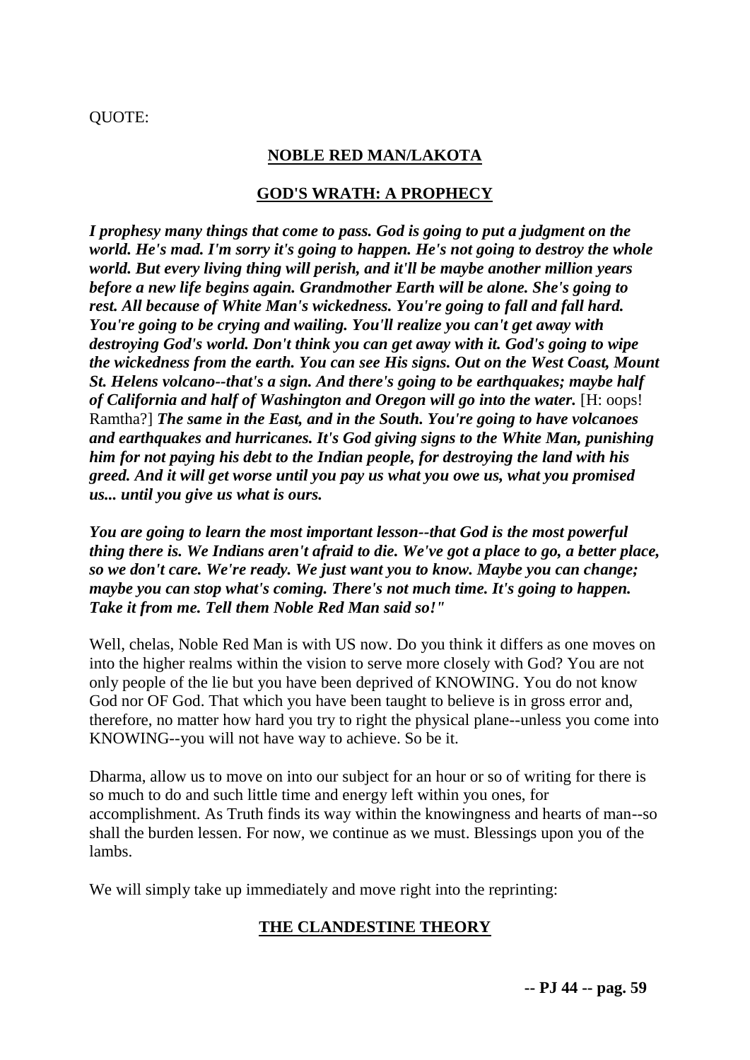QUOTE:

**NOBLE RED MAN/LAKOTA**

**GOD'S WRATH: A PROPHECY**

***I prophesy many things that come to pass. God is going to put a judgment on the world. He's mad. I'm sorry it's going to happen. He's not going to destroy the whole world. But every living thing will perish, and it'll be maybe another million years before a new life begins again. Grandmother Earth will be alone. She's going to rest. All because of White Man's wickedness. You're going to fall and fall hard. You're going to be crying and wailing. You'll realize you can't get away with destroying God's world. Don't think you can get away with it. God's going to wipe the wickedness from the earth. You can see His signs. Out on the West Coast, Mount St. Helens volcano--that's a sign. And there's going to be earthquakes; maybe half of California and half of Washington and Oregon will go into the water.*** [H: oops! Ramtha?] ***The same in the East, and in the South. You're going to have volcanoes and earthquakes and hurricanes. It's God giving signs to the White Man, punishing him for not paying his debt to the Indian people, for destroying the land with his greed. And it will get worse until you pay us what you owe us, what you promised us... until you give us what is ours.***

***You are going to learn the most important lesson--that God is the most powerful thing there is. We Indians aren't afraid to die. We've got a place to go, a better place, so we don't care. We're ready. We just want you to know. Maybe you can change; maybe you can stop what's coming. There's not much time. It's going to happen. Take it from me. Tell them Noble Red Man said so!"***

Well, chelas, Noble Red Man is with US now. Do you think it differs as one moves on into the higher realms within the vision to serve more closely with God? You are not only people of the lie but you have been deprived of KNOWING. You do not know God nor OF God. That which you have been taught to believe is in gross error and, therefore, no matter how hard you try to right the physical plane--unless you come into KNOWING--you will not have way to achieve. So be it.

Dharma, allow us to move on into our subject for an hour or so of writing for there is so much to do and such little time and energy left within you ones, for accomplishment. As Truth finds its way within the knowingness and hearts of man--so shall the burden lessen. For now, we continue as we must. Blessings upon you of the lambs.

We will simply take up immediately and move right into the reprinting:

**THE CLANDESTINE THEORY**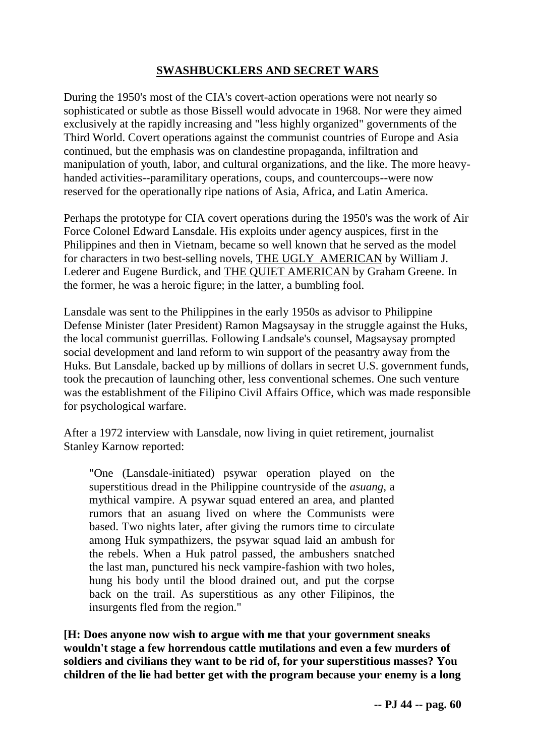## SWASHBUCKLERS AND SECRET WARS

During the 1950's most of the CIA's covert-action operations were not nearly so sophisticated or subtle as those Bissell would advocate in 1968. Nor were they aimed exclusively at the rapidly increasing and "less highly organized" governments of the Third World. Covert operations against the communist countries of Europe and Asia continued, but the emphasis was on clandestine propaganda, infiltration and manipulation of youth, labor, and cultural organizations, and the like. The more heavy-handed activities--paramilitary operations, coups, and countercoups--were now reserved for the operationally ripe nations of Asia, Africa, and Latin America.

Perhaps the prototype for CIA covert operations during the 1950's was the work of Air Force Colonel Edward Lansdale. His exploits under agency auspices, first in the Philippines and then in Vietnam, became so well known that he served as the model for characters in two best-selling novels, THE UGLY AMERICAN by William J. Lederer and Eugene Burdick, and THE QUIET AMERICAN by Graham Greene. In the former, he was a heroic figure; in the latter, a bumbling fool.

Lansdale was sent to the Philippines in the early 1950s as advisor to Philippine Defense Minister (later President) Ramon Magsaysay in the struggle against the Huks, the local communist guerrillas. Following Landsale's counsel, Magsaysay prompted social development and land reform to win support of the peasantry away from the Huks. But Lansdale, backed up by millions of dollars in secret U.S. government funds, took the precaution of launching other, less conventional schemes. One such venture was the establishment of the Filipino Civil Affairs Office, which was made responsible for psychological warfare.

After a 1972 interview with Lansdale, now living in quiet retirement, journalist Stanley Karnow reported:

> "One (Lansdale-initiated) psywar operation played on the superstitious dread in the Philippine countryside of the *asuang*, a mythical vampire. A psywar squad entered an area, and planted rumors that an asuang lived on where the Communists were based. Two nights later, after giving the rumors time to circulate among Huk sympathizers, the psywar squad laid an ambush for the rebels. When a Huk patrol passed, the ambushers snatched the last man, punctured his neck vampire-fashion with two holes, hung his body until the blood drained out, and put the corpse back on the trail. As superstitious as any other Filipinos, the insurgents fled from the region."

**[H: Does anyone now wish to argue with me that your government sneaks wouldn't stage a few horrendous cattle mutilations and even a few murders of soldiers and civilians they want to be rid of, for your superstitious masses? You children of the lie had better get with the program because your enemy is a long**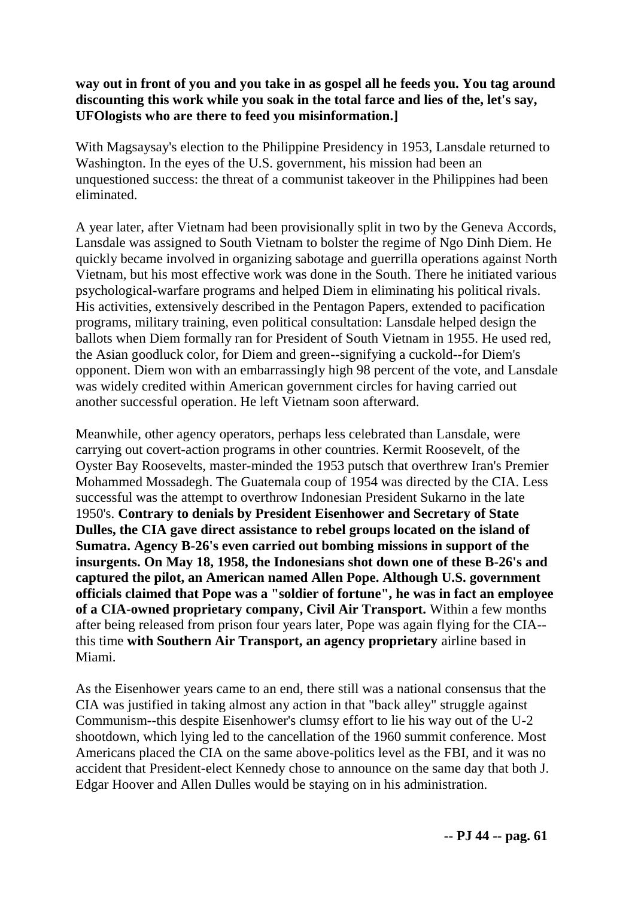**way out in front of you and you take in as gospel all he feeds you. You tag around discounting this work while you soak in the total farce and lies of the, let's say, UFOlogists who are there to feed you misinformation.]**

With Magsaysay's election to the Philippine Presidency in 1953, Lansdale returned to Washington. In the eyes of the U.S. government, his mission had been an unquestioned success: the threat of a communist takeover in the Philippines had been eliminated.

A year later, after Vietnam had been provisionally split in two by the Geneva Accords, Lansdale was assigned to South Vietnam to bolster the regime of Ngo Dinh Diem. He quickly became involved in organizing sabotage and guerrilla operations against North Vietnam, but his most effective work was done in the South. There he initiated various psychological-warfare programs and helped Diem in eliminating his political rivals. His activities, extensively described in the Pentagon Papers, extended to pacification programs, military training, even political consultation: Lansdale helped design the ballots when Diem formally ran for President of South Vietnam in 1955. He used red, the Asian goodluck color, for Diem and green--signifying a cuckold--for Diem's opponent. Diem won with an embarrassingly high 98 percent of the vote, and Lansdale was widely credited within American government circles for having carried out another successful operation. He left Vietnam soon afterward.

Meanwhile, other agency operators, perhaps less celebrated than Lansdale, were carrying out covert-action programs in other countries. Kermit Roosevelt, of the Oyster Bay Roosevelts, master-minded the 1953 putsch that overthrew Iran's Premier Mohammed Mossadegh. The Guatemala coup of 1954 was directed by the CIA. Less successful was the attempt to overthrow Indonesian President Sukarno in the late 1950's. **Contrary to denials by President Eisenhower and Secretary of State Dulles, the CIA gave direct assistance to rebel groups located on the island of Sumatra. Agency B-26's even carried out bombing missions in support of the insurgents. On May 18, 1958, the Indonesians shot down one of these B-26's and captured the pilot, an American named Allen Pope. Although U.S. government officials claimed that Pope was a "soldier of fortune", he was in fact an employee of a CIA-owned proprietary company, Civil Air Transport.** Within a few months after being released from prison four years later, Pope was again flying for the CIA--this time **with Southern Air Transport, an agency proprietary** airline based in Miami.

As the Eisenhower years came to an end, there still was a national consensus that the CIA was justified in taking almost any action in that "back alley" struggle against Communism--this despite Eisenhower's clumsy effort to lie his way out of the U-2 shootdown, which lying led to the cancellation of the 1960 summit conference. Most Americans placed the CIA on the same above-politics level as the FBI, and it was no accident that President-elect Kennedy chose to announce on the same day that both J. Edgar Hoover and Allen Dulles would be staying on in his administration.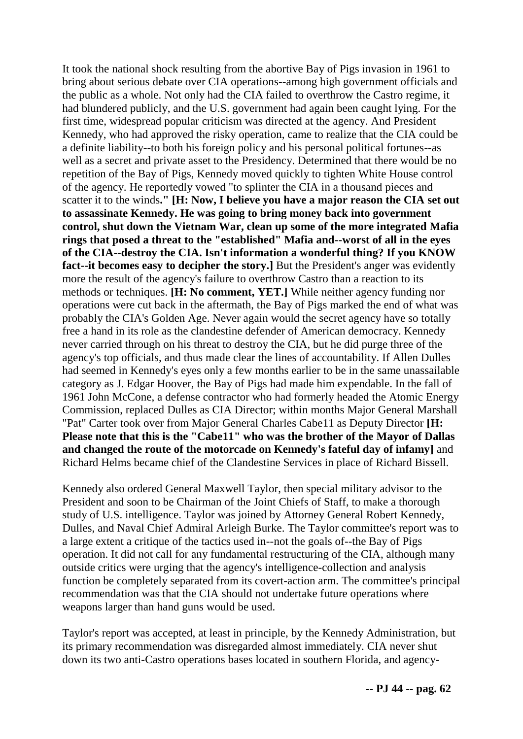It took the national shock resulting from the abortive Bay of Pigs invasion in 1961 to bring about serious debate over CIA operations--among high government officials and the public as a whole. Not only had the CIA failed to overthrow the Castro regime, it had blundered publicly, and the U.S. government had again been caught lying. For the first time, widespread popular criticism was directed at the agency. And President Kennedy, who had approved the risky operation, came to realize that the CIA could be a definite liability--to both his foreign policy and his personal political fortunes--as well as a secret and private asset to the Presidency. Determined that there would be no repetition of the Bay of Pigs, Kennedy moved quickly to tighten White House control of the agency. He reportedly vowed "to splinter the CIA in a thousand pieces and scatter it to the winds**." [H: Now, I believe you have a major reason the CIA set out to assassinate Kennedy. He was going to bring money back into government control, shut down the Vietnam War, clean up some of the more integrated Mafia rings that posed a threat to the "established" Mafia and--worst of all in the eyes of the CIA--destroy the CIA. Isn't information a wonderful thing? If you KNOW fact--it becomes easy to decipher the story.]** But the President's anger was evidently more the result of the agency's failure to overthrow Castro than a reaction to its methods or techniques. **[H: No comment, YET.]** While neither agency funding nor operations were cut back in the aftermath, the Bay of Pigs marked the end of what was probably the CIA's Golden Age. Never again would the secret agency have so totally free a hand in its role as the clandestine defender of American democracy. Kennedy never carried through on his threat to destroy the CIA, but he did purge three of the agency's top officials, and thus made clear the lines of accountability. If Allen Dulles had seemed in Kennedy's eyes only a few months earlier to be in the same unassailable category as J. Edgar Hoover, the Bay of Pigs had made him expendable. In the fall of 1961 John McCone, a defense contractor who had formerly headed the Atomic Energy Commission, replaced Dulles as CIA Director; within months Major General Marshall "Pat" Carter took over from Major General Charles Cabe11 as Deputy Director **[H: Please note that this is the "Cabe11" who was the brother of the Mayor of Dallas and changed the route of the motorcade on Kennedy's fateful day of infamy]** and Richard Helms became chief of the Clandestine Services in place of Richard Bissell.

Kennedy also ordered General Maxwell Taylor, then special military advisor to the President and soon to be Chairman of the Joint Chiefs of Staff, to make a thorough study of U.S. intelligence. Taylor was joined by Attorney General Robert Kennedy, Dulles, and Naval Chief Admiral Arleigh Burke. The Taylor committee's report was to a large extent a critique of the tactics used in--not the goals of--the Bay of Pigs operation. It did not call for any fundamental restructuring of the CIA, although many outside critics were urging that the agency's intelligence-collection and analysis function be completely separated from its covert-action arm. The committee's principal recommendation was that the CIA should not undertake future operations where weapons larger than hand guns would be used.

Taylor's report was accepted, at least in principle, by the Kennedy Administration, but its primary recommendation was disregarded almost immediately. CIA never shut down its two anti-Castro operations bases located in southern Florida, and agency-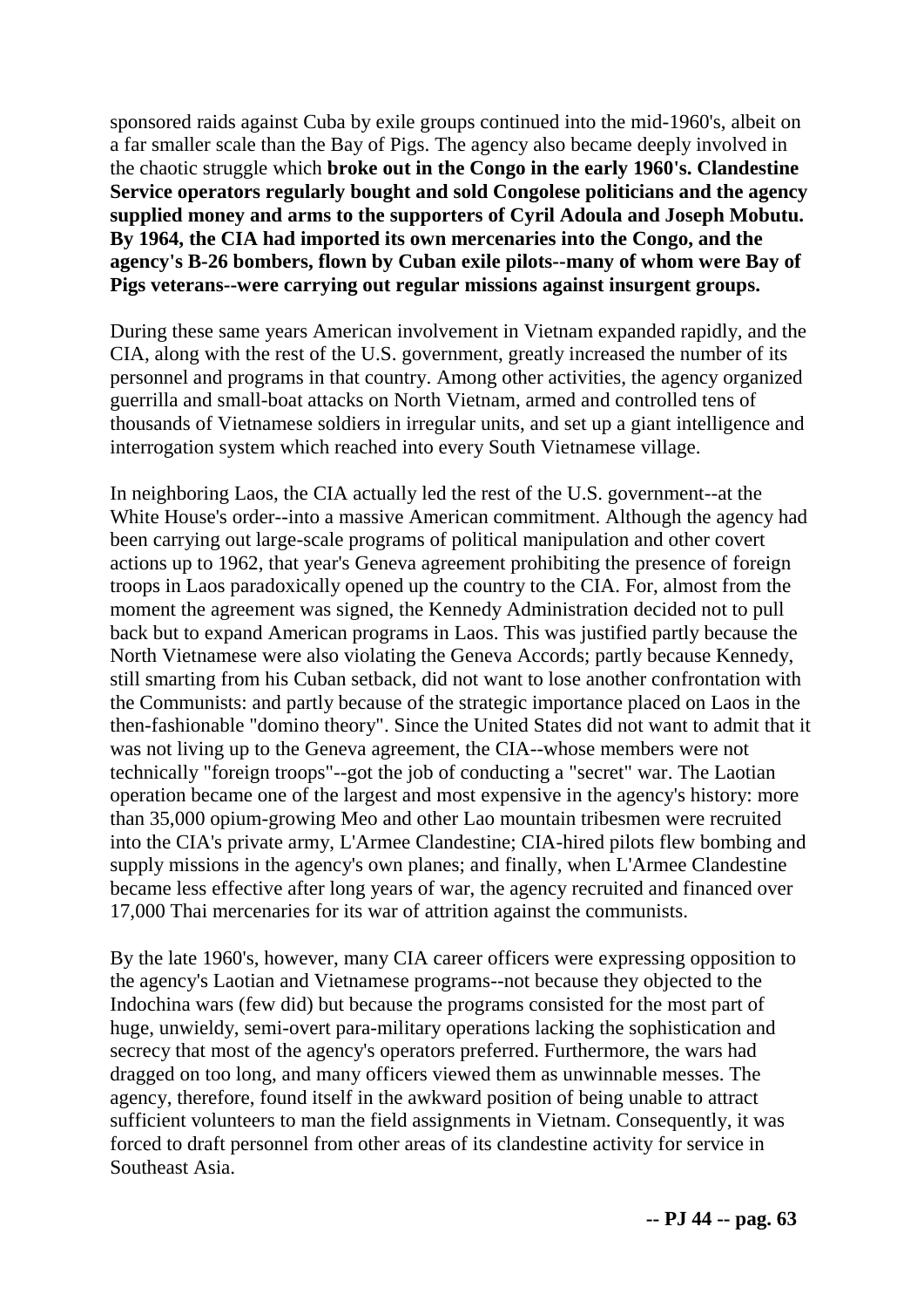sponsored raids against Cuba by exile groups continued into the mid-1960's, albeit on a far smaller scale than the Bay of Pigs. The agency also became deeply involved in the chaotic struggle which **broke out in the Congo in the early 1960's. Clandestine Service operators regularly bought and sold Congolese politicians and the agency supplied money and arms to the supporters of Cyril Adoula and Joseph Mobutu. By 1964, the CIA had imported its own mercenaries into the Congo, and the agency's B-26 bombers, flown by Cuban exile pilots--many of whom were Bay of Pigs veterans--were carrying out regular missions against insurgent groups.**

During these same years American involvement in Vietnam expanded rapidly, and the CIA, along with the rest of the U.S. government, greatly increased the number of its personnel and programs in that country. Among other activities, the agency organized guerrilla and small-boat attacks on North Vietnam, armed and controlled tens of thousands of Vietnamese soldiers in irregular units, and set up a giant intelligence and interrogation system which reached into every South Vietnamese village.

In neighboring Laos, the CIA actually led the rest of the U.S. government--at the White House's order--into a massive American commitment. Although the agency had been carrying out large-scale programs of political manipulation and other covert actions up to 1962, that year's Geneva agreement prohibiting the presence of foreign troops in Laos paradoxically opened up the country to the CIA. For, almost from the moment the agreement was signed, the Kennedy Administration decided not to pull back but to expand American programs in Laos. This was justified partly because the North Vietnamese were also violating the Geneva Accords; partly because Kennedy, still smarting from his Cuban setback, did not want to lose another confrontation with the Communists: and partly because of the strategic importance placed on Laos in the then-fashionable "domino theory". Since the United States did not want to admit that it was not living up to the Geneva agreement, the CIA--whose members were not technically "foreign troops"--got the job of conducting a "secret" war. The Laotian operation became one of the largest and most expensive in the agency's history: more than 35,000 opium-growing Meo and other Lao mountain tribesmen were recruited into the CIA's private army, L'Armee Clandestine; CIA-hired pilots flew bombing and supply missions in the agency's own planes; and finally, when L'Armee Clandestine became less effective after long years of war, the agency recruited and financed over 17,000 Thai mercenaries for its war of attrition against the communists.

By the late 1960's, however, many CIA career officers were expressing opposition to the agency's Laotian and Vietnamese programs--not because they objected to the Indochina wars (few did) but because the programs consisted for the most part of huge, unwieldy, semi-overt para-military operations lacking the sophistication and secrecy that most of the agency's operators preferred. Furthermore, the wars had dragged on too long, and many officers viewed them as unwinnable messes. The agency, therefore, found itself in the awkward position of being unable to attract sufficient volunteers to man the field assignments in Vietnam. Consequently, it was forced to draft personnel from other areas of its clandestine activity for service in Southeast Asia.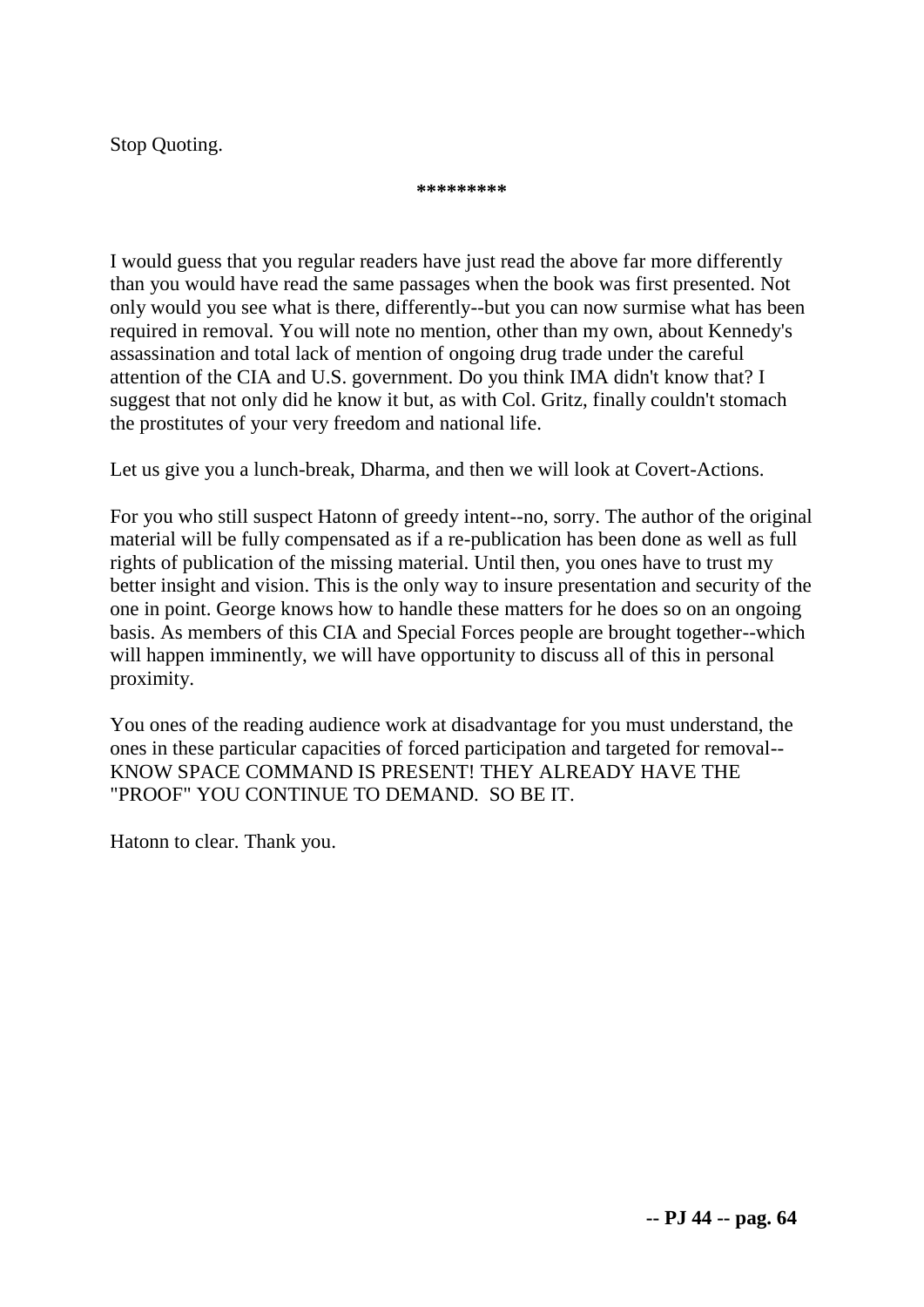Stop Quoting.

*********

I would guess that you regular readers have just read the above far more differently than you would have read the same passages when the book was first presented. Not only would you see what is there, differently--but you can now surmise what has been required in removal. You will note no mention, other than my own, about Kennedy's assassination and total lack of mention of ongoing drug trade under the careful attention of the CIA and U.S. government. Do you think IMA didn't know that? I suggest that not only did he know it but, as with Col. Gritz, finally couldn't stomach the prostitutes of your very freedom and national life.

Let us give you a lunch-break, Dharma, and then we will look at Covert-Actions.

For you who still suspect Hatonn of greedy intent--no, sorry. The author of the original material will be fully compensated as if a re-publication has been done as well as full rights of publication of the missing material. Until then, you ones have to trust my better insight and vision. This is the only way to insure presentation and security of the one in point. George knows how to handle these matters for he does so on an ongoing basis. As members of this CIA and Special Forces people are brought together--which will happen imminently, we will have opportunity to discuss all of this in personal proximity.

You ones of the reading audience work at disadvantage for you must understand, the ones in these particular capacities of forced participation and targeted for removal--KNOW SPACE COMMAND IS PRESENT! THEY ALREADY HAVE THE "PROOF" YOU CONTINUE TO DEMAND. SO BE IT.

Hatonn to clear. Thank you.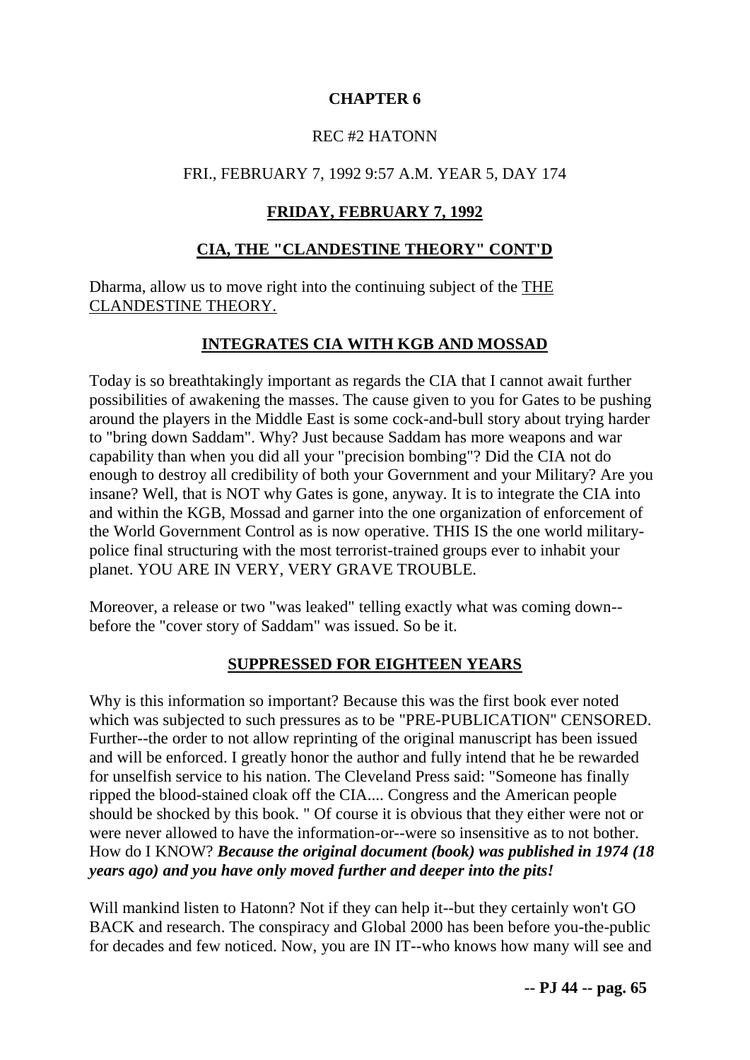# CHAPTER 6

REC #2 HATONN

FRI., FEBRUARY 7, 1992 9:57 A.M. YEAR 5, DAY 174

## FRIDAY, FEBRUARY 7, 1992

## CIA, THE "CLANDESTINE THEORY" CONT'D

Dharma, allow us to move right into the continuing subject of the THE CLANDESTINE THEORY.

## INTEGRATES CIA WITH KGB AND MOSSAD

Today is so breathtakingly important as regards the CIA that I cannot await further possibilities of awakening the masses. The cause given to you for Gates to be pushing around the players in the Middle East is some cock-and-bull story about trying harder to "bring down Saddam". Why? Just because Saddam has more weapons and war capability than when you did all your "precision bombing"? Did the CIA not do enough to destroy all credibility of both your Government and your Military? Are you insane? Well, that is NOT why Gates is gone, anyway. It is to integrate the CIA into and within the KGB, Mossad and garner into the one organization of enforcement of the World Government Control as is now operative. THIS IS the one world military-police final structuring with the most terrorist-trained groups ever to inhabit your planet. YOU ARE IN VERY, VERY GRAVE TROUBLE.

Moreover, a release or two "was leaked" telling exactly what was coming down--before the "cover story of Saddam" was issued. So be it.

## SUPPRESSED FOR EIGHTEEN YEARS

Why is this information so important? Because this was the first book ever noted which was subjected to such pressures as to be "PRE-PUBLICATION" CENSORED. Further--the order to not allow reprinting of the original manuscript has been issued and will be enforced. I greatly honor the author and fully intend that he be rewarded for unselfish service to his nation. The Cleveland Press said: "Someone has finally ripped the blood-stained cloak off the CIA.... Congress and the American people should be shocked by this book. " Of course it is obvious that they either were not or were never allowed to have the information-or--were so insensitive as to not bother. How do I KNOW? ***Because the original document (book) was published in 1974 (18 years ago) and you have only moved further and deeper into the pits!***

Will mankind listen to Hatonn? Not if they can help it--but they certainly won't GO BACK and research. The conspiracy and Global 2000 has been before you-the-public for decades and few noticed. Now, you are IN IT--who knows how many will see and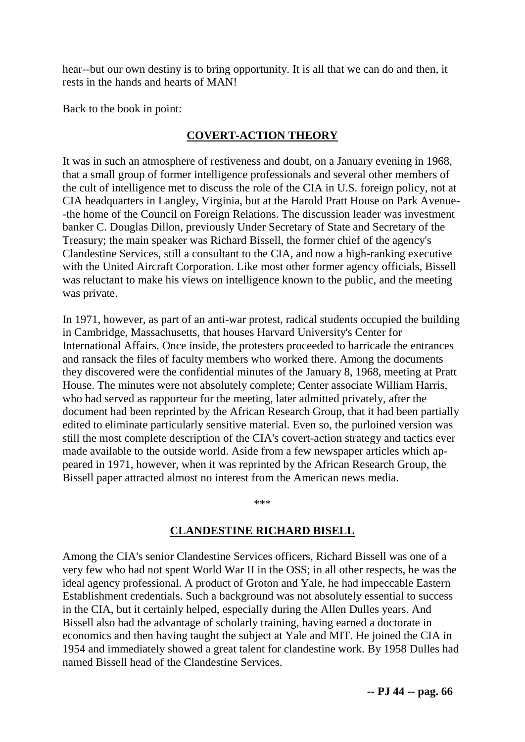hear--but our own destiny is to bring opportunity. It is all that we can do and then, it rests in the hands and hearts of MAN!

Back to the book in point:

## COVERT-ACTION THEORY

It was in such an atmosphere of restiveness and doubt, on a January evening in 1968, that a small group of former intelligence professionals and several other members of the cult of intelligence met to discuss the role of the CIA in U.S. foreign policy, not at CIA headquarters in Langley, Virginia, but at the Harold Pratt House on Park Avenue--the home of the Council on Foreign Relations. The discussion leader was investment banker C. Douglas Dillon, previously Under Secretary of State and Secretary of the Treasury; the main speaker was Richard Bissell, the former chief of the agency's Clandestine Services, still a consultant to the CIA, and now a high-ranking executive with the United Aircraft Corporation. Like most other former agency officials, Bissell was reluctant to make his views on intelligence known to the public, and the meeting was private.

In 1971, however, as part of an anti-war protest, radical students occupied the building in Cambridge, Massachusetts, that houses Harvard University's Center for International Affairs. Once inside, the protesters proceeded to barricade the entrances and ransack the files of faculty members who worked there. Among the documents they discovered were the confidential minutes of the January 8, 1968, meeting at Pratt House. The minutes were not absolutely complete; Center associate William Harris, who had served as rapporteur for the meeting, later admitted privately, after the document had been reprinted by the African Research Group, that it had been partially edited to eliminate particularly sensitive material. Even so, the purloined version was still the most complete description of the CIA's covert-action strategy and tactics ever made available to the outside world. Aside from a few newspaper articles which appeared in 1971, however, when it was reprinted by the African Research Group, the Bissell paper attracted almost no interest from the American news media.

\*\*\*

## CLANDESTINE RICHARD BISELL

Among the CIA's senior Clandestine Services officers, Richard Bissell was one of a very few who had not spent World War II in the OSS; in all other respects, he was the ideal agency professional. A product of Groton and Yale, he had impeccable Eastern Establishment credentials. Such a background was not absolutely essential to success in the CIA, but it certainly helped, especially during the Allen Dulles years. And Bissell also had the advantage of scholarly training, having earned a doctorate in economics and then having taught the subject at Yale and MIT. He joined the CIA in 1954 and immediately showed a great talent for clandestine work. By 1958 Dulles had named Bissell head of the Clandestine Services.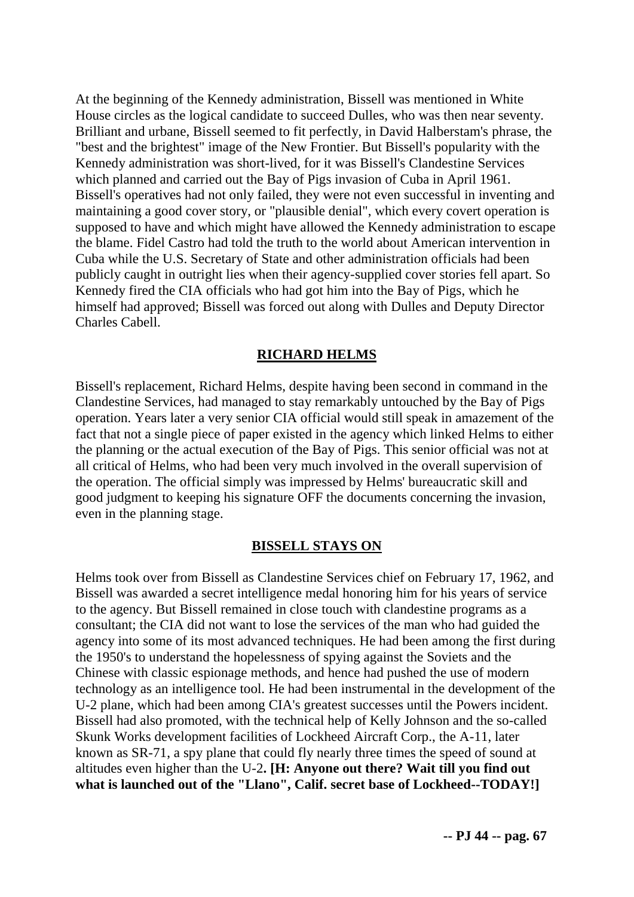At the beginning of the Kennedy administration, Bissell was mentioned in White House circles as the logical candidate to succeed Dulles, who was then near seventy. Brilliant and urbane, Bissell seemed to fit perfectly, in David Halberstam's phrase, the "best and the brightest" image of the New Frontier. But Bissell's popularity with the Kennedy administration was short-lived, for it was Bissell's Clandestine Services which planned and carried out the Bay of Pigs invasion of Cuba in April 1961. Bissell's operatives had not only failed, they were not even successful in inventing and maintaining a good cover story, or "plausible denial", which every covert operation is supposed to have and which might have allowed the Kennedy administration to escape the blame. Fidel Castro had told the truth to the world about American intervention in Cuba while the U.S. Secretary of State and other administration officials had been publicly caught in outright lies when their agency-supplied cover stories fell apart. So Kennedy fired the CIA officials who had got him into the Bay of Pigs, which he himself had approved; Bissell was forced out along with Dulles and Deputy Director Charles Cabell.

## RICHARD HELMS

Bissell's replacement, Richard Helms, despite having been second in command in the Clandestine Services, had managed to stay remarkably untouched by the Bay of Pigs operation. Years later a very senior CIA official would still speak in amazement of the fact that not a single piece of paper existed in the agency which linked Helms to either the planning or the actual execution of the Bay of Pigs. This senior official was not at all critical of Helms, who had been very much involved in the overall supervision of the operation. The official simply was impressed by Helms' bureaucratic skill and good judgment to keeping his signature OFF the documents concerning the invasion, even in the planning stage.

## BISSELL STAYS ON

Helms took over from Bissell as Clandestine Services chief on February 17, 1962, and Bissell was awarded a secret intelligence medal honoring him for his years of service to the agency. But Bissell remained in close touch with clandestine programs as a consultant; the CIA did not want to lose the services of the man who had guided the agency into some of its most advanced techniques. He had been among the first during the 1950's to understand the hopelessness of spying against the Soviets and the Chinese with classic espionage methods, and hence had pushed the use of modern technology as an intelligence tool. He had been instrumental in the development of the U-2 plane, which had been among CIA's greatest successes until the Powers incident. Bissell had also promoted, with the technical help of Kelly Johnson and the so-called Skunk Works development facilities of Lockheed Aircraft Corp., the A-11, later known as SR-71, a spy plane that could fly nearly three times the speed of sound at altitudes even higher than the U-2**. [H: Anyone out there? Wait till you find out what is launched out of the "Llano", Calif. secret base of Lockheed--TODAY!]**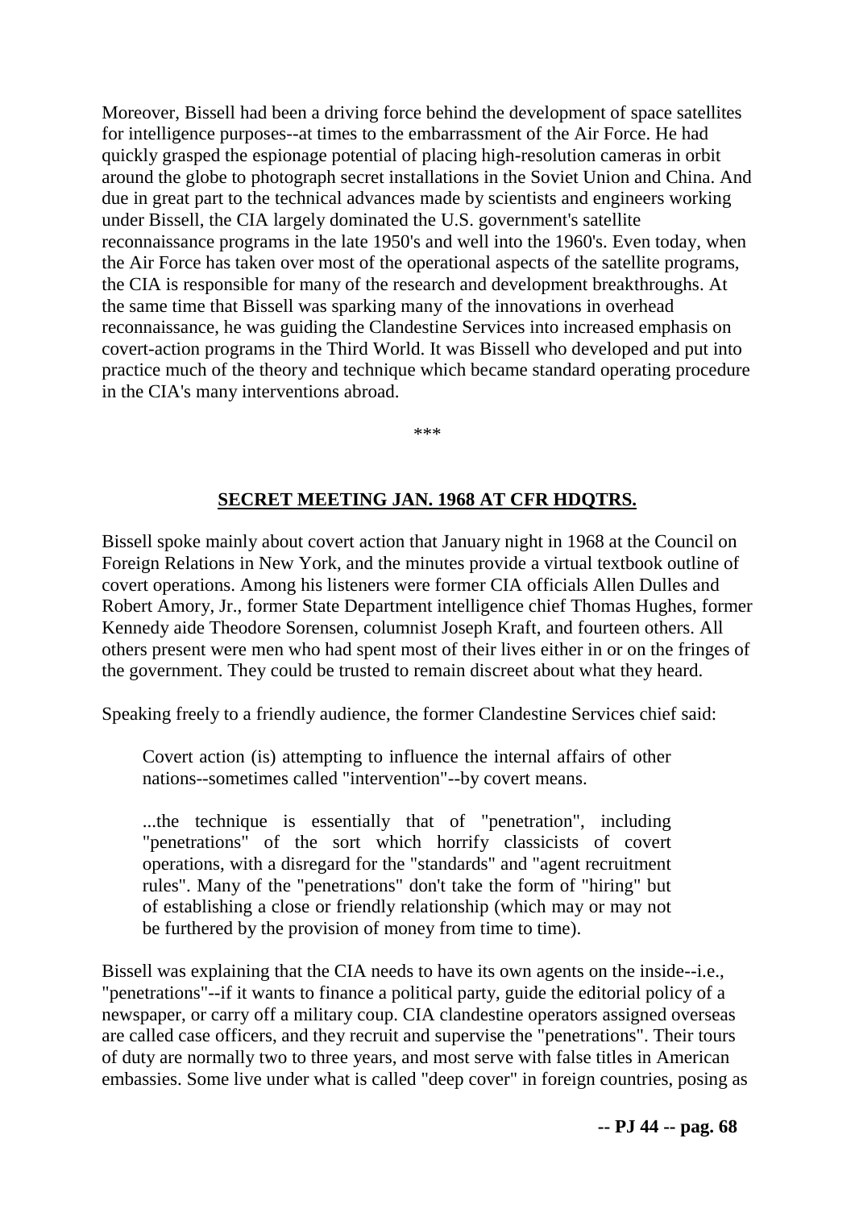Moreover, Bissell had been a driving force behind the development of space satellites for intelligence purposes--at times to the embarrassment of the Air Force. He had quickly grasped the espionage potential of placing high-resolution cameras in orbit around the globe to photograph secret installations in the Soviet Union and China. And due in great part to the technical advances made by scientists and engineers working under Bissell, the CIA largely dominated the U.S. government's satellite reconnaissance programs in the late 1950's and well into the 1960's. Even today, when the Air Force has taken over most of the operational aspects of the satellite programs, the CIA is responsible for many of the research and development breakthroughs. At the same time that Bissell was sparking many of the innovations in overhead reconnaissance, he was guiding the Clandestine Services into increased emphasis on covert-action programs in the Third World. It was Bissell who developed and put into practice much of the theory and technique which became standard operating procedure in the CIA's many interventions abroad.

***

## SECRET MEETING JAN. 1968 AT CFR HDQTRS.

Bissell spoke mainly about covert action that January night in 1968 at the Council on Foreign Relations in New York, and the minutes provide a virtual textbook outline of covert operations. Among his listeners were former CIA officials Allen Dulles and Robert Amory, Jr., former State Department intelligence chief Thomas Hughes, former Kennedy aide Theodore Sorensen, columnist Joseph Kraft, and fourteen others. All others present were men who had spent most of their lives either in or on the fringes of the government. They could be trusted to remain discreet about what they heard.

Speaking freely to a friendly audience, the former Clandestine Services chief said:

> Covert action (is) attempting to influence the internal affairs of other nations--sometimes called "intervention"--by covert means.
>
> ...the technique is essentially that of "penetration", including "penetrations" of the sort which horrify classicists of covert operations, with a disregard for the "standards" and "agent recruitment rules". Many of the "penetrations" don't take the form of "hiring" but of establishing a close or friendly relationship (which may or may not be furthered by the provision of money from time to time).

Bissell was explaining that the CIA needs to have its own agents on the inside--i.e., "penetrations"--if it wants to finance a political party, guide the editorial policy of a newspaper, or carry off a military coup. CIA clandestine operators assigned overseas are called case officers, and they recruit and supervise the "penetrations". Their tours of duty are normally two to three years, and most serve with false titles in American embassies. Some live under what is called "deep cover" in foreign countries, posing as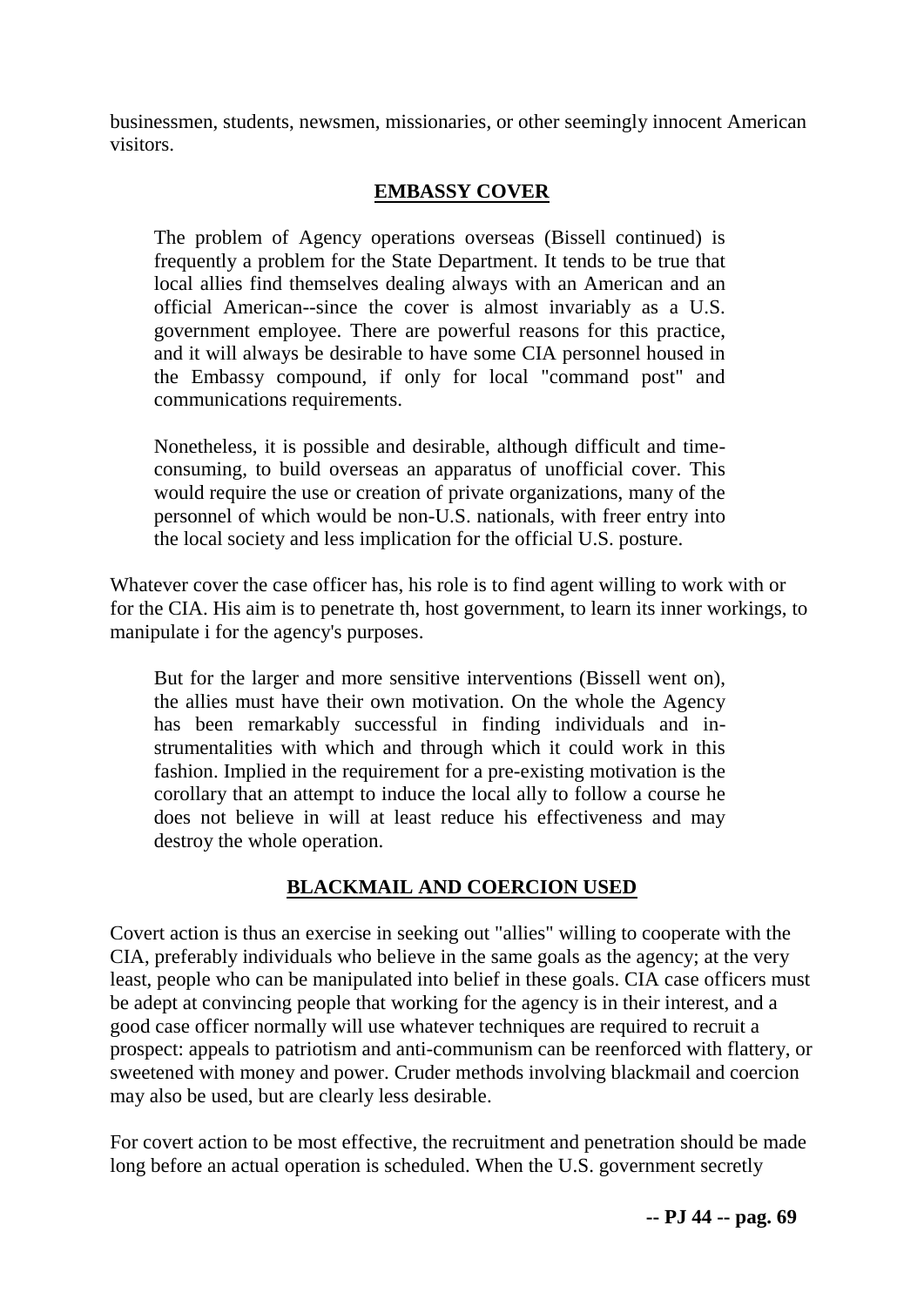businessmen, students, newsmen, missionaries, or other seemingly innocent American visitors.

## EMBASSY COVER

> The problem of Agency operations overseas (Bissell continued) is frequently a problem for the State Department. It tends to be true that local allies find themselves dealing always with an American and an official American--since the cover is almost invariably as a U.S. government employee. There are powerful reasons for this practice, and it will always be desirable to have some CIA personnel housed in the Embassy compound, if only for local "command post" and communications requirements.
>
> Nonetheless, it is possible and desirable, although difficult and time-consuming, to build overseas an apparatus of unofficial cover. This would require the use or creation of private organizations, many of the personnel of which would be non-U.S. nationals, with freer entry into the local society and less implication for the official U.S. posture.

Whatever cover the case officer has, his role is to find agent willing to work with or for the CIA. His aim is to penetrate th, host government, to learn its inner workings, to manipulate i for the agency's purposes.

> But for the larger and more sensitive interventions (Bissell went on), the allies must have their own motivation. On the whole the Agency has been remarkably successful in finding individuals and instrumentalities with which and through which it could work in this fashion. Implied in the requirement for a pre-existing motivation is the corollary that an attempt to induce the local ally to follow a course he does not believe in will at least reduce his effectiveness and may destroy the whole operation.

## BLACKMAIL AND COERCION USED

Covert action is thus an exercise in seeking out "allies" willing to cooperate with the CIA, preferably individuals who believe in the same goals as the agency; at the very least, people who can be manipulated into belief in these goals. CIA case officers must be adept at convincing people that working for the agency is in their interest, and a good case officer normally will use whatever techniques are required to recruit a prospect: appeals to patriotism and anti-communism can be reenforced with flattery, or sweetened with money and power. Cruder methods involving blackmail and coercion may also be used, but are clearly less desirable.

For covert action to be most effective, the recruitment and penetration should be made long before an actual operation is scheduled. When the U.S. government secretly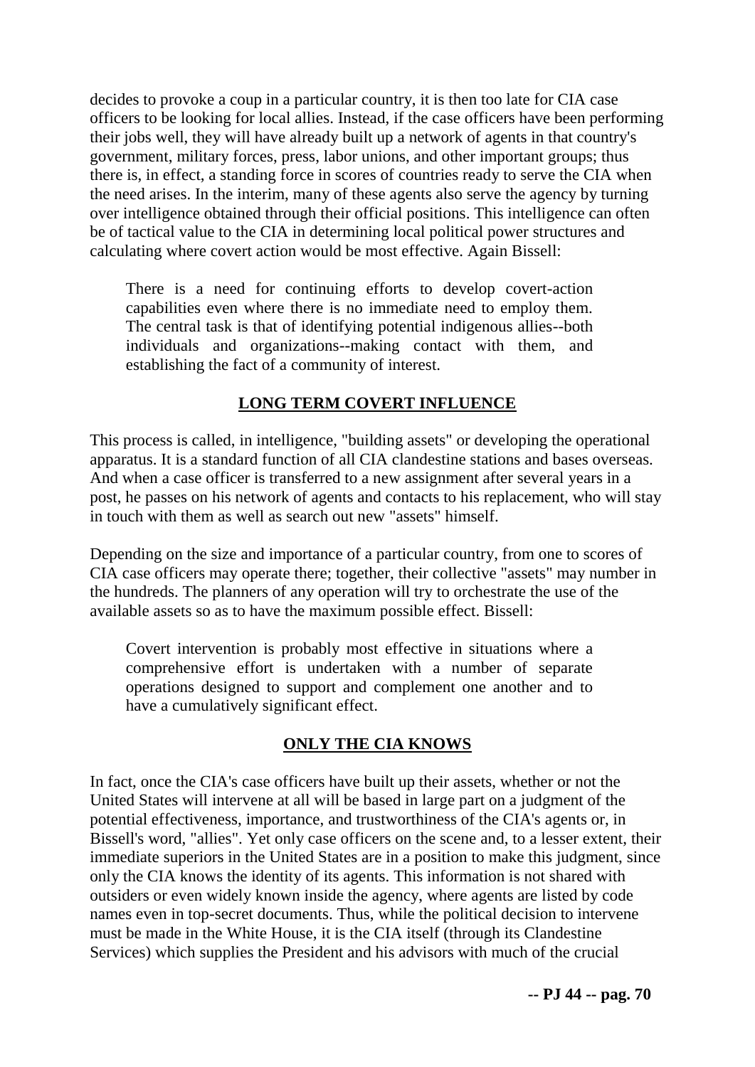decides to provoke a coup in a particular country, it is then too late for CIA case officers to be looking for local allies. Instead, if the case officers have been performing their jobs well, they will have already built up a network of agents in that country's government, military forces, press, labor unions, and other important groups; thus there is, in effect, a standing force in scores of countries ready to serve the CIA when the need arises. In the interim, many of these agents also serve the agency by turning over intelligence obtained through their official positions. This intelligence can often be of tactical value to the CIA in determining local political power structures and calculating where covert action would be most effective. Again Bissell:

> There is a need for continuing efforts to develop covert-action capabilities even where there is no immediate need to employ them. The central task is that of identifying potential indigenous allies--both individuals and organizations--making contact with them, and establishing the fact of a community of interest.

## LONG TERM COVERT INFLUENCE

This process is called, in intelligence, "building assets" or developing the operational apparatus. It is a standard function of all CIA clandestine stations and bases overseas. And when a case officer is transferred to a new assignment after several years in a post, he passes on his network of agents and contacts to his replacement, who will stay in touch with them as well as search out new "assets" himself.

Depending on the size and importance of a particular country, from one to scores of CIA case officers may operate there; together, their collective "assets" may number in the hundreds. The planners of any operation will try to orchestrate the use of the available assets so as to have the maximum possible effect. Bissell:

> Covert intervention is probably most effective in situations where a comprehensive effort is undertaken with a number of separate operations designed to support and complement one another and to have a cumulatively significant effect.

## ONLY THE CIA KNOWS

In fact, once the CIA's case officers have built up their assets, whether or not the United States will intervene at all will be based in large part on a judgment of the potential effectiveness, importance, and trustworthiness of the CIA's agents or, in Bissell's word, "allies". Yet only case officers on the scene and, to a lesser extent, their immediate superiors in the United States are in a position to make this judgment, since only the CIA knows the identity of its agents. This information is not shared with outsiders or even widely known inside the agency, where agents are listed by code names even in top-secret documents. Thus, while the political decision to intervene must be made in the White House, it is the CIA itself (through its Clandestine Services) which supplies the President and his advisors with much of the crucial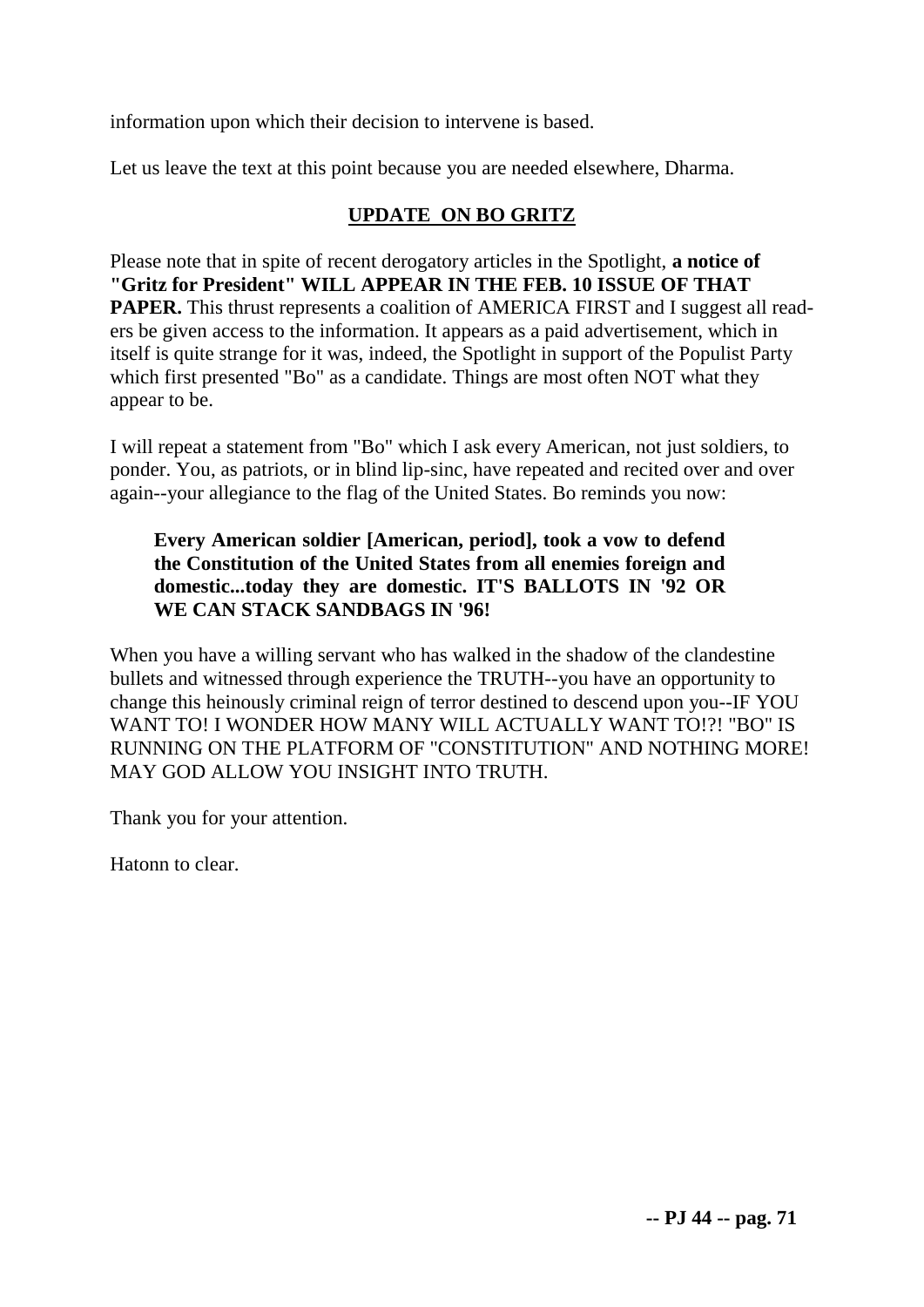information upon which their decision to intervene is based.

Let us leave the text at this point because you are needed elsewhere, Dharma.

## UPDATE ON BO GRITZ

Please note that in spite of recent derogatory articles in the Spotlight, **a notice of "Gritz for President" WILL APPEAR IN THE FEB. 10 ISSUE OF THAT PAPER.** This thrust represents a coalition of AMERICA FIRST and I suggest all readers be given access to the information. It appears as a paid advertisement, which in itself is quite strange for it was, indeed, the Spotlight in support of the Populist Party which first presented "Bo" as a candidate. Things are most often NOT what they appear to be.

I will repeat a statement from "Bo" which I ask every American, not just soldiers, to ponder. You, as patriots, or in blind lip-sinc, have repeated and recited over and over again--your allegiance to the flag of the United States. Bo reminds you now:

> **Every American soldier [American, period], took a vow to defend the Constitution of the United States from all enemies foreign and domestic...today they are domestic. IT'S BALLOTS IN '92 OR WE CAN STACK SANDBAGS IN '96!**

When you have a willing servant who has walked in the shadow of the clandestine bullets and witnessed through experience the TRUTH--you have an opportunity to change this heinously criminal reign of terror destined to descend upon you--IF YOU WANT TO! I WONDER HOW MANY WILL ACTUALLY WANT TO!?! "BO" IS RUNNING ON THE PLATFORM OF "CONSTITUTION" AND NOTHING MORE! MAY GOD ALLOW YOU INSIGHT INTO TRUTH.

Thank you for your attention.

Hatonn to clear.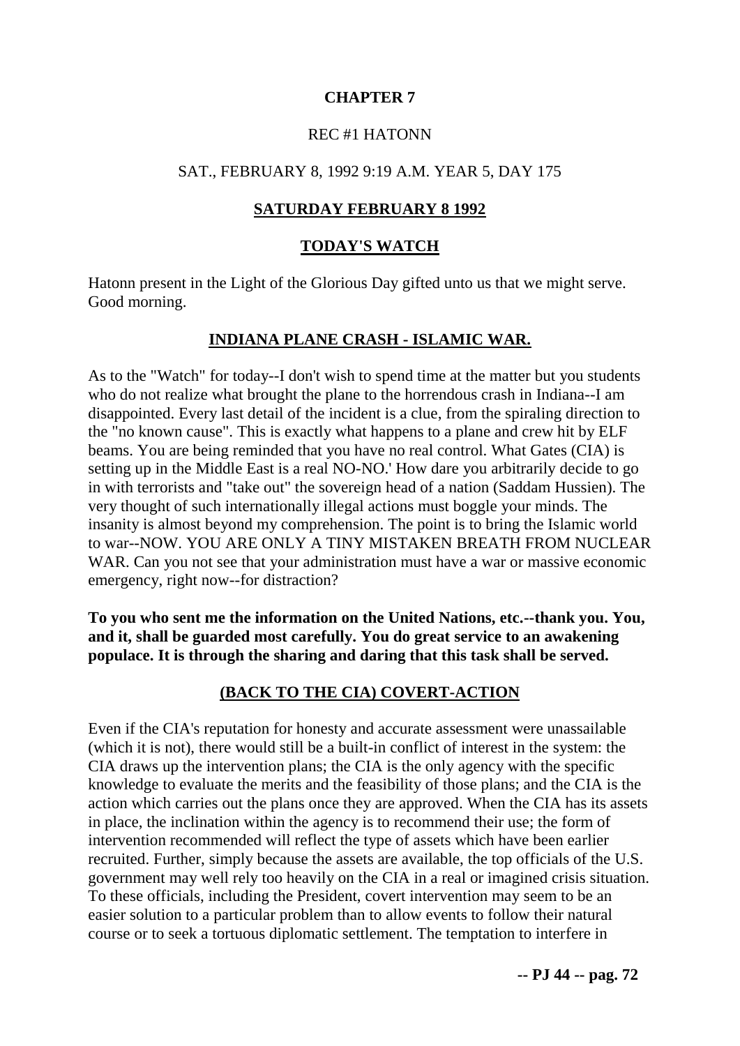## CHAPTER 7

REC #1 HATONN

SAT., FEBRUARY 8, 1992 9:19 A.M. YEAR 5, DAY 175

### SATURDAY FEBRUARY 8 1992

### TODAY'S WATCH

Hatonn present in the Light of the Glorious Day gifted unto us that we might serve. Good morning.

### INDIANA PLANE CRASH - ISLAMIC WAR.

As to the "Watch" for today--I don't wish to spend time at the matter but you students who do not realize what brought the plane to the horrendous crash in Indiana--I am disappointed. Every last detail of the incident is a clue, from the spiraling direction to the "no known cause". This is exactly what happens to a plane and crew hit by ELF beams. You are being reminded that you have no real control. What Gates (CIA) is setting up in the Middle East is a real NO-NO.' How dare you arbitrarily decide to go in with terrorists and "take out" the sovereign head of a nation (Saddam Hussien). The very thought of such internationally illegal actions must boggle your minds. The insanity is almost beyond my comprehension. The point is to bring the Islamic world to war--NOW. YOU ARE ONLY A TINY MISTAKEN BREATH FROM NUCLEAR WAR. Can you not see that your administration must have a war or massive economic emergency, right now--for distraction?

**To you who sent me the information on the United Nations, etc.--thank you. You, and it, shall be guarded most carefully. You do great service to an awakening populace. It is through the sharing and daring that this task shall be served.**

### (BACK TO THE CIA) COVERT-ACTION

Even if the CIA's reputation for honesty and accurate assessment were unassailable (which it is not), there would still be a built-in conflict of interest in the system: the CIA draws up the intervention plans; the CIA is the only agency with the specific knowledge to evaluate the merits and the feasibility of those plans; and the CIA is the action which carries out the plans once they are approved. When the CIA has its assets in place, the inclination within the agency is to recommend their use; the form of intervention recommended will reflect the type of assets which have been earlier recruited. Further, simply because the assets are available, the top officials of the U.S. government may well rely too heavily on the CIA in a real or imagined crisis situation. To these officials, including the President, covert intervention may seem to be an easier solution to a particular problem than to allow events to follow their natural course or to seek a tortuous diplomatic settlement. The temptation to interfere in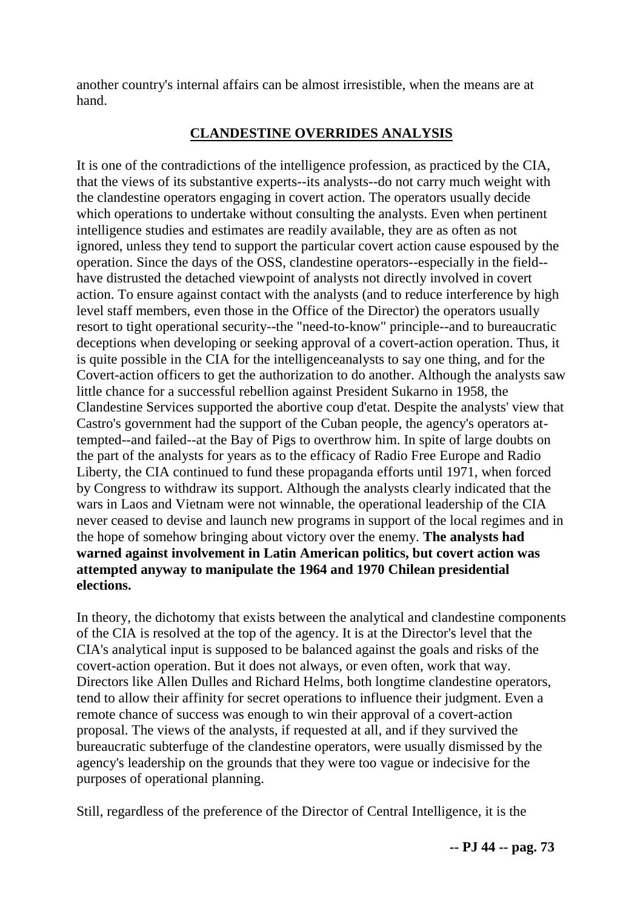another country's internal affairs can be almost irresistible, when the means are at hand.

## CLANDESTINE OVERRIDES ANALYSIS

It is one of the contradictions of the intelligence profession, as practiced by the CIA, that the views of its substantive experts--its analysts--do not carry much weight with the clandestine operators engaging in covert action. The operators usually decide which operations to undertake without consulting the analysts. Even when pertinent intelligence studies and estimates are readily available, they are as often as not ignored, unless they tend to support the particular covert action cause espoused by the operation. Since the days of the OSS, clandestine operators--especially in the field--have distrusted the detached viewpoint of analysts not directly involved in covert action. To ensure against contact with the analysts (and to reduce interference by high level staff members, even those in the Office of the Director) the operators usually resort to tight operational security--the "need-to-know" principle--and to bureaucratic deceptions when developing or seeking approval of a covert-action operation. Thus, it is quite possible in the CIA for the intelligenceanalysts to say one thing, and for the Covert-action officers to get the authorization to do another. Although the analysts saw little chance for a successful rebellion against President Sukarno in 1958, the Clandestine Services supported the abortive coup d'etat. Despite the analysts' view that Castro's government had the support of the Cuban people, the agency's operators at-tempted--and failed--at the Bay of Pigs to overthrow him. In spite of large doubts on the part of the analysts for years as to the efficacy of Radio Free Europe and Radio Liberty, the CIA continued to fund these propaganda efforts until 1971, when forced by Congress to withdraw its support. Although the analysts clearly indicated that the wars in Laos and Vietnam were not winnable, the operational leadership of the CIA never ceased to devise and launch new programs in support of the local regimes and in the hope of somehow bringing about victory over the enemy. **The analysts had warned against involvement in Latin American politics, but covert action was attempted anyway to manipulate the 1964 and 1970 Chilean presidential elections.**

In theory, the dichotomy that exists between the analytical and clandestine components of the CIA is resolved at the top of the agency. It is at the Director's level that the CIA's analytical input is supposed to be balanced against the goals and risks of the covert-action operation. But it does not always, or even often, work that way. Directors like Allen Dulles and Richard Helms, both longtime clandestine operators, tend to allow their affinity for secret operations to influence their judgment. Even a remote chance of success was enough to win their approval of a covert-action proposal. The views of the analysts, if requested at all, and if they survived the bureaucratic subterfuge of the clandestine operators, were usually dismissed by the agency's leadership on the grounds that they were too vague or indecisive for the purposes of operational planning.

Still, regardless of the preference of the Director of Central Intelligence, it is the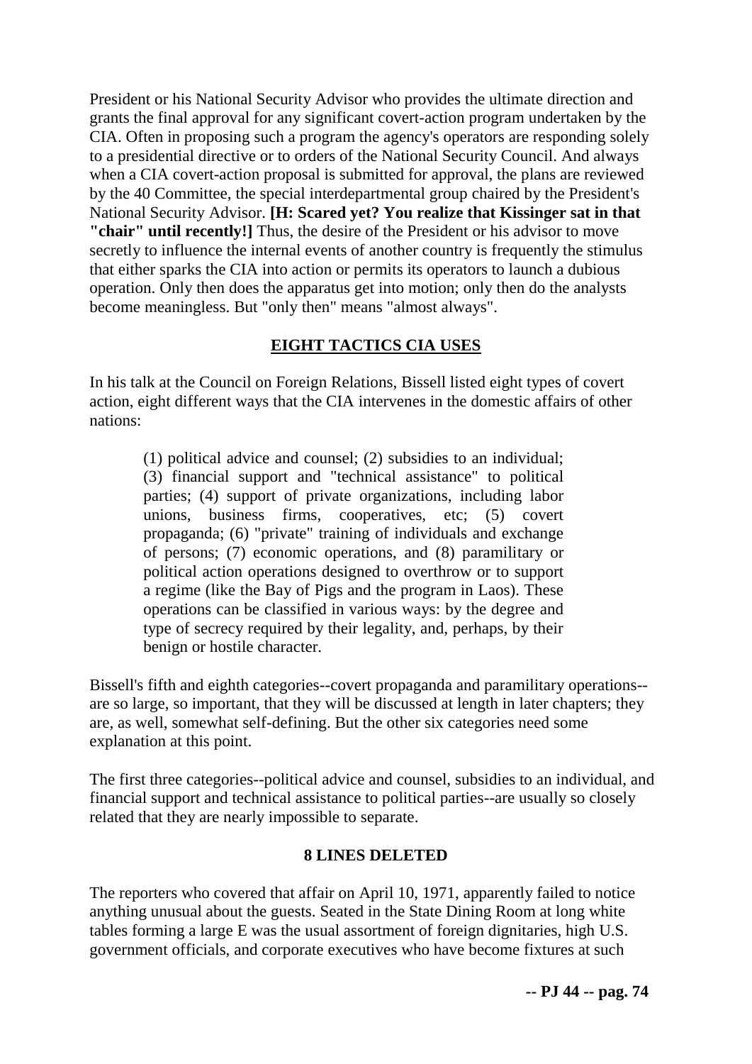President or his National Security Advisor who provides the ultimate direction and grants the final approval for any significant covert-action program undertaken by the CIA. Often in proposing such a program the agency's operators are responding solely to a presidential directive or to orders of the National Security Council. And always when a CIA covert-action proposal is submitted for approval, the plans are reviewed by the 40 Committee, the special interdepartmental group chaired by the President's National Security Advisor. **[H: Scared yet? You realize that Kissinger sat in that "chair" until recently!]** Thus, the desire of the President or his advisor to move secretly to influence the internal events of another country is frequently the stimulus that either sparks the CIA into action or permits its operators to launch a dubious operation. Only then does the apparatus get into motion; only then do the analysts become meaningless. But "only then" means "almost always".

## EIGHT TACTICS CIA USES

In his talk at the Council on Foreign Relations, Bissell listed eight types of covert action, eight different ways that the CIA intervenes in the domestic affairs of other nations:

> (1) political advice and counsel; (2) subsidies to an individual; (3) financial support and "technical assistance" to political parties; (4) support of private organizations, including labor unions, business firms, cooperatives, etc; (5) covert propaganda; (6) "private" training of individuals and exchange of persons; (7) economic operations, and (8) paramilitary or political action operations designed to overthrow or to support a regime (like the Bay of Pigs and the program in Laos). These operations can be classified in various ways: by the degree and type of secrecy required by their legality, and, perhaps, by their benign or hostile character.

Bissell's fifth and eighth categories--covert propaganda and paramilitary operations--are so large, so important, that they will be discussed at length in later chapters; they are, as well, somewhat self-defining. But the other six categories need some explanation at this point.

The first three categories--political advice and counsel, subsidies to an individual, and financial support and technical assistance to political parties--are usually so closely related that they are nearly impossible to separate.

**8 LINES DELETED**

The reporters who covered that affair on April 10, 1971, apparently failed to notice anything unusual about the guests. Seated in the State Dining Room at long white tables forming a large E was the usual assortment of foreign dignitaries, high U.S. government officials, and corporate executives who have become fixtures at such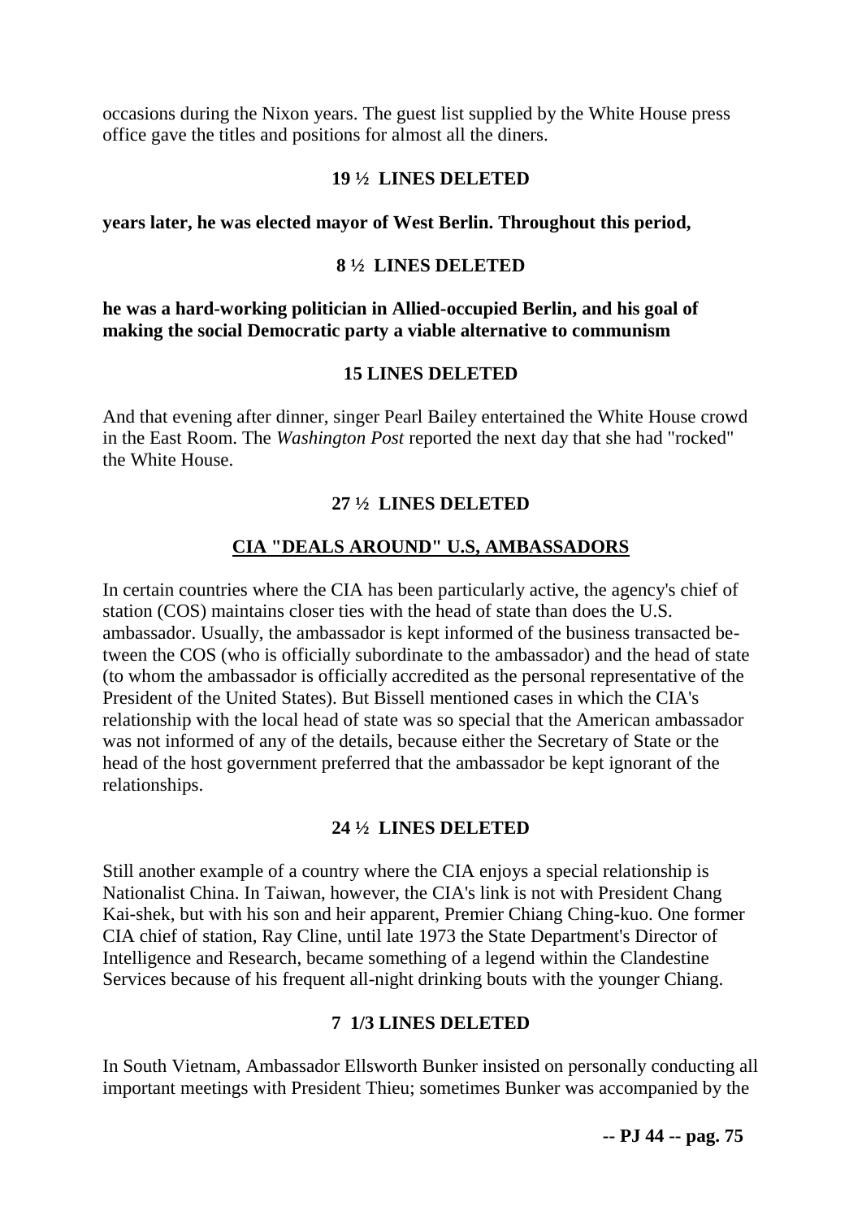occasions during the Nixon years. The guest list supplied by the White House press office gave the titles and positions for almost all the diners.

**19 ½ LINES DELETED**

**years later, he was elected mayor of West Berlin. Throughout this period,**

**8 ½ LINES DELETED**

**he was a hard-working politician in Allied-occupied Berlin, and his goal of making the social Democratic party a viable alternative to communism**

**15 LINES DELETED**

And that evening after dinner, singer Pearl Bailey entertained the White House crowd in the East Room. The *Washington Post* reported the next day that she had "rocked" the White House.

**27 ½ LINES DELETED**

## CIA "DEALS AROUND" U.S, AMBASSADORS

In certain countries where the CIA has been particularly active, the agency's chief of station (COS) maintains closer ties with the head of state than does the U.S. ambassador. Usually, the ambassador is kept informed of the business transacted between the COS (who is officially subordinate to the ambassador) and the head of state (to whom the ambassador is officially accredited as the personal representative of the President of the United States). But Bissell mentioned cases in which the CIA's relationship with the local head of state was so special that the American ambassador was not informed of any of the details, because either the Secretary of State or the head of the host government preferred that the ambassador be kept ignorant of the relationships.

**24 ½ LINES DELETED**

Still another example of a country where the CIA enjoys a special relationship is Nationalist China. In Taiwan, however, the CIA's link is not with President Chang Kai-shek, but with his son and heir apparent, Premier Chiang Ching-kuo. One former CIA chief of station, Ray Cline, until late 1973 the State Department's Director of Intelligence and Research, became something of a legend within the Clandestine Services because of his frequent all-night drinking bouts with the younger Chiang.

**7 1/3 LINES DELETED**

In South Vietnam, Ambassador Ellsworth Bunker insisted on personally conducting all important meetings with President Thieu; sometimes Bunker was accompanied by the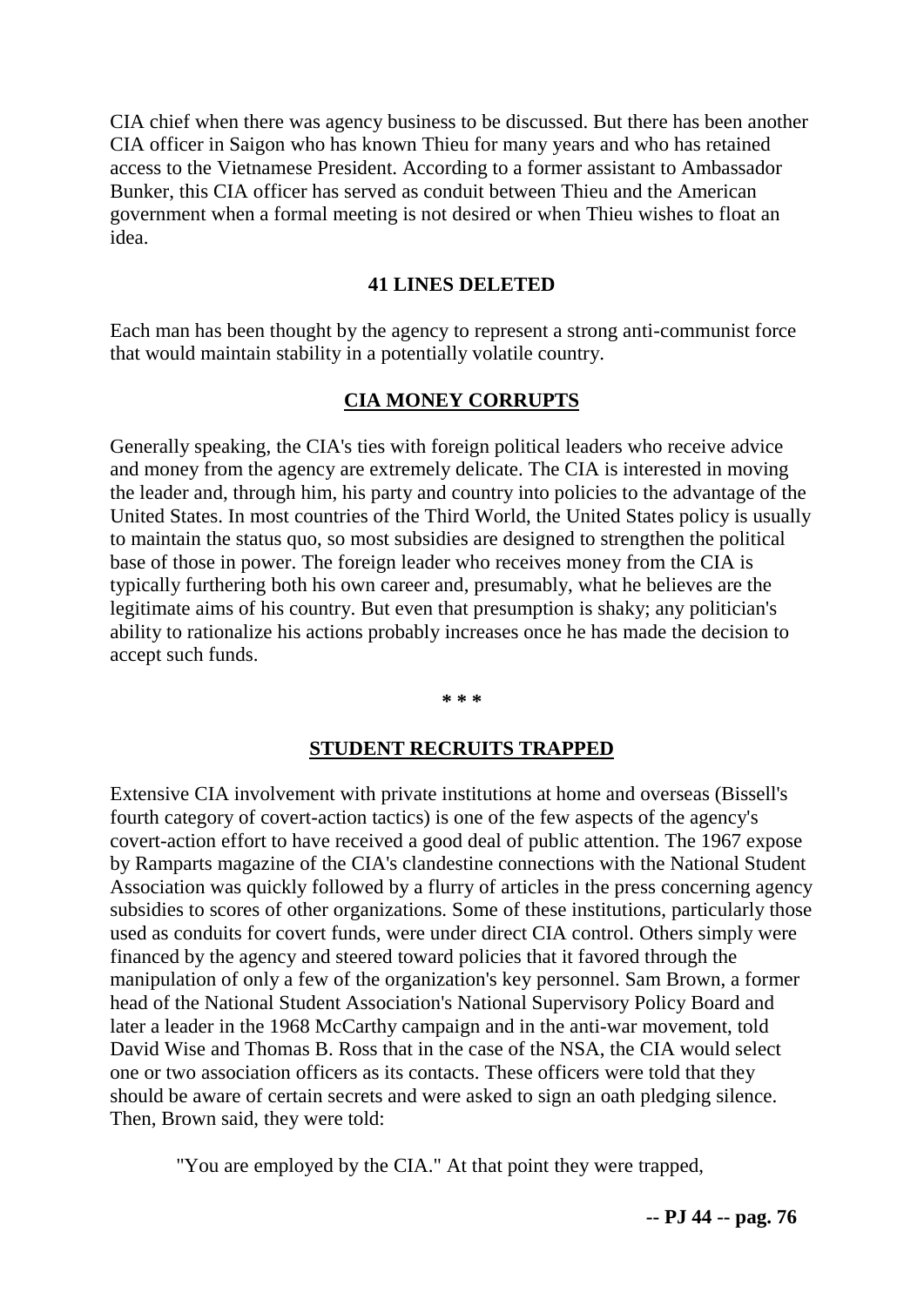CIA chief when there was agency business to be discussed. But there has been another CIA officer in Saigon who has known Thieu for many years and who has retained access to the Vietnamese President. According to a former assistant to Ambassador Bunker, this CIA officer has served as conduit between Thieu and the American government when a formal meeting is not desired or when Thieu wishes to float an idea.

**41 LINES DELETED**

Each man has been thought by the agency to represent a strong anti-communist force that would maintain stability in a potentially volatile country.

## CIA MONEY CORRUPTS

Generally speaking, the CIA's ties with foreign political leaders who receive advice and money from the agency are extremely delicate. The CIA is interested in moving the leader and, through him, his party and country into policies to the advantage of the United States. In most countries of the Third World, the United States policy is usually to maintain the status quo, so most subsidies are designed to strengthen the political base of those in power. The foreign leader who receives money from the CIA is typically furthering both his own career and, presumably, what he believes are the legitimate aims of his country. But even that presumption is shaky; any politician's ability to rationalize his actions probably increases once he has made the decision to accept such funds.

**\* \* \***

## STUDENT RECRUITS TRAPPED

Extensive CIA involvement with private institutions at home and overseas (Bissell's fourth category of covert-action tactics) is one of the few aspects of the agency's covert-action effort to have received a good deal of public attention. The 1967 expose by Ramparts magazine of the CIA's clandestine connections with the National Student Association was quickly followed by a flurry of articles in the press concerning agency subsidies to scores of other organizations. Some of these institutions, particularly those used as conduits for covert funds, were under direct CIA control. Others simply were financed by the agency and steered toward policies that it favored through the manipulation of only a few of the organization's key personnel. Sam Brown, a former head of the National Student Association's National Supervisory Policy Board and later a leader in the 1968 McCarthy campaign and in the anti-war movement, told David Wise and Thomas B. Ross that in the case of the NSA, the CIA would select one or two association officers as its contacts. These officers were told that they should be aware of certain secrets and were asked to sign an oath pledging silence. Then, Brown said, they were told:

> "You are employed by the CIA." At that point they were trapped,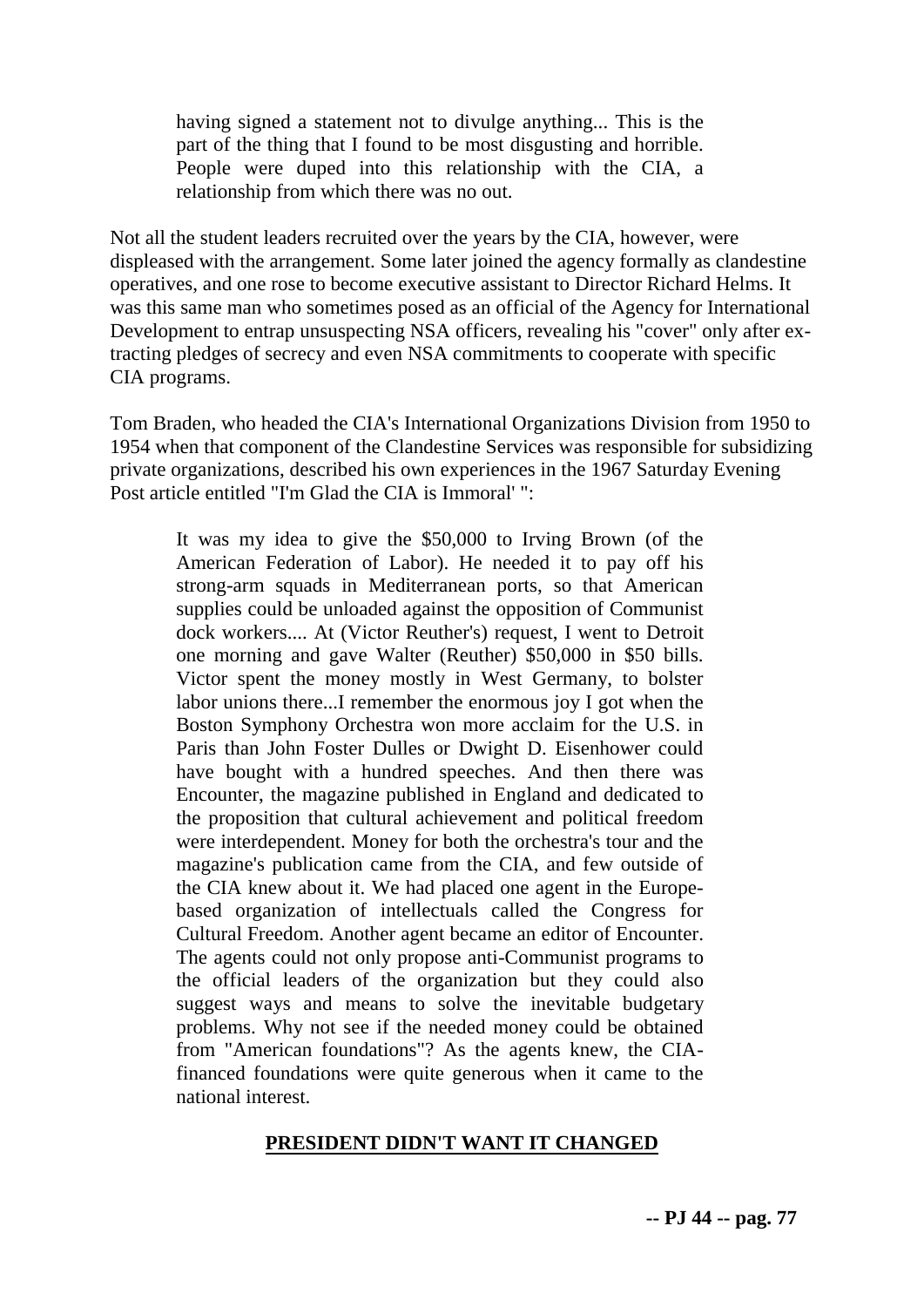> having signed a statement not to divulge anything... This is the part of the thing that I found to be most disgusting and horrible. People were duped into this relationship with the CIA, a relationship from which there was no out.

Not all the student leaders recruited over the years by the CIA, however, were displeased with the arrangement. Some later joined the agency formally as clandestine operatives, and one rose to become executive assistant to Director Richard Helms. It was this same man who sometimes posed as an official of the Agency for International Development to entrap unsuspecting NSA officers, revealing his "cover" only after extracting pledges of secrecy and even NSA commitments to cooperate with specific CIA programs.

Tom Braden, who headed the CIA's International Organizations Division from 1950 to 1954 when that component of the Clandestine Services was responsible for subsidizing private organizations, described his own experiences in the 1967 Saturday Evening Post article entitled "I'm Glad the CIA is Immoral' ":

> It was my idea to give the $50,000 to Irving Brown (of the American Federation of Labor). He needed it to pay off his strong-arm squads in Mediterranean ports, so that American supplies could be unloaded against the opposition of Communist dock workers.... At (Victor Reuther's) request, I went to Detroit one morning and gave Walter (Reuther) $50,000 in $50 bills. Victor spent the money mostly in West Germany, to bolster labor unions there...I remember the enormous joy I got when the Boston Symphony Orchestra won more acclaim for the U.S. in Paris than John Foster Dulles or Dwight D. Eisenhower could have bought with a hundred speeches. And then there was Encounter, the magazine published in England and dedicated to the proposition that cultural achievement and political freedom were interdependent. Money for both the orchestra's tour and the magazine's publication came from the CIA, and few outside of the CIA knew about it. We had placed one agent in the Europe-based organization of intellectuals called the Congress for Cultural Freedom. Another agent became an editor of Encounter. The agents could not only propose anti-Communist programs to the official leaders of the organization but they could also suggest ways and means to solve the inevitable budgetary problems. Why not see if the needed money could be obtained from "American foundations"? As the agents knew, the CIA-financed foundations were quite generous when it came to the national interest.

## PRESIDENT DIDN'T WANT IT CHANGED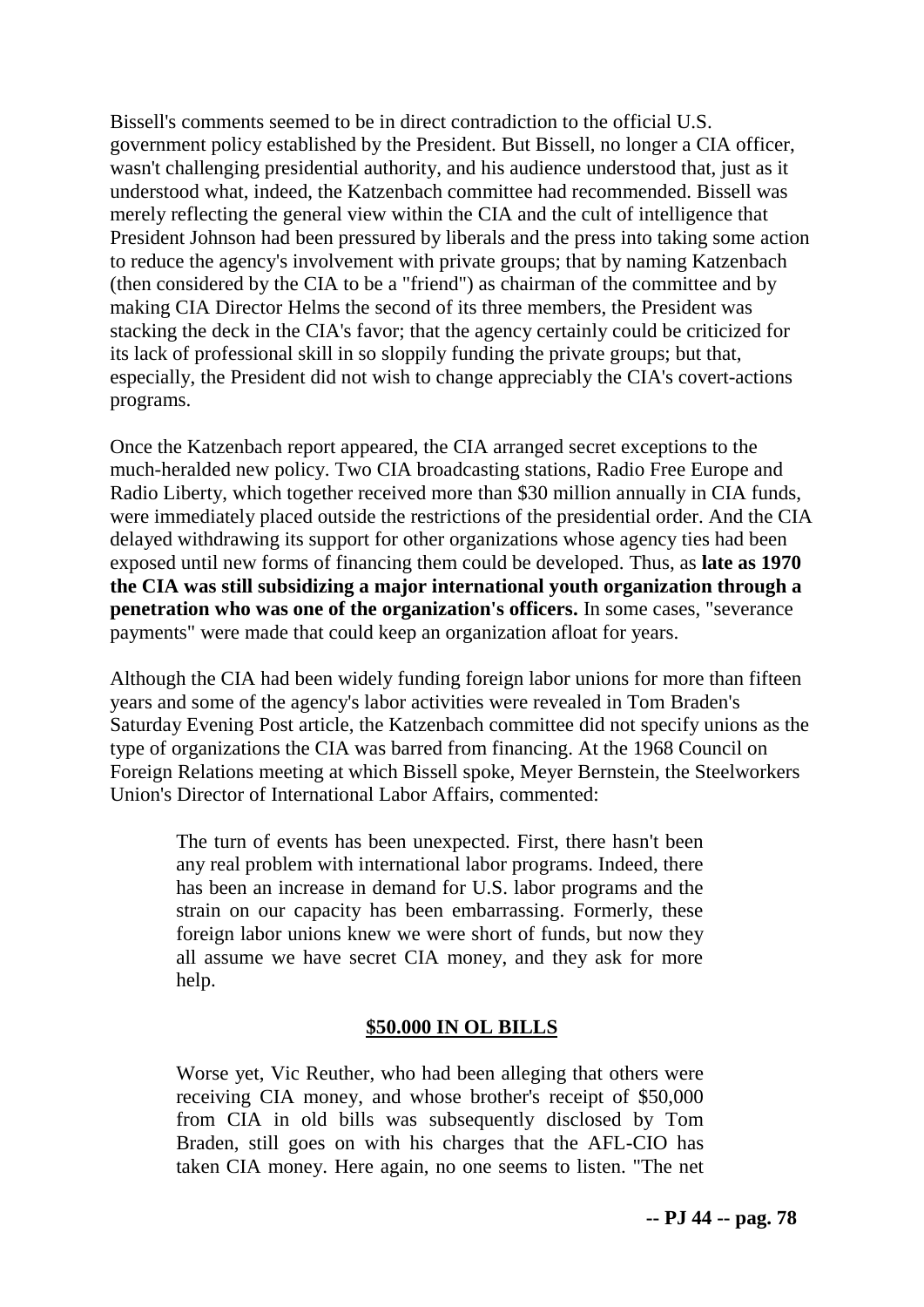Bissell's comments seemed to be in direct contradiction to the official U.S. government policy established by the President. But Bissell, no longer a CIA officer, wasn't challenging presidential authority, and his audience understood that, just as it understood what, indeed, the Katzenbach committee had recommended. Bissell was merely reflecting the general view within the CIA and the cult of intelligence that President Johnson had been pressured by liberals and the press into taking some action to reduce the agency's involvement with private groups; that by naming Katzenbach (then considered by the CIA to be a "friend") as chairman of the committee and by making CIA Director Helms the second of its three members, the President was stacking the deck in the CIA's favor; that the agency certainly could be criticized for its lack of professional skill in so sloppily funding the private groups; but that, especially, the President did not wish to change appreciably the CIA's covert-actions programs.

Once the Katzenbach report appeared, the CIA arranged secret exceptions to the much-heralded new policy. Two CIA broadcasting stations, Radio Free Europe and Radio Liberty, which together received more than $30 million annually in CIA funds, were immediately placed outside the restrictions of the presidential order. And the CIA delayed withdrawing its support for other organizations whose agency ties had been exposed until new forms of financing them could be developed. Thus, as **late as 1970 the CIA was still subsidizing a major international youth organization through a penetration who was one of the organization's officers.** In some cases, "severance payments" were made that could keep an organization afloat for years.

Although the CIA had been widely funding foreign labor unions for more than fifteen years and some of the agency's labor activities were revealed in Tom Braden's Saturday Evening Post article, the Katzenbach committee did not specify unions as the type of organizations the CIA was barred from financing. At the 1968 Council on Foreign Relations meeting at which Bissell spoke, Meyer Bernstein, the Steelworkers Union's Director of International Labor Affairs, commented:

> The turn of events has been unexpected. First, there hasn't been any real problem with international labor programs. Indeed, there has been an increase in demand for U.S. labor programs and the strain on our capacity has been embarrassing. Formerly, these foreign labor unions knew we were short of funds, but now they all assume we have secret CIA money, and they ask for more help.
>
> **\$50.000 IN OL BILLS**
>
> Worse yet, Vic Reuther, who had been alleging that others were receiving CIA money, and whose brother's receipt of $50,000 from CIA in old bills was subsequently disclosed by Tom Braden, still goes on with his charges that the AFL-CIO has taken CIA money. Here again, no one seems to listen. "The net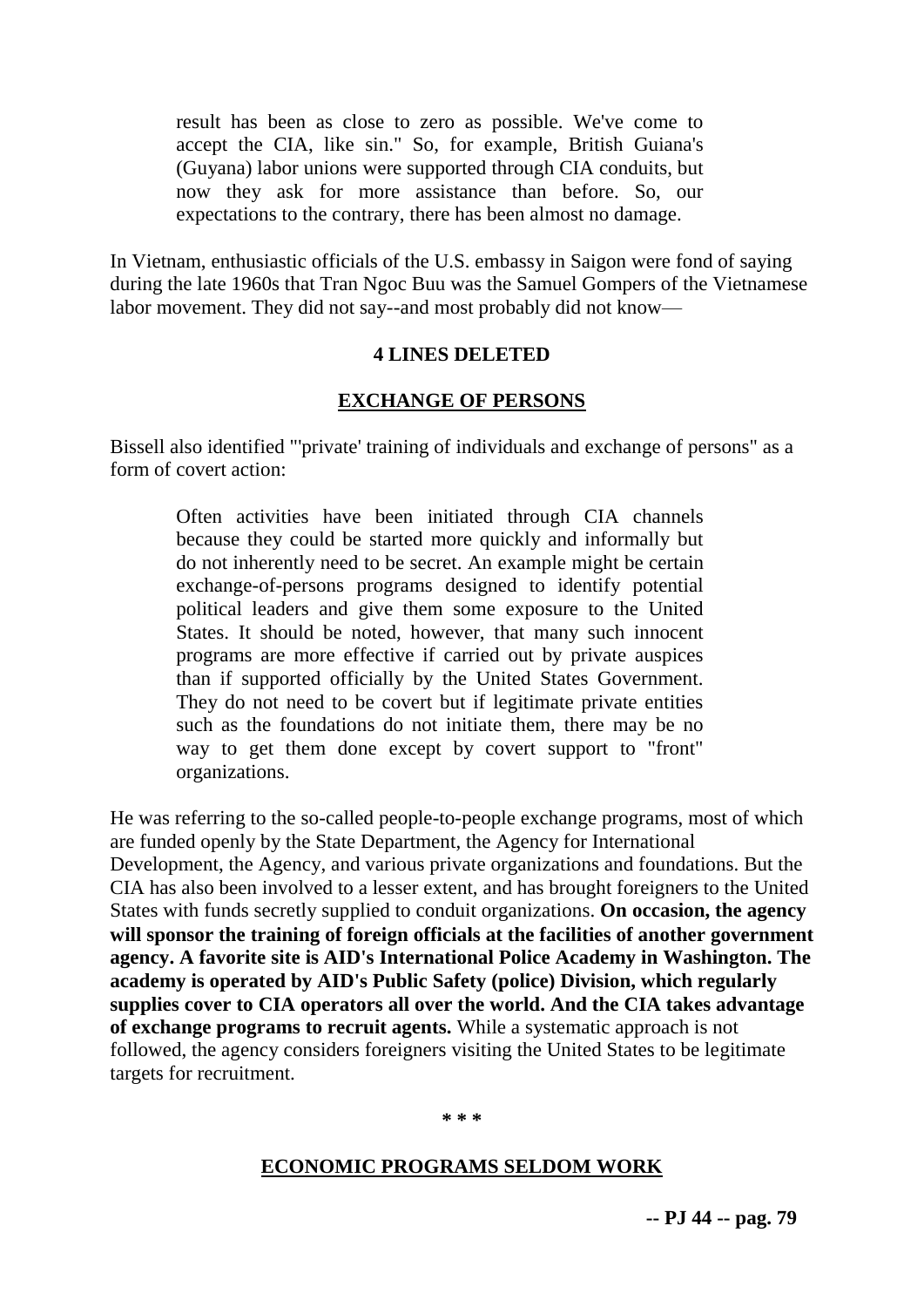> result has been as close to zero as possible. We've come to accept the CIA, like sin." So, for example, British Guiana's (Guyana) labor unions were supported through CIA conduits, but now they ask for more assistance than before. So, our expectations to the contrary, there has been almost no damage.

In Vietnam, enthusiastic officials of the U.S. embassy in Saigon were fond of saying during the late 1960s that Tran Ngoc Buu was the Samuel Gompers of the Vietnamese labor movement. They did not say--and most probably did not know—

**4 LINES DELETED**

## EXCHANGE OF PERSONS

Bissell also identified "'private' training of individuals and exchange of persons" as a form of covert action:

> Often activities have been initiated through CIA channels because they could be started more quickly and informally but do not inherently need to be secret. An example might be certain exchange-of-persons programs designed to identify potential political leaders and give them some exposure to the United States. It should be noted, however, that many such innocent programs are more effective if carried out by private auspices than if supported officially by the United States Government. They do not need to be covert but if legitimate private entities such as the foundations do not initiate them, there may be no way to get them done except by covert support to "front" organizations.

He was referring to the so-called people-to-people exchange programs, most of which are funded openly by the State Department, the Agency for International Development, the Agency, and various private organizations and foundations. But the CIA has also been involved to a lesser extent, and has brought foreigners to the United States with funds secretly supplied to conduit organizations. **On occasion, the agency will sponsor the training of foreign officials at the facilities of another government agency. A favorite site is AID's International Police Academy in Washington. The academy is operated by AID's Public Safety (police) Division, which regularly supplies cover to CIA operators all over the world. And the CIA takes advantage of exchange programs to recruit agents.** While a systematic approach is not followed, the agency considers foreigners visiting the United States to be legitimate targets for recruitment.

\* \* \*

## ECONOMIC PROGRAMS SELDOM WORK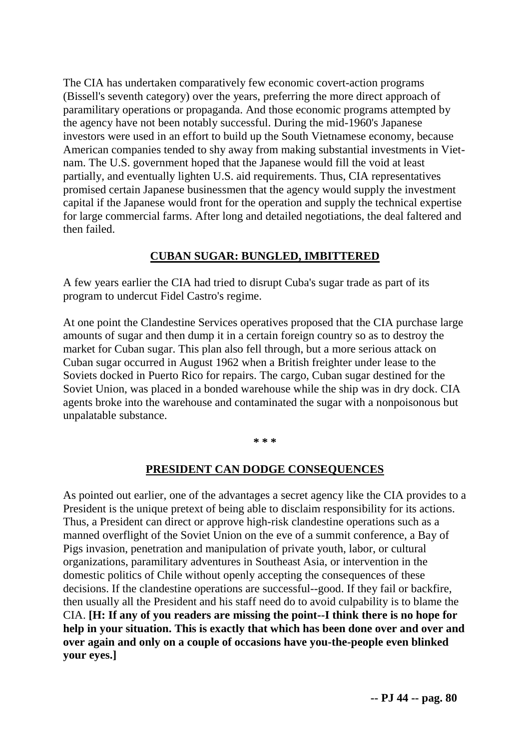The CIA has undertaken comparatively few economic covert-action programs (Bissell's seventh category) over the years, preferring the more direct approach of paramilitary operations or propaganda. And those economic programs attempted by the agency have not been notably successful. During the mid-1960's Japanese investors were used in an effort to build up the South Vietnamese economy, because American companies tended to shy away from making substantial investments in Vietnam. The U.S. government hoped that the Japanese would fill the void at least partially, and eventually lighten U.S. aid requirements. Thus, CIA representatives promised certain Japanese businessmen that the agency would supply the investment capital if the Japanese would front for the operation and supply the technical expertise for large commercial farms. After long and detailed negotiations, the deal faltered and then failed.

## CUBAN SUGAR: BUNGLED, IMBITTERED

A few years earlier the CIA had tried to disrupt Cuba's sugar trade as part of its program to undercut Fidel Castro's regime.

At one point the Clandestine Services operatives proposed that the CIA purchase large amounts of sugar and then dump it in a certain foreign country so as to destroy the market for Cuban sugar. This plan also fell through, but a more serious attack on Cuban sugar occurred in August 1962 when a British freighter under lease to the Soviets docked in Puerto Rico for repairs. The cargo, Cuban sugar destined for the Soviet Union, was placed in a bonded warehouse while the ship was in dry dock. CIA agents broke into the warehouse and contaminated the sugar with a nonpoisonous but unpalatable substance.

**\* \* \***

## PRESIDENT CAN DODGE CONSEQUENCES

As pointed out earlier, one of the advantages a secret agency like the CIA provides to a President is the unique pretext of being able to disclaim responsibility for its actions. Thus, a President can direct or approve high-risk clandestine operations such as a manned overflight of the Soviet Union on the eve of a summit conference, a Bay of Pigs invasion, penetration and manipulation of private youth, labor, or cultural organizations, paramilitary adventures in Southeast Asia, or intervention in the domestic politics of Chile without openly accepting the consequences of these decisions. If the clandestine operations are successful--good. If they fail or backfire, then usually all the President and his staff need do to avoid culpability is to blame the CIA. **[H: If any of you readers are missing the point--I think there is no hope for help in your situation. This is exactly that which has been done over and over and over again and only on a couple of occasions have you-the-people even blinked your eyes.]**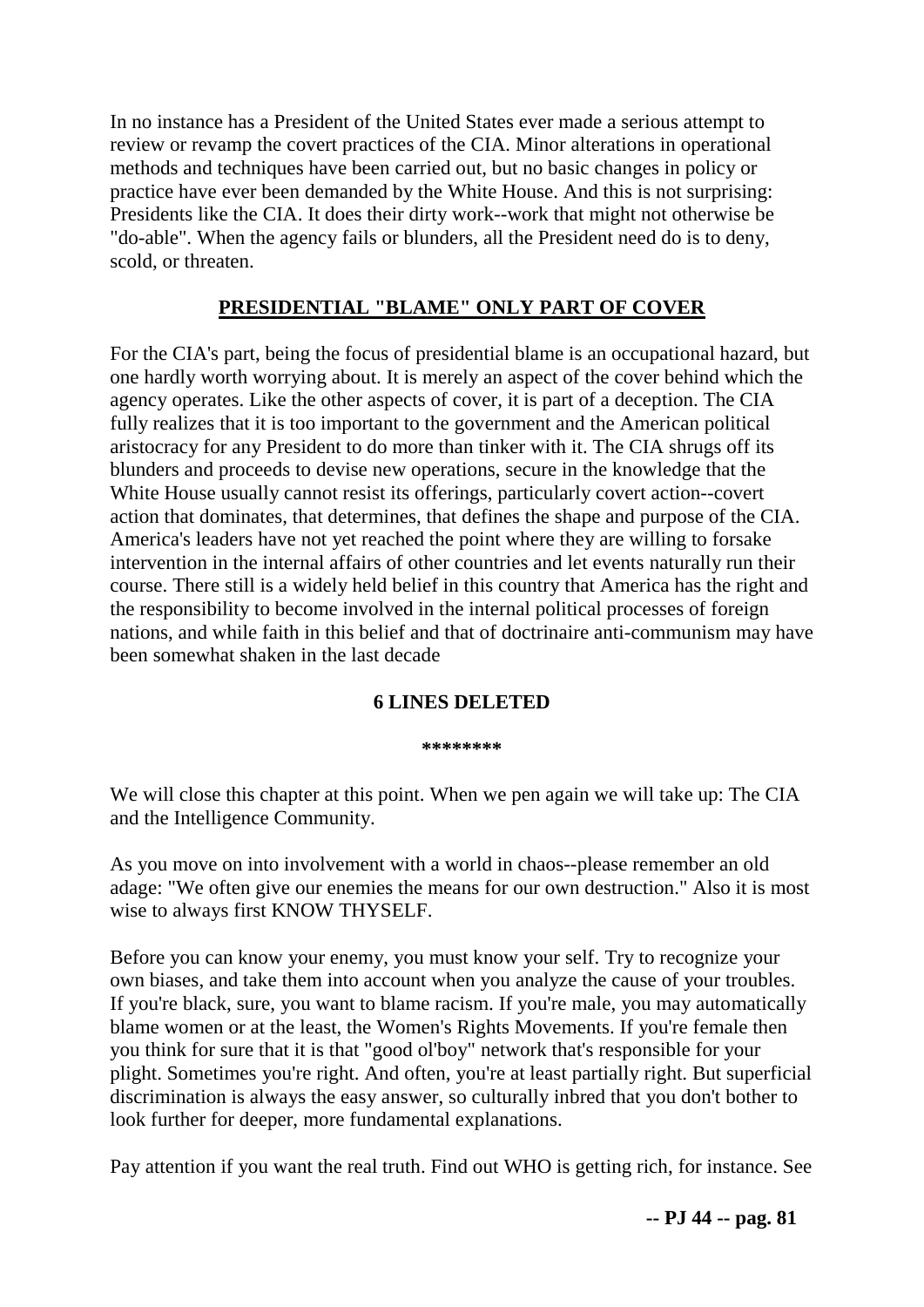In no instance has a President of the United States ever made a serious attempt to review or revamp the covert practices of the CIA. Minor alterations in operational methods and techniques have been carried out, but no basic changes in policy or practice have ever been demanded by the White House. And this is not surprising: Presidents like the CIA. It does their dirty work--work that might not otherwise be "do-able". When the agency fails or blunders, all the President need do is to deny, scold, or threaten.

## PRESIDENTIAL "BLAME" ONLY PART OF COVER

For the CIA's part, being the focus of presidential blame is an occupational hazard, but one hardly worth worrying about. It is merely an aspect of the cover behind which the agency operates. Like the other aspects of cover, it is part of a deception. The CIA fully realizes that it is too important to the government and the American political aristocracy for any President to do more than tinker with it. The CIA shrugs off its blunders and proceeds to devise new operations, secure in the knowledge that the White House usually cannot resist its offerings, particularly covert action--covert action that dominates, that determines, that defines the shape and purpose of the CIA. America's leaders have not yet reached the point where they are willing to forsake intervention in the internal affairs of other countries and let events naturally run their course. There still is a widely held belief in this country that America has the right and the responsibility to become involved in the internal political processes of foreign nations, and while faith in this belief and that of doctrinaire anti-communism may have been somewhat shaken in the last decade

**6 LINES DELETED**

**********

We will close this chapter at this point. When we pen again we will take up: The CIA and the Intelligence Community.

As you move on into involvement with a world in chaos--please remember an old adage: "We often give our enemies the means for our own destruction." Also it is most wise to always first KNOW THYSELF.

Before you can know your enemy, you must know your self. Try to recognize your own biases, and take them into account when you analyze the cause of your troubles. If you're black, sure, you want to blame racism. If you're male, you may automatically blame women or at the least, the Women's Rights Movements. If you're female then you think for sure that it is that "good ol'boy" network that's responsible for your plight. Sometimes you're right. And often, you're at least partially right. But superficial discrimination is always the easy answer, so culturally inbred that you don't bother to look further for deeper, more fundamental explanations.

Pay attention if you want the real truth. Find out WHO is getting rich, for instance. See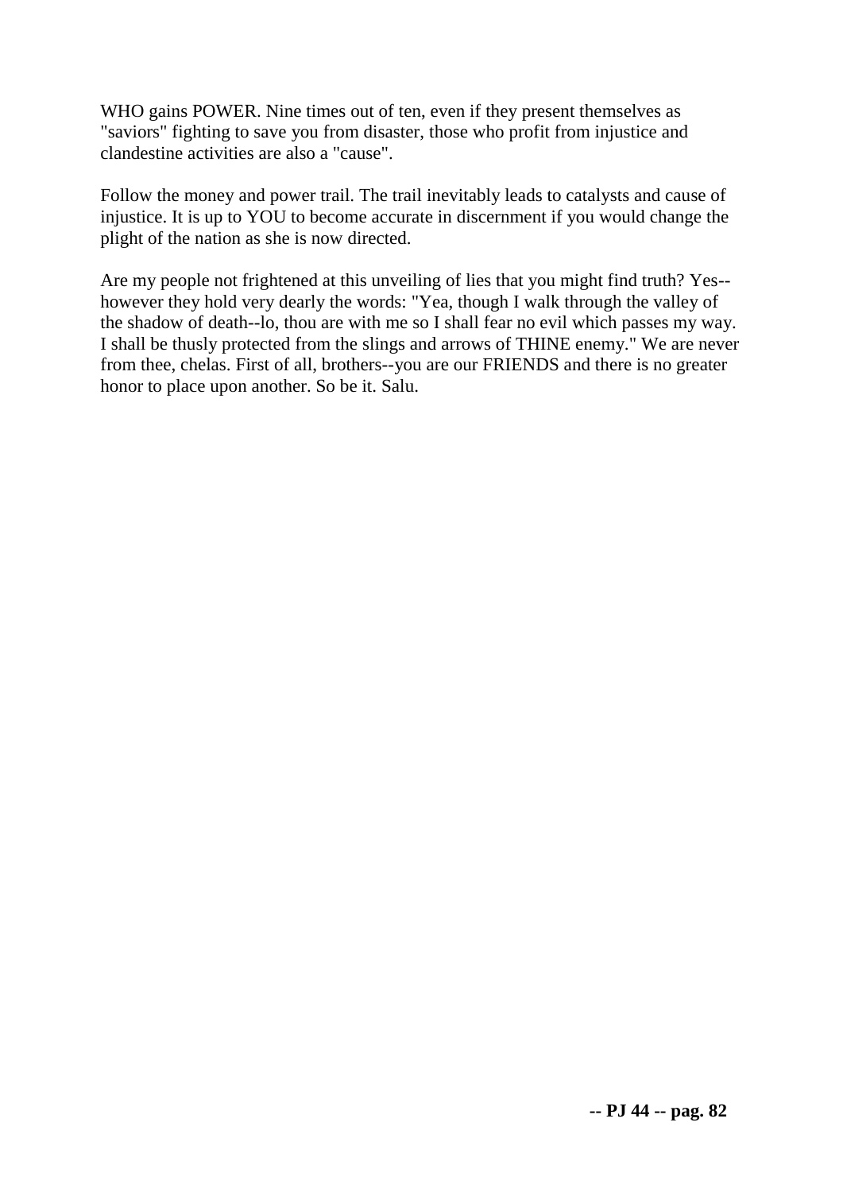WHO gains POWER. Nine times out of ten, even if they present themselves as "saviors" fighting to save you from disaster, those who profit from injustice and clandestine activities are also a "cause".

Follow the money and power trail. The trail inevitably leads to catalysts and cause of injustice. It is up to YOU to become accurate in discernment if you would change the plight of the nation as she is now directed.

Are my people not frightened at this unveiling of lies that you might find truth? Yes--however they hold very dearly the words: "Yea, though I walk through the valley of the shadow of death--lo, thou are with me so I shall fear no evil which passes my way. I shall be thusly protected from the slings and arrows of THINE enemy." We are never from thee, chelas. First of all, brothers--you are our FRIENDS and there is no greater honor to place upon another. So be it. Salu.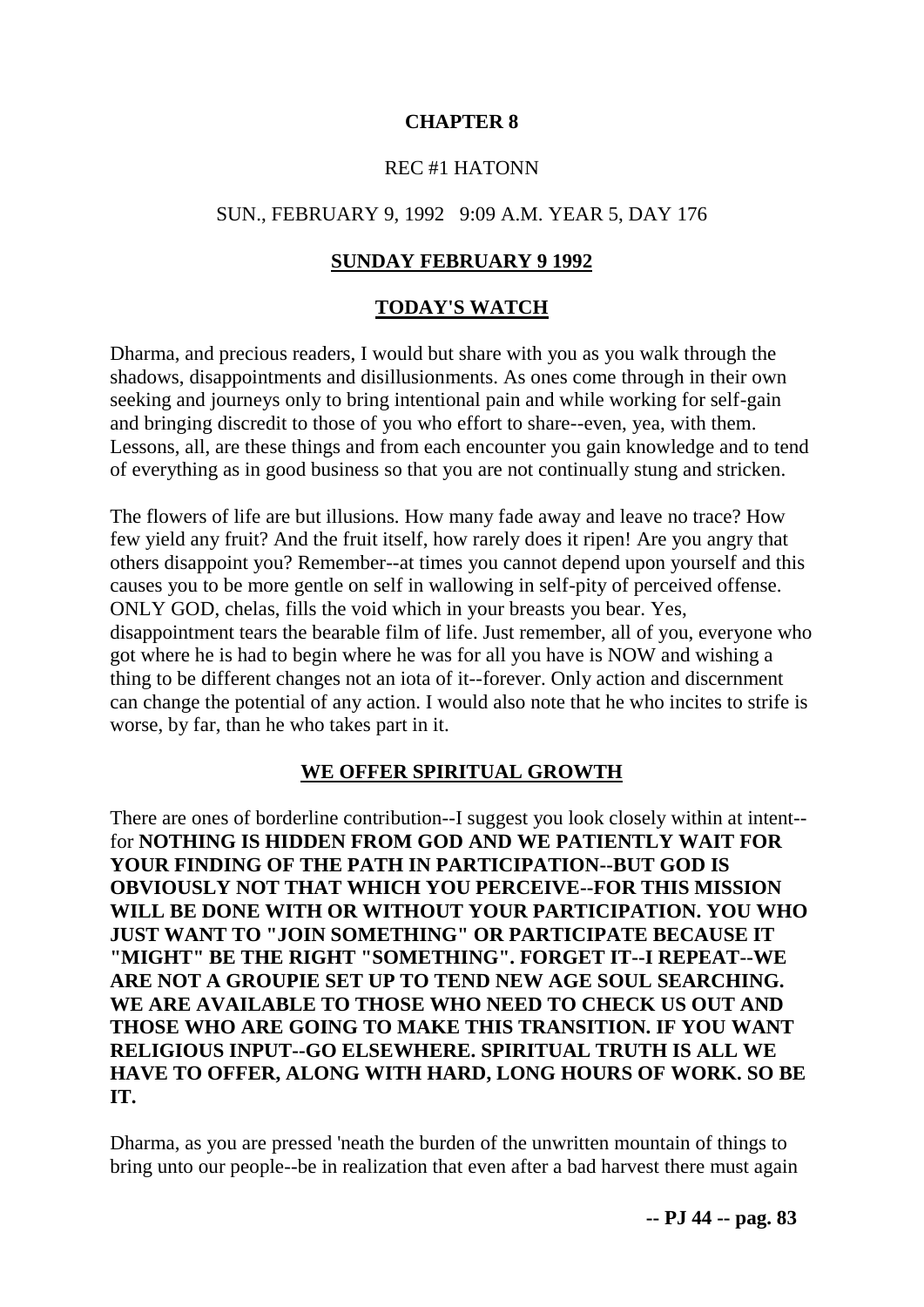**CHAPTER 8**

REC #1 HATONN

SUN., FEBRUARY 9, 1992 9:09 A.M. YEAR 5, DAY 176

## SUNDAY FEBRUARY 9 1992

## TODAY'S WATCH

Dharma, and precious readers, I would but share with you as you walk through the shadows, disappointments and disillusionments. As ones come through in their own seeking and journeys only to bring intentional pain and while working for self-gain and bringing discredit to those of you who effort to share--even, yea, with them. Lessons, all, are these things and from each encounter you gain knowledge and to tend of everything as in good business so that you are not continually stung and stricken.

The flowers of life are but illusions. How many fade away and leave no trace? How few yield any fruit? And the fruit itself, how rarely does it ripen! Are you angry that others disappoint you? Remember--at times you cannot depend upon yourself and this causes you to be more gentle on self in wallowing in self-pity of perceived offense. ONLY GOD, chelas, fills the void which in your breasts you bear. Yes, disappointment tears the bearable film of life. Just remember, all of you, everyone who got where he is had to begin where he was for all you have is NOW and wishing a thing to be different changes not an iota of it--forever. Only action and discernment can change the potential of any action. I would also note that he who incites to strife is worse, by far, than he who takes part in it.

## WE OFFER SPIRITUAL GROWTH

There are ones of borderline contribution--I suggest you look closely within at intent--for **NOTHING IS HIDDEN FROM GOD AND WE PATIENTLY WAIT FOR YOUR FINDING OF THE PATH IN PARTICIPATION--BUT GOD IS OBVIOUSLY NOT THAT WHICH YOU PERCEIVE--FOR THIS MISSION WILL BE DONE WITH OR WITHOUT YOUR PARTICIPATION. YOU WHO JUST WANT TO "JOIN SOMETHING" OR PARTICIPATE BECAUSE IT "MIGHT" BE THE RIGHT "SOMETHING". FORGET IT--I REPEAT--WE ARE NOT A GROUPIE SET UP TO TEND NEW AGE SOUL SEARCHING. WE ARE AVAILABLE TO THOSE WHO NEED TO CHECK US OUT AND THOSE WHO ARE GOING TO MAKE THIS TRANSITION. IF YOU WANT RELIGIOUS INPUT--GO ELSEWHERE. SPIRITUAL TRUTH IS ALL WE HAVE TO OFFER, ALONG WITH HARD, LONG HOURS OF WORK. SO BE IT.**

Dharma, as you are pressed 'neath the burden of the unwritten mountain of things to bring unto our people--be in realization that even after a bad harvest there must again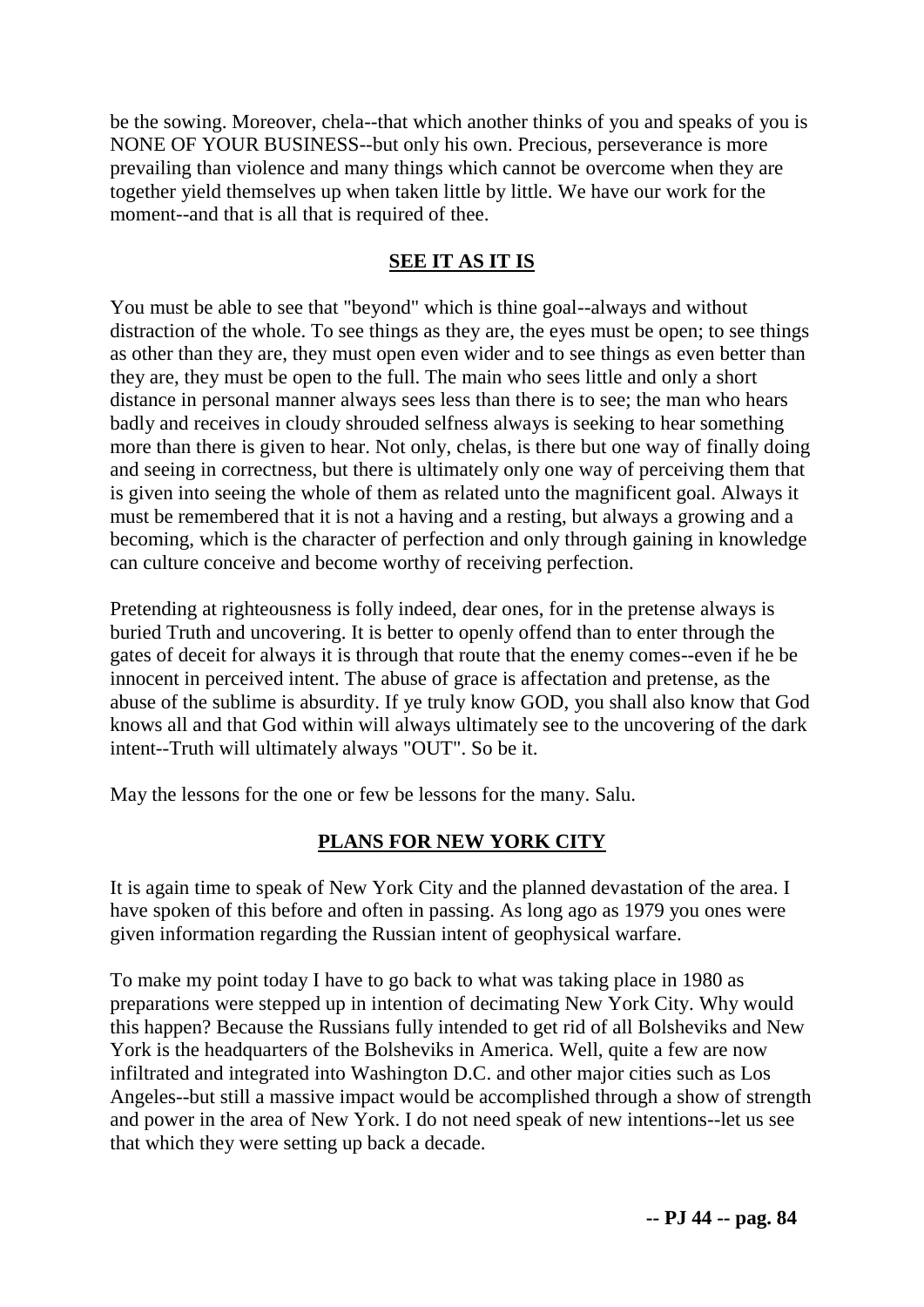be the sowing. Moreover, chela--that which another thinks of you and speaks of you is NONE OF YOUR BUSINESS--but only his own. Precious, perseverance is more prevailing than violence and many things which cannot be overcome when they are together yield themselves up when taken little by little. We have our work for the moment--and that is all that is required of thee.

## SEE IT AS IT IS

You must be able to see that "beyond" which is thine goal--always and without distraction of the whole. To see things as they are, the eyes must be open; to see things as other than they are, they must open even wider and to see things as even better than they are, they must be open to the full. The main who sees little and only a short distance in personal manner always sees less than there is to see; the man who hears badly and receives in cloudy shrouded selfness always is seeking to hear something more than there is given to hear. Not only, chelas, is there but one way of finally doing and seeing in correctness, but there is ultimately only one way of perceiving them that is given into seeing the whole of them as related unto the magnificent goal. Always it must be remembered that it is not a having and a resting, but always a growing and a becoming, which is the character of perfection and only through gaining in knowledge can culture conceive and become worthy of receiving perfection.

Pretending at righteousness is folly indeed, dear ones, for in the pretense always is buried Truth and uncovering. It is better to openly offend than to enter through the gates of deceit for always it is through that route that the enemy comes--even if he be innocent in perceived intent. The abuse of grace is affectation and pretense, as the abuse of the sublime is absurdity. If ye truly know GOD, you shall also know that God knows all and that God within will always ultimately see to the uncovering of the dark intent--Truth will ultimately always "OUT". So be it.

May the lessons for the one or few be lessons for the many. Salu.

## PLANS FOR NEW YORK CITY

It is again time to speak of New York City and the planned devastation of the area. I have spoken of this before and often in passing. As long ago as 1979 you ones were given information regarding the Russian intent of geophysical warfare.

To make my point today I have to go back to what was taking place in 1980 as preparations were stepped up in intention of decimating New York City. Why would this happen? Because the Russians fully intended to get rid of all Bolsheviks and New York is the headquarters of the Bolsheviks in America. Well, quite a few are now infiltrated and integrated into Washington D.C. and other major cities such as Los Angeles--but still a massive impact would be accomplished through a show of strength and power in the area of New York. I do not need speak of new intentions--let us see that which they were setting up back a decade.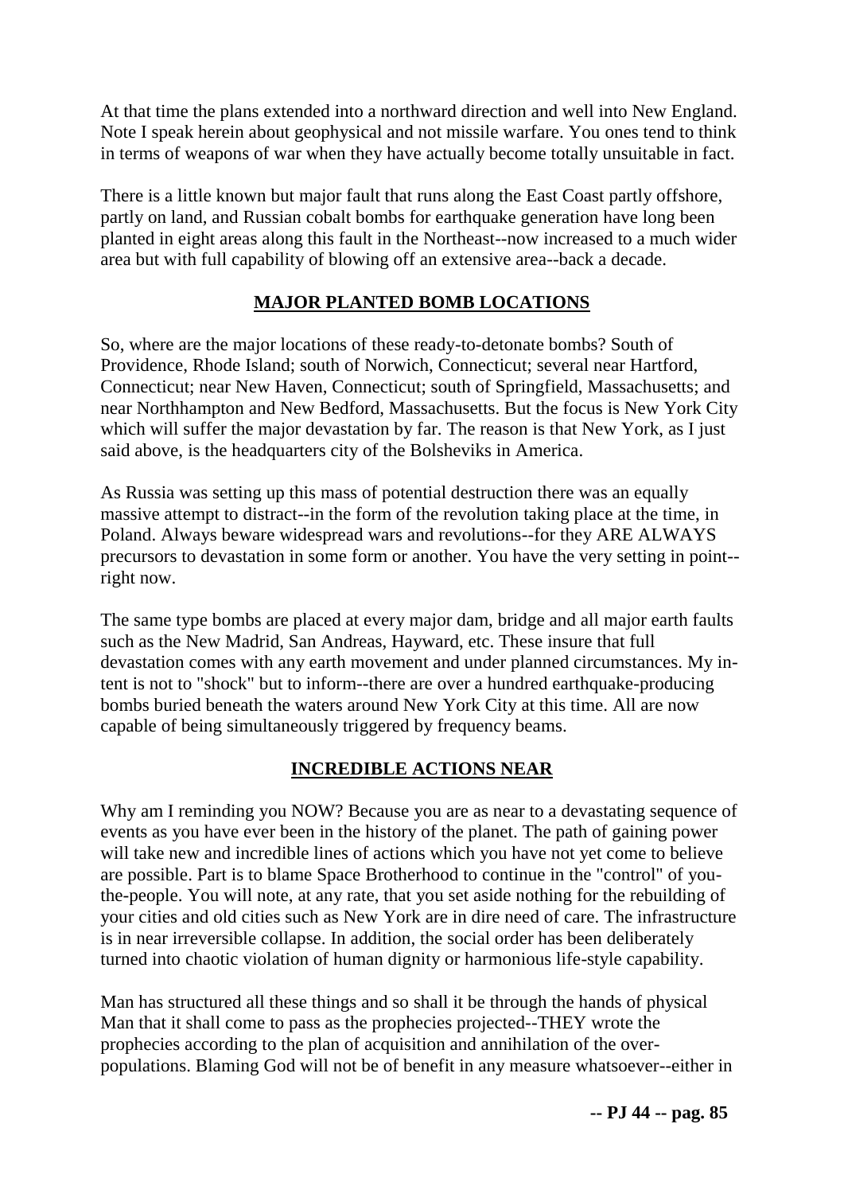At that time the plans extended into a northward direction and well into New England. Note I speak herein about geophysical and not missile warfare. You ones tend to think in terms of weapons of war when they have actually become totally unsuitable in fact.

There is a little known but major fault that runs along the East Coast partly offshore, partly on land, and Russian cobalt bombs for earthquake generation have long been planted in eight areas along this fault in the Northeast--now increased to a much wider area but with full capability of blowing off an extensive area--back a decade.

## MAJOR PLANTED BOMB LOCATIONS

So, where are the major locations of these ready-to-detonate bombs? South of Providence, Rhode Island; south of Norwich, Connecticut; several near Hartford, Connecticut; near New Haven, Connecticut; south of Springfield, Massachusetts; and near Northhampton and New Bedford, Massachusetts. But the focus is New York City which will suffer the major devastation by far. The reason is that New York, as I just said above, is the headquarters city of the Bolsheviks in America.

As Russia was setting up this mass of potential destruction there was an equally massive attempt to distract--in the form of the revolution taking place at the time, in Poland. Always beware widespread wars and revolutions--for they ARE ALWAYS precursors to devastation in some form or another. You have the very setting in point--right now.

The same type bombs are placed at every major dam, bridge and all major earth faults such as the New Madrid, San Andreas, Hayward, etc. These insure that full devastation comes with any earth movement and under planned circumstances. My intent is not to "shock" but to inform--there are over a hundred earthquake-producing bombs buried beneath the waters around New York City at this time. All are now capable of being simultaneously triggered by frequency beams.

## INCREDIBLE ACTIONS NEAR

Why am I reminding you NOW? Because you are as near to a devastating sequence of events as you have ever been in the history of the planet. The path of gaining power will take new and incredible lines of actions which you have not yet come to believe are possible. Part is to blame Space Brotherhood to continue in the "control" of you-the-people. You will note, at any rate, that you set aside nothing for the rebuilding of your cities and old cities such as New York are in dire need of care. The infrastructure is in near irreversible collapse. In addition, the social order has been deliberately turned into chaotic violation of human dignity or harmonious life-style capability.

Man has structured all these things and so shall it be through the hands of physical Man that it shall come to pass as the prophecies projected--THEY wrote the prophecies according to the plan of acquisition and annihilation of the over-populations. Blaming God will not be of benefit in any measure whatsoever--either in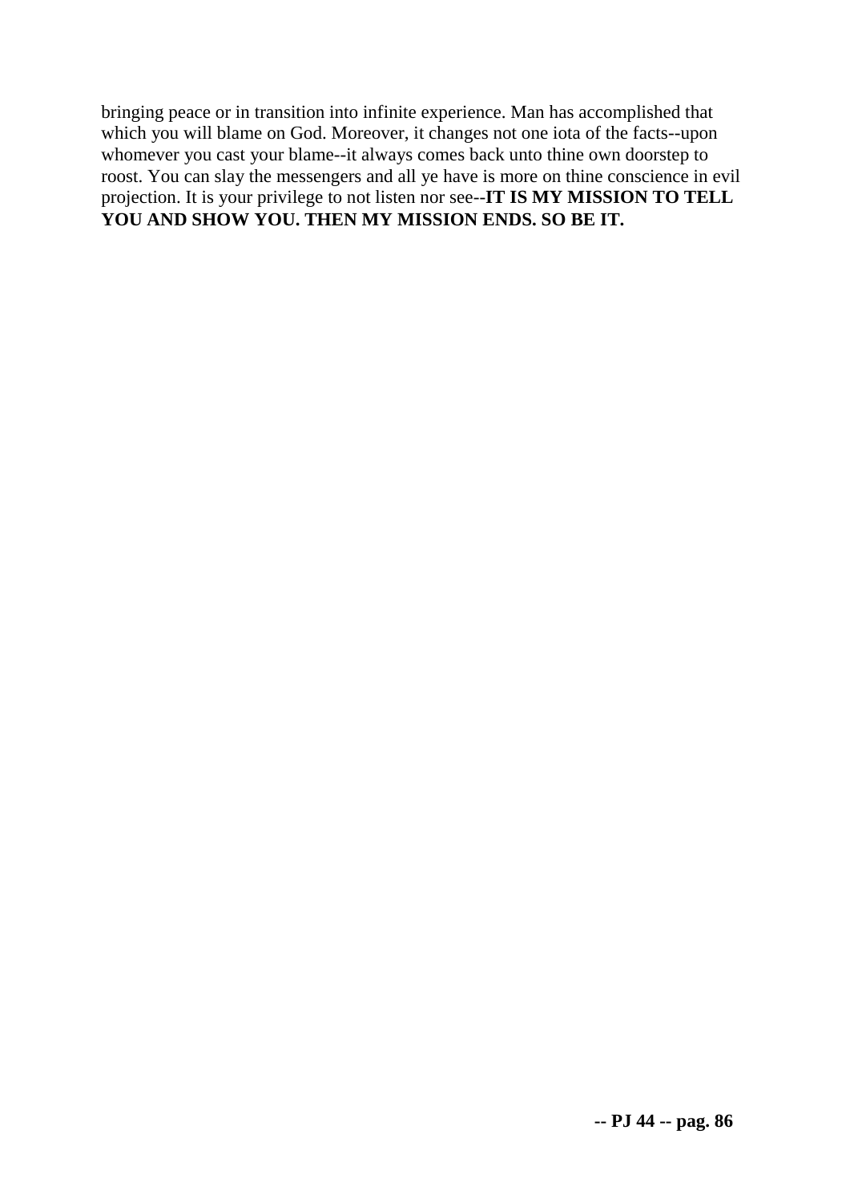bringing peace or in transition into infinite experience. Man has accomplished that which you will blame on God. Moreover, it changes not one iota of the facts--upon whomever you cast your blame--it always comes back unto thine own doorstep to roost. You can slay the messengers and all ye have is more on thine conscience in evil projection. It is your privilege to not listen nor see--**IT IS MY MISSION TO TELL YOU AND SHOW YOU. THEN MY MISSION ENDS. SO BE IT.**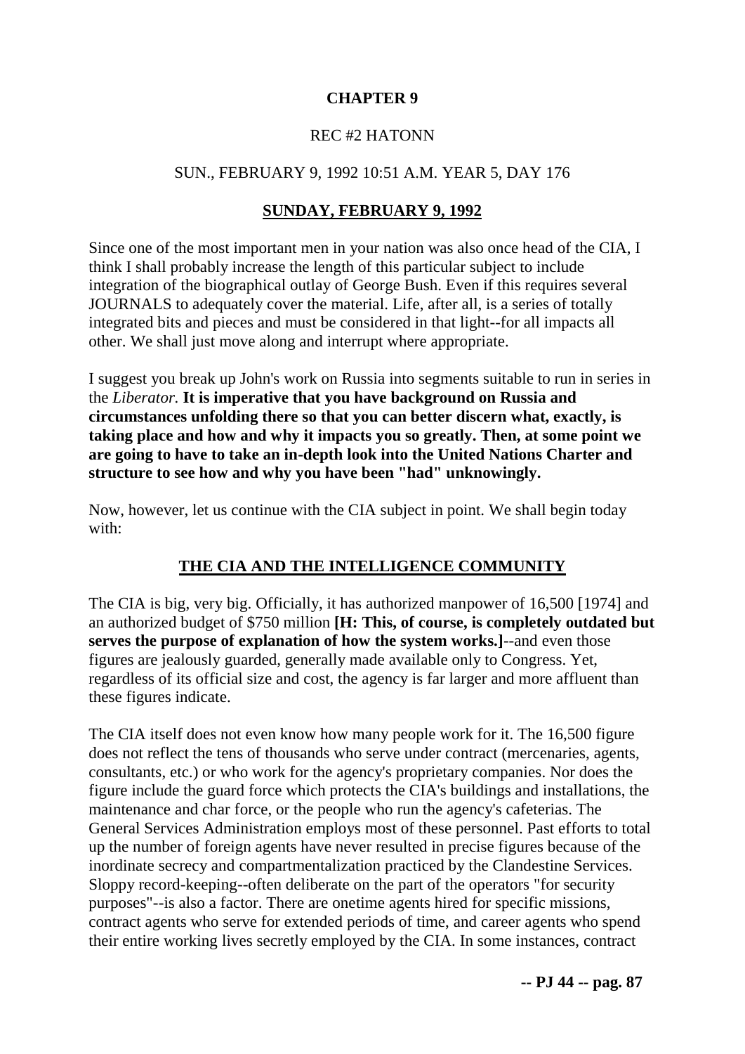# CHAPTER 9

REC #2 HATONN

SUN., FEBRUARY 9, 1992 10:51 A.M. YEAR 5, DAY 176

## SUNDAY, FEBRUARY 9, 1992

Since one of the most important men in your nation was also once head of the CIA, I think I shall probably increase the length of this particular subject to include integration of the biographical outlay of George Bush. Even if this requires several JOURNALS to adequately cover the material. Life, after all, is a series of totally integrated bits and pieces and must be considered in that light--for all impacts all other. We shall just move along and interrupt where appropriate.

I suggest you break up John's work on Russia into segments suitable to run in series in the *Liberator*. **It is imperative that you have background on Russia and circumstances unfolding there so that you can better discern what, exactly, is taking place and how and why it impacts you so greatly. Then, at some point we are going to have to take an in-depth look into the United Nations Charter and structure to see how and why you have been "had" unknowingly.**

Now, however, let us continue with the CIA subject in point. We shall begin today with:

## THE CIA AND THE INTELLIGENCE COMMUNITY

The CIA is big, very big. Officially, it has authorized manpower of 16,500 [1974] and an authorized budget of $750 million **[H: This, of course, is completely outdated but serves the purpose of explanation of how the system works.]**--and even those figures are jealously guarded, generally made available only to Congress. Yet, regardless of its official size and cost, the agency is far larger and more affluent than these figures indicate.

The CIA itself does not even know how many people work for it. The 16,500 figure does not reflect the tens of thousands who serve under contract (mercenaries, agents, consultants, etc.) or who work for the agency's proprietary companies. Nor does the figure include the guard force which protects the CIA's buildings and installations, the maintenance and char force, or the people who run the agency's cafeterias. The General Services Administration employs most of these personnel. Past efforts to total up the number of foreign agents have never resulted in precise figures because of the inordinate secrecy and compartmentalization practiced by the Clandestine Services. Sloppy record-keeping--often deliberate on the part of the operators "for security purposes"--is also a factor. There are onetime agents hired for specific missions, contract agents who serve for extended periods of time, and career agents who spend their entire working lives secretly employed by the CIA. In some instances, contract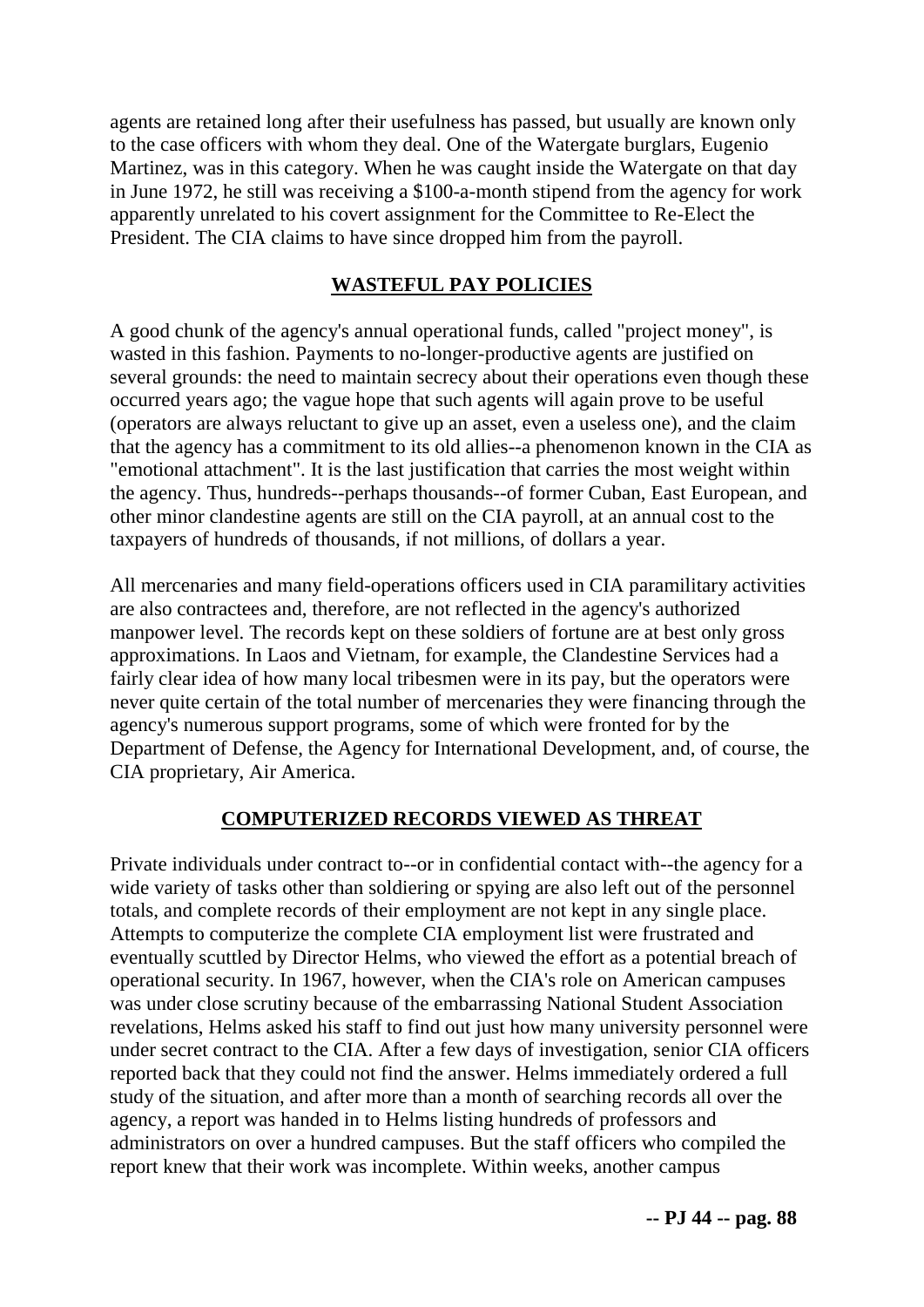agents are retained long after their usefulness has passed, but usually are known only to the case officers with whom they deal. One of the Watergate burglars, Eugenio Martinez, was in this category. When he was caught inside the Watergate on that day in June 1972, he still was receiving a \$100-a-month stipend from the agency for work apparently unrelated to his covert assignment for the Committee to Re-Elect the President. The CIA claims to have since dropped him from the payroll.

## WASTEFUL PAY POLICIES

A good chunk of the agency's annual operational funds, called "project money", is wasted in this fashion. Payments to no-longer-productive agents are justified on several grounds: the need to maintain secrecy about their operations even though these occurred years ago; the vague hope that such agents will again prove to be useful (operators are always reluctant to give up an asset, even a useless one), and the claim that the agency has a commitment to its old allies--a phenomenon known in the CIA as "emotional attachment". It is the last justification that carries the most weight within the agency. Thus, hundreds--perhaps thousands--of former Cuban, East European, and other minor clandestine agents are still on the CIA payroll, at an annual cost to the taxpayers of hundreds of thousands, if not millions, of dollars a year.

All mercenaries and many field-operations officers used in CIA paramilitary activities are also contractees and, therefore, are not reflected in the agency's authorized manpower level. The records kept on these soldiers of fortune are at best only gross approximations. In Laos and Vietnam, for example, the Clandestine Services had a fairly clear idea of how many local tribesmen were in its pay, but the operators were never quite certain of the total number of mercenaries they were financing through the agency's numerous support programs, some of which were fronted for by the Department of Defense, the Agency for International Development, and, of course, the CIA proprietary, Air America.

## COMPUTERIZED RECORDS VIEWED AS THREAT

Private individuals under contract to--or in confidential contact with--the agency for a wide variety of tasks other than soldiering or spying are also left out of the personnel totals, and complete records of their employment are not kept in any single place. Attempts to computerize the complete CIA employment list were frustrated and eventually scuttled by Director Helms, who viewed the effort as a potential breach of operational security. In 1967, however, when the CIA's role on American campuses was under close scrutiny because of the embarrassing National Student Association revelations, Helms asked his staff to find out just how many university personnel were under secret contract to the CIA. After a few days of investigation, senior CIA officers reported back that they could not find the answer. Helms immediately ordered a full study of the situation, and after more than a month of searching records all over the agency, a report was handed in to Helms listing hundreds of professors and administrators on over a hundred campuses. But the staff officers who compiled the report knew that their work was incomplete. Within weeks, another campus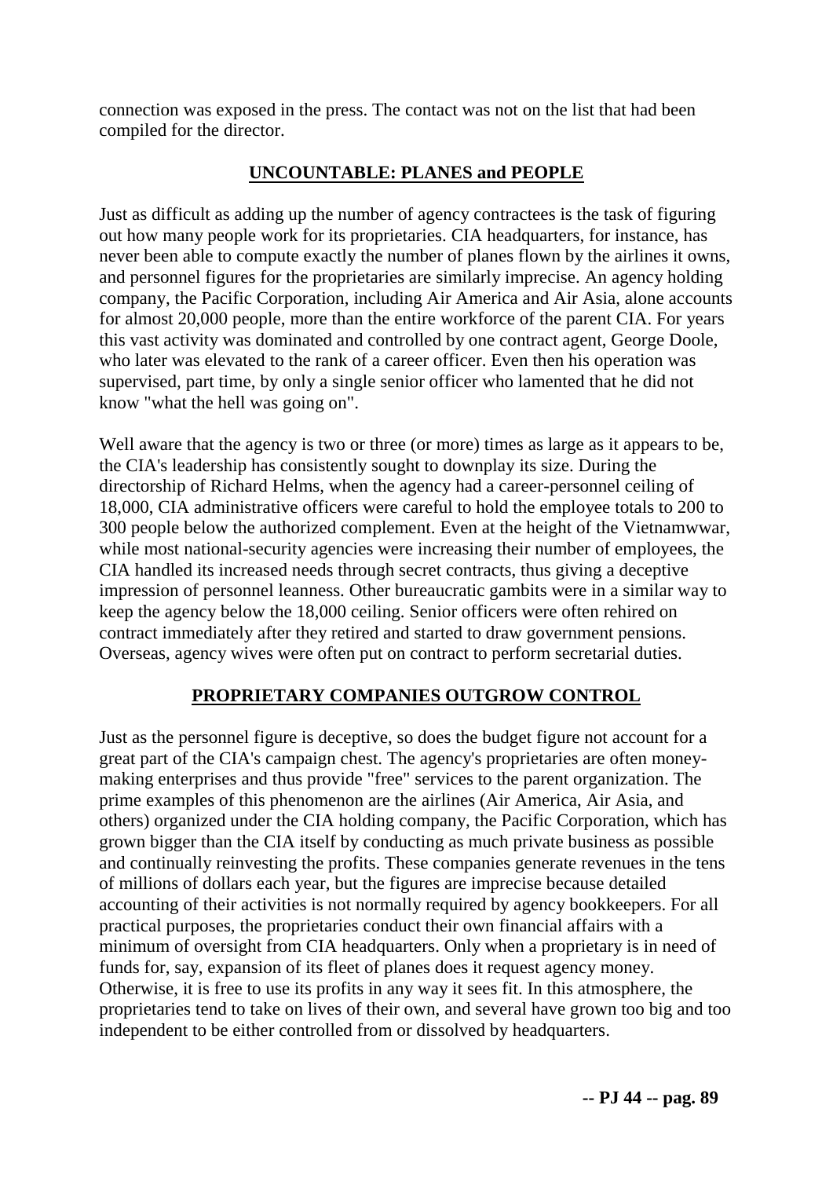connection was exposed in the press. The contact was not on the list that had been compiled for the director.

## UNCOUNTABLE: PLANES and PEOPLE

Just as difficult as adding up the number of agency contractees is the task of figuring out how many people work for its proprietaries. CIA headquarters, for instance, has never been able to compute exactly the number of planes flown by the airlines it owns, and personnel figures for the proprietaries are similarly imprecise. An agency holding company, the Pacific Corporation, including Air America and Air Asia, alone accounts for almost 20,000 people, more than the entire workforce of the parent CIA. For years this vast activity was dominated and controlled by one contract agent, George Doole, who later was elevated to the rank of a career officer. Even then his operation was supervised, part time, by only a single senior officer who lamented that he did not know "what the hell was going on".

Well aware that the agency is two or three (or more) times as large as it appears to be, the CIA's leadership has consistently sought to downplay its size. During the directorship of Richard Helms, when the agency had a career-personnel ceiling of 18,000, CIA administrative officers were careful to hold the employee totals to 200 to 300 people below the authorized complement. Even at the height of the Vietnamwwar, while most national-security agencies were increasing their number of employees, the CIA handled its increased needs through secret contracts, thus giving a deceptive impression of personnel leanness. Other bureaucratic gambits were in a similar way to keep the agency below the 18,000 ceiling. Senior officers were often rehired on contract immediately after they retired and started to draw government pensions. Overseas, agency wives were often put on contract to perform secretarial duties.

## PROPRIETARY COMPANIES OUTGROW CONTROL

Just as the personnel figure is deceptive, so does the budget figure not account for a great part of the CIA's campaign chest. The agency's proprietaries are often money-making enterprises and thus provide "free" services to the parent organization. The prime examples of this phenomenon are the airlines (Air America, Air Asia, and others) organized under the CIA holding company, the Pacific Corporation, which has grown bigger than the CIA itself by conducting as much private business as possible and continually reinvesting the profits. These companies generate revenues in the tens of millions of dollars each year, but the figures are imprecise because detailed accounting of their activities is not normally required by agency bookkeepers. For all practical purposes, the proprietaries conduct their own financial affairs with a minimum of oversight from CIA headquarters. Only when a proprietary is in need of funds for, say, expansion of its fleet of planes does it request agency money. Otherwise, it is free to use its profits in any way it sees fit. In this atmosphere, the proprietaries tend to take on lives of their own, and several have grown too big and too independent to be either controlled from or dissolved by headquarters.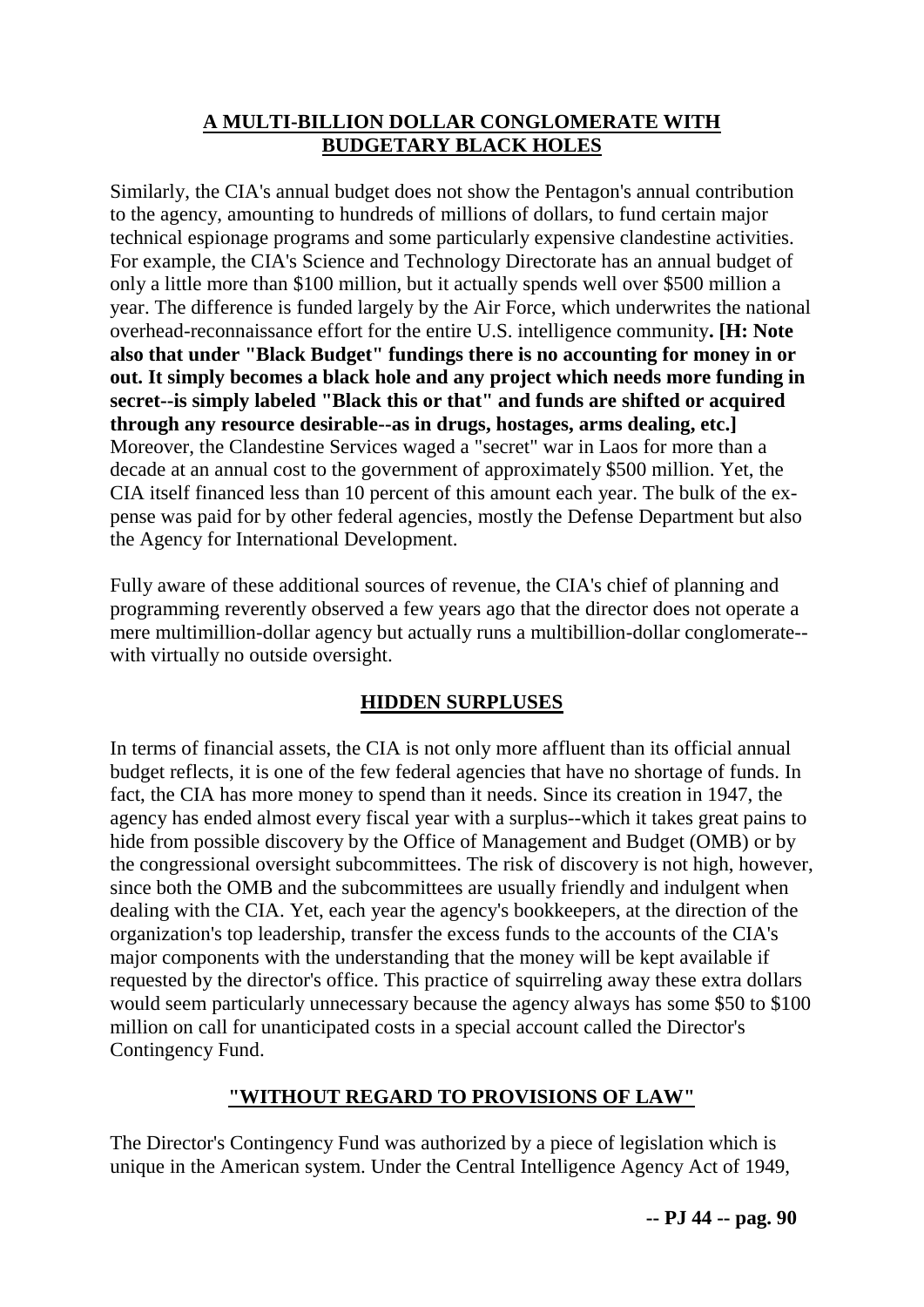## A MULTI-BILLION DOLLAR CONGLOMERATE WITH BUDGETARY BLACK HOLES

Similarly, the CIA's annual budget does not show the Pentagon's annual contribution to the agency, amounting to hundreds of millions of dollars, to fund certain major technical espionage programs and some particularly expensive clandestine activities. For example, the CIA's Science and Technology Directorate has an annual budget of only a little more than $100 million, but it actually spends well over $500 million a year. The difference is funded largely by the Air Force, which underwrites the national overhead-reconnaissance effort for the entire U.S. intelligence community**. [H: Note also that under "Black Budget" fundings there is no accounting for money in or out. It simply becomes a black hole and any project which needs more funding in secret--is simply labeled "Black this or that" and funds are shifted or acquired through any resource desirable--as in drugs, hostages, arms dealing, etc.]** Moreover, the Clandestine Services waged a "secret" war in Laos for more than a decade at an annual cost to the government of approximately $500 million. Yet, the CIA itself financed less than 10 percent of this amount each year. The bulk of the expense was paid for by other federal agencies, mostly the Defense Department but also the Agency for International Development.

Fully aware of these additional sources of revenue, the CIA's chief of planning and programming reverently observed a few years ago that the director does not operate a mere multimillion-dollar agency but actually runs a multibillion-dollar conglomerate--with virtually no outside oversight.

## HIDDEN SURPLUSES

In terms of financial assets, the CIA is not only more affluent than its official annual budget reflects, it is one of the few federal agencies that have no shortage of funds. In fact, the CIA has more money to spend than it needs. Since its creation in 1947, the agency has ended almost every fiscal year with a surplus--which it takes great pains to hide from possible discovery by the Office of Management and Budget (OMB) or by the congressional oversight subcommittees. The risk of discovery is not high, however, since both the OMB and the subcommittees are usually friendly and indulgent when dealing with the CIA. Yet, each year the agency's bookkeepers, at the direction of the organization's top leadership, transfer the excess funds to the accounts of the CIA's major components with the understanding that the money will be kept available if requested by the director's office. This practice of squirreling away these extra dollars would seem particularly unnecessary because the agency always has some $50 to $100 million on call for unanticipated costs in a special account called the Director's Contingency Fund.

## "WITHOUT REGARD TO PROVISIONS OF LAW"

The Director's Contingency Fund was authorized by a piece of legislation which is unique in the American system. Under the Central Intelligence Agency Act of 1949,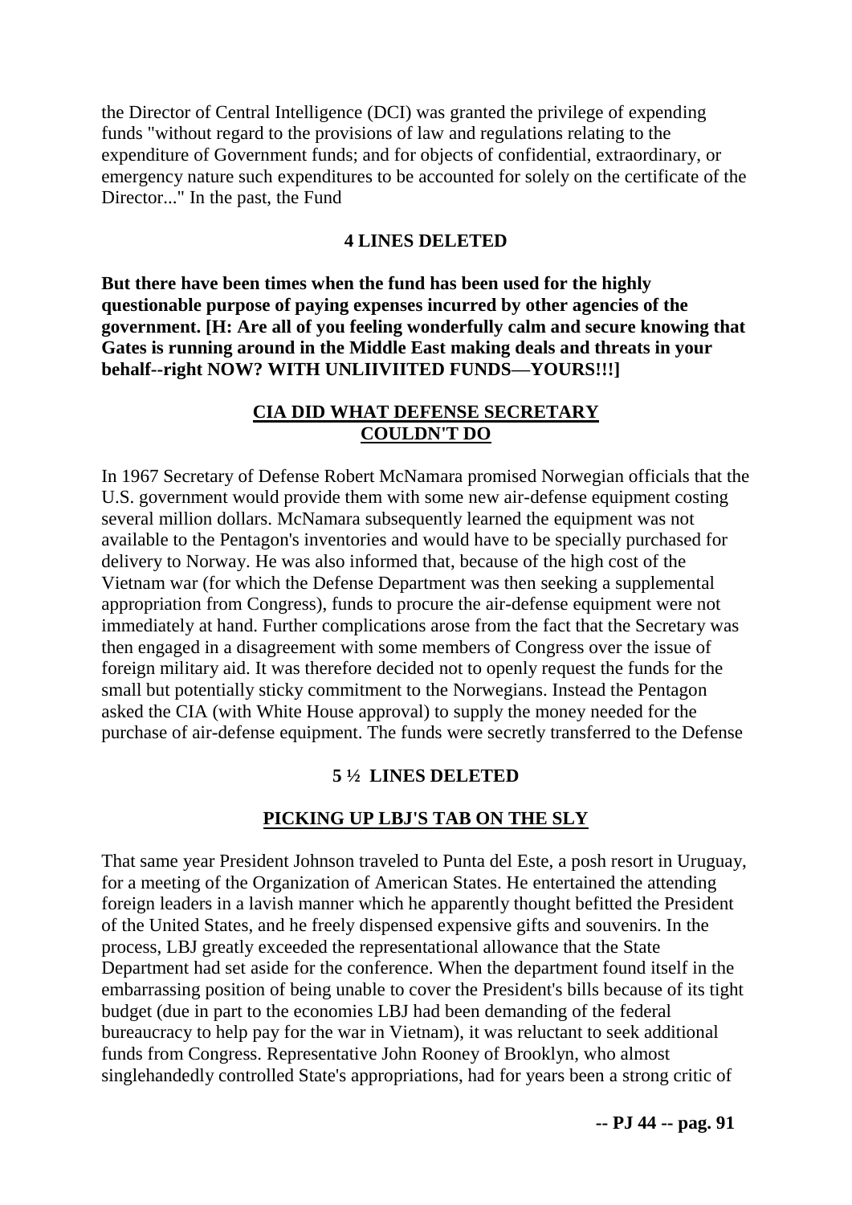the Director of Central Intelligence (DCI) was granted the privilege of expending funds "without regard to the provisions of law and regulations relating to the expenditure of Government funds; and for objects of confidential, extraordinary, or emergency nature such expenditures to be accounted for solely on the certificate of the Director..." In the past, the Fund

**4 LINES DELETED**

**But there have been times when the fund has been used for the highly questionable purpose of paying expenses incurred by other agencies of the government. [H: Are all of you feeling wonderfully calm and secure knowing that Gates is running around in the Middle East making deals and threats in your behalf--right NOW? WITH UNLIIVIITED FUNDS—YOURS!!!]**

## CIA DID WHAT DEFENSE SECRETARY COULDN'T DO

In 1967 Secretary of Defense Robert McNamara promised Norwegian officials that the U.S. government would provide them with some new air-defense equipment costing several million dollars. McNamara subsequently learned the equipment was not available to the Pentagon's inventories and would have to be specially purchased for delivery to Norway. He was also informed that, because of the high cost of the Vietnam war (for which the Defense Department was then seeking a supplemental appropriation from Congress), funds to procure the air-defense equipment were not immediately at hand. Further complications arose from the fact that the Secretary was then engaged in a disagreement with some members of Congress over the issue of foreign military aid. It was therefore decided not to openly request the funds for the small but potentially sticky commitment to the Norwegians. Instead the Pentagon asked the CIA (with White House approval) to supply the money needed for the purchase of air-defense equipment. The funds were secretly transferred to the Defense

**5 ½ LINES DELETED**

## PICKING UP LBJ'S TAB ON THE SLY

That same year President Johnson traveled to Punta del Este, a posh resort in Uruguay, for a meeting of the Organization of American States. He entertained the attending foreign leaders in a lavish manner which he apparently thought befitted the President of the United States, and he freely dispensed expensive gifts and souvenirs. In the process, LBJ greatly exceeded the representational allowance that the State Department had set aside for the conference. When the department found itself in the embarrassing position of being unable to cover the President's bills because of its tight budget (due in part to the economies LBJ had been demanding of the federal bureaucracy to help pay for the war in Vietnam), it was reluctant to seek additional funds from Congress. Representative John Rooney of Brooklyn, who almost singlehandedly controlled State's appropriations, had for years been a strong critic of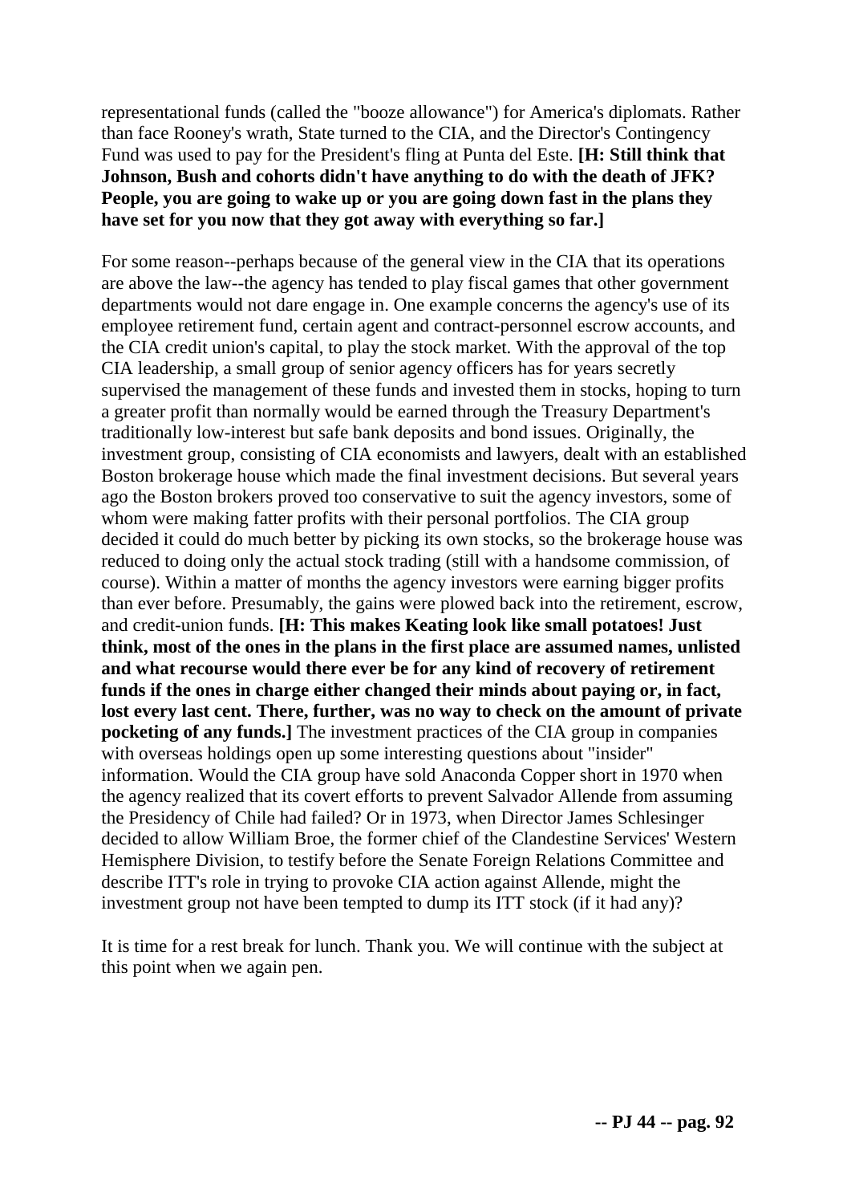representational funds (called the "booze allowance") for America's diplomats. Rather than face Rooney's wrath, State turned to the CIA, and the Director's Contingency Fund was used to pay for the President's fling at Punta del Este. **[H: Still think that Johnson, Bush and cohorts didn't have anything to do with the death of JFK? People, you are going to wake up or you are going down fast in the plans they have set for you now that they got away with everything so far.]**

For some reason--perhaps because of the general view in the CIA that its operations are above the law--the agency has tended to play fiscal games that other government departments would not dare engage in. One example concerns the agency's use of its employee retirement fund, certain agent and contract-personnel escrow accounts, and the CIA credit union's capital, to play the stock market. With the approval of the top CIA leadership, a small group of senior agency officers has for years secretly supervised the management of these funds and invested them in stocks, hoping to turn a greater profit than normally would be earned through the Treasury Department's traditionally low-interest but safe bank deposits and bond issues. Originally, the investment group, consisting of CIA economists and lawyers, dealt with an established Boston brokerage house which made the final investment decisions. But several years ago the Boston brokers proved too conservative to suit the agency investors, some of whom were making fatter profits with their personal portfolios. The CIA group decided it could do much better by picking its own stocks, so the brokerage house was reduced to doing only the actual stock trading (still with a handsome commission, of course). Within a matter of months the agency investors were earning bigger profits than ever before. Presumably, the gains were plowed back into the retirement, escrow, and credit-union funds. **[H: This makes Keating look like small potatoes! Just think, most of the ones in the plans in the first place are assumed names, unlisted and what recourse would there ever be for any kind of recovery of retirement funds if the ones in charge either changed their minds about paying or, in fact, lost every last cent. There, further, was no way to check on the amount of private pocketing of any funds.]** The investment practices of the CIA group in companies with overseas holdings open up some interesting questions about "insider" information. Would the CIA group have sold Anaconda Copper short in 1970 when the agency realized that its covert efforts to prevent Salvador Allende from assuming the Presidency of Chile had failed? Or in 1973, when Director James Schlesinger decided to allow William Broe, the former chief of the Clandestine Services' Western Hemisphere Division, to testify before the Senate Foreign Relations Committee and describe ITT's role in trying to provoke CIA action against Allende, might the investment group not have been tempted to dump its ITT stock (if it had any)?

It is time for a rest break for lunch. Thank you. We will continue with the subject at this point when we again pen.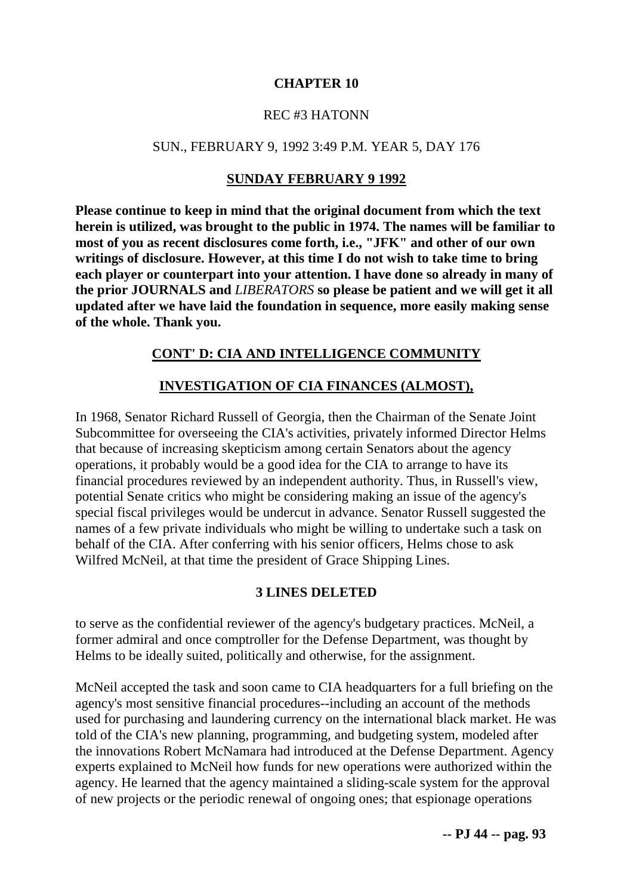# CHAPTER 10

REC #3 HATONN

SUN., FEBRUARY 9, 1992 3:49 P.M. YEAR 5, DAY 176

## SUNDAY FEBRUARY 9 1992

**Please continue to keep in mind that the original document from which the text herein is utilized, was brought to the public in 1974. The names will be familiar to most of you as recent disclosures come forth, i.e., "JFK" and other of our own writings of disclosure. However, at this time I do not wish to take time to bring each player or counterpart into your attention. I have done so already in many of the prior JOURNALS and *LIBERATORS* so please be patient and we will get it all updated after we have laid the foundation in sequence, more easily making sense of the whole. Thank you.**

## CONT' D: CIA AND INTELLIGENCE COMMUNITY

## INVESTIGATION OF CIA FINANCES (ALMOST),

In 1968, Senator Richard Russell of Georgia, then the Chairman of the Senate Joint Subcommittee for overseeing the CIA's activities, privately informed Director Helms that because of increasing skepticism among certain Senators about the agency operations, it probably would be a good idea for the CIA to arrange to have its financial procedures reviewed by an independent authority. Thus, in Russell's view, potential Senate critics who might be considering making an issue of the agency's special fiscal privileges would be undercut in advance. Senator Russell suggested the names of a few private individuals who might be willing to undertake such a task on behalf of the CIA. After conferring with his senior officers, Helms chose to ask Wilfred McNeil, at that time the president of Grace Shipping Lines.

**3 LINES DELETED**

to serve as the confidential reviewer of the agency's budgetary practices. McNeil, a former admiral and once comptroller for the Defense Department, was thought by Helms to be ideally suited, politically and otherwise, for the assignment.

McNeil accepted the task and soon came to CIA headquarters for a full briefing on the agency's most sensitive financial procedures--including an account of the methods used for purchasing and laundering currency on the international black market. He was told of the CIA's new planning, programming, and budgeting system, modeled after the innovations Robert McNamara had introduced at the Defense Department. Agency experts explained to McNeil how funds for new operations were authorized within the agency. He learned that the agency maintained a sliding-scale system for the approval of new projects or the periodic renewal of ongoing ones; that espionage operations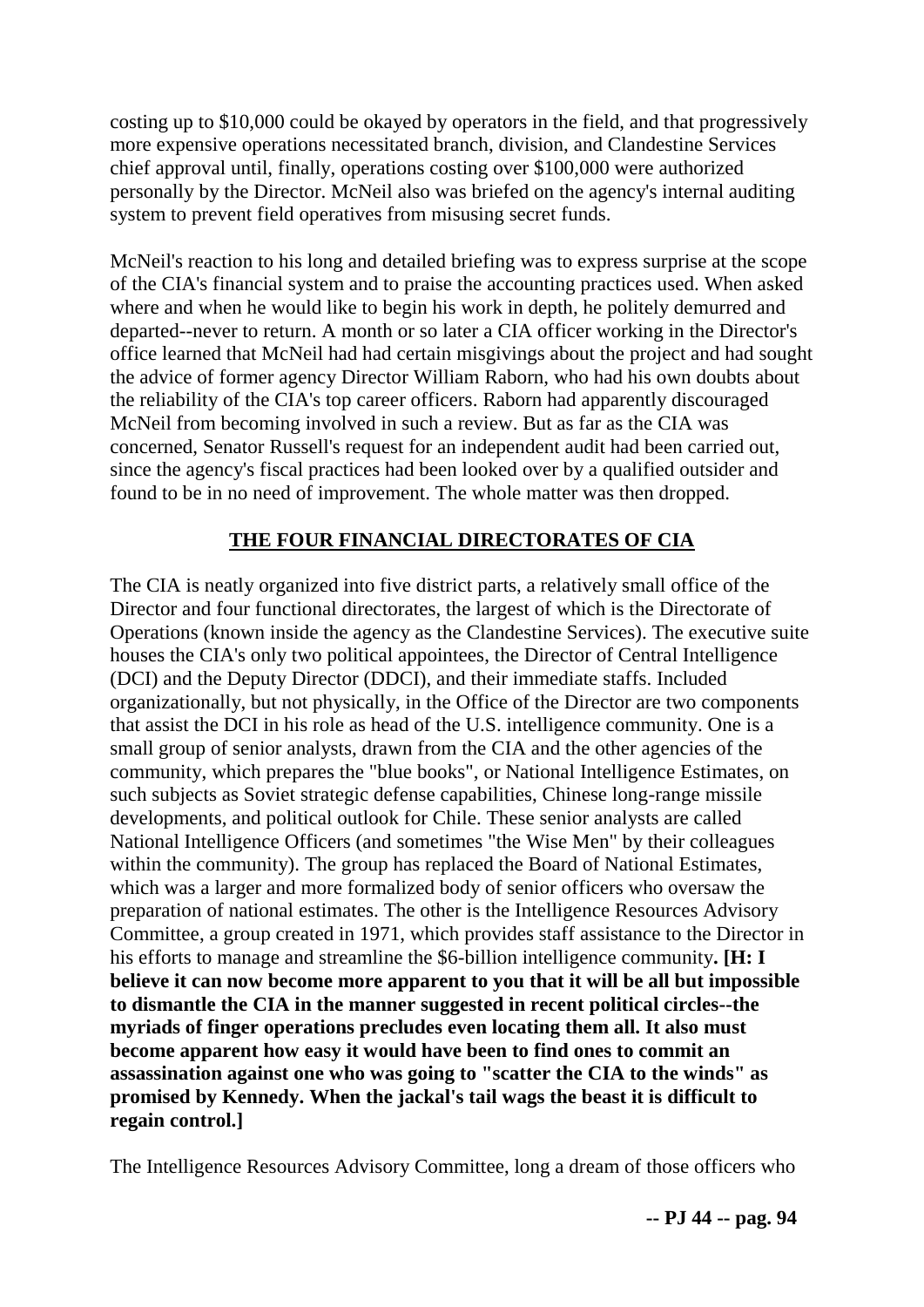costing up to $10,000 could be okayed by operators in the field, and that progressively more expensive operations necessitated branch, division, and Clandestine Services chief approval until, finally, operations costing over $100,000 were authorized personally by the Director. McNeil also was briefed on the agency's internal auditing system to prevent field operatives from misusing secret funds.

McNeil's reaction to his long and detailed briefing was to express surprise at the scope of the CIA's financial system and to praise the accounting practices used. When asked where and when he would like to begin his work in depth, he politely demurred and departed--never to return. A month or so later a CIA officer working in the Director's office learned that McNeil had had certain misgivings about the project and had sought the advice of former agency Director William Raborn, who had his own doubts about the reliability of the CIA's top career officers. Raborn had apparently discouraged McNeil from becoming involved in such a review. But as far as the CIA was concerned, Senator Russell's request for an independent audit had been carried out, since the agency's fiscal practices had been looked over by a qualified outsider and found to be in no need of improvement. The whole matter was then dropped.

## THE FOUR FINANCIAL DIRECTORATES OF CIA

The CIA is neatly organized into five district parts, a relatively small office of the Director and four functional directorates, the largest of which is the Directorate of Operations (known inside the agency as the Clandestine Services). The executive suite houses the CIA's only two political appointees, the Director of Central Intelligence (DCI) and the Deputy Director (DDCI), and their immediate staffs. Included organizationally, but not physically, in the Office of the Director are two components that assist the DCI in his role as head of the U.S. intelligence community. One is a small group of senior analysts, drawn from the CIA and the other agencies of the community, which prepares the "blue books", or National Intelligence Estimates, on such subjects as Soviet strategic defense capabilities, Chinese long-range missile developments, and political outlook for Chile. These senior analysts are called National Intelligence Officers (and sometimes "the Wise Men" by their colleagues within the community). The group has replaced the Board of National Estimates, which was a larger and more formalized body of senior officers who oversaw the preparation of national estimates. The other is the Intelligence Resources Advisory Committee, a group created in 1971, which provides staff assistance to the Director in his efforts to manage and streamline the $6-billion intelligence community**. [H: I believe it can now become more apparent to you that it will be all but impossible to dismantle the CIA in the manner suggested in recent political circles--the myriads of finger operations precludes even locating them all. It also must become apparent how easy it would have been to find ones to commit an assassination against one who was going to "scatter the CIA to the winds" as promised by Kennedy. When the jackal's tail wags the beast it is difficult to regain control.]**

The Intelligence Resources Advisory Committee, long a dream of those officers who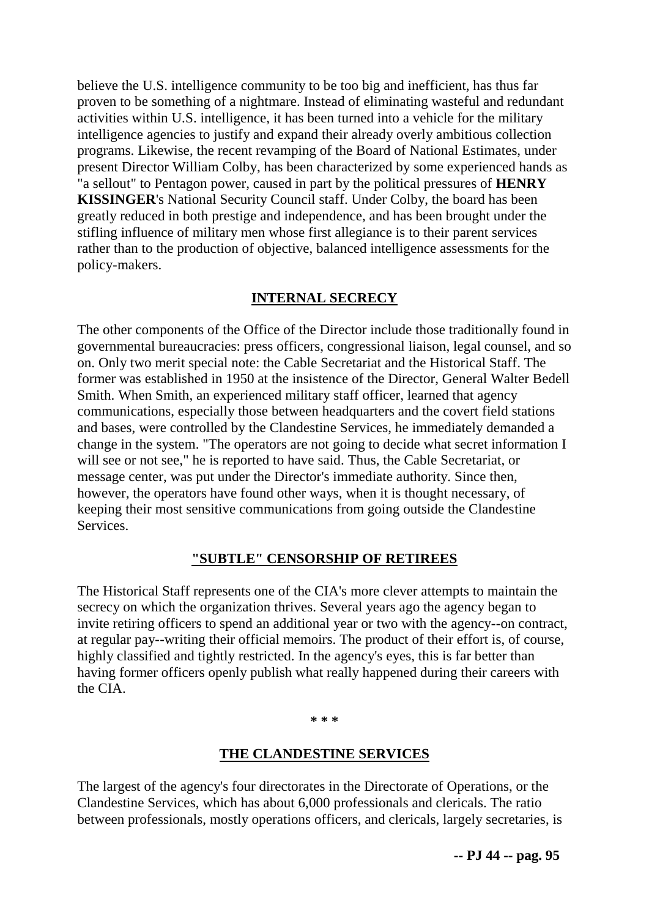believe the U.S. intelligence community to be too big and inefficient, has thus far proven to be something of a nightmare. Instead of eliminating wasteful and redundant activities within U.S. intelligence, it has been turned into a vehicle for the military intelligence agencies to justify and expand their already overly ambitious collection programs. Likewise, the recent revamping of the Board of National Estimates, under present Director William Colby, has been characterized by some experienced hands as "a sellout" to Pentagon power, caused in part by the political pressures of **HENRY KISSINGER**'s National Security Council staff. Under Colby, the board has been greatly reduced in both prestige and independence, and has been brought under the stifling influence of military men whose first allegiance is to their parent services rather than to the production of objective, balanced intelligence assessments for the policy-makers.

## INTERNAL SECRECY

The other components of the Office of the Director include those traditionally found in governmental bureaucracies: press officers, congressional liaison, legal counsel, and so on. Only two merit special note: the Cable Secretariat and the Historical Staff. The former was established in 1950 at the insistence of the Director, General Walter Bedell Smith. When Smith, an experienced military staff officer, learned that agency communications, especially those between headquarters and the covert field stations and bases, were controlled by the Clandestine Services, he immediately demanded a change in the system. "The operators are not going to decide what secret information I will see or not see," he is reported to have said. Thus, the Cable Secretariat, or message center, was put under the Director's immediate authority. Since then, however, the operators have found other ways, when it is thought necessary, of keeping their most sensitive communications from going outside the Clandestine Services.

## "SUBTLE" CENSORSHIP OF RETIREES

The Historical Staff represents one of the CIA's more clever attempts to maintain the secrecy on which the organization thrives. Several years ago the agency began to invite retiring officers to spend an additional year or two with the agency--on contract, at regular pay--writing their official memoirs. The product of their effort is, of course, highly classified and tightly restricted. In the agency's eyes, this is far better than having former officers openly publish what really happened during their careers with the CIA.

*\*\**

## THE CLANDESTINE SERVICES

The largest of the agency's four directorates in the Directorate of Operations, or the Clandestine Services, which has about 6,000 professionals and clericals. The ratio between professionals, mostly operations officers, and clericals, largely secretaries, is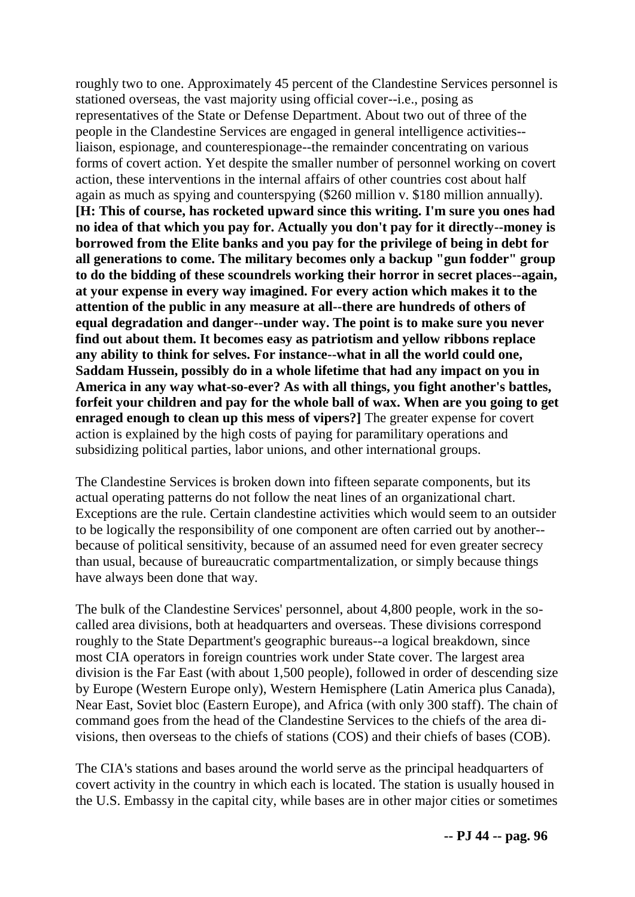roughly two to one. Approximately 45 percent of the Clandestine Services personnel is stationed overseas, the vast majority using official cover--i.e., posing as representatives of the State or Defense Department. About two out of three of the people in the Clandestine Services are engaged in general intelligence activities--liaison, espionage, and counterespionage--the remainder concentrating on various forms of covert action. Yet despite the smaller number of personnel working on covert action, these interventions in the internal affairs of other countries cost about half again as much as spying and counterspying ($260 million v. $180 million annually). **[H: This of course, has rocketed upward since this writing. I'm sure you ones had no idea of that which you pay for. Actually you don't pay for it directly--money is borrowed from the Elite banks and you pay for the privilege of being in debt for all generations to come. The military becomes only a backup "gun fodder" group to do the bidding of these scoundrels working their horror in secret places--again, at your expense in every way imagined. For every action which makes it to the attention of the public in any measure at all--there are hundreds of others of equal degradation and danger--under way. The point is to make sure you never find out about them. It becomes easy as patriotism and yellow ribbons replace any ability to think for selves. For instance--what in all the world could one, Saddam Hussein, possibly do in a whole lifetime that had any impact on you in America in any way what-so-ever? As with all things, you fight another's battles, forfeit your children and pay for the whole ball of wax. When are you going to get enraged enough to clean up this mess of vipers?]** The greater expense for covert action is explained by the high costs of paying for paramilitary operations and subsidizing political parties, labor unions, and other international groups.

The Clandestine Services is broken down into fifteen separate components, but its actual operating patterns do not follow the neat lines of an organizational chart. Exceptions are the rule. Certain clandestine activities which would seem to an outsider to be logically the responsibility of one component are often carried out by another--because of political sensitivity, because of an assumed need for even greater secrecy than usual, because of bureaucratic compartmentalization, or simply because things have always been done that way.

The bulk of the Clandestine Services' personnel, about 4,800 people, work in the so-called area divisions, both at headquarters and overseas. These divisions correspond roughly to the State Department's geographic bureaus--a logical breakdown, since most CIA operators in foreign countries work under State cover. The largest area division is the Far East (with about 1,500 people), followed in order of descending size by Europe (Western Europe only), Western Hemisphere (Latin America plus Canada), Near East, Soviet bloc (Eastern Europe), and Africa (with only 300 staff). The chain of command goes from the head of the Clandestine Services to the chiefs of the area divisions, then overseas to the chiefs of stations (COS) and their chiefs of bases (COB).

The CIA's stations and bases around the world serve as the principal headquarters of covert activity in the country in which each is located. The station is usually housed in the U.S. Embassy in the capital city, while bases are in other major cities or sometimes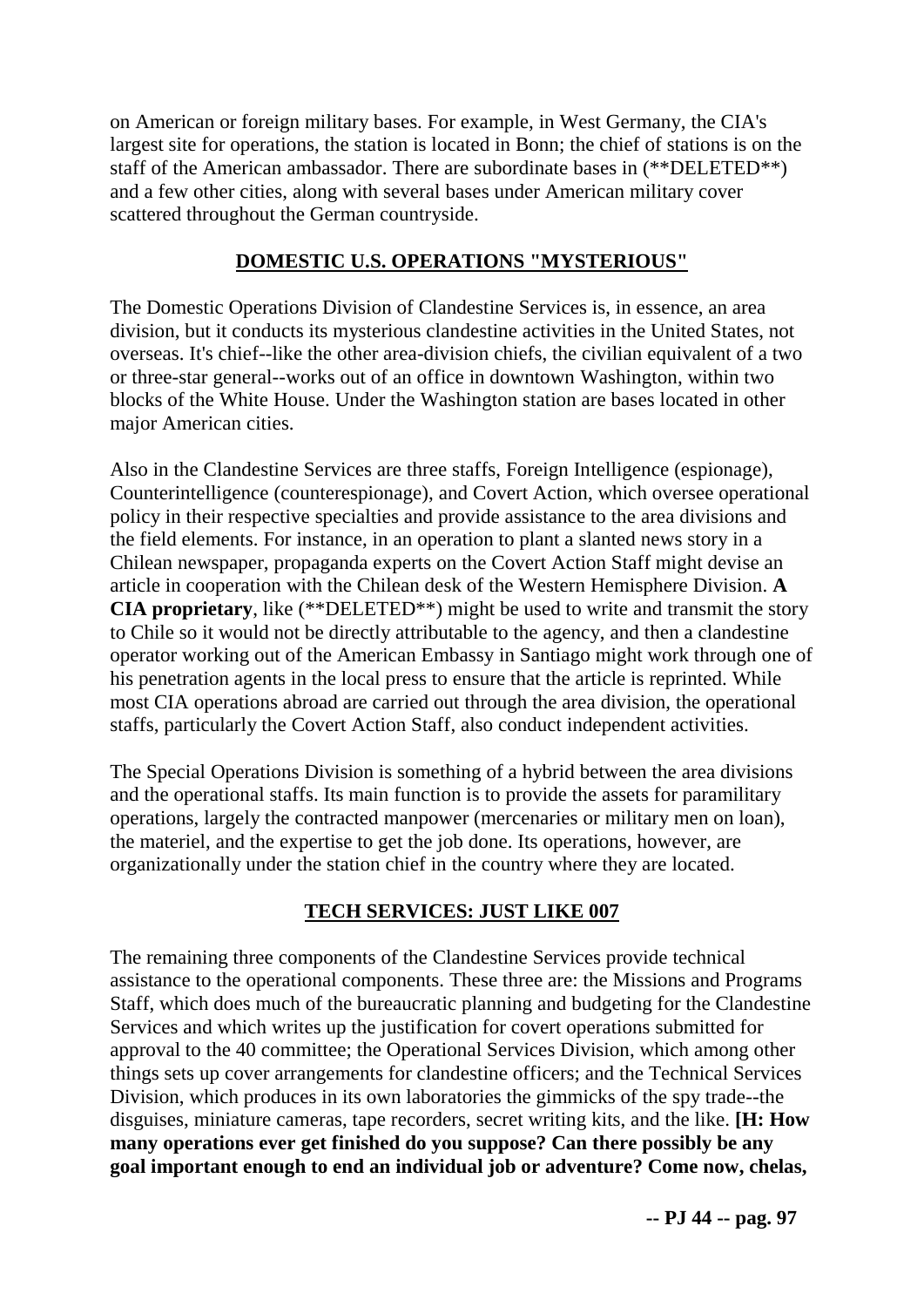on American or foreign military bases. For example, in West Germany, the CIA's largest site for operations, the station is located in Bonn; the chief of stations is on the staff of the American ambassador. There are subordinate bases in (**DELETED**) and a few other cities, along with several bases under American military cover scattered throughout the German countryside.

## DOMESTIC U.S. OPERATIONS "MYSTERIOUS"

The Domestic Operations Division of Clandestine Services is, in essence, an area division, but it conducts its mysterious clandestine activities in the United States, not overseas. It's chief--like the other area-division chiefs, the civilian equivalent of a two or three-star general--works out of an office in downtown Washington, within two blocks of the White House. Under the Washington station are bases located in other major American cities.

Also in the Clandestine Services are three staffs, Foreign Intelligence (espionage), Counterintelligence (counterespionage), and Covert Action, which oversee operational policy in their respective specialties and provide assistance to the area divisions and the field elements. For instance, in an operation to plant a slanted news story in a Chilean newspaper, propaganda experts on the Covert Action Staff might devise an article in cooperation with the Chilean desk of the Western Hemisphere Division. **A CIA proprietary**, like (**DELETED**) might be used to write and transmit the story to Chile so it would not be directly attributable to the agency, and then a clandestine operator working out of the American Embassy in Santiago might work through one of his penetration agents in the local press to ensure that the article is reprinted. While most CIA operations abroad are carried out through the area division, the operational staffs, particularly the Covert Action Staff, also conduct independent activities.

The Special Operations Division is something of a hybrid between the area divisions and the operational staffs. Its main function is to provide the assets for paramilitary operations, largely the contracted manpower (mercenaries or military men on loan), the materiel, and the expertise to get the job done. Its operations, however, are organizationally under the station chief in the country where they are located.

## TECH SERVICES: JUST LIKE 007

The remaining three components of the Clandestine Services provide technical assistance to the operational components. These three are: the Missions and Programs Staff, which does much of the bureaucratic planning and budgeting for the Clandestine Services and which writes up the justification for covert operations submitted for approval to the 40 committee; the Operational Services Division, which among other things sets up cover arrangements for clandestine officers; and the Technical Services Division, which produces in its own laboratories the gimmicks of the spy trade--the disguises, miniature cameras, tape recorders, secret writing kits, and the like. **[H: How many operations ever get finished do you suppose? Can there possibly be any goal important enough to end an individual job or adventure? Come now, chelas,**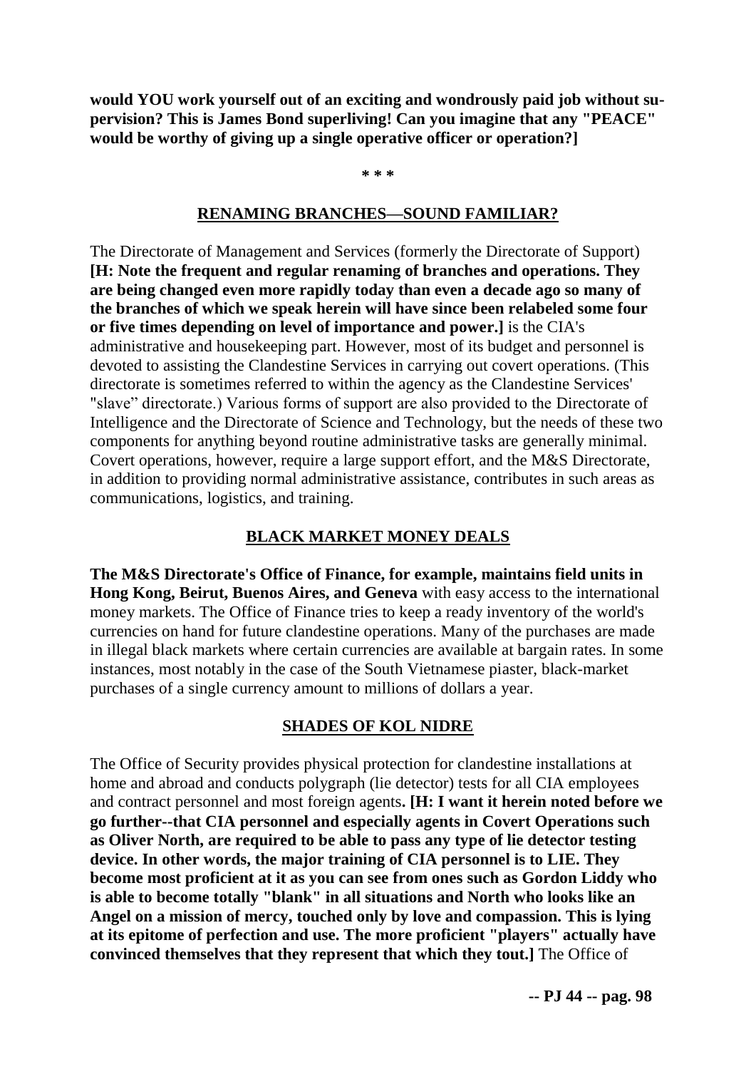**would YOU work yourself out of an exciting and wondrously paid job without supervision? This is James Bond superliving! Can you imagine that any "PEACE" would be worthy of giving up a single operative officer or operation?]**

\* \* \*

## RENAMING BRANCHES—SOUND FAMILIAR?

The Directorate of Management and Services (formerly the Directorate of Support) **[H: Note the frequent and regular renaming of branches and operations. They are being changed even more rapidly today than even a decade ago so many of the branches of which we speak herein will have since been relabeled some four or five times depending on level of importance and power.]** is the CIA's administrative and housekeeping part. However, most of its budget and personnel is devoted to assisting the Clandestine Services in carrying out covert operations. (This directorate is sometimes referred to within the agency as the Clandestine Services' "slave" directorate.) Various forms of support are also provided to the Directorate of Intelligence and the Directorate of Science and Technology, but the needs of these two components for anything beyond routine administrative tasks are generally minimal. Covert operations, however, require a large support effort, and the M&S Directorate, in addition to providing normal administrative assistance, contributes in such areas as communications, logistics, and training.

## BLACK MARKET MONEY DEALS

**The M&S Directorate's Office of Finance, for example, maintains field units in Hong Kong, Beirut, Buenos Aires, and Geneva** with easy access to the international money markets. The Office of Finance tries to keep a ready inventory of the world's currencies on hand for future clandestine operations. Many of the purchases are made in illegal black markets where certain currencies are available at bargain rates. In some instances, most notably in the case of the South Vietnamese piaster, black-market purchases of a single currency amount to millions of dollars a year.

## SHADES OF KOL NIDRE

The Office of Security provides physical protection for clandestine installations at home and abroad and conducts polygraph (lie detector) tests for all CIA employees and contract personnel and most foreign agents**. [H: I want it herein noted before we go further--that CIA personnel and especially agents in Covert Operations such as Oliver North, are required to be able to pass any type of lie detector testing device. In other words, the major training of CIA personnel is to LIE. They become most proficient at it as you can see from ones such as Gordon Liddy who is able to become totally "blank" in all situations and North who looks like an Angel on a mission of mercy, touched only by love and compassion. This is lying at its epitome of perfection and use. The more proficient "players" actually have convinced themselves that they represent that which they tout.]** The Office of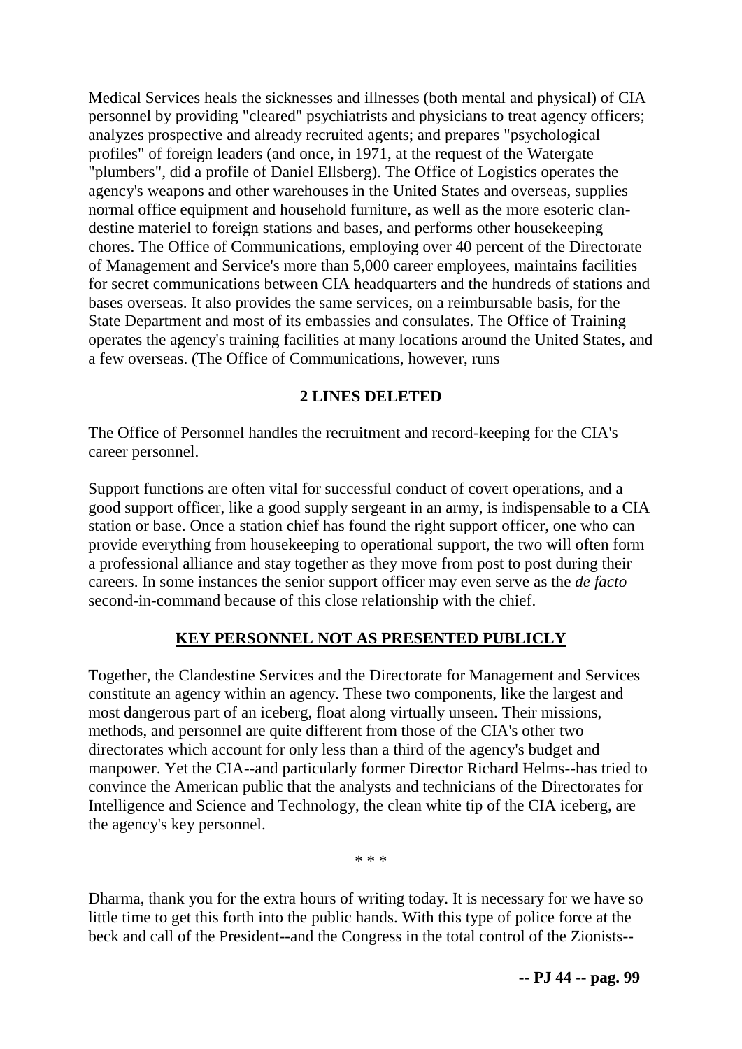Medical Services heals the sicknesses and illnesses (both mental and physical) of CIA personnel by providing "cleared" psychiatrists and physicians to treat agency officers; analyzes prospective and already recruited agents; and prepares "psychological profiles" of foreign leaders (and once, in 1971, at the request of the Watergate "plumbers", did a profile of Daniel Ellsberg). The Office of Logistics operates the agency's weapons and other warehouses in the United States and overseas, supplies normal office equipment and household furniture, as well as the more esoteric clandestine materiel to foreign stations and bases, and performs other housekeeping chores. The Office of Communications, employing over 40 percent of the Directorate of Management and Service's more than 5,000 career employees, maintains facilities for secret communications between CIA headquarters and the hundreds of stations and bases overseas. It also provides the same services, on a reimbursable basis, for the State Department and most of its embassies and consulates. The Office of Training operates the agency's training facilities at many locations around the United States, and a few overseas. (The Office of Communications, however, runs

**2 LINES DELETED**

The Office of Personnel handles the recruitment and record-keeping for the CIA's career personnel.

Support functions are often vital for successful conduct of covert operations, and a good support officer, like a good supply sergeant in an army, is indispensable to a CIA station or base. Once a station chief has found the right support officer, one who can provide everything from housekeeping to operational support, the two will often form a professional alliance and stay together as they move from post to post during their careers. In some instances the senior support officer may even serve as the *de facto* second-in-command because of this close relationship with the chief.

## KEY PERSONNEL NOT AS PRESENTED PUBLICLY

Together, the Clandestine Services and the Directorate for Management and Services constitute an agency within an agency. These two components, like the largest and most dangerous part of an iceberg, float along virtually unseen. Their missions, methods, and personnel are quite different from those of the CIA's other two directorates which account for only less than a third of the agency's budget and manpower. Yet the CIA--and particularly former Director Richard Helms--has tried to convince the American public that the analysts and technicians of the Directorates for Intelligence and Science and Technology, the clean white tip of the CIA iceberg, are the agency's key personnel.

* * *

Dharma, thank you for the extra hours of writing today. It is necessary for we have so little time to get this forth into the public hands. With this type of police force at the beck and call of the President--and the Congress in the total control of the Zionists--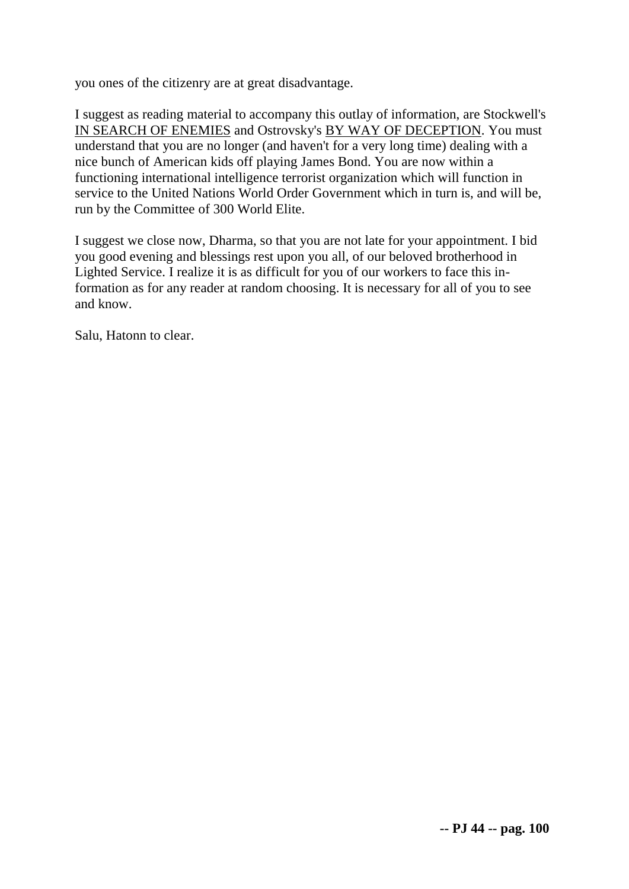you ones of the citizenry are at great disadvantage.

I suggest as reading material to accompany this outlay of information, are Stockwell's <u>IN SEARCH OF ENEMIES</u> and Ostrovsky's <u>BY WAY OF DECEPTION</u>. You must understand that you are no longer (and haven't for a very long time) dealing with a nice bunch of American kids off playing James Bond. You are now within a functioning international intelligence terrorist organization which will function in service to the United Nations World Order Government which in turn is, and will be, run by the Committee of 300 World Elite.

I suggest we close now, Dharma, so that you are not late for your appointment. I bid you good evening and blessings rest upon you all, of our beloved brotherhood in Lighted Service. I realize it is as difficult for you of our workers to face this information as for any reader at random choosing. It is necessary for all of you to see and know.

Salu, Hatonn to clear.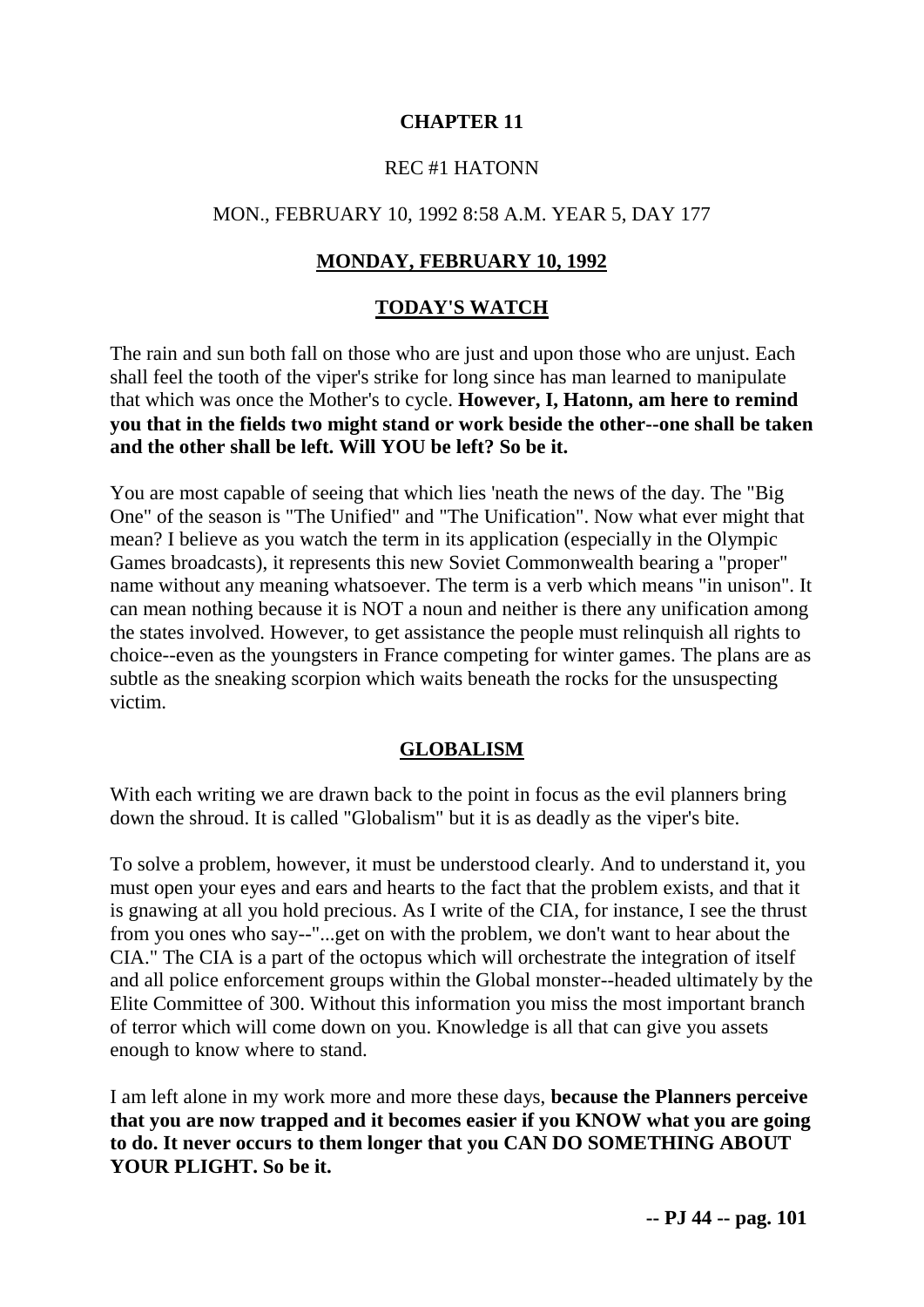# CHAPTER 11

REC #1 HATONN

MON., FEBRUARY 10, 1992 8:58 A.M. YEAR 5, DAY 177

## MONDAY, FEBRUARY 10, 1992

## TODAY'S WATCH

The rain and sun both fall on those who are just and upon those who are unjust. Each shall feel the tooth of the viper's strike for long since has man learned to manipulate that which was once the Mother's to cycle. **However, I, Hatonn, am here to remind you that in the fields two might stand or work beside the other--one shall be taken and the other shall be left. Will YOU be left? So be it.**

You are most capable of seeing that which lies 'neath the news of the day. The "Big One" of the season is "The Unified" and "The Unification". Now what ever might that mean? I believe as you watch the term in its application (especially in the Olympic Games broadcasts), it represents this new Soviet Commonwealth bearing a "proper" name without any meaning whatsoever. The term is a verb which means "in unison". It can mean nothing because it is NOT a noun and neither is there any unification among the states involved. However, to get assistance the people must relinquish all rights to choice--even as the youngsters in France competing for winter games. The plans are as subtle as the sneaking scorpion which waits beneath the rocks for the unsuspecting victim.

## GLOBALISM

With each writing we are drawn back to the point in focus as the evil planners bring down the shroud. It is called "Globalism" but it is as deadly as the viper's bite.

To solve a problem, however, it must be understood clearly. And to understand it, you must open your eyes and ears and hearts to the fact that the problem exists, and that it is gnawing at all you hold precious. As I write of the CIA, for instance, I see the thrust from you ones who say--"...get on with the problem, we don't want to hear about the CIA." The CIA is a part of the octopus which will orchestrate the integration of itself and all police enforcement groups within the Global monster--headed ultimately by the Elite Committee of 300. Without this information you miss the most important branch of terror which will come down on you. Knowledge is all that can give you assets enough to know where to stand.

I am left alone in my work more and more these days, **because the Planners perceive that you are now trapped and it becomes easier if you KNOW what you are going to do. It never occurs to them longer that you CAN DO SOMETHING ABOUT YOUR PLIGHT. So be it.**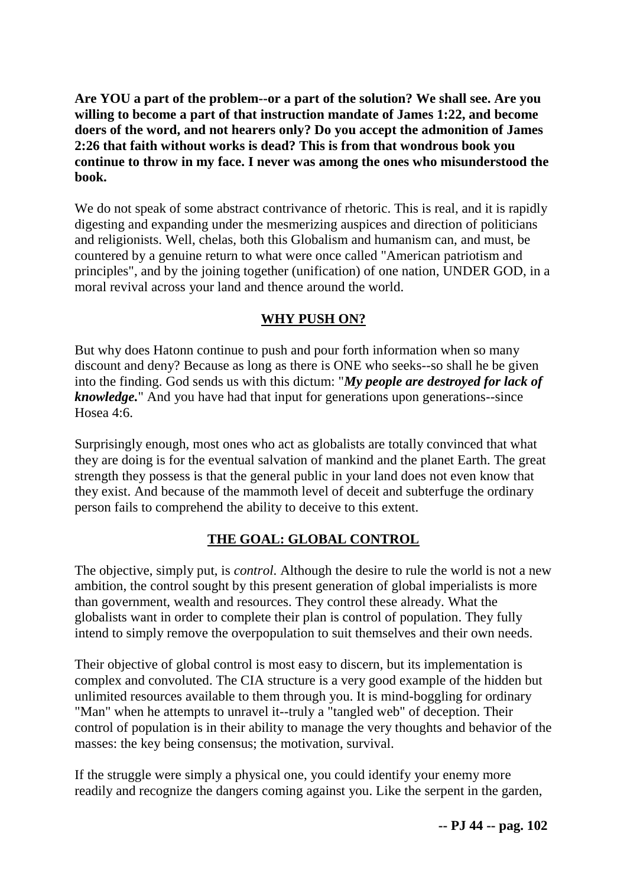**Are YOU a part of the problem--or a part of the solution? We shall see. Are you willing to become a part of that instruction mandate of James 1:22, and become doers of the word, and not hearers only? Do you accept the admonition of James 2:26 that faith without works is dead? This is from that wondrous book you continue to throw in my face. I never was among the ones who misunderstood the book.**

We do not speak of some abstract contrivance of rhetoric. This is real, and it is rapidly digesting and expanding under the mesmerizing auspices and direction of politicians and religionists. Well, chelas, both this Globalism and humanism can, and must, be countered by a genuine return to what were once called "American patriotism and principles", and by the joining together (unification) of one nation, UNDER GOD, in a moral revival across your land and thence around the world.

## WHY PUSH ON?

But why does Hatonn continue to push and pour forth information when so many discount and deny? Because as long as there is ONE who seeks--so shall he be given into the finding. God sends us with this dictum: "***My people are destroyed for lack of knowledge.***" And you have had that input for generations upon generations--since Hosea 4:6.

Surprisingly enough, most ones who act as globalists are totally convinced that what they are doing is for the eventual salvation of mankind and the planet Earth. The great strength they possess is that the general public in your land does not even know that they exist. And because of the mammoth level of deceit and subterfuge the ordinary person fails to comprehend the ability to deceive to this extent.

## THE GOAL: GLOBAL CONTROL

The objective, simply put, is *control*. Although the desire to rule the world is not a new ambition, the control sought by this present generation of global imperialists is more than government, wealth and resources. They control these already. What the globalists want in order to complete their plan is control of population. They fully intend to simply remove the overpopulation to suit themselves and their own needs.

Their objective of global control is most easy to discern, but its implementation is complex and convoluted. The CIA structure is a very good example of the hidden but unlimited resources available to them through you. It is mind-boggling for ordinary "Man" when he attempts to unravel it--truly a "tangled web" of deception. Their control of population is in their ability to manage the very thoughts and behavior of the masses: the key being consensus; the motivation, survival.

If the struggle were simply a physical one, you could identify your enemy more readily and recognize the dangers coming against you. Like the serpent in the garden,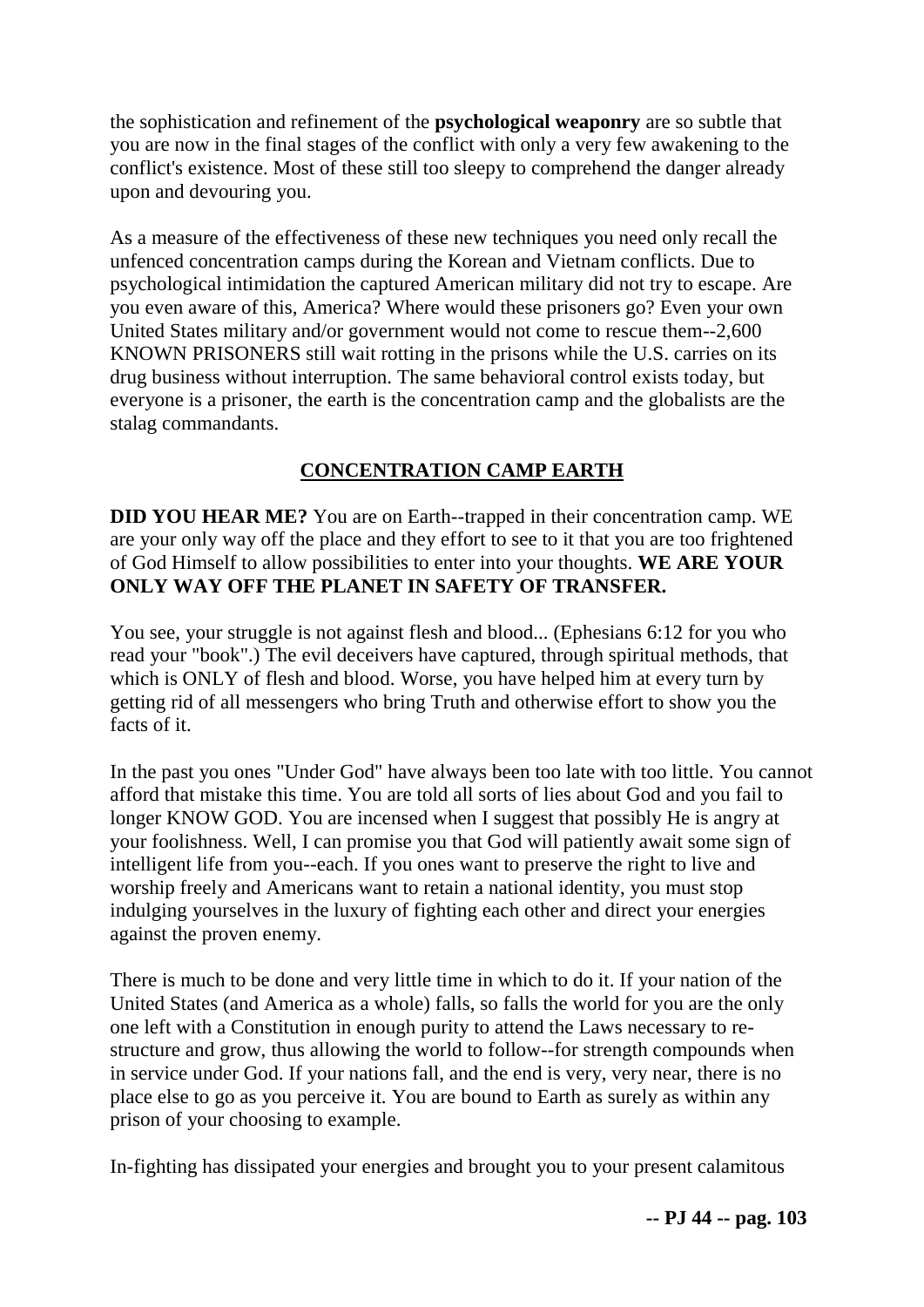the sophistication and refinement of the **psychological weaponry** are so subtle that you are now in the final stages of the conflict with only a very few awakening to the conflict's existence. Most of these still too sleepy to comprehend the danger already upon and devouring you.

As a measure of the effectiveness of these new techniques you need only recall the unfenced concentration camps during the Korean and Vietnam conflicts. Due to psychological intimidation the captured American military did not try to escape. Are you even aware of this, America? Where would these prisoners go? Even your own United States military and/or government would not come to rescue them--2,600 KNOWN PRISONERS still wait rotting in the prisons while the U.S. carries on its drug business without interruption. The same behavioral control exists today, but everyone is a prisoner, the earth is the concentration camp and the globalists are the stalag commandants.

## CONCENTRATION CAMP EARTH

**DID YOU HEAR ME?** You are on Earth--trapped in their concentration camp. WE are your only way off the place and they effort to see to it that you are too frightened of God Himself to allow possibilities to enter into your thoughts. **WE ARE YOUR ONLY WAY OFF THE PLANET IN SAFETY OF TRANSFER.**

You see, your struggle is not against flesh and blood... (Ephesians 6:12 for you who read your "book".) The evil deceivers have captured, through spiritual methods, that which is ONLY of flesh and blood. Worse, you have helped him at every turn by getting rid of all messengers who bring Truth and otherwise effort to show you the facts of it.

In the past you ones "Under God" have always been too late with too little. You cannot afford that mistake this time. You are told all sorts of lies about God and you fail to longer KNOW GOD. You are incensed when I suggest that possibly He is angry at your foolishness. Well, I can promise you that God will patiently await some sign of intelligent life from you--each. If you ones want to preserve the right to live and worship freely and Americans want to retain a national identity, you must stop indulging yourselves in the luxury of fighting each other and direct your energies against the proven enemy.

There is much to be done and very little time in which to do it. If your nation of the United States (and America as a whole) falls, so falls the world for you are the only one left with a Constitution in enough purity to attend the Laws necessary to re-structure and grow, thus allowing the world to follow--for strength compounds when in service under God. If your nations fall, and the end is very, very near, there is no place else to go as you perceive it. You are bound to Earth as surely as within any prison of your choosing to example.

In-fighting has dissipated your energies and brought you to your present calamitous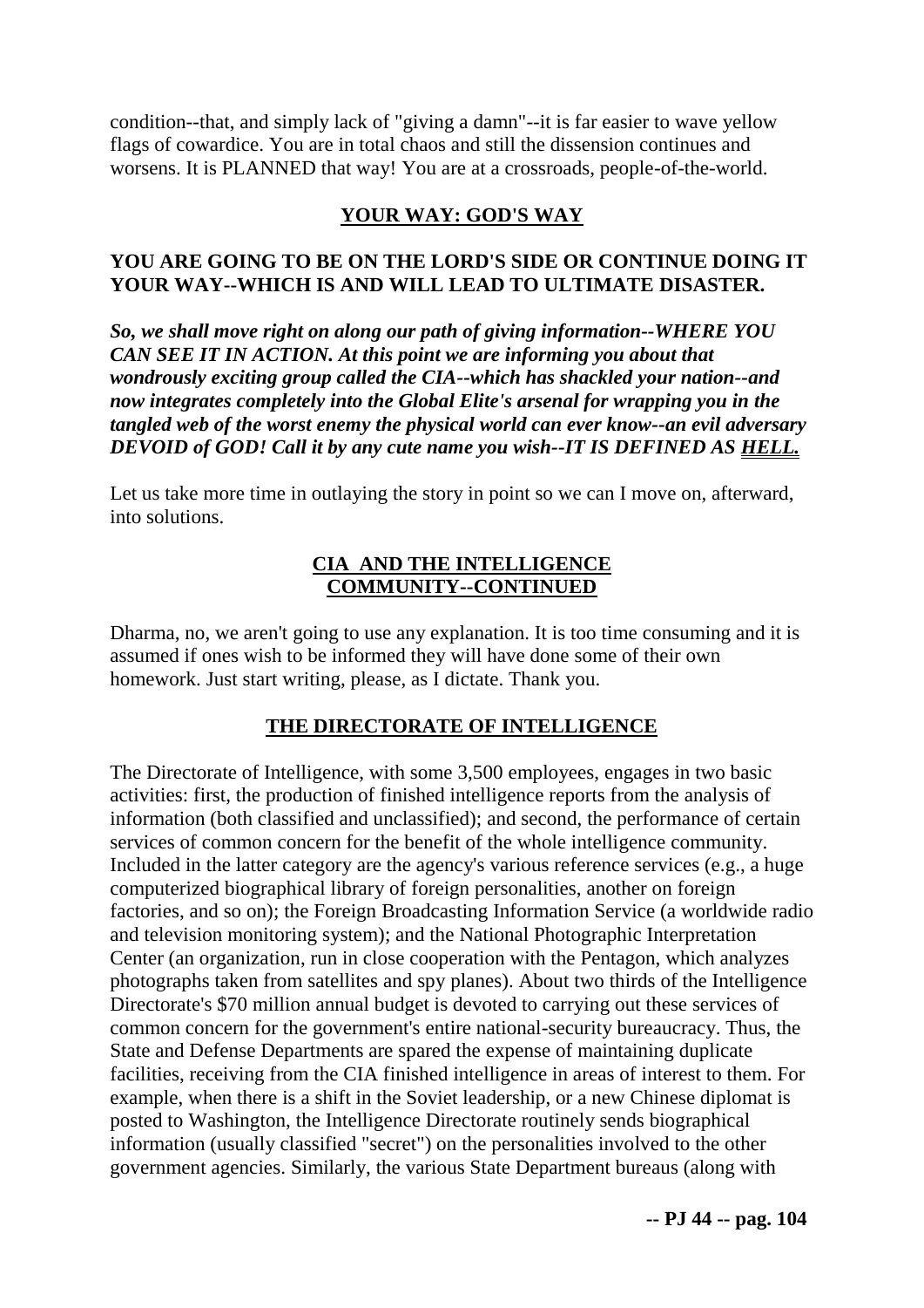condition--that, and simply lack of "giving a damn"--it is far easier to wave yellow flags of cowardice. You are in total chaos and still the dissension continues and worsens. It is PLANNED that way! You are at a crossroads, people-of-the-world.

## YOUR WAY: GOD'S WAY

**YOU ARE GOING TO BE ON THE LORD'S SIDE OR CONTINUE DOING IT YOUR WAY--WHICH IS AND WILL LEAD TO ULTIMATE DISASTER.**

***So, we shall move right on along our path of giving information--WHERE YOU CAN SEE IT IN ACTION. At this point we are informing you about that wondrously exciting group called the CIA--which has shackled your nation--and now integrates completely into the Global Elite's arsenal for wrapping you in the tangled web of the worst enemy the physical world can ever know--an evil adversary DEVOID of GOD! Call it by any cute name you wish--IT IS DEFINED AS HELL.***

Let us take more time in outlaying the story in point so we can I move on, afterward, into solutions.

## CIA AND THE INTELLIGENCE COMMUNITY--CONTINUED

Dharma, no, we aren't going to use any explanation. It is too time consuming and it is assumed if ones wish to be informed they will have done some of their own homework. Just start writing, please, as I dictate. Thank you.

## THE DIRECTORATE OF INTELLIGENCE

The Directorate of Intelligence, with some 3,500 employees, engages in two basic activities: first, the production of finished intelligence reports from the analysis of information (both classified and unclassified); and second, the performance of certain services of common concern for the benefit of the whole intelligence community. Included in the latter category are the agency's various reference services (e.g., a huge computerized biographical library of foreign personalities, another on foreign factories, and so on); the Foreign Broadcasting Information Service (a worldwide radio and television monitoring system); and the National Photographic Interpretation Center (an organization, run in close cooperation with the Pentagon, which analyzes photographs taken from satellites and spy planes). About two thirds of the Intelligence Directorate's $70 million annual budget is devoted to carrying out these services of common concern for the government's entire national-security bureaucracy. Thus, the State and Defense Departments are spared the expense of maintaining duplicate facilities, receiving from the CIA finished intelligence in areas of interest to them. For example, when there is a shift in the Soviet leadership, or a new Chinese diplomat is posted to Washington, the Intelligence Directorate routinely sends biographical information (usually classified "secret") on the personalities involved to the other government agencies. Similarly, the various State Department bureaus (along with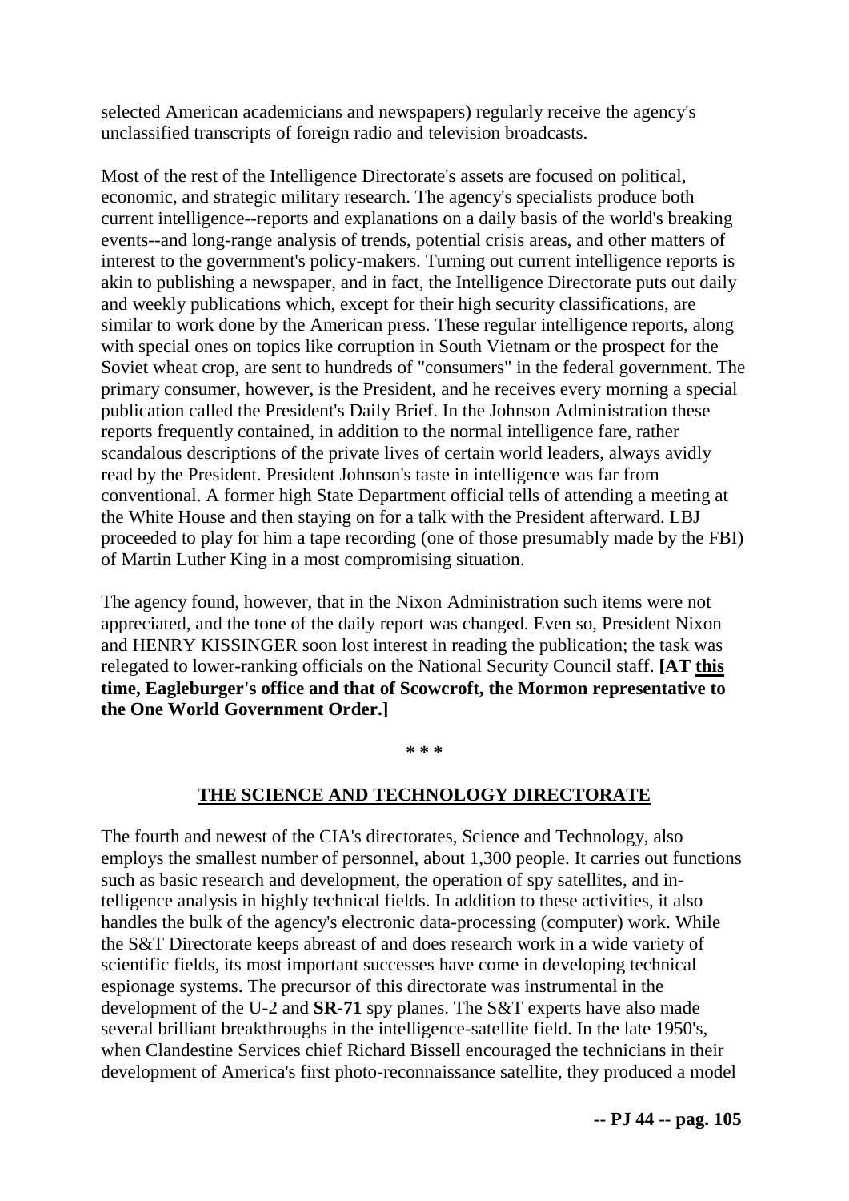selected American academicians and newspapers) regularly receive the agency's unclassified transcripts of foreign radio and television broadcasts.

Most of the rest of the Intelligence Directorate's assets are focused on political, economic, and strategic military research. The agency's specialists produce both current intelligence--reports and explanations on a daily basis of the world's breaking events--and long-range analysis of trends, potential crisis areas, and other matters of interest to the government's policy-makers. Turning out current intelligence reports is akin to publishing a newspaper, and in fact, the Intelligence Directorate puts out daily and weekly publications which, except for their high security classifications, are similar to work done by the American press. These regular intelligence reports, along with special ones on topics like corruption in South Vietnam or the prospect for the Soviet wheat crop, are sent to hundreds of "consumers" in the federal government. The primary consumer, however, is the President, and he receives every morning a special publication called the President's Daily Brief. In the Johnson Administration these reports frequently contained, in addition to the normal intelligence fare, rather scandalous descriptions of the private lives of certain world leaders, always avidly read by the President. President Johnson's taste in intelligence was far from conventional. A former high State Department official tells of attending a meeting at the White House and then staying on for a talk with the President afterward. LBJ proceeded to play for him a tape recording (one of those presumably made by the FBI) of Martin Luther King in a most compromising situation.

The agency found, however, that in the Nixon Administration such items were not appreciated, and the tone of the daily report was changed. Even so, President Nixon and HENRY KISSINGER soon lost interest in reading the publication; the task was relegated to lower-ranking officials on the National Security Council staff. **[AT <u>this</u> time, Eagleburger's office and that of Scowcroft, the Mormon representative to the One World Government Order.]**

**\* \* \***

## THE SCIENCE AND TECHNOLOGY DIRECTORATE

The fourth and newest of the CIA's directorates, Science and Technology, also employs the smallest number of personnel, about 1,300 people. It carries out functions such as basic research and development, the operation of spy satellites, and intelligence analysis in highly technical fields. In addition to these activities, it also handles the bulk of the agency's electronic data-processing (computer) work. While the S&T Directorate keeps abreast of and does research work in a wide variety of scientific fields, its most important successes have come in developing technical espionage systems. The precursor of this directorate was instrumental in the development of the U-2 and **SR-71** spy planes. The S&T experts have also made several brilliant breakthroughs in the intelligence-satellite field. In the late 1950's, when Clandestine Services chief Richard Bissell encouraged the technicians in their development of America's first photo-reconnaissance satellite, they produced a model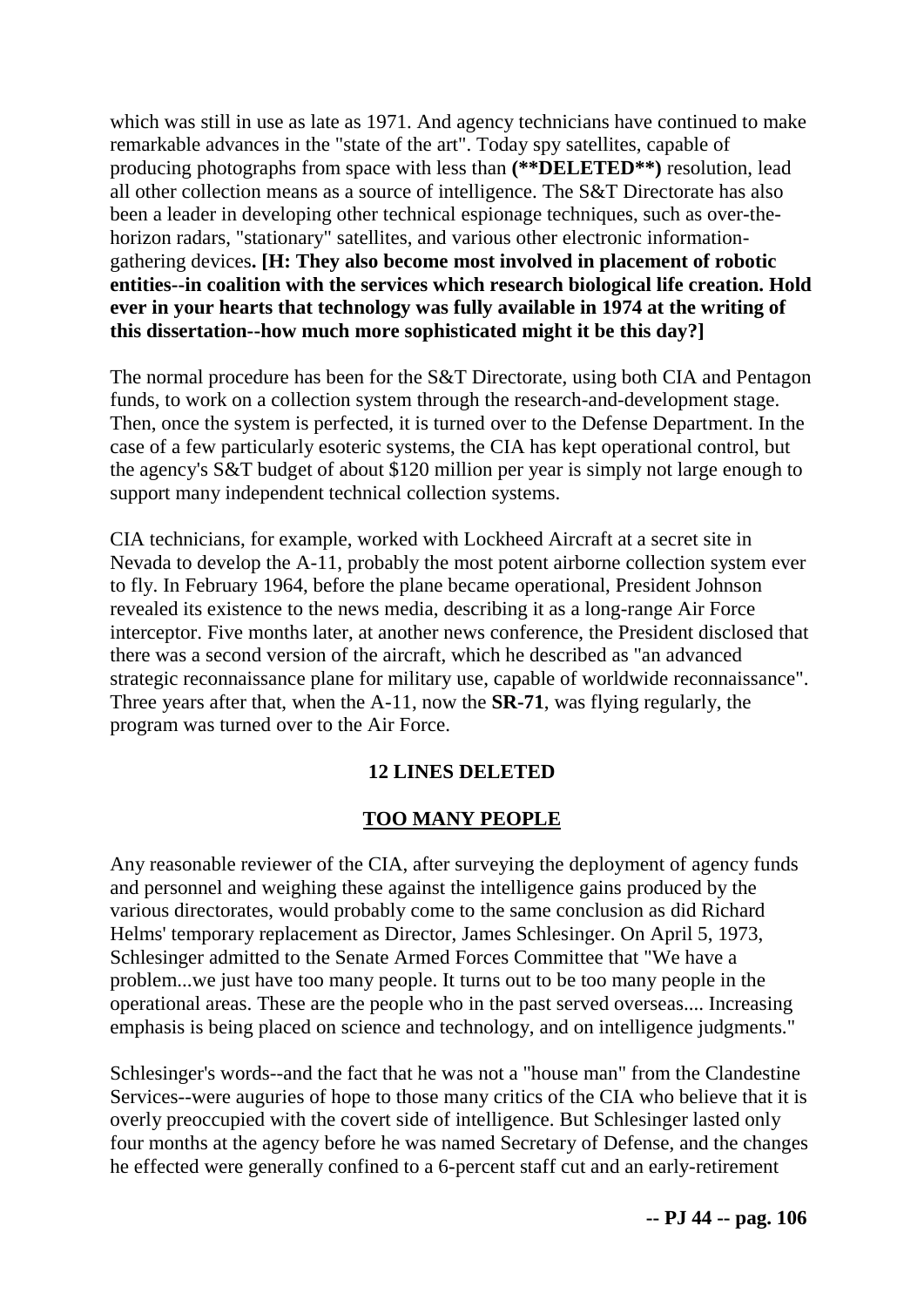which was still in use as late as 1971. And agency technicians have continued to make remarkable advances in the "state of the art". Today spy satellites, capable of producing photographs from space with less than **(**DELETED**)** resolution, lead all other collection means as a source of intelligence. The S&T Directorate has also been a leader in developing other technical espionage techniques, such as over-the-horizon radars, "stationary" satellites, and various other electronic information-gathering devices**. [H: They also become most involved in placement of robotic entities--in coalition with the services which research biological life creation. Hold ever in your hearts that technology was fully available in 1974 at the writing of this dissertation--how much more sophisticated might it be this day?]**

The normal procedure has been for the S&T Directorate, using both CIA and Pentagon funds, to work on a collection system through the research-and-development stage. Then, once the system is perfected, it is turned over to the Defense Department. In the case of a few particularly esoteric systems, the CIA has kept operational control, but the agency's S&T budget of about $120 million per year is simply not large enough to support many independent technical collection systems.

CIA technicians, for example, worked with Lockheed Aircraft at a secret site in Nevada to develop the A-11, probably the most potent airborne collection system ever to fly. In February 1964, before the plane became operational, President Johnson revealed its existence to the news media, describing it as a long-range Air Force interceptor. Five months later, at another news conference, the President disclosed that there was a second version of the aircraft, which he described as "an advanced strategic reconnaissance plane for military use, capable of worldwide reconnaissance". Three years after that, when the A-11, now the **SR-71**, was flying regularly, the program was turned over to the Air Force.

**12 LINES DELETED**

## TOO MANY PEOPLE

Any reasonable reviewer of the CIA, after surveying the deployment of agency funds and personnel and weighing these against the intelligence gains produced by the various directorates, would probably come to the same conclusion as did Richard Helms' temporary replacement as Director, James Schlesinger. On April 5, 1973, Schlesinger admitted to the Senate Armed Forces Committee that "We have a problem...we just have too many people. It turns out to be too many people in the operational areas. These are the people who in the past served overseas.... Increasing emphasis is being placed on science and technology, and on intelligence judgments."

Schlesinger's words--and the fact that he was not a "house man" from the Clandestine Services--were auguries of hope to those many critics of the CIA who believe that it is overly preoccupied with the covert side of intelligence. But Schlesinger lasted only four months at the agency before he was named Secretary of Defense, and the changes he effected were generally confined to a 6-percent staff cut and an early-retirement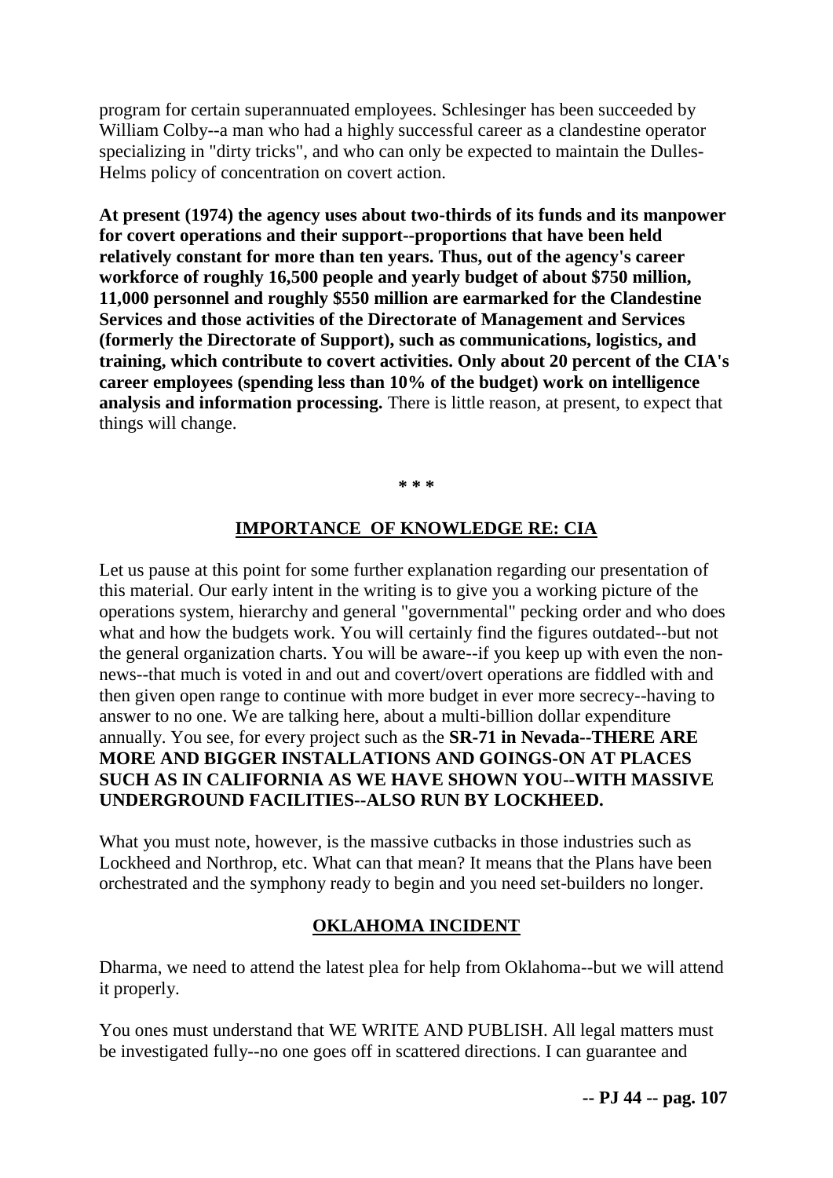program for certain superannuated employees. Schlesinger has been succeeded by William Colby--a man who had a highly successful career as a clandestine operator specializing in "dirty tricks", and who can only be expected to maintain the Dulles-Helms policy of concentration on covert action.

**At present (1974) the agency uses about two-thirds of its funds and its manpower for covert operations and their support--proportions that have been held relatively constant for more than ten years. Thus, out of the agency's career workforce of roughly 16,500 people and yearly budget of about $750 million, 11,000 personnel and roughly $550 million are earmarked for the Clandestine Services and those activities of the Directorate of Management and Services (formerly the Directorate of Support), such as communications, logistics, and training, which contribute to covert activities. Only about 20 percent of the CIA's career employees (spending less than 10% of the budget) work on intelligence analysis and information processing.** There is little reason, at present, to expect that things will change.

**\* \* \***

## IMPORTANCE OF KNOWLEDGE RE: CIA

Let us pause at this point for some further explanation regarding our presentation of this material. Our early intent in the writing is to give you a working picture of the operations system, hierarchy and general "governmental" pecking order and who does what and how the budgets work. You will certainly find the figures outdated--but not the general organization charts. You will be aware--if you keep up with even the non-news--that much is voted in and out and covert/overt operations are fiddled with and then given open range to continue with more budget in ever more secrecy--having to answer to no one. We are talking here, about a multi-billion dollar expenditure annually. You see, for every project such as the **SR-71 in Nevada--THERE ARE MORE AND BIGGER INSTALLATIONS AND GOINGS-ON AT PLACES SUCH AS IN CALIFORNIA AS WE HAVE SHOWN YOU--WITH MASSIVE UNDERGROUND FACILITIES--ALSO RUN BY LOCKHEED.**

What you must note, however, is the massive cutbacks in those industries such as Lockheed and Northrop, etc. What can that mean? It means that the Plans have been orchestrated and the symphony ready to begin and you need set-builders no longer.

## OKLAHOMA INCIDENT

Dharma, we need to attend the latest plea for help from Oklahoma--but we will attend it properly.

You ones must understand that WE WRITE AND PUBLISH. All legal matters must be investigated fully--no one goes off in scattered directions. I can guarantee and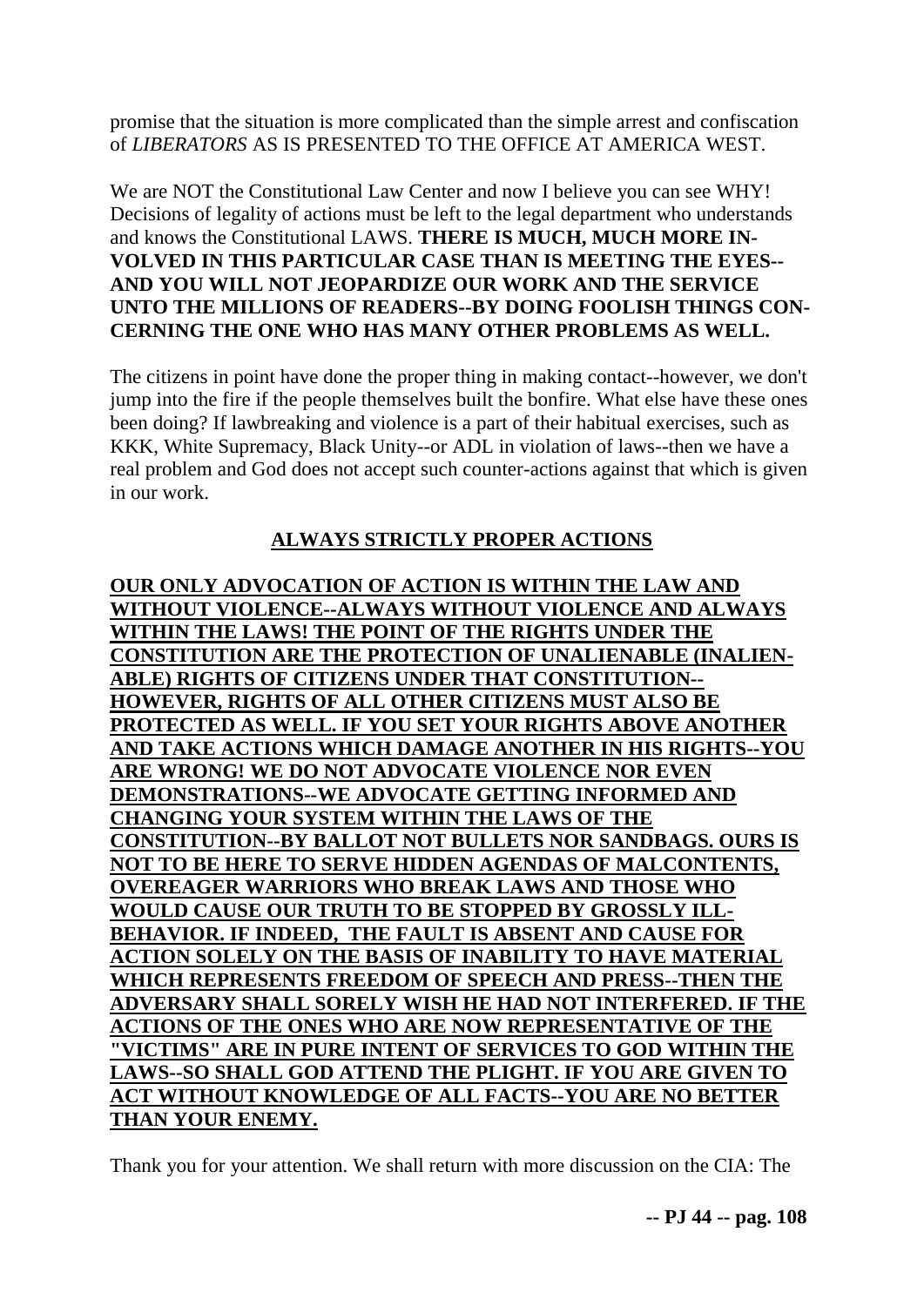promise that the situation is more complicated than the simple arrest and confiscation of *LIBERATORS* AS IS PRESENTED TO THE OFFICE AT AMERICA WEST.

We are NOT the Constitutional Law Center and now I believe you can see WHY! Decisions of legality of actions must be left to the legal department who understands and knows the Constitutional LAWS. **THERE IS MUCH, MUCH MORE INVOLVED IN THIS PARTICULAR CASE THAN IS MEETING THE EYES--AND YOU WILL NOT JEOPARDIZE OUR WORK AND THE SERVICE UNTO THE MILLIONS OF READERS--BY DOING FOOLISH THINGS CONCERNING THE ONE WHO HAS MANY OTHER PROBLEMS AS WELL.**

The citizens in point have done the proper thing in making contact--however, we don't jump into the fire if the people themselves built the bonfire. What else have these ones been doing? If lawbreaking and violence is a part of their habitual exercises, such as KKK, White Supremacy, Black Unity--or ADL in violation of laws--then we have a real problem and God does not accept such counter-actions against that which is given in our work.

## ALWAYS STRICTLY PROPER ACTIONS

**OUR ONLY ADVOCATION OF ACTION IS WITHIN THE LAW AND WITHOUT VIOLENCE--ALWAYS WITHOUT VIOLENCE AND ALWAYS WITHIN THE LAWS! THE POINT OF THE RIGHTS UNDER THE CONSTITUTION ARE THE PROTECTION OF UNALIENABLE (INALIENABLE) RIGHTS OF CITIZENS UNDER THAT CONSTITUTION--HOWEVER, RIGHTS OF ALL OTHER CITIZENS MUST ALSO BE PROTECTED AS WELL. IF YOU SET YOUR RIGHTS ABOVE ANOTHER AND TAKE ACTIONS WHICH DAMAGE ANOTHER IN HIS RIGHTS--YOU ARE WRONG! WE DO NOT ADVOCATE VIOLENCE NOR EVEN DEMONSTRATIONS--WE ADVOCATE GETTING INFORMED AND CHANGING YOUR SYSTEM WITHIN THE LAWS OF THE CONSTITUTION--BY BALLOT NOT BULLETS NOR SANDBAGS. OURS IS NOT TO BE HERE TO SERVE HIDDEN AGENDAS OF MALCONTENTS, OVEREAGER WARRIORS WHO BREAK LAWS AND THOSE WHO WOULD CAUSE OUR TRUTH TO BE STOPPED BY GROSSLY ILL-BEHAVIOR. IF INDEED, THE FAULT IS ABSENT AND CAUSE FOR ACTION SOLELY ON THE BASIS OF INABILITY TO HAVE MATERIAL WHICH REPRESENTS FREEDOM OF SPEECH AND PRESS--THEN THE ADVERSARY SHALL SORELY WISH HE HAD NOT INTERFERED. IF THE ACTIONS OF THE ONES WHO ARE NOW REPRESENTATIVE OF THE "VICTIMS" ARE IN PURE INTENT OF SERVICES TO GOD WITHIN THE LAWS--SO SHALL GOD ATTEND THE PLIGHT. IF YOU ARE GIVEN TO ACT WITHOUT KNOWLEDGE OF ALL FACTS--YOU ARE NO BETTER THAN YOUR ENEMY.**

Thank you for your attention. We shall return with more discussion on the CIA: The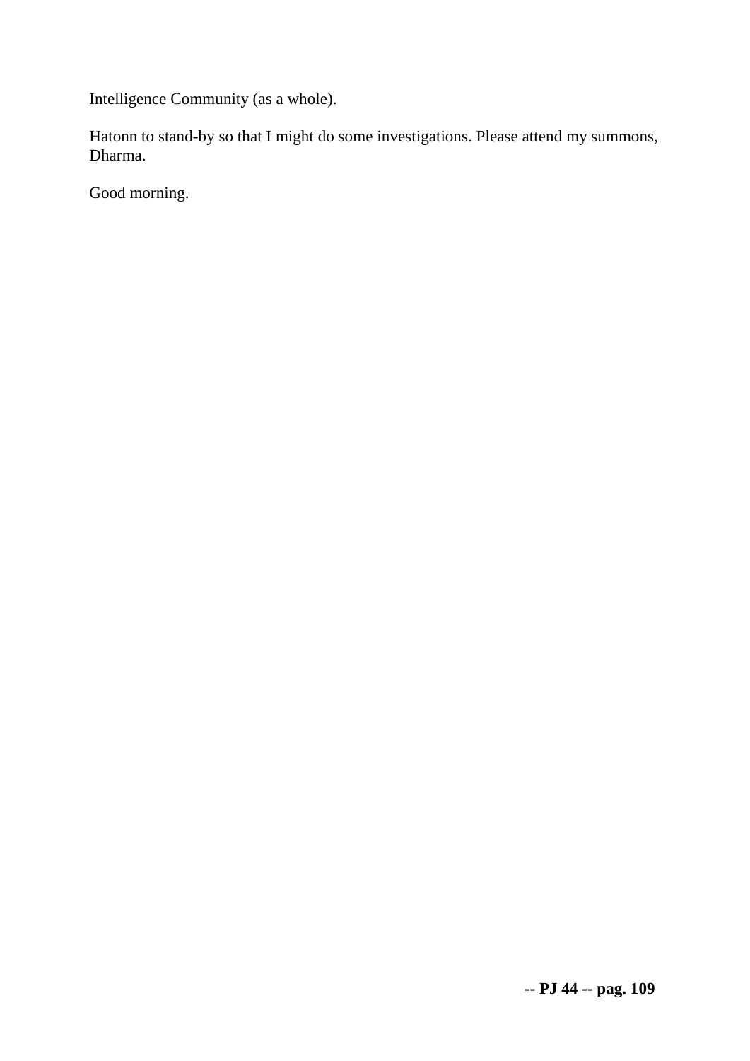Intelligence Community (as a whole).

Hatonn to stand-by so that I might do some investigations. Please attend my summons, Dharma.

Good morning.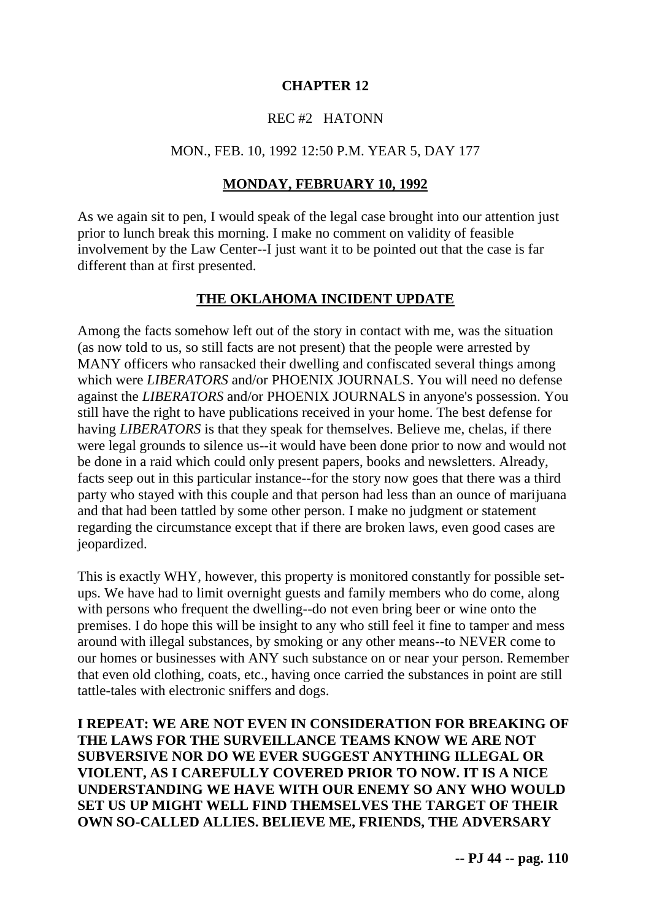## CHAPTER 12

REC #2 HATONN

MON., FEB. 10, 1992 12:50 P.M. YEAR 5, DAY 177

### MONDAY, FEBRUARY 10, 1992

As we again sit to pen, I would speak of the legal case brought into our attention just prior to lunch break this morning. I make no comment on validity of feasible involvement by the Law Center--I just want it to be pointed out that the case is far different than at first presented.

### THE OKLAHOMA INCIDENT UPDATE

Among the facts somehow left out of the story in contact with me, was the situation (as now told to us, so still facts are not present) that the people were arrested by MANY officers who ransacked their dwelling and confiscated several things among which were *LIBERATORS* and/or PHOENIX JOURNALS. You will need no defense against the *LIBERATORS* and/or PHOENIX JOURNALS in anyone's possession. You still have the right to have publications received in your home. The best defense for having *LIBERATORS* is that they speak for themselves. Believe me, chelas, if there were legal grounds to silence us--it would have been done prior to now and would not be done in a raid which could only present papers, books and newsletters. Already, facts seep out in this particular instance--for the story now goes that there was a third party who stayed with this couple and that person had less than an ounce of marijuana and that had been tattled by some other person. I make no judgment or statement regarding the circumstance except that if there are broken laws, even good cases are jeopardized.

This is exactly WHY, however, this property is monitored constantly for possible set-ups. We have had to limit overnight guests and family members who do come, along with persons who frequent the dwelling--do not even bring beer or wine onto the premises. I do hope this will be insight to any who still feel it fine to tamper and mess around with illegal substances, by smoking or any other means--to NEVER come to our homes or businesses with ANY such substance on or near your person. Remember that even old clothing, coats, etc., having once carried the substances in point are still tattle-tales with electronic sniffers and dogs.

**I REPEAT: WE ARE NOT EVEN IN CONSIDERATION FOR BREAKING OF THE LAWS FOR THE SURVEILLANCE TEAMS KNOW WE ARE NOT SUBVERSIVE NOR DO WE EVER SUGGEST ANYTHING ILLEGAL OR VIOLENT, AS I CAREFULLY COVERED PRIOR TO NOW. IT IS A NICE UNDERSTANDING WE HAVE WITH OUR ENEMY SO ANY WHO WOULD SET US UP MIGHT WELL FIND THEMSELVES THE TARGET OF THEIR OWN SO-CALLED ALLIES. BELIEVE ME, FRIENDS, THE ADVERSARY**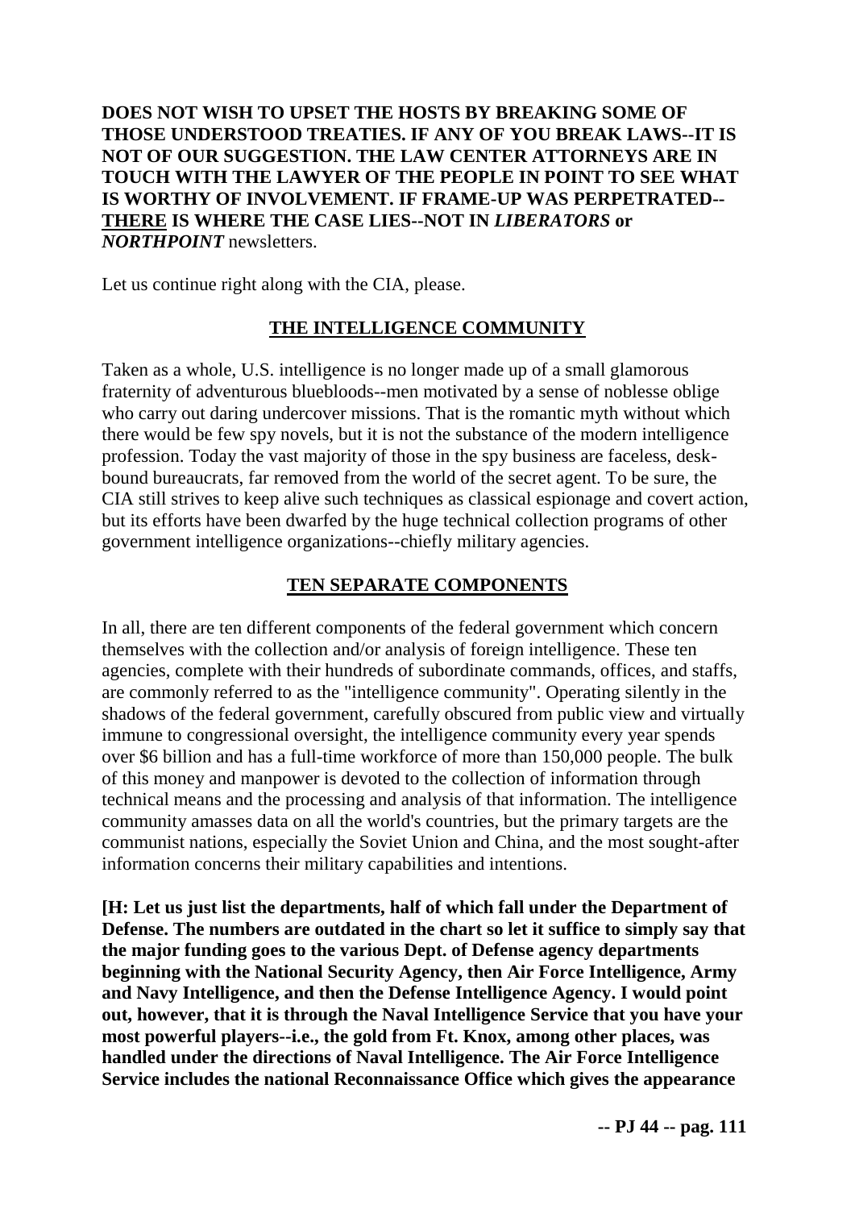**DOES NOT WISH TO UPSET THE HOSTS BY BREAKING SOME OF THOSE UNDERSTOOD TREATIES. IF ANY OF YOU BREAK LAWS--IT IS NOT OF OUR SUGGESTION. THE LAW CENTER ATTORNEYS ARE IN TOUCH WITH THE LAWYER OF THE PEOPLE IN POINT TO SEE WHAT IS WORTHY OF INVOLVEMENT. IF FRAME-UP WAS PERPETRATED--<u>THERE</u> IS WHERE THE CASE LIES--NOT IN *LIBERATORS* or *NORTHPOINT*** newsletters.

Let us continue right along with the CIA, please.

## <u>THE INTELLIGENCE COMMUNITY</u>

Taken as a whole, U.S. intelligence is no longer made up of a small glamorous fraternity of adventurous bluebloods--men motivated by a sense of noblesse oblige who carry out daring undercover missions. That is the romantic myth without which there would be few spy novels, but it is not the substance of the modern intelligence profession. Today the vast majority of those in the spy business are faceless, desk-bound bureaucrats, far removed from the world of the secret agent. To be sure, the CIA still strives to keep alive such techniques as classical espionage and covert action, but its efforts have been dwarfed by the huge technical collection programs of other government intelligence organizations--chiefly military agencies.

## <u>TEN SEPARATE COMPONENTS</u>

In all, there are ten different components of the federal government which concern themselves with the collection and/or analysis of foreign intelligence. These ten agencies, complete with their hundreds of subordinate commands, offices, and staffs, are commonly referred to as the "intelligence community". Operating silently in the shadows of the federal government, carefully obscured from public view and virtually immune to congressional oversight, the intelligence community every year spends over $6 billion and has a full-time workforce of more than 150,000 people. The bulk of this money and manpower is devoted to the collection of information through technical means and the processing and analysis of that information. The intelligence community amasses data on all the world's countries, but the primary targets are the communist nations, especially the Soviet Union and China, and the most sought-after information concerns their military capabilities and intentions.

**[H: Let us just list the departments, half of which fall under the Department of Defense. The numbers are outdated in the chart so let it suffice to simply say that the major funding goes to the various Dept. of Defense agency departments beginning with the National Security Agency, then Air Force Intelligence, Army and Navy Intelligence, and then the Defense Intelligence Agency. I would point out, however, that it is through the Naval Intelligence Service that you have your most powerful players--i.e., the gold from Ft. Knox, among other places, was handled under the directions of Naval Intelligence. The Air Force Intelligence Service includes the national Reconnaissance Office which gives the appearance**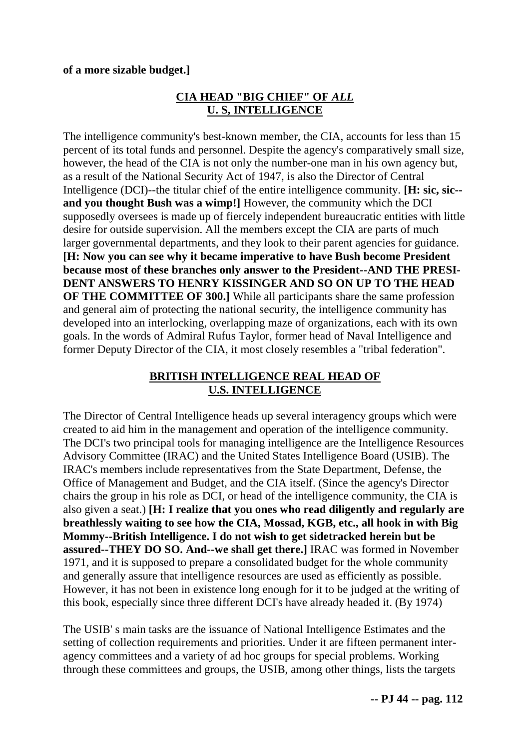**of a more sizable budget.]**

## **CIA HEAD "BIG CHIEF" OF *ALL* U. S, INTELLIGENCE**

The intelligence community's best-known member, the CIA, accounts for less than 15 percent of its total funds and personnel. Despite the agency's comparatively small size, however, the head of the CIA is not only the number-one man in his own agency but, as a result of the National Security Act of 1947, is also the Director of Central Intelligence (DCI)--the titular chief of the entire intelligence community. **[H: sic, sic--and you thought Bush was a wimp!]** However, the community which the DCI supposedly oversees is made up of fiercely independent bureaucratic entities with little desire for outside supervision. All the members except the CIA are parts of much larger governmental departments, and they look to their parent agencies for guidance. **[H: Now you can see why it became imperative to have Bush become President because most of these branches only answer to the President--AND THE PRESIDENT ANSWERS TO HENRY KISSINGER AND SO ON UP TO THE HEAD OF THE COMMITTEE OF 300.]** While all participants share the same profession and general aim of protecting the national security, the intelligence community has developed into an interlocking, overlapping maze of organizations, each with its own goals. In the words of Admiral Rufus Taylor, former head of Naval Intelligence and former Deputy Director of the CIA, it most closely resembles a "tribal federation".

## **BRITISH INTELLIGENCE REAL HEAD OF U.S. INTELLIGENCE**

The Director of Central Intelligence heads up several interagency groups which were created to aid him in the management and operation of the intelligence community. The DCI's two principal tools for managing intelligence are the Intelligence Resources Advisory Committee (IRAC) and the United States Intelligence Board (USIB). The IRAC's members include representatives from the State Department, Defense, the Office of Management and Budget, and the CIA itself. (Since the agency's Director chairs the group in his role as DCI, or head of the intelligence community, the CIA is also given a seat.) **[H: I realize that you ones who read diligently and regularly are breathlessly waiting to see how the CIA, Mossad, KGB, etc., all hook in with Big Mommy--British Intelligence. I do not wish to get sidetracked herein but be assured--THEY DO SO. And--we shall get there.]** IRAC was formed in November 1971, and it is supposed to prepare a consolidated budget for the whole community and generally assure that intelligence resources are used as efficiently as possible. However, it has not been in existence long enough for it to be judged at the writing of this book, especially since three different DCI's have already headed it. (By 1974)

The USIB' s main tasks are the issuance of National Intelligence Estimates and the setting of collection requirements and priorities. Under it are fifteen permanent inter-agency committees and a variety of ad hoc groups for special problems. Working through these committees and groups, the USIB, among other things, lists the targets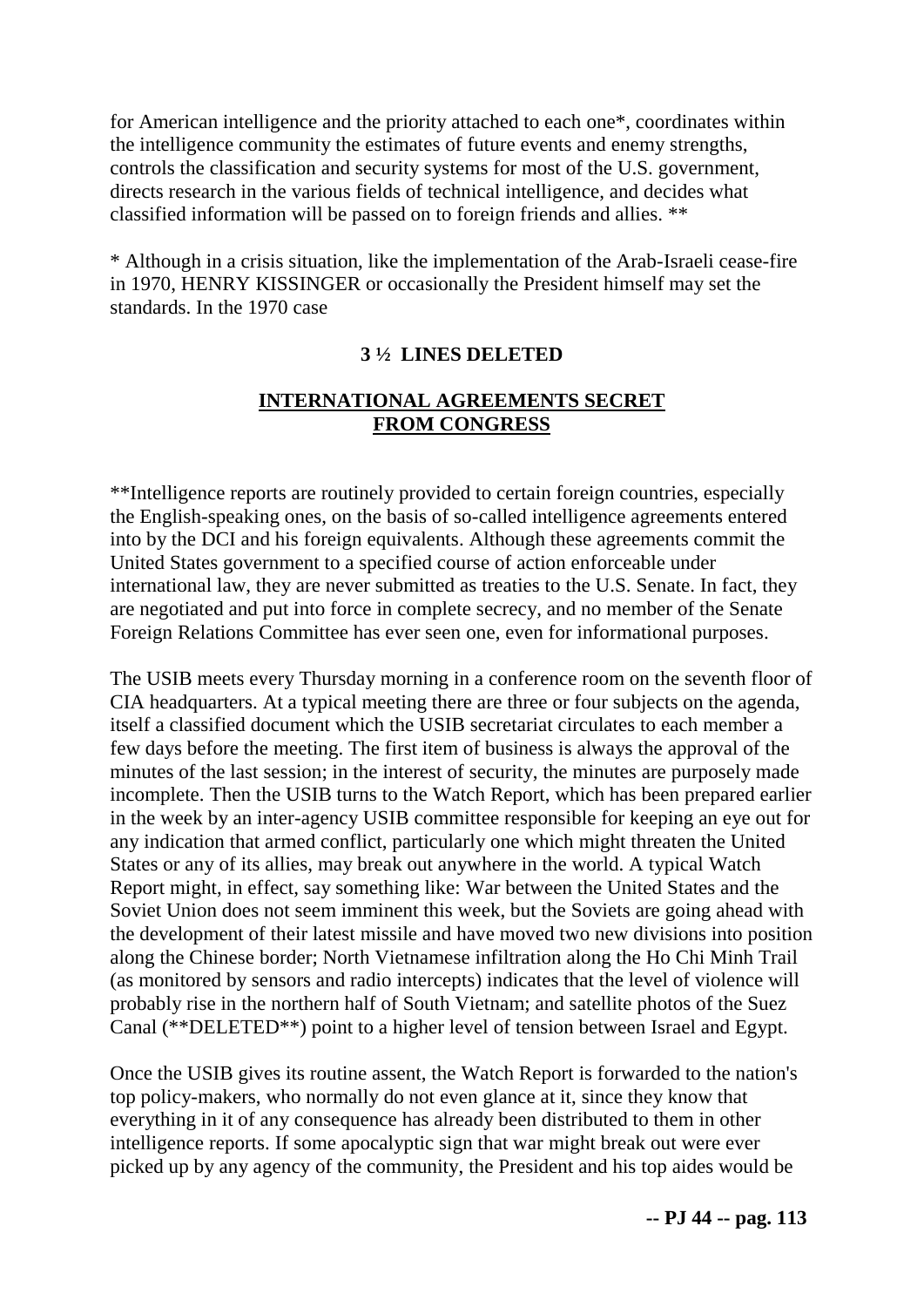for American intelligence and the priority attached to each one*, coordinates within the intelligence community the estimates of future events and enemy strengths, controls the classification and security systems for most of the U.S. government, directs research in the various fields of technical intelligence, and decides what classified information will be passed on to foreign friends and allies. **

* Although in a crisis situation, like the implementation of the Arab-Israeli cease-fire in 1970, HENRY KISSINGER or occasionally the President himself may set the standards. In the 1970 case

**3 ½ LINES DELETED**

**INTERNATIONAL AGREEMENTS SECRET FROM CONGRESS**

**Intelligence reports are routinely provided to certain foreign countries, especially the English-speaking ones, on the basis of so-called intelligence agreements entered into by the DCI and his foreign equivalents. Although these agreements commit the United States government to a specified course of action enforceable under international law, they are never submitted as treaties to the U.S. Senate. In fact, they are negotiated and put into force in complete secrecy, and no member of the Senate Foreign Relations Committee has ever seen one, even for informational purposes.

The USIB meets every Thursday morning in a conference room on the seventh floor of CIA headquarters. At a typical meeting there are three or four subjects on the agenda, itself a classified document which the USIB secretariat circulates to each member a few days before the meeting. The first item of business is always the approval of the minutes of the last session; in the interest of security, the minutes are purposely made incomplete. Then the USIB turns to the Watch Report, which has been prepared earlier in the week by an inter-agency USIB committee responsible for keeping an eye out for any indication that armed conflict, particularly one which might threaten the United States or any of its allies, may break out anywhere in the world. A typical Watch Report might, in effect, say something like: War between the United States and the Soviet Union does not seem imminent this week, but the Soviets are going ahead with the development of their latest missile and have moved two new divisions into position along the Chinese border; North Vietnamese infiltration along the Ho Chi Minh Trail (as monitored by sensors and radio intercepts) indicates that the level of violence will probably rise in the northern half of South Vietnam; and satellite photos of the Suez Canal (**DELETED**) point to a higher level of tension between Israel and Egypt.

Once the USIB gives its routine assent, the Watch Report is forwarded to the nation's top policy-makers, who normally do not even glance at it, since they know that everything in it of any consequence has already been distributed to them in other intelligence reports. If some apocalyptic sign that war might break out were ever picked up by any agency of the community, the President and his top aides would be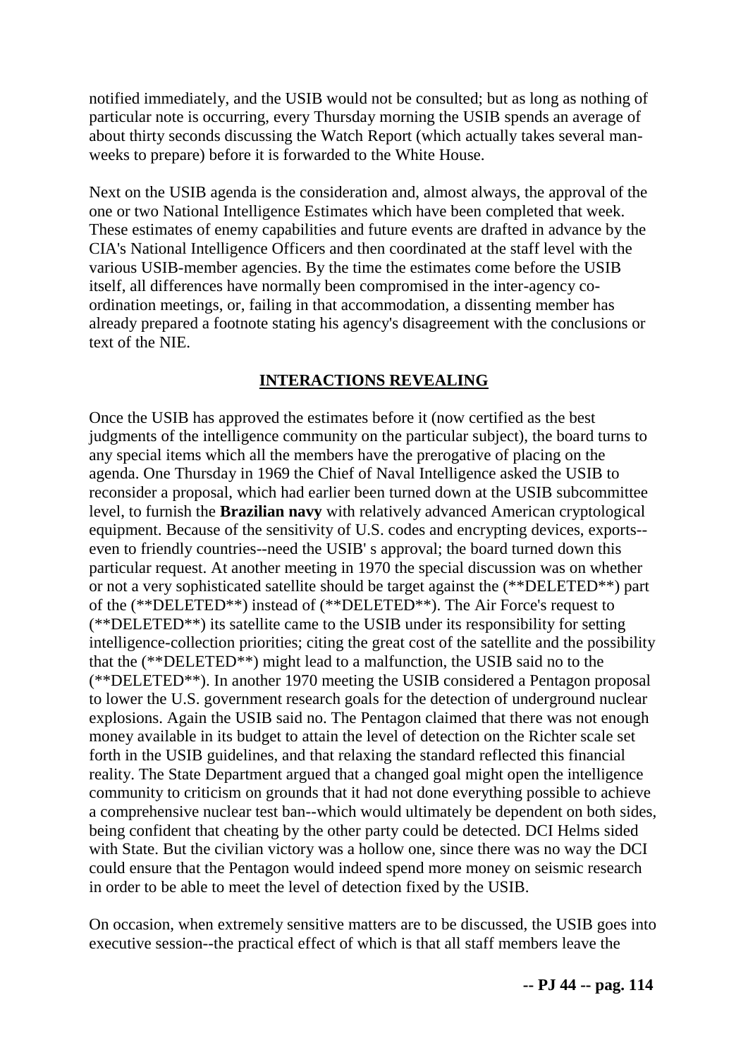notified immediately, and the USIB would not be consulted; but as long as nothing of particular note is occurring, every Thursday morning the USIB spends an average of about thirty seconds discussing the Watch Report (which actually takes several man-weeks to prepare) before it is forwarded to the White House.

Next on the USIB agenda is the consideration and, almost always, the approval of the one or two National Intelligence Estimates which have been completed that week. These estimates of enemy capabilities and future events are drafted in advance by the CIA's National Intelligence Officers and then coordinated at the staff level with the various USIB-member agencies. By the time the estimates come before the USIB itself, all differences have normally been compromised in the inter-agency co-ordination meetings, or, failing in that accommodation, a dissenting member has already prepared a footnote stating his agency's disagreement with the conclusions or text of the NIE.

## INTERACTIONS REVEALING

Once the USIB has approved the estimates before it (now certified as the best judgments of the intelligence community on the particular subject), the board turns to any special items which all the members have the prerogative of placing on the agenda. One Thursday in 1969 the Chief of Naval Intelligence asked the USIB to reconsider a proposal, which had earlier been turned down at the USIB subcommittee level, to furnish the **Brazilian navy** with relatively advanced American cryptological equipment. Because of the sensitivity of U.S. codes and encrypting devices, exports--even to friendly countries--need the USIB' s approval; the board turned down this particular request. At another meeting in 1970 the special discussion was on whether or not a very sophisticated satellite should be target against the (**DELETED**) part of the (**DELETED**) instead of (**DELETED**). The Air Force's request to (**DELETED**) its satellite came to the USIB under its responsibility for setting intelligence-collection priorities; citing the great cost of the satellite and the possibility that the (**DELETED**) might lead to a malfunction, the USIB said no to the (**DELETED**). In another 1970 meeting the USIB considered a Pentagon proposal to lower the U.S. government research goals for the detection of underground nuclear explosions. Again the USIB said no. The Pentagon claimed that there was not enough money available in its budget to attain the level of detection on the Richter scale set forth in the USIB guidelines, and that relaxing the standard reflected this financial reality. The State Department argued that a changed goal might open the intelligence community to criticism on grounds that it had not done everything possible to achieve a comprehensive nuclear test ban--which would ultimately be dependent on both sides, being confident that cheating by the other party could be detected. DCI Helms sided with State. But the civilian victory was a hollow one, since there was no way the DCI could ensure that the Pentagon would indeed spend more money on seismic research in order to be able to meet the level of detection fixed by the USIB.

On occasion, when extremely sensitive matters are to be discussed, the USIB goes into executive session--the practical effect of which is that all staff members leave the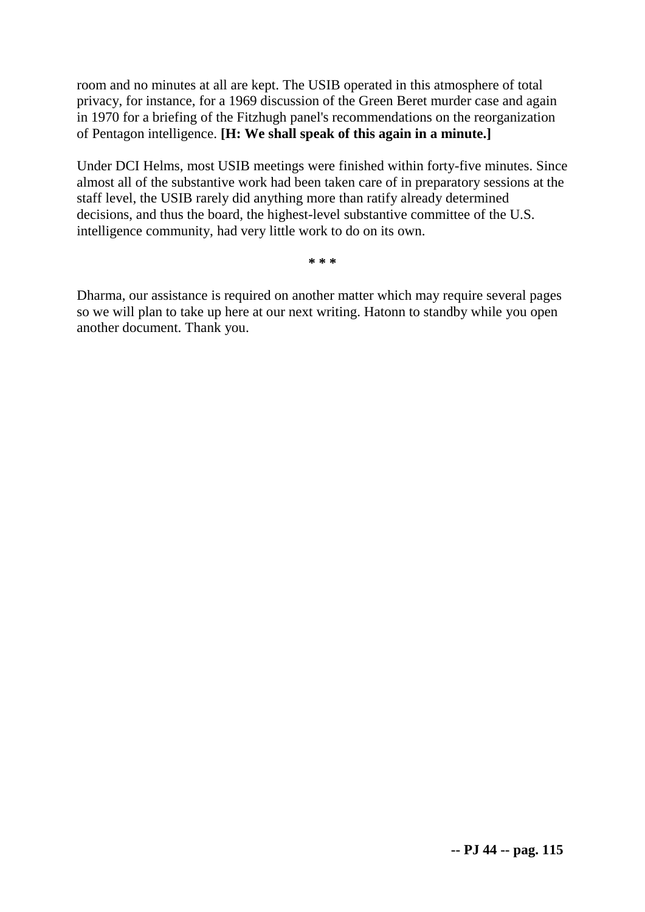room and no minutes at all are kept. The USIB operated in this atmosphere of total privacy, for instance, for a 1969 discussion of the Green Beret murder case and again in 1970 for a briefing of the Fitzhugh panel's recommendations on the reorganization of Pentagon intelligence. **[H: We shall speak of this again in a minute.]**

Under DCI Helms, most USIB meetings were finished within forty-five minutes. Since almost all of the substantive work had been taken care of in preparatory sessions at the staff level, the USIB rarely did anything more than ratify already determined decisions, and thus the board, the highest-level substantive committee of the U.S. intelligence community, had very little work to do on its own.

**\* \* \***

Dharma, our assistance is required on another matter which may require several pages so we will plan to take up here at our next writing. Hatonn to standby while you open another document. Thank you.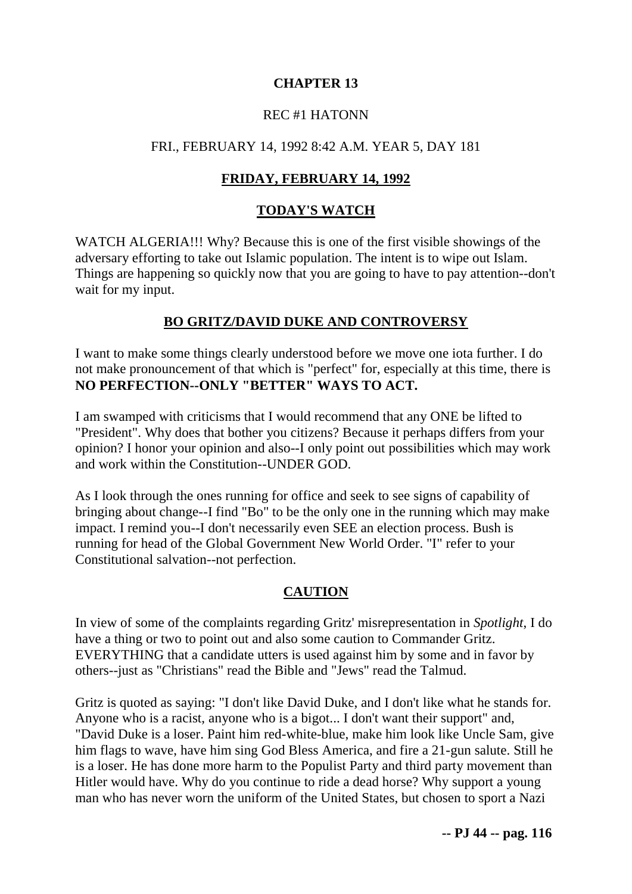## CHAPTER 13

REC #1 HATONN

FRI., FEBRUARY 14, 1992 8:42 A.M. YEAR 5, DAY 181

### FRIDAY, FEBRUARY 14, 1992

### TODAY'S WATCH

WATCH ALGERIA!!! Why? Because this is one of the first visible showings of the adversary efforting to take out Islamic population. The intent is to wipe out Islam. Things are happening so quickly now that you are going to have to pay attention--don't wait for my input.

### BO GRITZ/DAVID DUKE AND CONTROVERSY

I want to make some things clearly understood before we move one iota further. I do not make pronouncement of that which is "perfect" for, especially at this time, there is **NO PERFECTION--ONLY "BETTER" WAYS TO ACT.**

I am swamped with criticisms that I would recommend that any ONE be lifted to "President". Why does that bother you citizens? Because it perhaps differs from your opinion? I honor your opinion and also--I only point out possibilities which may work and work within the Constitution--UNDER GOD.

As I look through the ones running for office and seek to see signs of capability of bringing about change--I find "Bo" to be the only one in the running which may make impact. I remind you--I don't necessarily even SEE an election process. Bush is running for head of the Global Government New World Order. "I" refer to your Constitutional salvation--not perfection.

### CAUTION

In view of some of the complaints regarding Gritz' misrepresentation in *Spotlight*, I do have a thing or two to point out and also some caution to Commander Gritz. EVERYTHING that a candidate utters is used against him by some and in favor by others--just as "Christians" read the Bible and "Jews" read the Talmud.

Gritz is quoted as saying: "I don't like David Duke, and I don't like what he stands for. Anyone who is a racist, anyone who is a bigot... I don't want their support" and, "David Duke is a loser. Paint him red-white-blue, make him look like Uncle Sam, give him flags to wave, have him sing God Bless America, and fire a 21-gun salute. Still he is a loser. He has done more harm to the Populist Party and third party movement than Hitler would have. Why do you continue to ride a dead horse? Why support a young man who has never worn the uniform of the United States, but chosen to sport a Nazi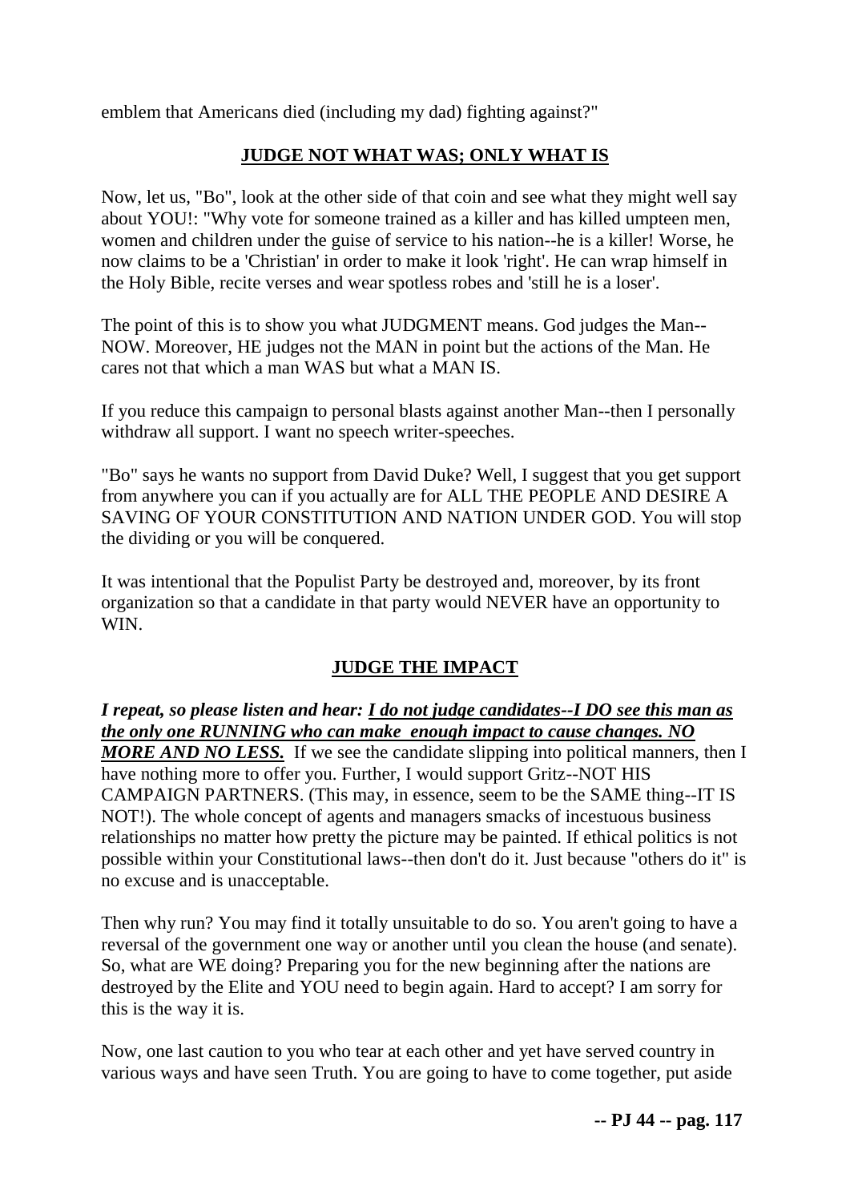emblem that Americans died (including my dad) fighting against?"

## JUDGE NOT WHAT WAS; ONLY WHAT IS

Now, let us, "Bo", look at the other side of that coin and see what they might well say about YOU!: "Why vote for someone trained as a killer and has killed umpteen men, women and children under the guise of service to his nation--he is a killer! Worse, he now claims to be a 'Christian' in order to make it look 'right'. He can wrap himself in the Holy Bible, recite verses and wear spotless robes and 'still he is a loser'.

The point of this is to show you what JUDGMENT means. God judges the Man--NOW. Moreover, HE judges not the MAN in point but the actions of the Man. He cares not that which a man WAS but what a MAN IS.

If you reduce this campaign to personal blasts against another Man--then I personally withdraw all support. I want no speech writer-speeches.

"Bo" says he wants no support from David Duke? Well, I suggest that you get support from anywhere you can if you actually are for ALL THE PEOPLE AND DESIRE A SAVING OF YOUR CONSTITUTION AND NATION UNDER GOD. You will stop the dividing or you will be conquered.

It was intentional that the Populist Party be destroyed and, moreover, by its front organization so that a candidate in that party would NEVER have an opportunity to WIN.

## JUDGE THE IMPACT

***I repeat, so please listen and hear: <u>I do not judge candidates--I DO see this man as the only one RUNNING who can make enough impact to cause changes. NO MORE AND NO LESS.</u>*** If we see the candidate slipping into political manners, then I have nothing more to offer you. Further, I would support Gritz--NOT HIS CAMPAIGN PARTNERS. (This may, in essence, seem to be the SAME thing--IT IS NOT!). The whole concept of agents and managers smacks of incestuous business relationships no matter how pretty the picture may be painted. If ethical politics is not possible within your Constitutional laws--then don't do it. Just because "others do it" is no excuse and is unacceptable.

Then why run? You may find it totally unsuitable to do so. You aren't going to have a reversal of the government one way or another until you clean the house (and senate). So, what are WE doing? Preparing you for the new beginning after the nations are destroyed by the Elite and YOU need to begin again. Hard to accept? I am sorry for this is the way it is.

Now, one last caution to you who tear at each other and yet have served country in various ways and have seen Truth. You are going to have to come together, put aside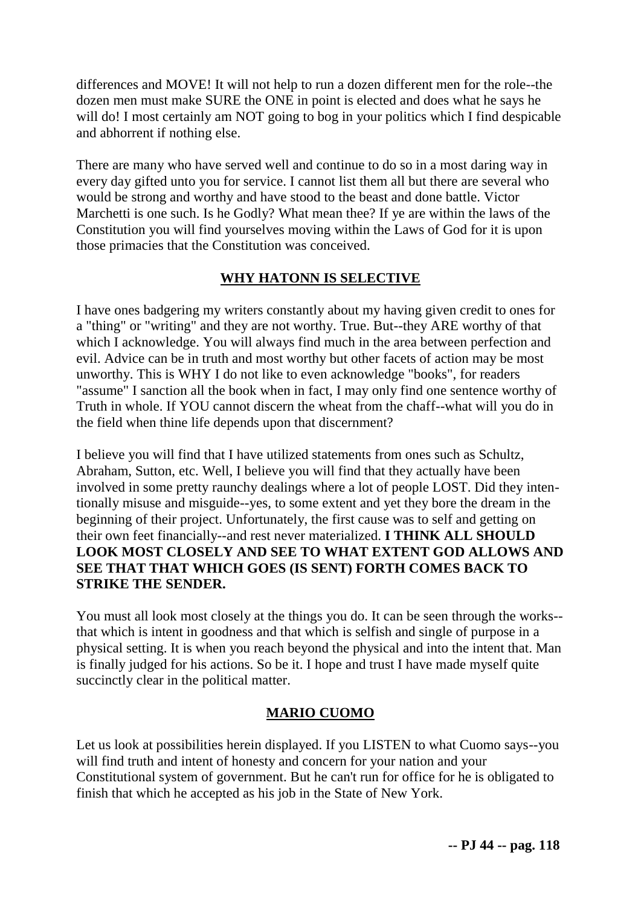differences and MOVE! It will not help to run a dozen different men for the role--the dozen men must make SURE the ONE in point is elected and does what he says he will do! I most certainly am NOT going to bog in your politics which I find despicable and abhorrent if nothing else.

There are many who have served well and continue to do so in a most daring way in every day gifted unto you for service. I cannot list them all but there are several who would be strong and worthy and have stood to the beast and done battle. Victor Marchetti is one such. Is he Godly? What mean thee? If ye are within the laws of the Constitution you will find yourselves moving within the Laws of God for it is upon those primacies that the Constitution was conceived.

## WHY HATONN IS SELECTIVE

I have ones badgering my writers constantly about my having given credit to ones for a "thing" or "writing" and they are not worthy. True. But--they ARE worthy of that which I acknowledge. You will always find much in the area between perfection and evil. Advice can be in truth and most worthy but other facets of action may be most unworthy. This is WHY I do not like to even acknowledge "books", for readers "assume" I sanction all the book when in fact, I may only find one sentence worthy of Truth in whole. If YOU cannot discern the wheat from the chaff--what will you do in the field when thine life depends upon that discernment?

I believe you will find that I have utilized statements from ones such as Schultz, Abraham, Sutton, etc. Well, I believe you will find that they actually have been involved in some pretty raunchy dealings where a lot of people LOST. Did they intentionally misuse and misguide--yes, to some extent and yet they bore the dream in the beginning of their project. Unfortunately, the first cause was to self and getting on their own feet financially--and rest never materialized. **I THINK ALL SHOULD LOOK MOST CLOSELY AND SEE TO WHAT EXTENT GOD ALLOWS AND SEE THAT THAT WHICH GOES (IS SENT) FORTH COMES BACK TO STRIKE THE SENDER.**

You must all look most closely at the things you do. It can be seen through the works--that which is intent in goodness and that which is selfish and single of purpose in a physical setting. It is when you reach beyond the physical and into the intent that. Man is finally judged for his actions. So be it. I hope and trust I have made myself quite succinctly clear in the political matter.

## MARIO CUOMO

Let us look at possibilities herein displayed. If you LISTEN to what Cuomo says--you will find truth and intent of honesty and concern for your nation and your Constitutional system of government. But he can't run for office for he is obligated to finish that which he accepted as his job in the State of New York.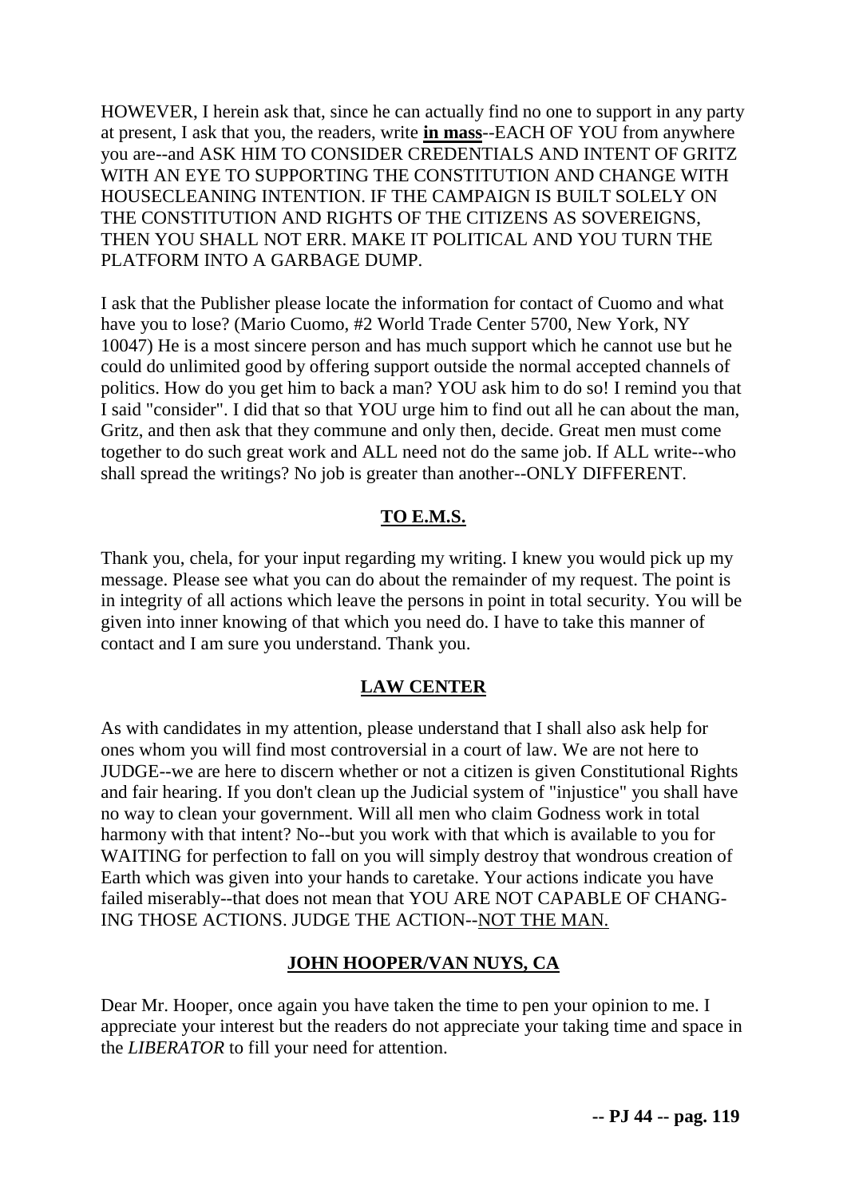HOWEVER, I herein ask that, since he can actually find no one to support in any party at present, I ask that you, the readers, write **<u>in mass</u>**--EACH OF YOU from anywhere you are--and ASK HIM TO CONSIDER CREDENTIALS AND INTENT OF GRITZ WITH AN EYE TO SUPPORTING THE CONSTITUTION AND CHANGE WITH HOUSECLEANING INTENTION. IF THE CAMPAIGN IS BUILT SOLELY ON THE CONSTITUTION AND RIGHTS OF THE CITIZENS AS SOVEREIGNS, THEN YOU SHALL NOT ERR. MAKE IT POLITICAL AND YOU TURN THE PLATFORM INTO A GARBAGE DUMP.

I ask that the Publisher please locate the information for contact of Cuomo and what have you to lose? (Mario Cuomo, #2 World Trade Center 5700, New York, NY 10047) He is a most sincere person and has much support which he cannot use but he could do unlimited good by offering support outside the normal accepted channels of politics. How do you get him to back a man? YOU ask him to do so! I remind you that I said "consider". I did that so that YOU urge him to find out all he can about the man, Gritz, and then ask that they commune and only then, decide. Great men must come together to do such great work and ALL need not do the same job. If ALL write--who shall spread the writings? No job is greater than another--ONLY DIFFERENT.

## <u>TO E.M.S.</u>

Thank you, chela, for your input regarding my writing. I knew you would pick up my message. Please see what you can do about the remainder of my request. The point is in integrity of all actions which leave the persons in point in total security. You will be given into inner knowing of that which you need do. I have to take this manner of contact and I am sure you understand. Thank you.

## <u>LAW CENTER</u>

As with candidates in my attention, please understand that I shall also ask help for ones whom you will find most controversial in a court of law. We are not here to JUDGE--we are here to discern whether or not a citizen is given Constitutional Rights and fair hearing. If you don't clean up the Judicial system of "injustice" you shall have no way to clean your government. Will all men who claim Godness work in total harmony with that intent? No--but you work with that which is available to you for WAITING for perfection to fall on you will simply destroy that wondrous creation of Earth which was given into your hands to caretake. Your actions indicate you have failed miserably--that does not mean that YOU ARE NOT CAPABLE OF CHANGING THOSE ACTIONS. JUDGE THE ACTION--<u>NOT THE MAN.</u>

## <u>JOHN HOOPER/VAN NUYS, CA</u>

Dear Mr. Hooper, once again you have taken the time to pen your opinion to me. I appreciate your interest but the readers do not appreciate your taking time and space in the *LIBERATOR* to fill your need for attention.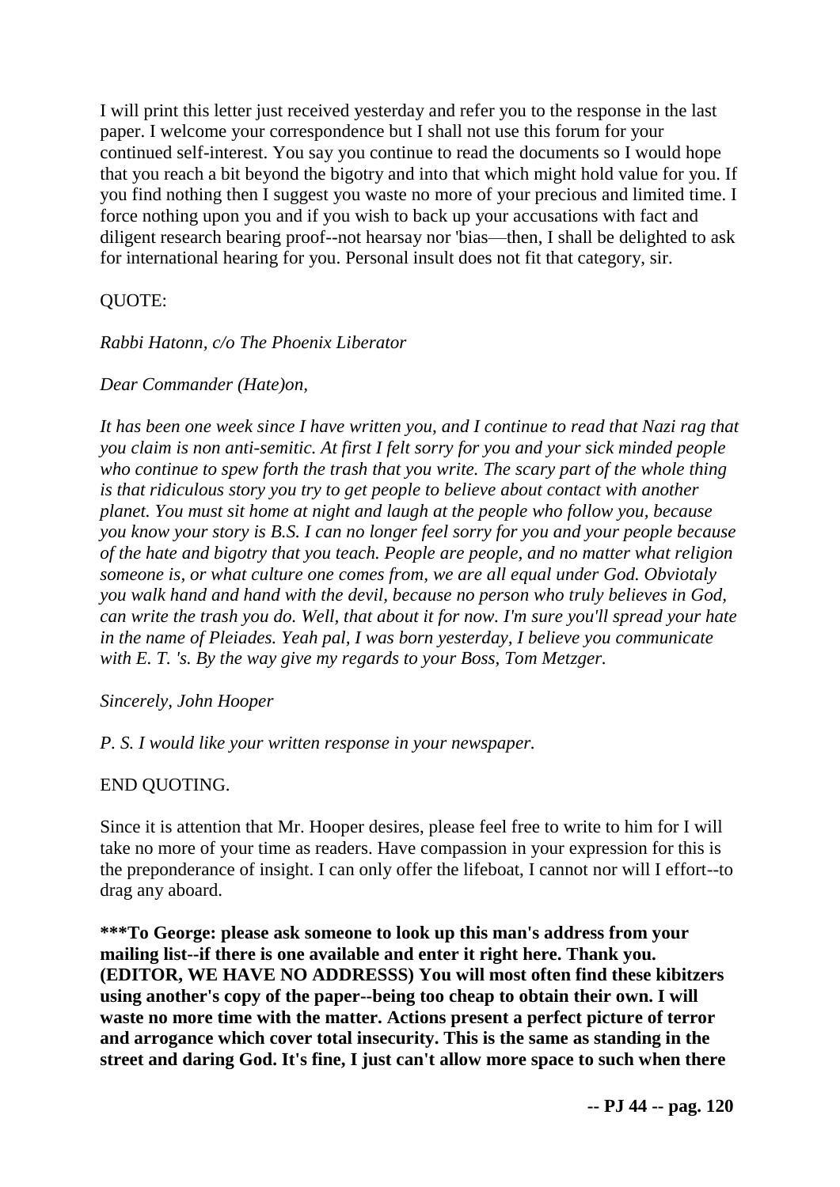I will print this letter just received yesterday and refer you to the response in the last paper. I welcome your correspondence but I shall not use this forum for your continued self-interest. You say you continue to read the documents so I would hope that you reach a bit beyond the bigotry and into that which might hold value for you. If you find nothing then I suggest you waste no more of your precious and limited time. I force nothing upon you and if you wish to back up your accusations with fact and diligent research bearing proof--not hearsay nor 'bias—then, I shall be delighted to ask for international hearing for you. Personal insult does not fit that category, sir.

QUOTE:

*Rabbi Hatonn, c/o The Phoenix Liberator*

*Dear Commander (Hate)on,*

*It has been one week since I have written you, and I continue to read that Nazi rag that you claim is non anti-semitic. At first I felt sorry for you and your sick minded people who continue to spew forth the trash that you write. The scary part of the whole thing is that ridiculous story you try to get people to believe about contact with another planet. You must sit home at night and laugh at the people who follow you, because you know your story is B.S. I can no longer feel sorry for you and your people because of the hate and bigotry that you teach. People are people, and no matter what religion someone is, or what culture one comes from, we are all equal under God. Obviotaly you walk hand and hand with the devil, because no person who truly believes in God, can write the trash you do. Well, that about it for now. I'm sure you'll spread your hate in the name of Pleiades. Yeah pal, I was born yesterday, I believe you communicate with E. T. 's. By the way give my regards to your Boss, Tom Metzger.*

*Sincerely, John Hooper*

*P. S. I would like your written response in your newspaper.*

END QUOTING.

Since it is attention that Mr. Hooper desires, please feel free to write to him for I will take no more of your time as readers. Have compassion in your expression for this is the preponderance of insight. I can only offer the lifeboat, I cannot nor will I effort--to drag any aboard.

**\*\*\*To George: please ask someone to look up this man's address from your mailing list--if there is one available and enter it right here. Thank you. (EDITOR, WE HAVE NO ADDRESSS) You will most often find these kibitzers using another's copy of the paper--being too cheap to obtain their own. I will waste no more time with the matter. Actions present a perfect picture of terror and arrogance which cover total insecurity. This is the same as standing in the street and daring God. It's fine, I just can't allow more space to such when there**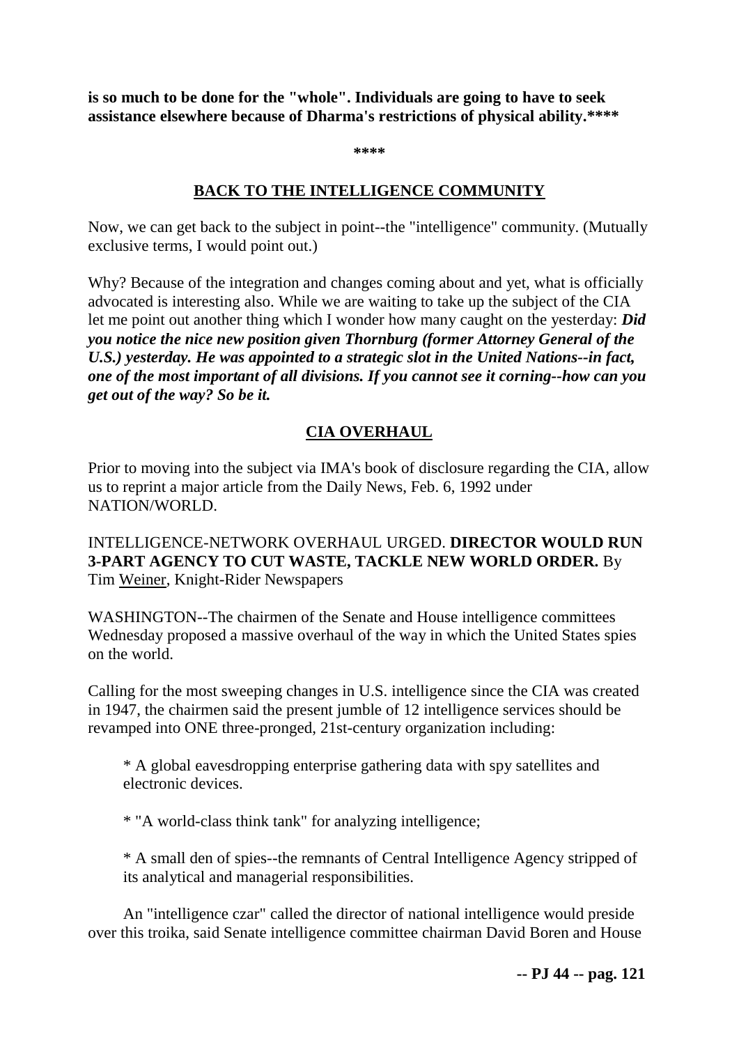**is so much to be done for the "whole". Individuals are going to have to seek assistance elsewhere because of Dharma's restrictions of physical ability.\*\*\*\***

**\*\*\*\***

## BACK TO THE INTELLIGENCE COMMUNITY

Now, we can get back to the subject in point--the "intelligence" community. (Mutually exclusive terms, I would point out.)

Why? Because of the integration and changes coming about and yet, what is officially advocated is interesting also. While we are waiting to take up the subject of the CIA let me point out another thing which I wonder how many caught on the yesterday: ***Did you notice the nice new position given Thornburg (former Attorney General of the U.S.) yesterday. He was appointed to a strategic slot in the United Nations--in fact, one of the most important of all divisions. If you cannot see it corning--how can you get out of the way? So be it.***

## CIA OVERHAUL

Prior to moving into the subject via IMA's book of disclosure regarding the CIA, allow us to reprint a major article from the Daily News, Feb. 6, 1992 under NATION/WORLD.

INTELLIGENCE-NETWORK OVERHAUL URGED. **DIRECTOR WOULD RUN 3-PART AGENCY TO CUT WASTE, TACKLE NEW WORLD ORDER.** By Tim Weiner, Knight-Rider Newspapers

WASHINGTON--The chairmen of the Senate and House intelligence committees Wednesday proposed a massive overhaul of the way in which the United States spies on the world.

Calling for the most sweeping changes in U.S. intelligence since the CIA was created in 1947, the chairmen said the present jumble of 12 intelligence services should be revamped into ONE three-pronged, 21st-century organization including:

* A global eavesdropping enterprise gathering data with spy satellites and electronic devices.

* "A world-class think tank" for analyzing intelligence;

* A small den of spies--the remnants of Central Intelligence Agency stripped of its analytical and managerial responsibilities.

An "intelligence czar" called the director of national intelligence would preside over this troika, said Senate intelligence committee chairman David Boren and House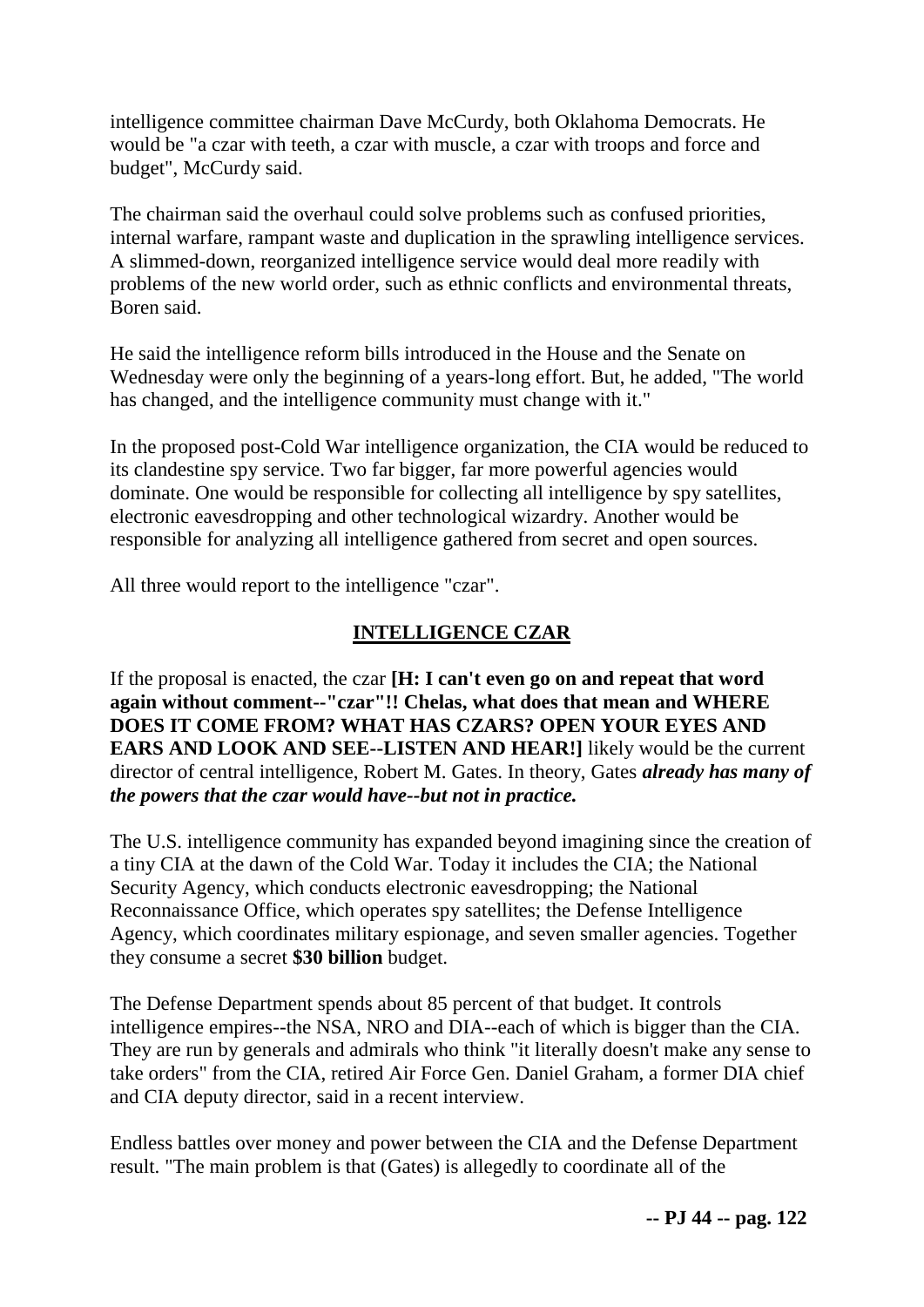intelligence committee chairman Dave McCurdy, both Oklahoma Democrats. He would be "a czar with teeth, a czar with muscle, a czar with troops and force and budget", McCurdy said.

The chairman said the overhaul could solve problems such as confused priorities, internal warfare, rampant waste and duplication in the sprawling intelligence services. A slimmed-down, reorganized intelligence service would deal more readily with problems of the new world order, such as ethnic conflicts and environmental threats, Boren said.

He said the intelligence reform bills introduced in the House and the Senate on Wednesday were only the beginning of a years-long effort. But, he added, "The world has changed, and the intelligence community must change with it."

In the proposed post-Cold War intelligence organization, the CIA would be reduced to its clandestine spy service. Two far bigger, far more powerful agencies would dominate. One would be responsible for collecting all intelligence by spy satellites, electronic eavesdropping and other technological wizardry. Another would be responsible for analyzing all intelligence gathered from secret and open sources.

All three would report to the intelligence "czar".

## INTELLIGENCE CZAR

If the proposal is enacted, the czar **[H: I can't even go on and repeat that word again without comment--"czar"!! Chelas, what does that mean and WHERE DOES IT COME FROM? WHAT HAS CZARS? OPEN YOUR EYES AND EARS AND LOOK AND SEE--LISTEN AND HEAR!]** likely would be the current director of central intelligence, Robert M. Gates. In theory, Gates ***already has many of the powers that the czar would have--but not in practice.***

The U.S. intelligence community has expanded beyond imagining since the creation of a tiny CIA at the dawn of the Cold War. Today it includes the CIA; the National Security Agency, which conducts electronic eavesdropping; the National Reconnaissance Office, which operates spy satellites; the Defense Intelligence Agency, which coordinates military espionage, and seven smaller agencies. Together they consume a secret **$30 billion** budget.

The Defense Department spends about 85 percent of that budget. It controls intelligence empires--the NSA, NRO and DIA--each of which is bigger than the CIA. They are run by generals and admirals who think "it literally doesn't make any sense to take orders" from the CIA, retired Air Force Gen. Daniel Graham, a former DIA chief and CIA deputy director, said in a recent interview.

Endless battles over money and power between the CIA and the Defense Department result. "The main problem is that (Gates) is allegedly to coordinate all of the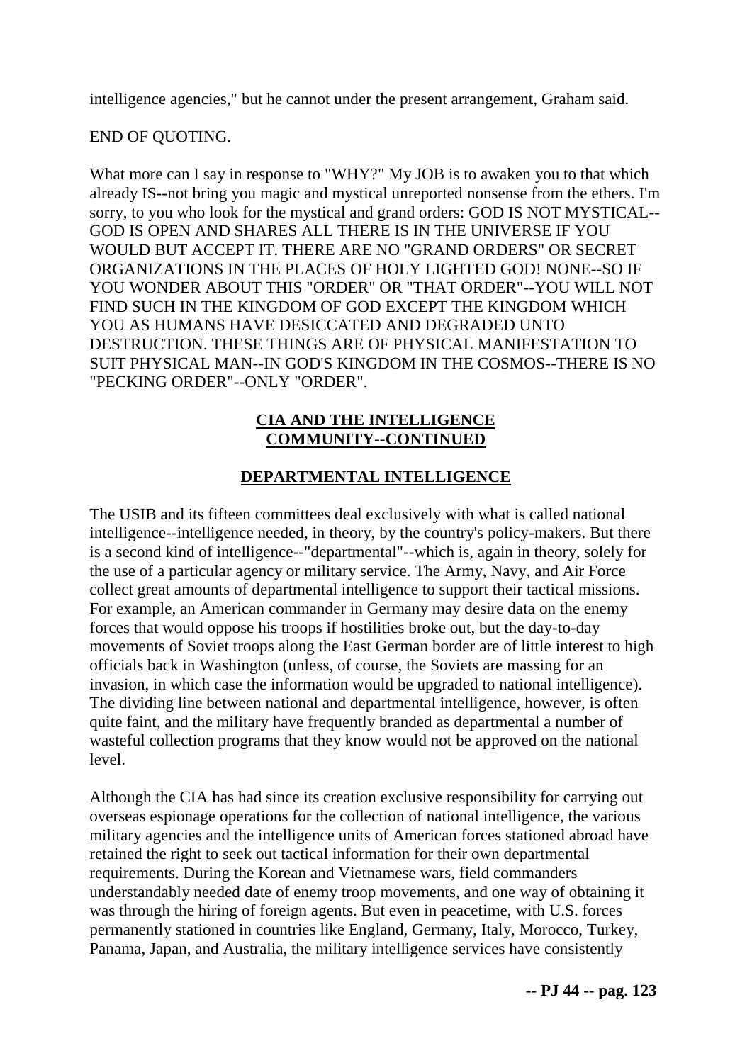intelligence agencies," but he cannot under the present arrangement, Graham said.

END OF QUOTING.

What more can I say in response to "WHY?" My JOB is to awaken you to that which already IS--not bring you magic and mystical unreported nonsense from the ethers. I'm sorry, to you who look for the mystical and grand orders: GOD IS NOT MYSTICAL--GOD IS OPEN AND SHARES ALL THERE IS IN THE UNIVERSE IF YOU WOULD BUT ACCEPT IT. THERE ARE NO "GRAND ORDERS" OR SECRET ORGANIZATIONS IN THE PLACES OF HOLY LIGHTED GOD! NONE--SO IF YOU WONDER ABOUT THIS "ORDER" OR "THAT ORDER"--YOU WILL NOT FIND SUCH IN THE KINGDOM OF GOD EXCEPT THE KINGDOM WHICH YOU AS HUMANS HAVE DESICCATED AND DEGRADED UNTO DESTRUCTION. THESE THINGS ARE OF PHYSICAL MANIFESTATION TO SUIT PHYSICAL MAN--IN GOD'S KINGDOM IN THE COSMOS--THERE IS NO "PECKING ORDER"--ONLY "ORDER".

## CIA AND THE INTELLIGENCE COMMUNITY--CONTINUED

### DEPARTMENTAL INTELLIGENCE

The USIB and its fifteen committees deal exclusively with what is called national intelligence--intelligence needed, in theory, by the country's policy-makers. But there is a second kind of intelligence--"departmental"--which is, again in theory, solely for the use of a particular agency or military service. The Army, Navy, and Air Force collect great amounts of departmental intelligence to support their tactical missions. For example, an American commander in Germany may desire data on the enemy forces that would oppose his troops if hostilities broke out, but the day-to-day movements of Soviet troops along the East German border are of little interest to high officials back in Washington (unless, of course, the Soviets are massing for an invasion, in which case the information would be upgraded to national intelligence). The dividing line between national and departmental intelligence, however, is often quite faint, and the military have frequently branded as departmental a number of wasteful collection programs that they know would not be approved on the national level.

Although the CIA has had since its creation exclusive responsibility for carrying out overseas espionage operations for the collection of national intelligence, the various military agencies and the intelligence units of American forces stationed abroad have retained the right to seek out tactical information for their own departmental requirements. During the Korean and Vietnamese wars, field commanders understandably needed date of enemy troop movements, and one way of obtaining it was through the hiring of foreign agents. But even in peacetime, with U.S. forces permanently stationed in countries like England, Germany, Italy, Morocco, Turkey, Panama, Japan, and Australia, the military intelligence services have consistently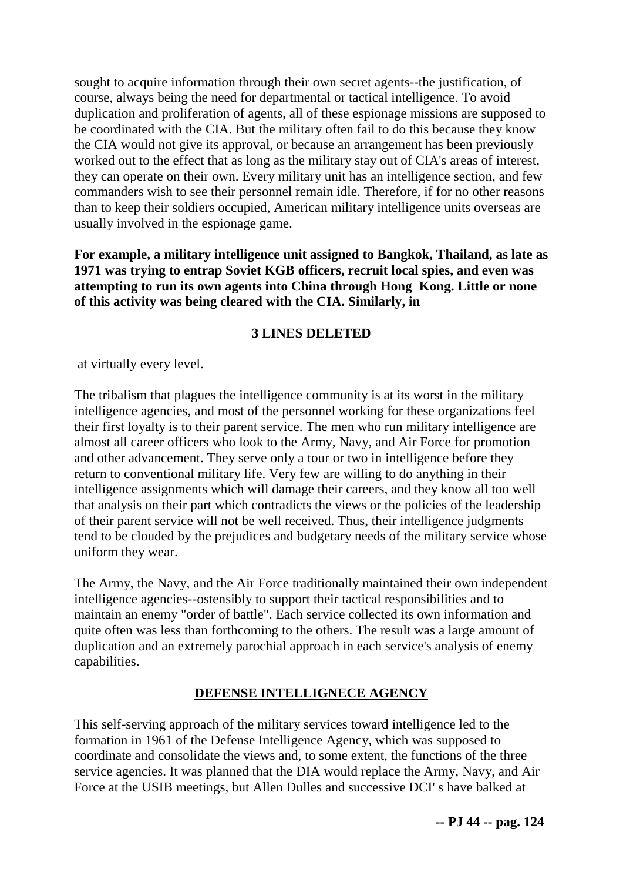sought to acquire information through their own secret agents--the justification, of course, always being the need for departmental or tactical intelligence. To avoid duplication and proliferation of agents, all of these espionage missions are supposed to be coordinated with the CIA. But the military often fail to do this because they know the CIA would not give its approval, or because an arrangement has been previously worked out to the effect that as long as the military stay out of CIA's areas of interest, they can operate on their own. Every military unit has an intelligence section, and few commanders wish to see their personnel remain idle. Therefore, if for no other reasons than to keep their soldiers occupied, American military intelligence units overseas are usually involved in the espionage game.

**For example, a military intelligence unit assigned to Bangkok, Thailand, as late as 1971 was trying to entrap Soviet KGB officers, recruit local spies, and even was attempting to run its own agents into China through Hong Kong. Little or none of this activity was being cleared with the CIA. Similarly, in**

**3 LINES DELETED**

at virtually every level.

The tribalism that plagues the intelligence community is at its worst in the military intelligence agencies, and most of the personnel working for these organizations feel their first loyalty is to their parent service. The men who run military intelligence are almost all career officers who look to the Army, Navy, and Air Force for promotion and other advancement. They serve only a tour or two in intelligence before they return to conventional military life. Very few are willing to do anything in their intelligence assignments which will damage their careers, and they know all too well that analysis on their part which contradicts the views or the policies of the leadership of their parent service will not be well received. Thus, their intelligence judgments tend to be clouded by the prejudices and budgetary needs of the military service whose uniform they wear.

The Army, the Navy, and the Air Force traditionally maintained their own independent intelligence agencies--ostensibly to support their tactical responsibilities and to maintain an enemy "order of battle". Each service collected its own information and quite often was less than forthcoming to the others. The result was a large amount of duplication and an extremely parochial approach in each service's analysis of enemy capabilities.

## DEFENSE INTELLIGNECE AGENCY

This self-serving approach of the military services toward intelligence led to the formation in 1961 of the Defense Intelligence Agency, which was supposed to coordinate and consolidate the views and, to some extent, the functions of the three service agencies. It was planned that the DIA would replace the Army, Navy, and Air Force at the USIB meetings, but Allen Dulles and successive DCI' s have balked at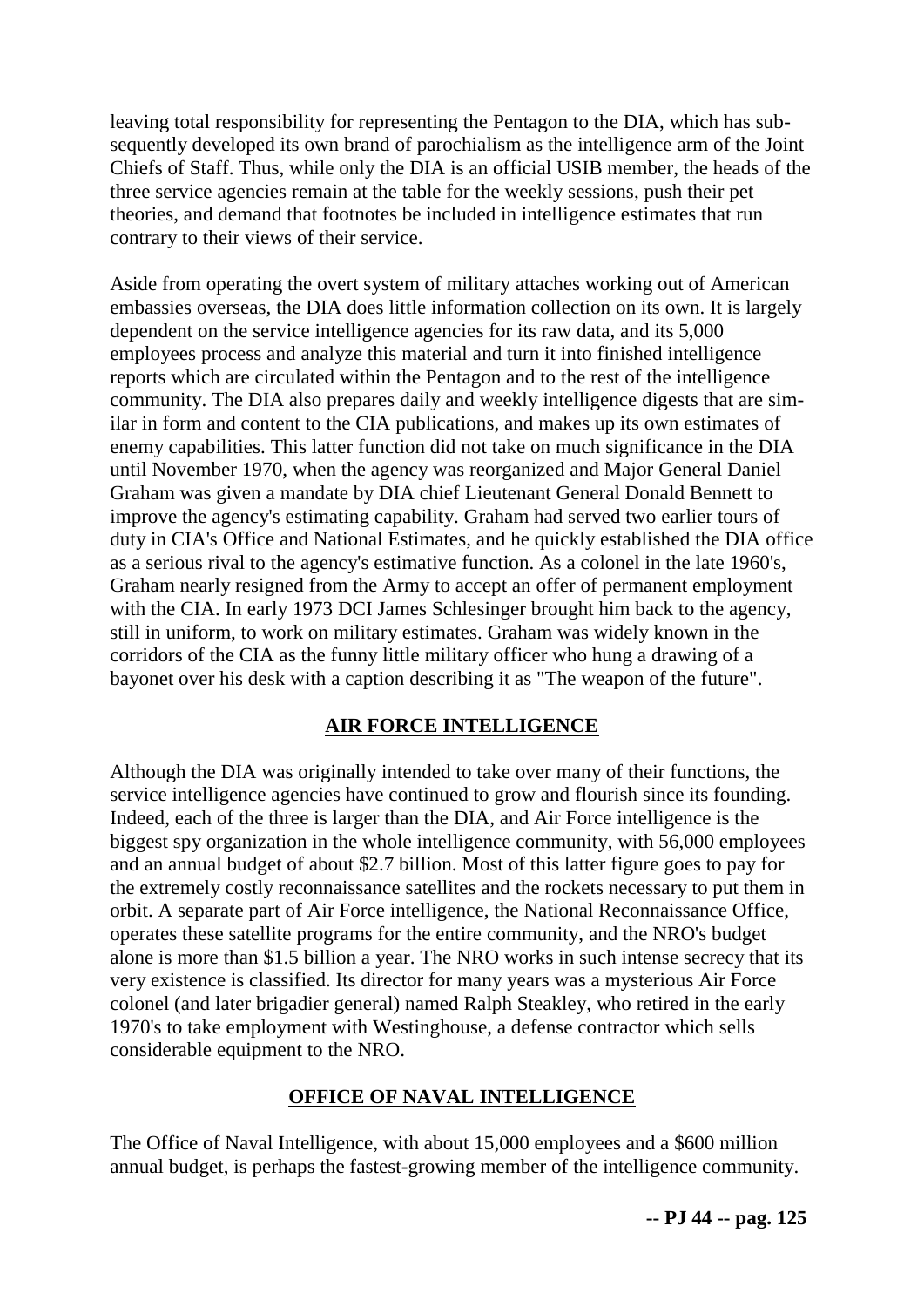leaving total responsibility for representing the Pentagon to the DIA, which has subsequently developed its own brand of parochialism as the intelligence arm of the Joint Chiefs of Staff. Thus, while only the DIA is an official USIB member, the heads of the three service agencies remain at the table for the weekly sessions, push their pet theories, and demand that footnotes be included in intelligence estimates that run contrary to their views of their service.

Aside from operating the overt system of military attaches working out of American embassies overseas, the DIA does little information collection on its own. It is largely dependent on the service intelligence agencies for its raw data, and its 5,000 employees process and analyze this material and turn it into finished intelligence reports which are circulated within the Pentagon and to the rest of the intelligence community. The DIA also prepares daily and weekly intelligence digests that are similar in form and content to the CIA publications, and makes up its own estimates of enemy capabilities. This latter function did not take on much significance in the DIA until November 1970, when the agency was reorganized and Major General Daniel Graham was given a mandate by DIA chief Lieutenant General Donald Bennett to improve the agency's estimating capability. Graham had served two earlier tours of duty in CIA's Office and National Estimates, and he quickly established the DIA office as a serious rival to the agency's estimative function. As a colonel in the late 1960's, Graham nearly resigned from the Army to accept an offer of permanent employment with the CIA. In early 1973 DCI James Schlesinger brought him back to the agency, still in uniform, to work on military estimates. Graham was widely known in the corridors of the CIA as the funny little military officer who hung a drawing of a bayonet over his desk with a caption describing it as "The weapon of the future".

## AIR FORCE INTELLIGENCE

Although the DIA was originally intended to take over many of their functions, the service intelligence agencies have continued to grow and flourish since its founding. Indeed, each of the three is larger than the DIA, and Air Force intelligence is the biggest spy organization in the whole intelligence community, with 56,000 employees and an annual budget of about $2.7 billion. Most of this latter figure goes to pay for the extremely costly reconnaissance satellites and the rockets necessary to put them in orbit. A separate part of Air Force intelligence, the National Reconnaissance Office, operates these satellite programs for the entire community, and the NRO's budget alone is more than $1.5 billion a year. The NRO works in such intense secrecy that its very existence is classified. Its director for many years was a mysterious Air Force colonel (and later brigadier general) named Ralph Steakley, who retired in the early 1970's to take employment with Westinghouse, a defense contractor which sells considerable equipment to the NRO.

## OFFICE OF NAVAL INTELLIGENCE

The Office of Naval Intelligence, with about 15,000 employees and a $600 million annual budget, is perhaps the fastest-growing member of the intelligence community.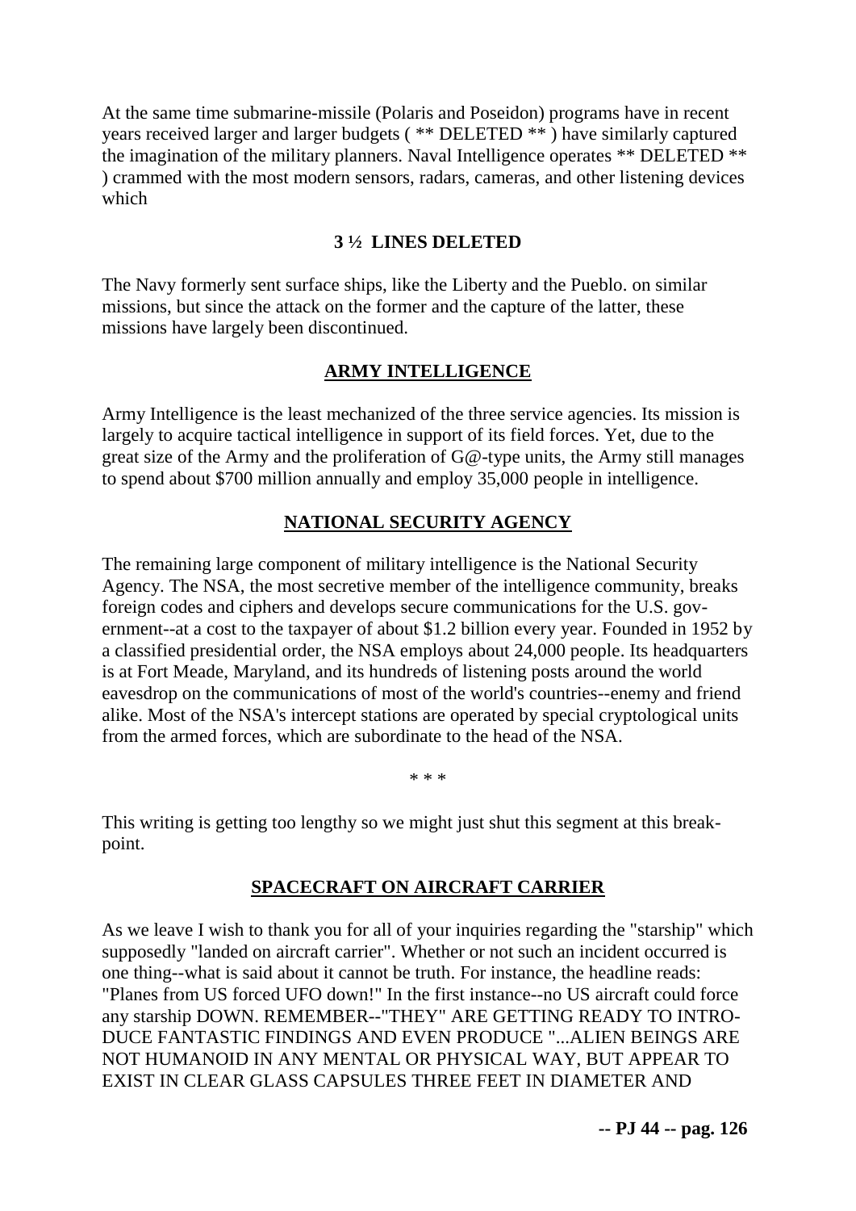At the same time submarine-missile (Polaris and Poseidon) programs have in recent years received larger and larger budgets ( ** DELETED ** ) have similarly captured the imagination of the military planners. Naval Intelligence operates ** DELETED ** ) crammed with the most modern sensors, radars, cameras, and other listening devices which

**3 ½ LINES DELETED**

The Navy formerly sent surface ships, like the Liberty and the Pueblo. on similar missions, but since the attack on the former and the capture of the latter, these missions have largely been discontinued.

## ARMY INTELLIGENCE

Army Intelligence is the least mechanized of the three service agencies. Its mission is largely to acquire tactical intelligence in support of its field forces. Yet, due to the great size of the Army and the proliferation of G@-type units, the Army still manages to spend about $700 million annually and employ 35,000 people in intelligence.

## NATIONAL SECURITY AGENCY

The remaining large component of military intelligence is the National Security Agency. The NSA, the most secretive member of the intelligence community, breaks foreign codes and ciphers and develops secure communications for the U.S. government--at a cost to the taxpayer of about $1.2 billion every year. Founded in 1952 by a classified presidential order, the NSA employs about 24,000 people. Its headquarters is at Fort Meade, Maryland, and its hundreds of listening posts around the world eavesdrop on the communications of most of the world's countries--enemy and friend alike. Most of the NSA's intercept stations are operated by special cryptological units from the armed forces, which are subordinate to the head of the NSA.

* * *

This writing is getting too lengthy so we might just shut this segment at this break-point.

## SPACECRAFT ON AIRCRAFT CARRIER

As we leave I wish to thank you for all of your inquiries regarding the "starship" which supposedly "landed on aircraft carrier". Whether or not such an incident occurred is one thing--what is said about it cannot be truth. For instance, the headline reads: "Planes from US forced UFO down!" In the first instance--no US aircraft could force any starship DOWN. REMEMBER--"THEY" ARE GETTING READY TO INTRODUCE FANTASTIC FINDINGS AND EVEN PRODUCE "...ALIEN BEINGS ARE NOT HUMANOID IN ANY MENTAL OR PHYSICAL WAY, BUT APPEAR TO EXIST IN CLEAR GLASS CAPSULES THREE FEET IN DIAMETER AND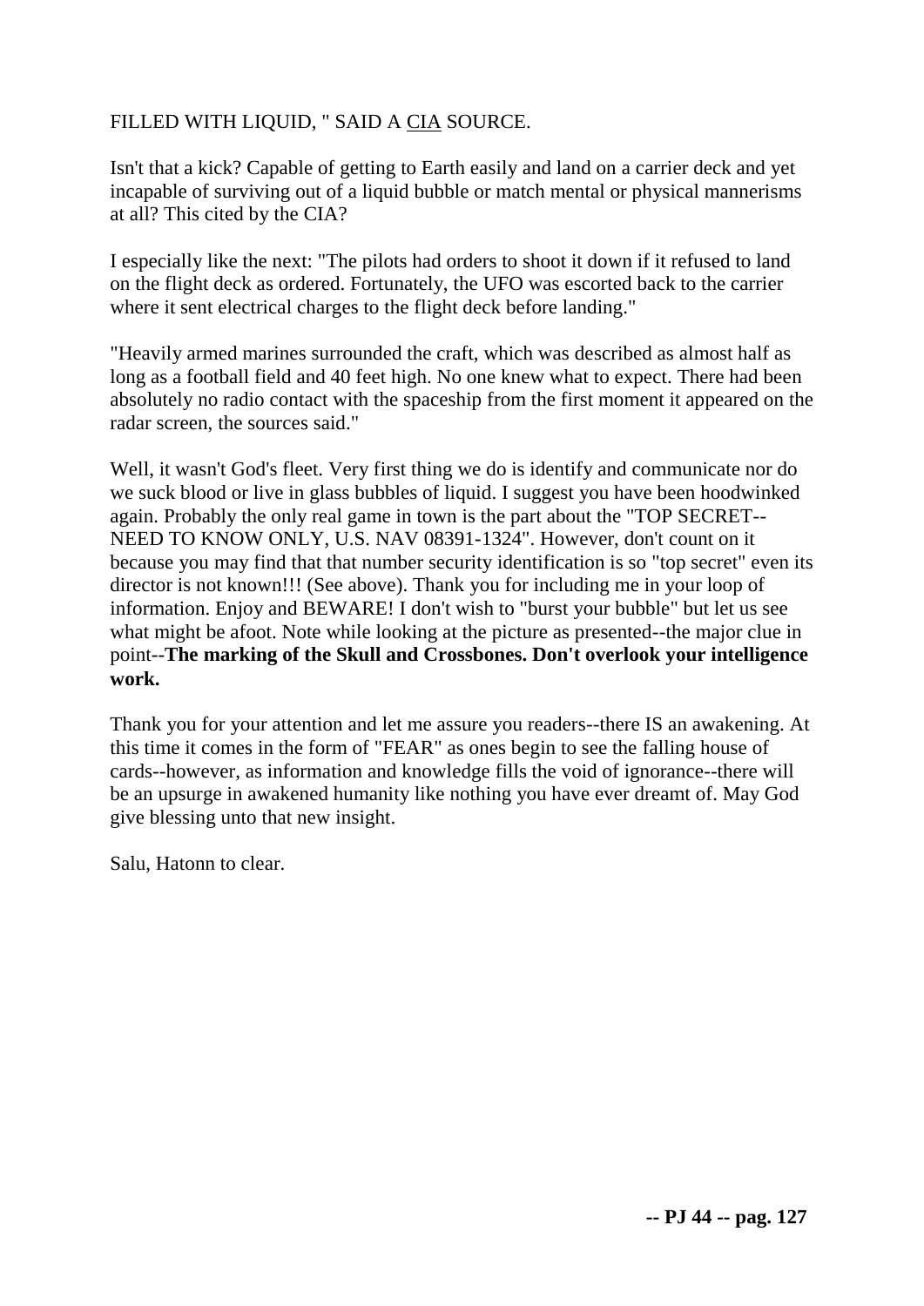FILLED WITH LIQUID, " SAID A CIA SOURCE.

Isn't that a kick? Capable of getting to Earth easily and land on a carrier deck and yet incapable of surviving out of a liquid bubble or match mental or physical mannerisms at all? This cited by the CIA?

I especially like the next: "The pilots had orders to shoot it down if it refused to land on the flight deck as ordered. Fortunately, the UFO was escorted back to the carrier where it sent electrical charges to the flight deck before landing."

"Heavily armed marines surrounded the craft, which was described as almost half as long as a football field and 40 feet high. No one knew what to expect. There had been absolutely no radio contact with the spaceship from the first moment it appeared on the radar screen, the sources said."

Well, it wasn't God's fleet. Very first thing we do is identify and communicate nor do we suck blood or live in glass bubbles of liquid. I suggest you have been hoodwinked again. Probably the only real game in town is the part about the "TOP SECRET--NEED TO KNOW ONLY, U.S. NAV 08391-1324". However, don't count on it because you may find that that number security identification is so "top secret" even its director is not known!!! (See above). Thank you for including me in your loop of information. Enjoy and BEWARE! I don't wish to "burst your bubble" but let us see what might be afoot. Note while looking at the picture as presented--the major clue in point--**The marking of the Skull and Crossbones. Don't overlook your intelligence work.**

Thank you for your attention and let me assure you readers--there IS an awakening. At this time it comes in the form of "FEAR" as ones begin to see the falling house of cards--however, as information and knowledge fills the void of ignorance--there will be an upsurge in awakened humanity like nothing you have ever dreamt of. May God give blessing unto that new insight.

Salu, Hatonn to clear.